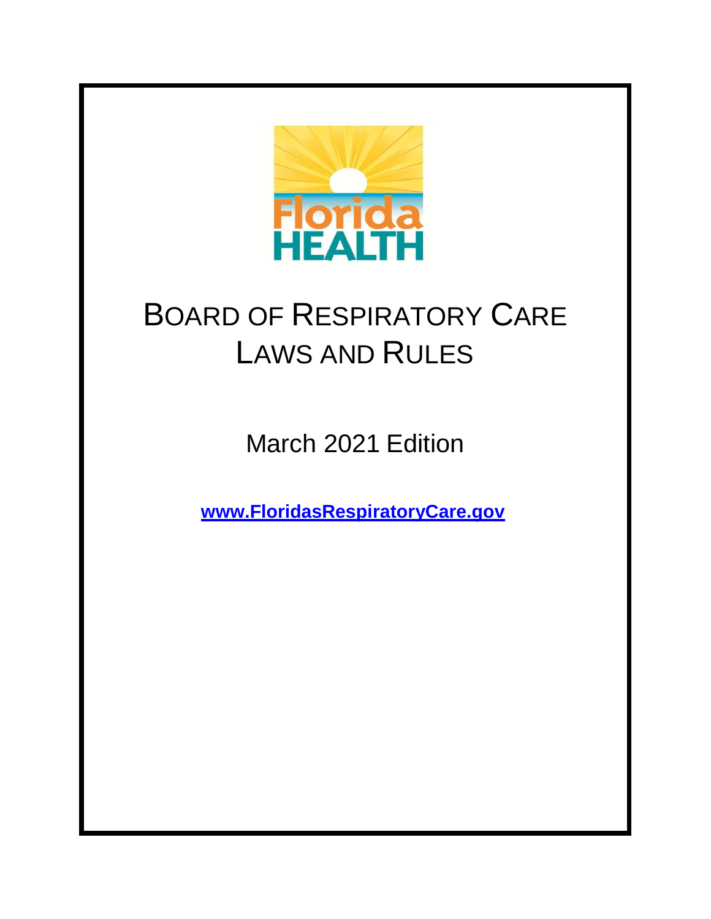Florida
HEALTH

# BOARD OF RESPIRATORY CARE
# LAWS AND RULES

March 2021 Edition

**www.FloridasRespiratoryCare.gov**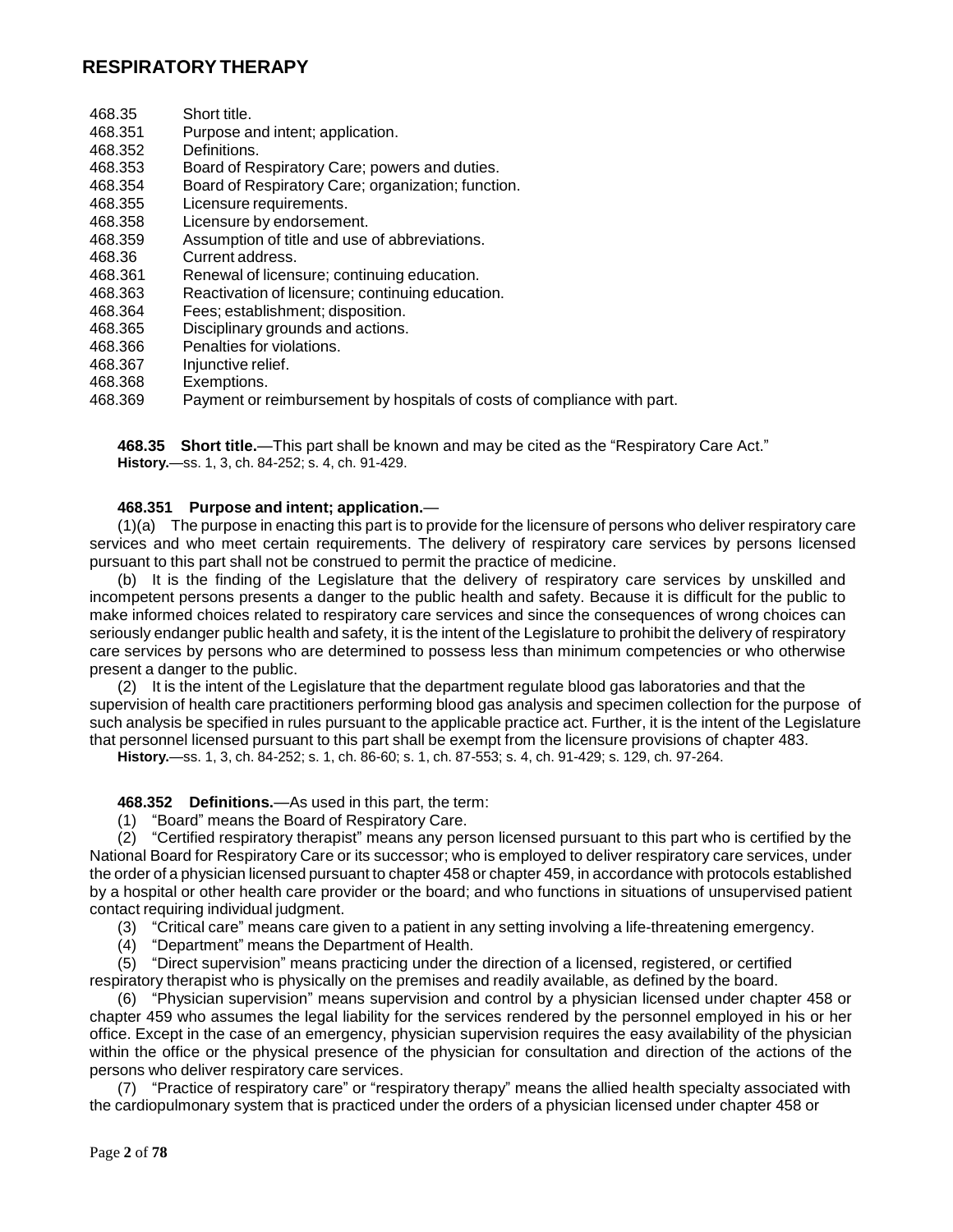## RESPIRATORY THERAPY

468.35 Short title.
468.351 Purpose and intent; application.
468.352 Definitions.
468.353 Board of Respiratory Care; powers and duties.
468.354 Board of Respiratory Care; organization; function.
468.355 Licensure requirements.
468.358 Licensure by endorsement.
468.359 Assumption of title and use of abbreviations.
468.36 Current address.
468.361 Renewal of licensure; continuing education.
468.363 Reactivation of licensure; continuing education.
468.364 Fees; establishment; disposition.
468.365 Disciplinary grounds and actions.
468.366 Penalties for violations.
468.367 Injunctive relief.
468.368 Exemptions.
468.369 Payment or reimbursement by hospitals of costs of compliance with part.

**468.35 Short title.**—This part shall be known and may be cited as the "Respiratory Care Act."
**History.**—ss. 1, 3, ch. 84-252; s. 4, ch. 91-429.

**468.351 Purpose and intent; application.**—

(1)(a) The purpose in enacting this part is to provide for the licensure of persons who deliver respiratory care services and who meet certain requirements. The delivery of respiratory care services by persons licensed pursuant to this part shall not be construed to permit the practice of medicine.

(b) It is the finding of the Legislature that the delivery of respiratory care services by unskilled and incompetent persons presents a danger to the public health and safety. Because it is difficult for the public to make informed choices related to respiratory care services and since the consequences of wrong choices can seriously endanger public health and safety, it is the intent of the Legislature to prohibit the delivery of respiratory care services by persons who are determined to possess less than minimum competencies or who otherwise present a danger to the public.

(2) It is the intent of the Legislature that the department regulate blood gas laboratories and that the supervision of health care practitioners performing blood gas analysis and specimen collection for the purpose of such analysis be specified in rules pursuant to the applicable practice act. Further, it is the intent of the Legislature that personnel licensed pursuant to this part shall be exempt from the licensure provisions of chapter 483.
**History.**—ss. 1, 3, ch. 84-252; s. 1, ch. 86-60; s. 1, ch. 87-553; s. 4, ch. 91-429; s. 129, ch. 97-264.

**468.352 Definitions.**—As used in this part, the term:

(1) "Board" means the Board of Respiratory Care.

(2) "Certified respiratory therapist" means any person licensed pursuant to this part who is certified by the National Board for Respiratory Care or its successor; who is employed to deliver respiratory care services, under the order of a physician licensed pursuant to chapter 458 or chapter 459, in accordance with protocols established by a hospital or other health care provider or the board; and who functions in situations of unsupervised patient contact requiring individual judgment.

(3) "Critical care" means care given to a patient in any setting involving a life-threatening emergency.

(4) "Department" means the Department of Health.

(5) "Direct supervision" means practicing under the direction of a licensed, registered, or certified respiratory therapist who is physically on the premises and readily available, as defined by the board.

(6) "Physician supervision" means supervision and control by a physician licensed under chapter 458 or chapter 459 who assumes the legal liability for the services rendered by the personnel employed in his or her office. Except in the case of an emergency, physician supervision requires the easy availability of the physician within the office or the physical presence of the physician for consultation and direction of the actions of the persons who deliver respiratory care services.

(7) "Practice of respiratory care" or "respiratory therapy" means the allied health specialty associated with the cardiopulmonary system that is practiced under the orders of a physician licensed under chapter 458 or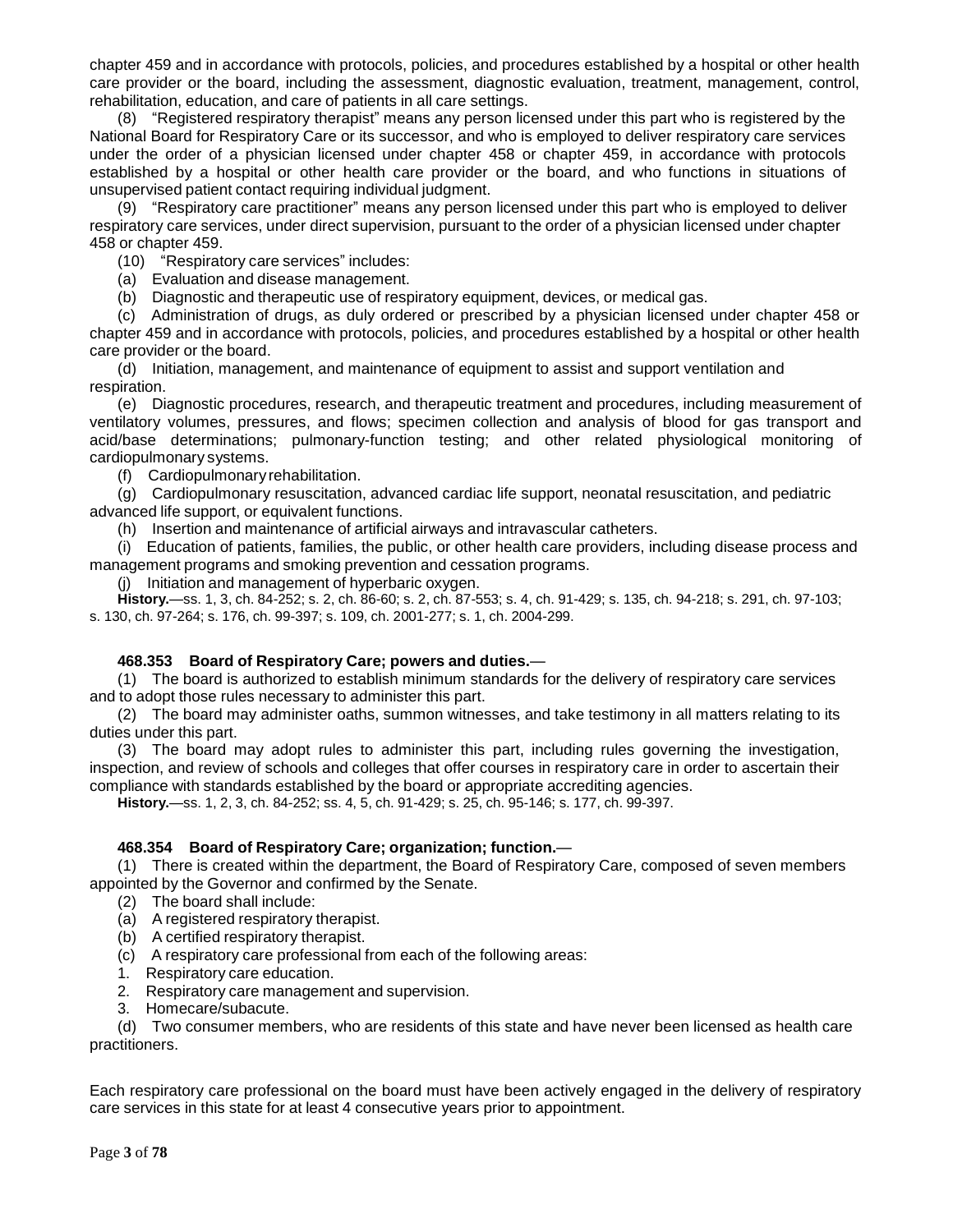chapter 459 and in accordance with protocols, policies, and procedures established by a hospital or other health care provider or the board, including the assessment, diagnostic evaluation, treatment, management, control, rehabilitation, education, and care of patients in all care settings.

(8) "Registered respiratory therapist" means any person licensed under this part who is registered by the National Board for Respiratory Care or its successor, and who is employed to deliver respiratory care services under the order of a physician licensed under chapter 458 or chapter 459, in accordance with protocols established by a hospital or other health care provider or the board, and who functions in situations of unsupervised patient contact requiring individual judgment.

(9) "Respiratory care practitioner" means any person licensed under this part who is employed to deliver respiratory care services, under direct supervision, pursuant to the order of a physician licensed under chapter 458 or chapter 459.

(10) "Respiratory care services" includes:

(a) Evaluation and disease management.

(b) Diagnostic and therapeutic use of respiratory equipment, devices, or medical gas.

(c) Administration of drugs, as duly ordered or prescribed by a physician licensed under chapter 458 or chapter 459 and in accordance with protocols, policies, and procedures established by a hospital or other health care provider or the board.

(d) Initiation, management, and maintenance of equipment to assist and support ventilation and respiration.

(e) Diagnostic procedures, research, and therapeutic treatment and procedures, including measurement of ventilatory volumes, pressures, and flows; specimen collection and analysis of blood for gas transport and acid/base determinations; pulmonary-function testing; and other related physiological monitoring of cardiopulmonary systems.

(f) Cardiopulmonary rehabilitation.

(g) Cardiopulmonary resuscitation, advanced cardiac life support, neonatal resuscitation, and pediatric advanced life support, or equivalent functions.

(h) Insertion and maintenance of artificial airways and intravascular catheters.

(i) Education of patients, families, the public, or other health care providers, including disease process and management programs and smoking prevention and cessation programs.

(j) Initiation and management of hyperbaric oxygen.

**History.**—ss. 1, 3, ch. 84-252; s. 2, ch. 86-60; s. 2, ch. 87-553; s. 4, ch. 91-429; s. 135, ch. 94-218; s. 291, ch. 97-103; s. 130, ch. 97-264; s. 176, ch. 99-397; s. 109, ch. 2001-277; s. 1, ch. 2004-299.

**468.353 Board of Respiratory Care; powers and duties.**—

(1) The board is authorized to establish minimum standards for the delivery of respiratory care services and to adopt those rules necessary to administer this part.

(2) The board may administer oaths, summon witnesses, and take testimony in all matters relating to its duties under this part.

(3) The board may adopt rules to administer this part, including rules governing the investigation, inspection, and review of schools and colleges that offer courses in respiratory care in order to ascertain their compliance with standards established by the board or appropriate accrediting agencies.

**History.**—ss. 1, 2, 3, ch. 84-252; ss. 4, 5, ch. 91-429; s. 25, ch. 95-146; s. 177, ch. 99-397.

**468.354 Board of Respiratory Care; organization; function.**—

(1) There is created within the department, the Board of Respiratory Care, composed of seven members appointed by the Governor and confirmed by the Senate.

(2) The board shall include:

(a) A registered respiratory therapist.

(b) A certified respiratory therapist.

(c) A respiratory care professional from each of the following areas:

1. Respiratory care education.
2. Respiratory care management and supervision.
3. Homecare/subacute.

(d) Two consumer members, who are residents of this state and have never been licensed as health care practitioners.

Each respiratory care professional on the board must have been actively engaged in the delivery of respiratory care services in this state for at least 4 consecutive years prior to appointment.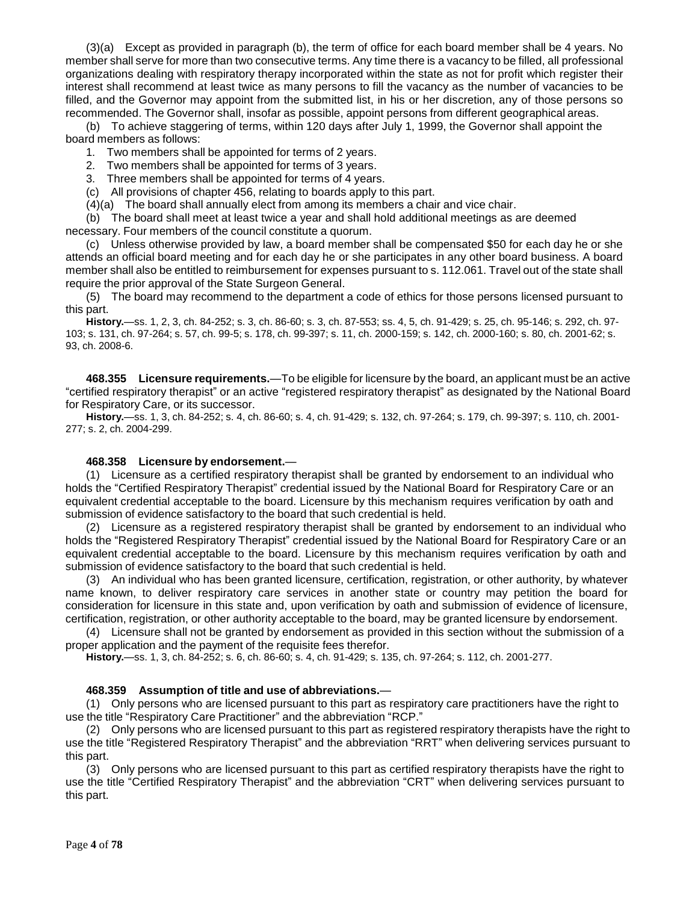(3)(a) Except as provided in paragraph (b), the term of office for each board member shall be 4 years. No member shall serve for more than two consecutive terms. Any time there is a vacancy to be filled, all professional organizations dealing with respiratory therapy incorporated within the state as not for profit which register their interest shall recommend at least twice as many persons to fill the vacancy as the number of vacancies to be filled, and the Governor may appoint from the submitted list, in his or her discretion, any of those persons so recommended. The Governor shall, insofar as possible, appoint persons from different geographical areas.

(b) To achieve staggering of terms, within 120 days after July 1, 1999, the Governor shall appoint the board members as follows:

1. Two members shall be appointed for terms of 2 years.
2. Two members shall be appointed for terms of 3 years.
3. Three members shall be appointed for terms of 4 years.

(c) All provisions of chapter 456, relating to boards apply to this part.

(4)(a) The board shall annually elect from among its members a chair and vice chair.

(b) The board shall meet at least twice a year and shall hold additional meetings as are deemed necessary. Four members of the council constitute a quorum.

(c) Unless otherwise provided by law, a board member shall be compensated $50 for each day he or she attends an official board meeting and for each day he or she participates in any other board business. A board member shall also be entitled to reimbursement for expenses pursuant to s. 112.061. Travel out of the state shall require the prior approval of the State Surgeon General.

(5) The board may recommend to the department a code of ethics for those persons licensed pursuant to this part.

**History.**—ss. 1, 2, 3, ch. 84-252; s. 3, ch. 86-60; s. 3, ch. 87-553; ss. 4, 5, ch. 91-429; s. 25, ch. 95-146; s. 292, ch. 97-103; s. 131, ch. 97-264; s. 57, ch. 99-5; s. 178, ch. 99-397; s. 11, ch. 2000-159; s. 142, ch. 2000-160; s. 80, ch. 2001-62; s. 93, ch. 2008-6.

**468.355 Licensure requirements.**—To be eligible for licensure by the board, an applicant must be an active "certified respiratory therapist" or an active "registered respiratory therapist" as designated by the National Board for Respiratory Care, or its successor.

**History.**—ss. 1, 3, ch. 84-252; s. 4, ch. 86-60; s. 4, ch. 91-429; s. 132, ch. 97-264; s. 179, ch. 99-397; s. 110, ch. 2001-277; s. 2, ch. 2004-299.

**468.358 Licensure by endorsement.**—

(1) Licensure as a certified respiratory therapist shall be granted by endorsement to an individual who holds the "Certified Respiratory Therapist" credential issued by the National Board for Respiratory Care or an equivalent credential acceptable to the board. Licensure by this mechanism requires verification by oath and submission of evidence satisfactory to the board that such credential is held.

(2) Licensure as a registered respiratory therapist shall be granted by endorsement to an individual who holds the "Registered Respiratory Therapist" credential issued by the National Board for Respiratory Care or an equivalent credential acceptable to the board. Licensure by this mechanism requires verification by oath and submission of evidence satisfactory to the board that such credential is held.

(3) An individual who has been granted licensure, certification, registration, or other authority, by whatever name known, to deliver respiratory care services in another state or country may petition the board for consideration for licensure in this state and, upon verification by oath and submission of evidence of licensure, certification, registration, or other authority acceptable to the board, may be granted licensure by endorsement.

(4) Licensure shall not be granted by endorsement as provided in this section without the submission of a proper application and the payment of the requisite fees therefor.

**History.**—ss. 1, 3, ch. 84-252; s. 6, ch. 86-60; s. 4, ch. 91-429; s. 135, ch. 97-264; s. 112, ch. 2001-277.

**468.359 Assumption of title and use of abbreviations.**—

(1) Only persons who are licensed pursuant to this part as respiratory care practitioners have the right to use the title "Respiratory Care Practitioner" and the abbreviation "RCP."

(2) Only persons who are licensed pursuant to this part as registered respiratory therapists have the right to use the title "Registered Respiratory Therapist" and the abbreviation "RRT" when delivering services pursuant to this part.

(3) Only persons who are licensed pursuant to this part as certified respiratory therapists have the right to use the title "Certified Respiratory Therapist" and the abbreviation "CRT" when delivering services pursuant to this part.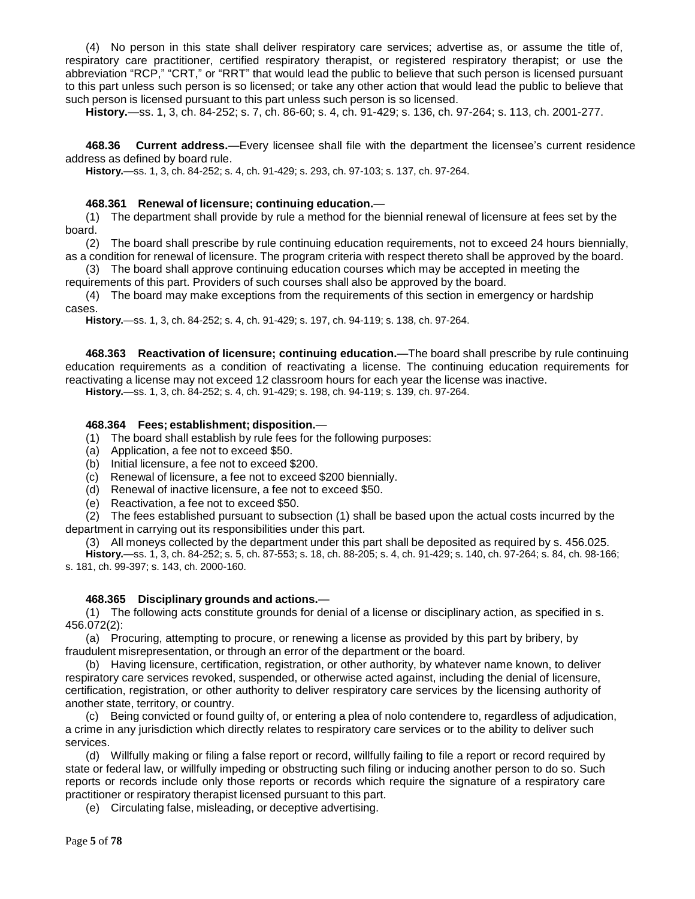(4) No person in this state shall deliver respiratory care services; advertise as, or assume the title of, respiratory care practitioner, certified respiratory therapist, or registered respiratory therapist; or use the abbreviation "RCP," "CRT," or "RRT" that would lead the public to believe that such person is licensed pursuant to this part unless such person is so licensed; or take any other action that would lead the public to believe that such person is licensed pursuant to this part unless such person is so licensed.

**History.**—ss. 1, 3, ch. 84-252; s. 7, ch. 86-60; s. 4, ch. 91-429; s. 136, ch. 97-264; s. 113, ch. 2001-277.

**468.36 Current address.**—Every licensee shall file with the department the licensee's current residence address as defined by board rule.

**History.**—ss. 1, 3, ch. 84-252; s. 4, ch. 91-429; s. 293, ch. 97-103; s. 137, ch. 97-264.

**468.361 Renewal of licensure; continuing education.**—

(1) The department shall provide by rule a method for the biennial renewal of licensure at fees set by the board.

(2) The board shall prescribe by rule continuing education requirements, not to exceed 24 hours biennially, as a condition for renewal of licensure. The program criteria with respect thereto shall be approved by the board.

(3) The board shall approve continuing education courses which may be accepted in meeting the requirements of this part. Providers of such courses shall also be approved by the board.

(4) The board may make exceptions from the requirements of this section in emergency or hardship cases.

**History.**—ss. 1, 3, ch. 84-252; s. 4, ch. 91-429; s. 197, ch. 94-119; s. 138, ch. 97-264.

**468.363 Reactivation of licensure; continuing education.**—The board shall prescribe by rule continuing education requirements as a condition of reactivating a license. The continuing education requirements for reactivating a license may not exceed 12 classroom hours for each year the license was inactive.

**History.**—ss. 1, 3, ch. 84-252; s. 4, ch. 91-429; s. 198, ch. 94-119; s. 139, ch. 97-264.

**468.364 Fees; establishment; disposition.**—

(1) The board shall establish by rule fees for the following purposes:

(a) Application, a fee not to exceed $50.

(b) Initial licensure, a fee not to exceed $200.

(c) Renewal of licensure, a fee not to exceed $200 biennially.

(d) Renewal of inactive licensure, a fee not to exceed $50.

(e) Reactivation, a fee not to exceed $50.

(2) The fees established pursuant to subsection (1) shall be based upon the actual costs incurred by the department in carrying out its responsibilities under this part.

(3) All moneys collected by the department under this part shall be deposited as required by s. 456.025.

**History.**—ss. 1, 3, ch. 84-252; s. 5, ch. 87-553; s. 18, ch. 88-205; s. 4, ch. 91-429; s. 140, ch. 97-264; s. 84, ch. 98-166; s. 181, ch. 99-397; s. 143, ch. 2000-160.

**468.365 Disciplinary grounds and actions.**—

(1) The following acts constitute grounds for denial of a license or disciplinary action, as specified in s. 456.072(2):

(a) Procuring, attempting to procure, or renewing a license as provided by this part by bribery, by fraudulent misrepresentation, or through an error of the department or the board.

(b) Having licensure, certification, registration, or other authority, by whatever name known, to deliver respiratory care services revoked, suspended, or otherwise acted against, including the denial of licensure, certification, registration, or other authority to deliver respiratory care services by the licensing authority of another state, territory, or country.

(c) Being convicted or found guilty of, or entering a plea of nolo contendere to, regardless of adjudication, a crime in any jurisdiction which directly relates to respiratory care services or to the ability to deliver such services.

(d) Willfully making or filing a false report or record, willfully failing to file a report or record required by state or federal law, or willfully impeding or obstructing such filing or inducing another person to do so. Such reports or records include only those reports or records which require the signature of a respiratory care practitioner or respiratory therapist licensed pursuant to this part.

(e) Circulating false, misleading, or deceptive advertising.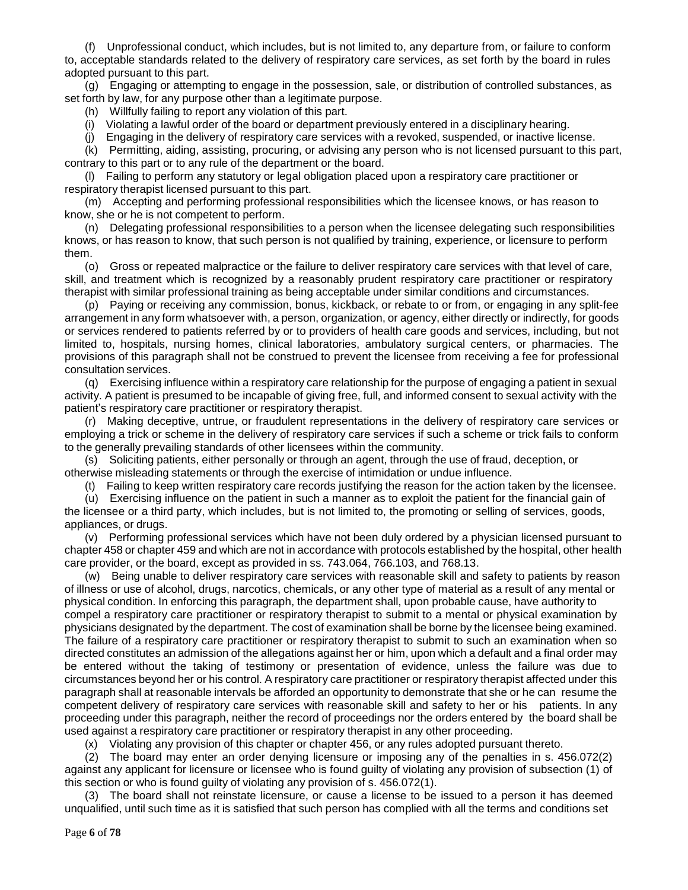(f) Unprofessional conduct, which includes, but is not limited to, any departure from, or failure to conform to, acceptable standards related to the delivery of respiratory care services, as set forth by the board in rules adopted pursuant to this part.

(g) Engaging or attempting to engage in the possession, sale, or distribution of controlled substances, as set forth by law, for any purpose other than a legitimate purpose.

(h) Willfully failing to report any violation of this part.

(i) Violating a lawful order of the board or department previously entered in a disciplinary hearing.

(j) Engaging in the delivery of respiratory care services with a revoked, suspended, or inactive license.

(k) Permitting, aiding, assisting, procuring, or advising any person who is not licensed pursuant to this part, contrary to this part or to any rule of the department or the board.

(l) Failing to perform any statutory or legal obligation placed upon a respiratory care practitioner or respiratory therapist licensed pursuant to this part.

(m) Accepting and performing professional responsibilities which the licensee knows, or has reason to know, she or he is not competent to perform.

(n) Delegating professional responsibilities to a person when the licensee delegating such responsibilities knows, or has reason to know, that such person is not qualified by training, experience, or licensure to perform them.

(o) Gross or repeated malpractice or the failure to deliver respiratory care services with that level of care, skill, and treatment which is recognized by a reasonably prudent respiratory care practitioner or respiratory therapist with similar professional training as being acceptable under similar conditions and circumstances.

(p) Paying or receiving any commission, bonus, kickback, or rebate to or from, or engaging in any split-fee arrangement in any form whatsoever with, a person, organization, or agency, either directly or indirectly, for goods or services rendered to patients referred by or to providers of health care goods and services, including, but not limited to, hospitals, nursing homes, clinical laboratories, ambulatory surgical centers, or pharmacies. The provisions of this paragraph shall not be construed to prevent the licensee from receiving a fee for professional consultation services.

(q) Exercising influence within a respiratory care relationship for the purpose of engaging a patient in sexual activity. A patient is presumed to be incapable of giving free, full, and informed consent to sexual activity with the patient's respiratory care practitioner or respiratory therapist.

(r) Making deceptive, untrue, or fraudulent representations in the delivery of respiratory care services or employing a trick or scheme in the delivery of respiratory care services if such a scheme or trick fails to conform to the generally prevailing standards of other licensees within the community.

(s) Soliciting patients, either personally or through an agent, through the use of fraud, deception, or otherwise misleading statements or through the exercise of intimidation or undue influence.

(t) Failing to keep written respiratory care records justifying the reason for the action taken by the licensee.

(u) Exercising influence on the patient in such a manner as to exploit the patient for the financial gain of the licensee or a third party, which includes, but is not limited to, the promoting or selling of services, goods, appliances, or drugs.

(v) Performing professional services which have not been duly ordered by a physician licensed pursuant to chapter 458 or chapter 459 and which are not in accordance with protocols established by the hospital, other health care provider, or the board, except as provided in ss. 743.064, 766.103, and 768.13.

(w) Being unable to deliver respiratory care services with reasonable skill and safety to patients by reason of illness or use of alcohol, drugs, narcotics, chemicals, or any other type of material as a result of any mental or physical condition. In enforcing this paragraph, the department shall, upon probable cause, have authority to compel a respiratory care practitioner or respiratory therapist to submit to a mental or physical examination by physicians designated by the department. The cost of examination shall be borne by the licensee being examined. The failure of a respiratory care practitioner or respiratory therapist to submit to such an examination when so directed constitutes an admission of the allegations against her or him, upon which a default and a final order may be entered without the taking of testimony or presentation of evidence, unless the failure was due to circumstances beyond her or his control. A respiratory care practitioner or respiratory therapist affected under this paragraph shall at reasonable intervals be afforded an opportunity to demonstrate that she or he can resume the competent delivery of respiratory care services with reasonable skill and safety to her or his patients. In any proceeding under this paragraph, neither the record of proceedings nor the orders entered by the board shall be used against a respiratory care practitioner or respiratory therapist in any other proceeding.

(x) Violating any provision of this chapter or chapter 456, or any rules adopted pursuant thereto.

(2) The board may enter an order denying licensure or imposing any of the penalties in s. 456.072(2) against any applicant for licensure or licensee who is found guilty of violating any provision of subsection (1) of this section or who is found guilty of violating any provision of s. 456.072(1).

(3) The board shall not reinstate licensure, or cause a license to be issued to a person it has deemed unqualified, until such time as it is satisfied that such person has complied with all the terms and conditions set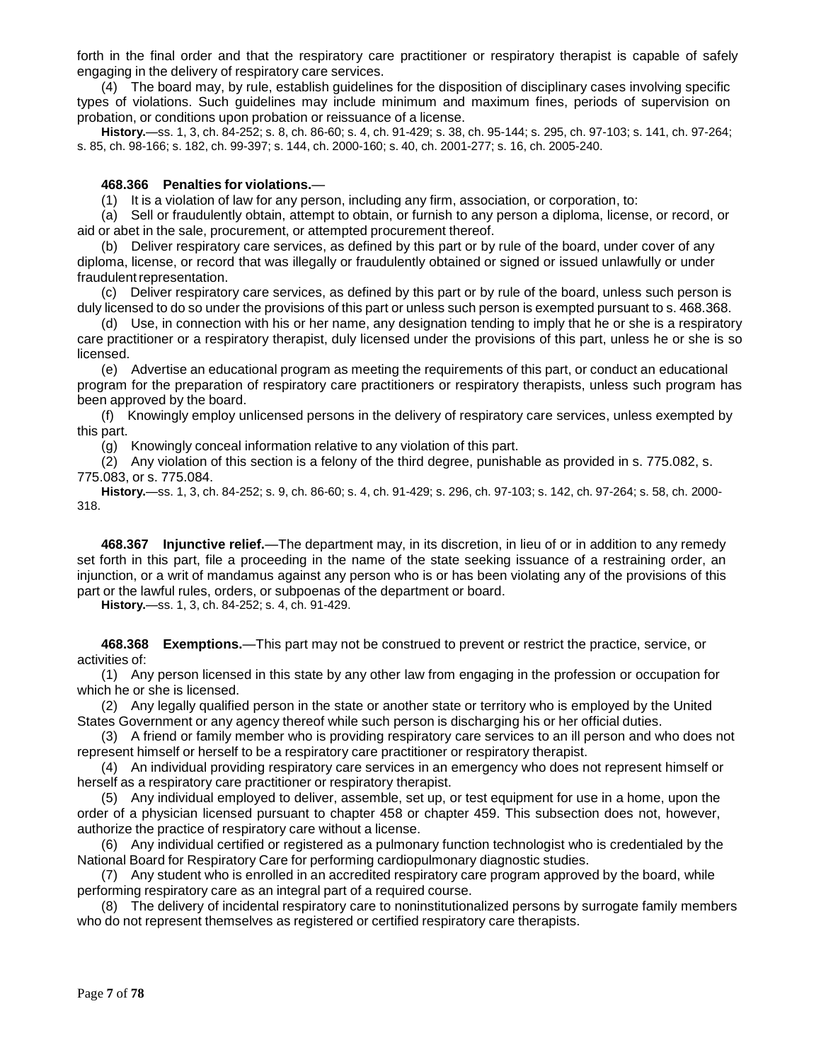forth in the final order and that the respiratory care practitioner or respiratory therapist is capable of safely engaging in the delivery of respiratory care services.

(4) The board may, by rule, establish guidelines for the disposition of disciplinary cases involving specific types of violations. Such guidelines may include minimum and maximum fines, periods of supervision on probation, or conditions upon probation or reissuance of a license.

**History.**—ss. 1, 3, ch. 84-252; s. 8, ch. 86-60; s. 4, ch. 91-429; s. 38, ch. 95-144; s. 295, ch. 97-103; s. 141, ch. 97-264; s. 85, ch. 98-166; s. 182, ch. 99-397; s. 144, ch. 2000-160; s. 40, ch. 2001-277; s. 16, ch. 2005-240.

**468.366 Penalties for violations.**—

(1) It is a violation of law for any person, including any firm, association, or corporation, to:

(a) Sell or fraudulently obtain, attempt to obtain, or furnish to any person a diploma, license, or record, or aid or abet in the sale, procurement, or attempted procurement thereof.

(b) Deliver respiratory care services, as defined by this part or by rule of the board, under cover of any diploma, license, or record that was illegally or fraudulently obtained or signed or issued unlawfully or under fraudulent representation.

(c) Deliver respiratory care services, as defined by this part or by rule of the board, unless such person is duly licensed to do so under the provisions of this part or unless such person is exempted pursuant to s. 468.368.

(d) Use, in connection with his or her name, any designation tending to imply that he or she is a respiratory care practitioner or a respiratory therapist, duly licensed under the provisions of this part, unless he or she is so licensed.

(e) Advertise an educational program as meeting the requirements of this part, or conduct an educational program for the preparation of respiratory care practitioners or respiratory therapists, unless such program has been approved by the board.

(f) Knowingly employ unlicensed persons in the delivery of respiratory care services, unless exempted by this part.

(g) Knowingly conceal information relative to any violation of this part.

(2) Any violation of this section is a felony of the third degree, punishable as provided in s. 775.082, s. 775.083, or s. 775.084.

**History.**—ss. 1, 3, ch. 84-252; s. 9, ch. 86-60; s. 4, ch. 91-429; s. 296, ch. 97-103; s. 142, ch. 97-264; s. 58, ch. 2000-318.

**468.367 Injunctive relief.**—The department may, in its discretion, in lieu of or in addition to any remedy set forth in this part, file a proceeding in the name of the state seeking issuance of a restraining order, an injunction, or a writ of mandamus against any person who is or has been violating any of the provisions of this part or the lawful rules, orders, or subpoenas of the department or board.

**History.**—ss. 1, 3, ch. 84-252; s. 4, ch. 91-429.

**468.368 Exemptions.**—This part may not be construed to prevent or restrict the practice, service, or activities of:

(1) Any person licensed in this state by any other law from engaging in the profession or occupation for which he or she is licensed.

(2) Any legally qualified person in the state or another state or territory who is employed by the United States Government or any agency thereof while such person is discharging his or her official duties.

(3) A friend or family member who is providing respiratory care services to an ill person and who does not represent himself or herself to be a respiratory care practitioner or respiratory therapist.

(4) An individual providing respiratory care services in an emergency who does not represent himself or herself as a respiratory care practitioner or respiratory therapist.

(5) Any individual employed to deliver, assemble, set up, or test equipment for use in a home, upon the order of a physician licensed pursuant to chapter 458 or chapter 459. This subsection does not, however, authorize the practice of respiratory care without a license.

(6) Any individual certified or registered as a pulmonary function technologist who is credentialed by the National Board for Respiratory Care for performing cardiopulmonary diagnostic studies.

(7) Any student who is enrolled in an accredited respiratory care program approved by the board, while performing respiratory care as an integral part of a required course.

(8) The delivery of incidental respiratory care to noninstitutionalized persons by surrogate family members who do not represent themselves as registered or certified respiratory care therapists.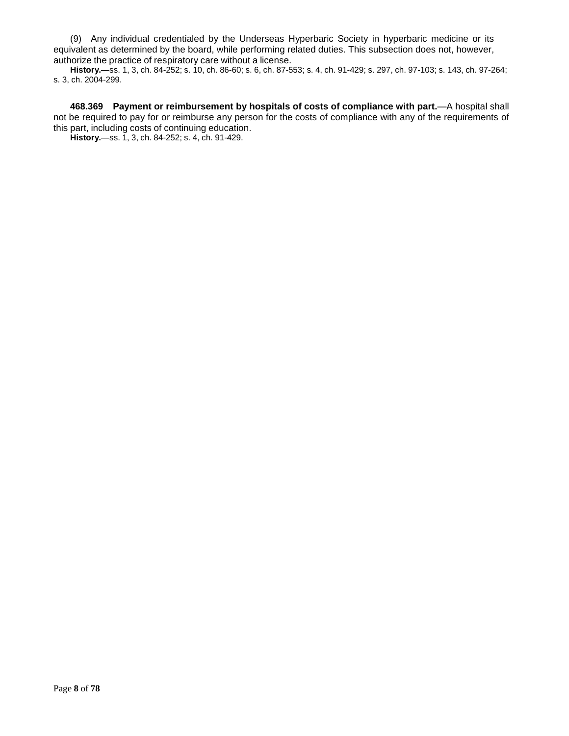(9) Any individual credentialed by the Underseas Hyperbaric Society in hyperbaric medicine or its equivalent as determined by the board, while performing related duties. This subsection does not, however, authorize the practice of respiratory care without a license.

**History.**—ss. 1, 3, ch. 84-252; s. 10, ch. 86-60; s. 6, ch. 87-553; s. 4, ch. 91-429; s. 297, ch. 97-103; s. 143, ch. 97-264; s. 3, ch. 2004-299.

**468.369 Payment or reimbursement by hospitals of costs of compliance with part.**—A hospital shall not be required to pay for or reimburse any person for the costs of compliance with any of the requirements of this part, including costs of continuing education.

**History.**—ss. 1, 3, ch. 84-252; s. 4, ch. 91-429.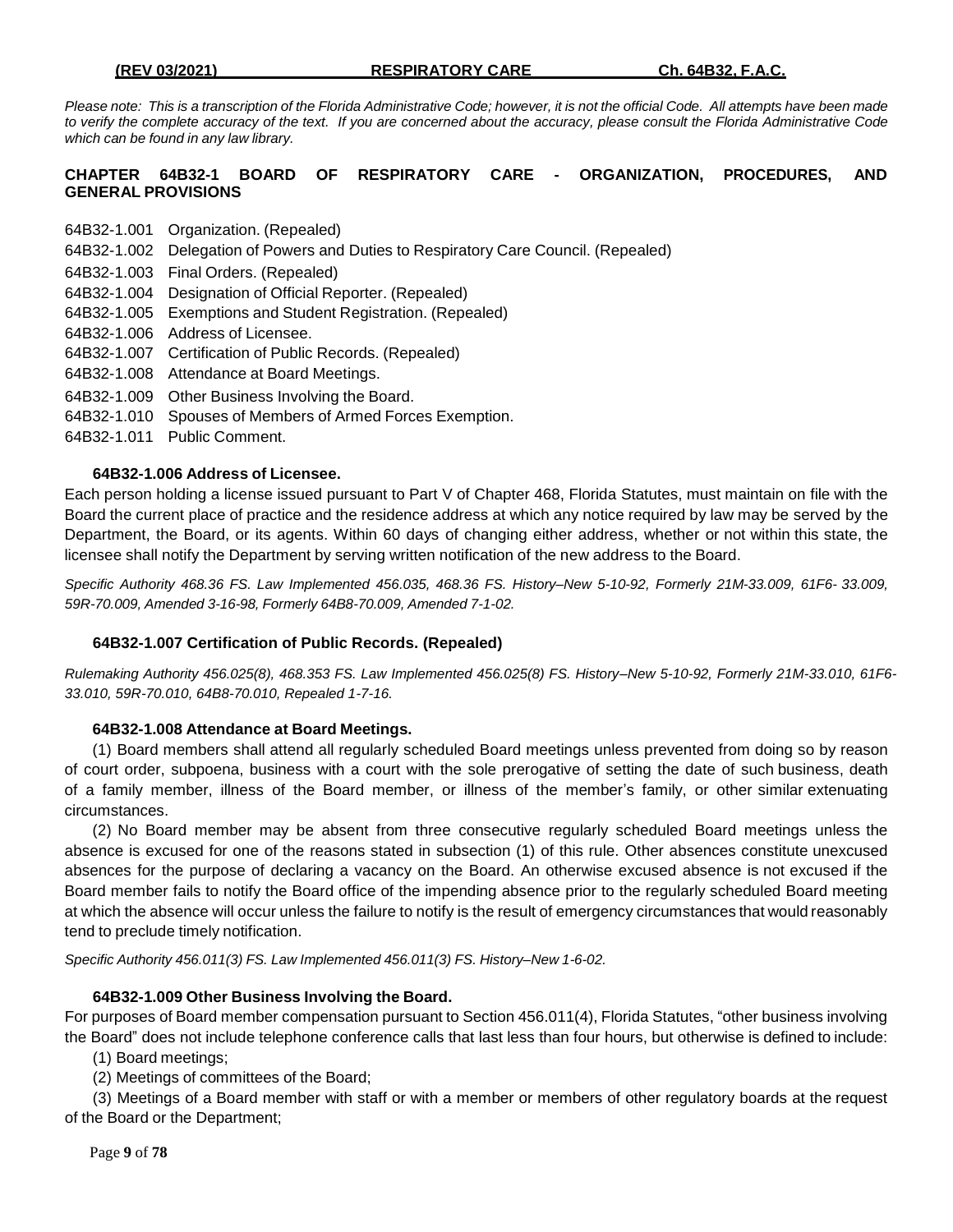*Please note: This is a transcription of the Florida Administrative Code; however, it is not the official Code. All attempts have been made to verify the complete accuracy of the text. If you are concerned about the accuracy, please consult the Florida Administrative Code which can be found in any law library.*

## CHAPTER 64B32-1 BOARD OF RESPIRATORY CARE - ORGANIZATION, PROCEDURES, AND GENERAL PROVISIONS

64B32-1.001 Organization. (Repealed)
64B32-1.002 Delegation of Powers and Duties to Respiratory Care Council. (Repealed)
64B32-1.003 Final Orders. (Repealed)
64B32-1.004 Designation of Official Reporter. (Repealed)
64B32-1.005 Exemptions and Student Registration. (Repealed)
64B32-1.006 Address of Licensee.
64B32-1.007 Certification of Public Records. (Repealed)
64B32-1.008 Attendance at Board Meetings.
64B32-1.009 Other Business Involving the Board.
64B32-1.010 Spouses of Members of Armed Forces Exemption.
64B32-1.011 Public Comment.

### 64B32-1.006 Address of Licensee.

Each person holding a license issued pursuant to Part V of Chapter 468, Florida Statutes, must maintain on file with the Board the current place of practice and the residence address at which any notice required by law may be served by the Department, the Board, or its agents. Within 60 days of changing either address, whether or not within this state, the licensee shall notify the Department by serving written notification of the new address to the Board.

*Specific Authority 468.36 FS. Law Implemented 456.035, 468.36 FS. History–New 5-10-92, Formerly 21M-33.009, 61F6- 33.009, 59R-70.009, Amended 3-16-98, Formerly 64B8-70.009, Amended 7-1-02.*

### 64B32-1.007 Certification of Public Records. (Repealed)

*Rulemaking Authority 456.025(8), 468.353 FS. Law Implemented 456.025(8) FS. History–New 5-10-92, Formerly 21M-33.010, 61F6-33.010, 59R-70.010, 64B8-70.010, Repealed 1-7-16.*

### 64B32-1.008 Attendance at Board Meetings.

(1) Board members shall attend all regularly scheduled Board meetings unless prevented from doing so by reason of court order, subpoena, business with a court with the sole prerogative of setting the date of such business, death of a family member, illness of the Board member, or illness of the member's family, or other similar extenuating circumstances.

(2) No Board member may be absent from three consecutive regularly scheduled Board meetings unless the absence is excused for one of the reasons stated in subsection (1) of this rule. Other absences constitute unexcused absences for the purpose of declaring a vacancy on the Board. An otherwise excused absence is not excused if the Board member fails to notify the Board office of the impending absence prior to the regularly scheduled Board meeting at which the absence will occur unless the failure to notify is the result of emergency circumstances that would reasonably tend to preclude timely notification.

*Specific Authority 456.011(3) FS. Law Implemented 456.011(3) FS. History–New 1-6-02.*

### 64B32-1.009 Other Business Involving the Board.

For purposes of Board member compensation pursuant to Section 456.011(4), Florida Statutes, "other business involving the Board" does not include telephone conference calls that last less than four hours, but otherwise is defined to include:

(1) Board meetings;

(2) Meetings of committees of the Board;

(3) Meetings of a Board member with staff or with a member or members of other regulatory boards at the request of the Board or the Department;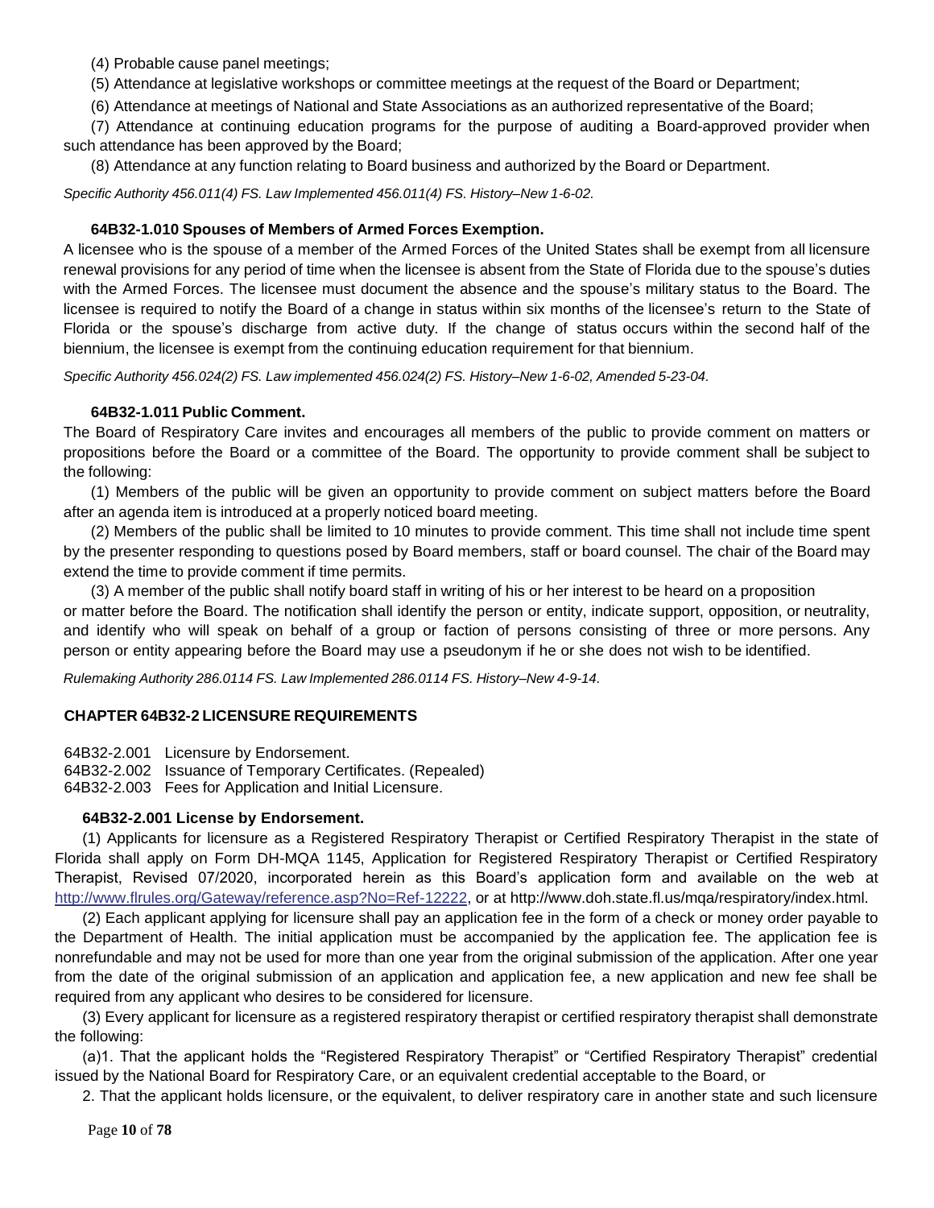(4) Probable cause panel meetings;

(5) Attendance at legislative workshops or committee meetings at the request of the Board or Department;

(6) Attendance at meetings of National and State Associations as an authorized representative of the Board;

(7) Attendance at continuing education programs for the purpose of auditing a Board-approved provider when such attendance has been approved by the Board;

(8) Attendance at any function relating to Board business and authorized by the Board or Department.

*Specific Authority 456.011(4) FS. Law Implemented 456.011(4) FS. History–New 1-6-02.*

**64B32-1.010 Spouses of Members of Armed Forces Exemption.**

A licensee who is the spouse of a member of the Armed Forces of the United States shall be exempt from all licensure renewal provisions for any period of time when the licensee is absent from the State of Florida due to the spouse's duties with the Armed Forces. The licensee must document the absence and the spouse's military status to the Board. The licensee is required to notify the Board of a change in status within six months of the licensee's return to the State of Florida or the spouse's discharge from active duty. If the change of status occurs within the second half of the biennium, the licensee is exempt from the continuing education requirement for that biennium.

*Specific Authority 456.024(2) FS. Law implemented 456.024(2) FS. History–New 1-6-02, Amended 5-23-04.*

**64B32-1.011 Public Comment.**

The Board of Respiratory Care invites and encourages all members of the public to provide comment on matters or propositions before the Board or a committee of the Board. The opportunity to provide comment shall be subject to the following:

(1) Members of the public will be given an opportunity to provide comment on subject matters before the Board after an agenda item is introduced at a properly noticed board meeting.

(2) Members of the public shall be limited to 10 minutes to provide comment. This time shall not include time spent by the presenter responding to questions posed by Board members, staff or board counsel. The chair of the Board may extend the time to provide comment if time permits.

(3) A member of the public shall notify board staff in writing of his or her interest to be heard on a proposition or matter before the Board. The notification shall identify the person or entity, indicate support, opposition, or neutrality, and identify who will speak on behalf of a group or faction of persons consisting of three or more persons. Any person or entity appearing before the Board may use a pseudonym if he or she does not wish to be identified.

*Rulemaking Authority 286.0114 FS. Law Implemented 286.0114 FS. History–New 4-9-14.*

## CHAPTER 64B32-2 LICENSURE REQUIREMENTS

64B32-2.001 Licensure by Endorsement.
64B32-2.002 Issuance of Temporary Certificates. (Repealed)
64B32-2.003 Fees for Application and Initial Licensure.

**64B32-2.001 License by Endorsement.**

(1) Applicants for licensure as a Registered Respiratory Therapist or Certified Respiratory Therapist in the state of Florida shall apply on Form DH-MQA 1145, Application for Registered Respiratory Therapist or Certified Respiratory Therapist, Revised 07/2020, incorporated herein as this Board's application form and available on the web at http://www.flrules.org/Gateway/reference.asp?No=Ref-12222, or at http://www.doh.state.fl.us/mqa/respiratory/index.html.

(2) Each applicant applying for licensure shall pay an application fee in the form of a check or money order payable to the Department of Health. The initial application must be accompanied by the application fee. The application fee is nonrefundable and may not be used for more than one year from the original submission of the application. After one year from the date of the original submission of an application and application fee, a new application and new fee shall be required from any applicant who desires to be considered for licensure.

(3) Every applicant for licensure as a registered respiratory therapist or certified respiratory therapist shall demonstrate the following:

(a)1. That the applicant holds the "Registered Respiratory Therapist" or "Certified Respiratory Therapist" credential issued by the National Board for Respiratory Care, or an equivalent credential acceptable to the Board, or

2. That the applicant holds licensure, or the equivalent, to deliver respiratory care in another state and such licensure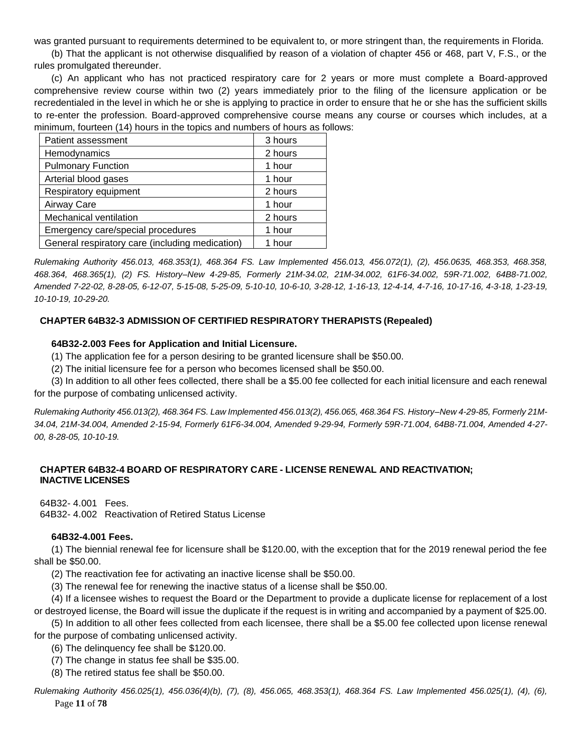was granted pursuant to requirements determined to be equivalent to, or more stringent than, the requirements in Florida.

(b) That the applicant is not otherwise disqualified by reason of a violation of chapter 456 or 468, part V, F.S., or the rules promulgated thereunder.

(c) An applicant who has not practiced respiratory care for 2 years or more must complete a Board-approved comprehensive review course within two (2) years immediately prior to the filing of the licensure application or be recredentialed in the level in which he or she is applying to practice in order to ensure that he or she has the sufficient skills to re-enter the profession. Board-approved comprehensive course means any course or courses which includes, at a minimum, fourteen (14) hours in the topics and numbers of hours as follows:

| | |
|---|---|
| Patient assessment | 3 hours |
| Hemodynamics | 2 hours |
| Pulmonary Function | 1 hour |
| Arterial blood gases | 1 hour |
| Respiratory equipment | 2 hours |
| Airway Care | 1 hour |
| Mechanical ventilation | 2 hours |
| Emergency care/special procedures | 1 hour |
| General respiratory care (including medication) | 1 hour |

*Rulemaking Authority 456.013, 468.353(1), 468.364 FS. Law Implemented 456.013, 456.072(1), (2), 456.0635, 468.353, 468.358, 468.364, 468.365(1), (2) FS. History–New 4-29-85, Formerly 21M-34.02, 21M-34.002, 61F6-34.002, 59R-71.002, 64B8-71.002, Amended 7-22-02, 8-28-05, 6-12-07, 5-15-08, 5-25-09, 5-10-10, 10-6-10, 3-28-12, 1-16-13, 12-4-14, 4-7-16, 10-17-16, 4-3-18, 1-23-19, 10-10-19, 10-29-20.*

## CHAPTER 64B32-3 ADMISSION OF CERTIFIED RESPIRATORY THERAPISTS (Repealed)

### 64B32-2.003 Fees for Application and Initial Licensure.

(1) The application fee for a person desiring to be granted licensure shall be $50.00.

(2) The initial licensure fee for a person who becomes licensed shall be $50.00.

(3) In addition to all other fees collected, there shall be a $5.00 fee collected for each initial licensure and each renewal for the purpose of combating unlicensed activity.

*Rulemaking Authority 456.013(2), 468.364 FS. Law Implemented 456.013(2), 456.065, 468.364 FS. History–New 4-29-85, Formerly 21M-34.04, 21M-34.004, Amended 2-15-94, Formerly 61F6-34.004, Amended 9-29-94, Formerly 59R-71.004, 64B8-71.004, Amended 4-27-00, 8-28-05, 10-10-19.*

## CHAPTER 64B32-4 BOARD OF RESPIRATORY CARE - LICENSE RENEWAL AND REACTIVATION; INACTIVE LICENSES

64B32- 4.001 Fees.
64B32- 4.002 Reactivation of Retired Status License

### 64B32-4.001 Fees.

(1) The biennial renewal fee for licensure shall be $120.00, with the exception that for the 2019 renewal period the fee shall be $50.00.

(2) The reactivation fee for activating an inactive license shall be $50.00.

(3) The renewal fee for renewing the inactive status of a license shall be $50.00.

(4) If a licensee wishes to request the Board or the Department to provide a duplicate license for replacement of a lost or destroyed license, the Board will issue the duplicate if the request is in writing and accompanied by a payment of $25.00.

(5) In addition to all other fees collected from each licensee, there shall be a $5.00 fee collected upon license renewal for the purpose of combating unlicensed activity.

(6) The delinquency fee shall be $120.00.

(7) The change in status fee shall be $35.00.

(8) The retired status fee shall be $50.00.

*Rulemaking Authority 456.025(1), 456.036(4)(b), (7), (8), 456.065, 468.353(1), 468.364 FS. Law Implemented 456.025(1), (4), (6),*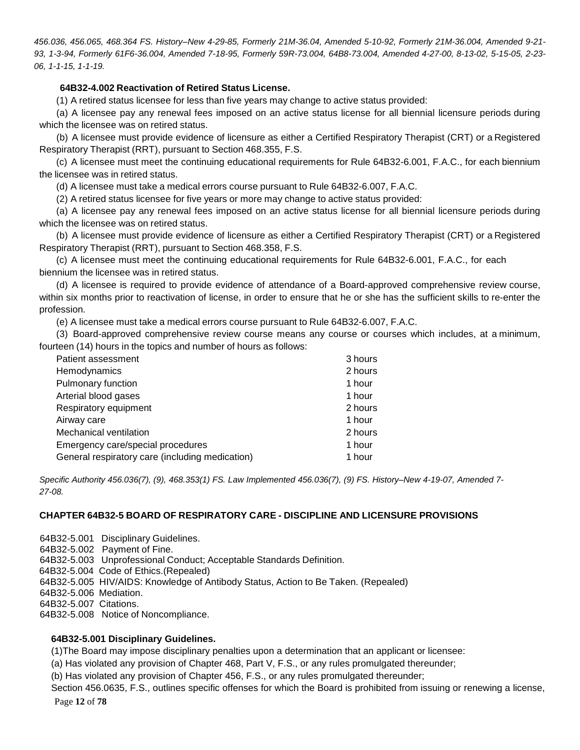*456.036, 456.065, 468.364 FS. History–New 4-29-85, Formerly 21M-36.04, Amended 5-10-92, Formerly 21M-36.004, Amended 9-21-93, 1-3-94, Formerly 61F6-36.004, Amended 7-18-95, Formerly 59R-73.004, 64B8-73.004, Amended 4-27-00, 8-13-02, 5-15-05, 2-23-06, 1-1-15, 1-1-19.*

**64B32-4.002 Reactivation of Retired Status License.**

(1) A retired status licensee for less than five years may change to active status provided:

(a) A licensee pay any renewal fees imposed on an active status license for all biennial licensure periods during which the licensee was on retired status.

(b) A licensee must provide evidence of licensure as either a Certified Respiratory Therapist (CRT) or a Registered Respiratory Therapist (RRT), pursuant to Section 468.355, F.S.

(c) A licensee must meet the continuing educational requirements for Rule 64B32-6.001, F.A.C., for each biennium the licensee was in retired status.

(d) A licensee must take a medical errors course pursuant to Rule 64B32-6.007, F.A.C.

(2) A retired status licensee for five years or more may change to active status provided:

(a) A licensee pay any renewal fees imposed on an active status license for all biennial licensure periods during which the licensee was on retired status.

(b) A licensee must provide evidence of licensure as either a Certified Respiratory Therapist (CRT) or a Registered Respiratory Therapist (RRT), pursuant to Section 468.358, F.S.

(c) A licensee must meet the continuing educational requirements for Rule 64B32-6.001, F.A.C., for each biennium the licensee was in retired status.

(d) A licensee is required to provide evidence of attendance of a Board-approved comprehensive review course, within six months prior to reactivation of license, in order to ensure that he or she has the sufficient skills to re-enter the profession.

(e) A licensee must take a medical errors course pursuant to Rule 64B32-6.007, F.A.C.

(3) Board-approved comprehensive review course means any course or courses which includes, at a minimum, fourteen (14) hours in the topics and number of hours as follows:

| | |
|---|---|
| Patient assessment | 3 hours |
| Hemodynamics | 2 hours |
| Pulmonary function | 1 hour |
| Arterial blood gases | 1 hour |
| Respiratory equipment | 2 hours |
| Airway care | 1 hour |
| Mechanical ventilation | 2 hours |
| Emergency care/special procedures | 1 hour |
| General respiratory care (including medication) | 1 hour |

*Specific Authority 456.036(7), (9), 468.353(1) FS. Law Implemented 456.036(7), (9) FS. History–New 4-19-07, Amended 7-27-08.*

## CHAPTER 64B32-5 BOARD OF RESPIRATORY CARE - DISCIPLINE AND LICENSURE PROVISIONS

64B32-5.001 Disciplinary Guidelines.
64B32-5.002 Payment of Fine.
64B32-5.003 Unprofessional Conduct; Acceptable Standards Definition.
64B32-5.004 Code of Ethics.(Repealed)
64B32-5.005 HIV/AIDS: Knowledge of Antibody Status, Action to Be Taken. (Repealed)
64B32-5.006 Mediation.
64B32-5.007 Citations.
64B32-5.008 Notice of Noncompliance.

**64B32-5.001 Disciplinary Guidelines.**

(1)The Board may impose disciplinary penalties upon a determination that an applicant or licensee:

(a) Has violated any provision of Chapter 468, Part V, F.S., or any rules promulgated thereunder;

(b) Has violated any provision of Chapter 456, F.S., or any rules promulgated thereunder;

Section 456.0635, F.S., outlines specific offenses for which the Board is prohibited from issuing or renewing a license,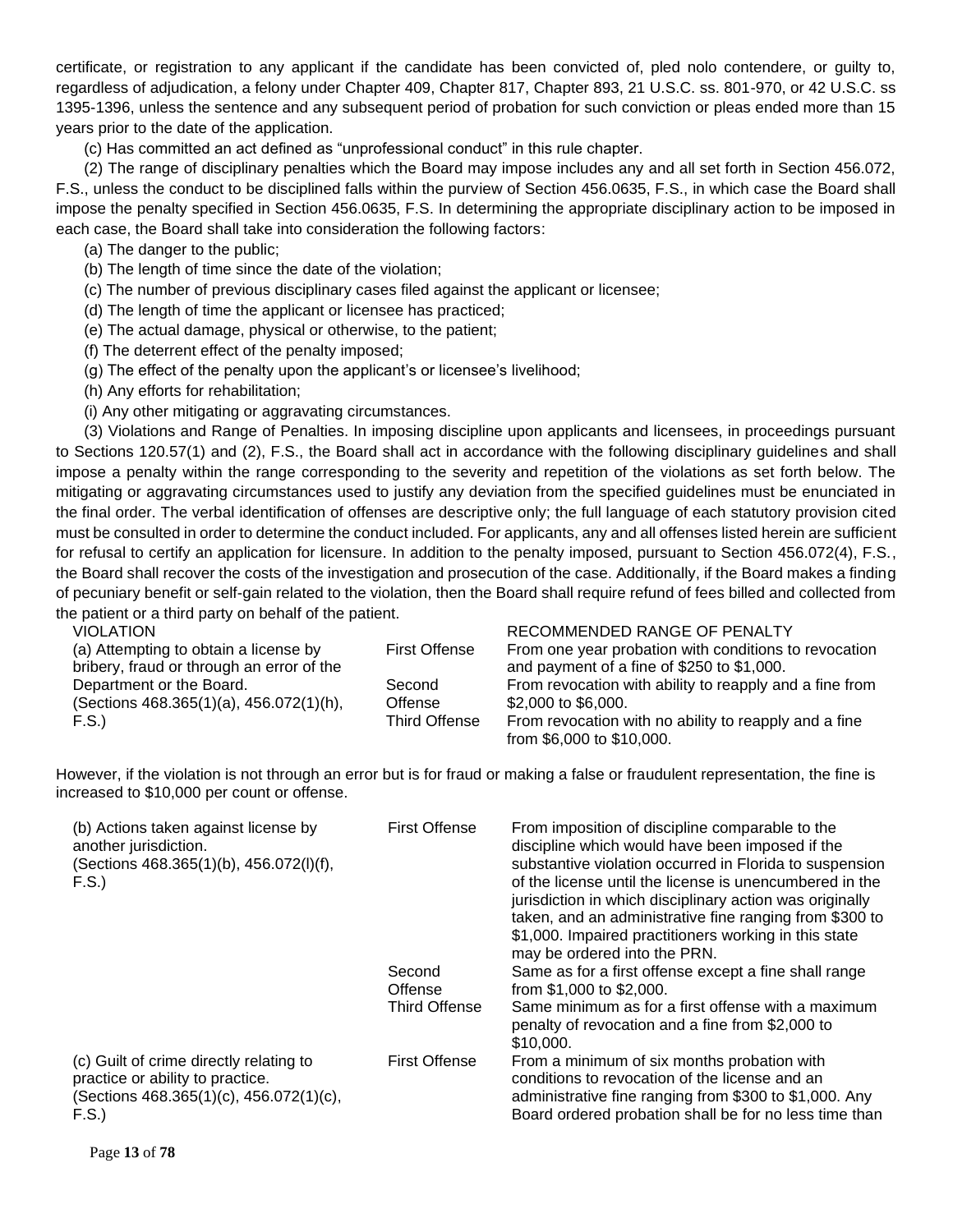certificate, or registration to any applicant if the candidate has been convicted of, pled nolo contendere, or guilty to, regardless of adjudication, a felony under Chapter 409, Chapter 817, Chapter 893, 21 U.S.C. ss. 801-970, or 42 U.S.C. ss 1395-1396, unless the sentence and any subsequent period of probation for such conviction or pleas ended more than 15 years prior to the date of the application.

(c) Has committed an act defined as "unprofessional conduct" in this rule chapter.

(2) The range of disciplinary penalties which the Board may impose includes any and all set forth in Section 456.072, F.S., unless the conduct to be disciplined falls within the purview of Section 456.0635, F.S., in which case the Board shall impose the penalty specified in Section 456.0635, F.S. In determining the appropriate disciplinary action to be imposed in each case, the Board shall take into consideration the following factors:

(a) The danger to the public;

(b) The length of time since the date of the violation;

(c) The number of previous disciplinary cases filed against the applicant or licensee;

(d) The length of time the applicant or licensee has practiced;

(e) The actual damage, physical or otherwise, to the patient;

(f) The deterrent effect of the penalty imposed;

(g) The effect of the penalty upon the applicant's or licensee's livelihood;

(h) Any efforts for rehabilitation;

(i) Any other mitigating or aggravating circumstances.

(3) Violations and Range of Penalties. In imposing discipline upon applicants and licensees, in proceedings pursuant to Sections 120.57(1) and (2), F.S., the Board shall act in accordance with the following disciplinary guidelines and shall impose a penalty within the range corresponding to the severity and repetition of the violations as set forth below. The mitigating or aggravating circumstances used to justify any deviation from the specified guidelines must be enunciated in the final order. The verbal identification of offenses are descriptive only; the full language of each statutory provision cited must be consulted in order to determine the conduct included. For applicants, any and all offenses listed herein are sufficient for refusal to certify an application for licensure. In addition to the penalty imposed, pursuant to Section 456.072(4), F.S., the Board shall recover the costs of the investigation and prosecution of the case. Additionally, if the Board makes a finding of pecuniary benefit or self-gain related to the violation, then the Board shall require refund of fees billed and collected from the patient or a third party on behalf of the patient.

| VIOLATION | | RECOMMENDED RANGE OF PENALTY |
|---|---|---|
| (a) Attempting to obtain a license by bribery, fraud or through an error of the Department or the Board. (Sections 468.365(1)(a), 456.072(1)(h), F.S.) | First Offense | From one year probation with conditions to revocation and payment of a fine of $250 to $1,000. |
| | Second Offense | From revocation with ability to reapply and a fine from $2,000 to $6,000. |
| | Third Offense | From revocation with no ability to reapply and a fine from $6,000 to $10,000. |

However, if the violation is not through an error but is for fraud or making a false or fraudulent representation, the fine is increased to $10,000 per count or offense.

| | | |
|---|---|---|
| (b) Actions taken against license by another jurisdiction. (Sections 468.365(1)(b), 456.072(l)(f), F.S.) | First Offense | From imposition of discipline comparable to the discipline which would have been imposed if the substantive violation occurred in Florida to suspension of the license until the license is unencumbered in the jurisdiction in which disciplinary action was originally taken, and an administrative fine ranging from $300 to $1,000. Impaired practitioners working in this state may be ordered into the PRN. |
| | Second Offense | Same as for a first offense except a fine shall range from $1,000 to $2,000. |
| | Third Offense | Same minimum as for a first offense with a maximum penalty of revocation and a fine from $2,000 to $10,000. |
| (c) Guilt of crime directly relating to practice or ability to practice. (Sections 468.365(1)(c), 456.072(1)(c), F.S.) | First Offense | From a minimum of six months probation with conditions to revocation of the license and an administrative fine ranging from $300 to $1,000. Any Board ordered probation shall be for no less time than |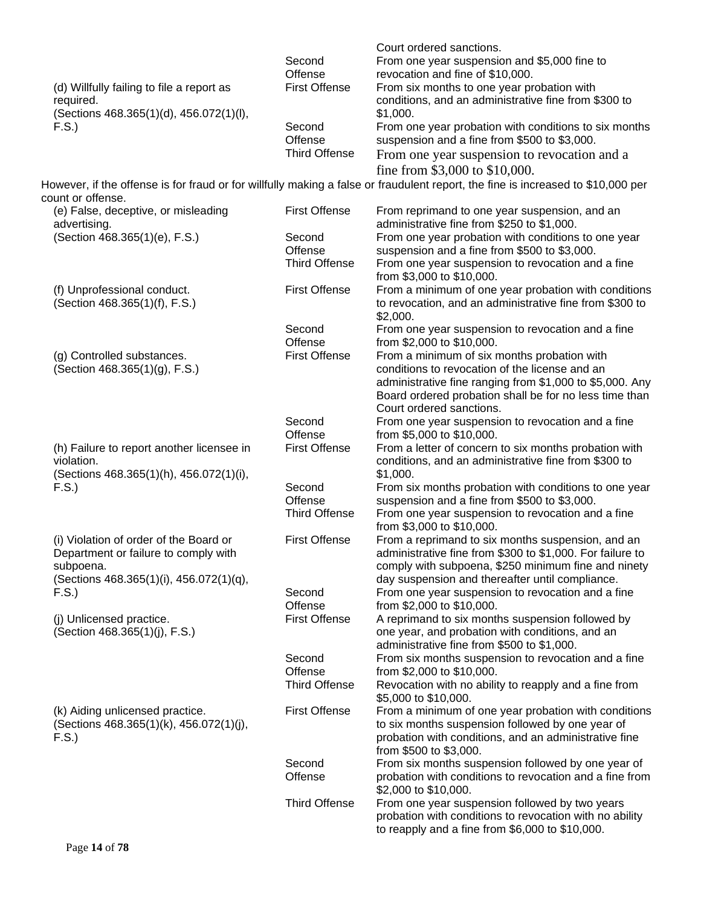| | | |
|---|---|---|
| | | Court ordered sanctions. |
| | Second Offense | From one year suspension and $5,000 fine to revocation and fine of $10,000. |
| (d) Willfully failing to file a report as required. (Sections 468.365(1)(d), 456.072(1)(l), F.S.) | First Offense | From six months to one year probation with conditions, and an administrative fine from $300 to $1,000. |
| | Second Offense | From one year probation with conditions to six months suspension and a fine from $500 to $3,000. |
| | Third Offense | From one year suspension to revocation and a fine from $3,000 to $10,000. |

However, if the offense is for fraud or for willfully making a false or fraudulent report, the fine is increased to $10,000 per count or offense.

| | | |
|---|---|---|
| (e) False, deceptive, or misleading advertising. (Section 468.365(1)(e), F.S.) | First Offense | From reprimand to one year suspension, and an administrative fine from $250 to $1,000. |
| | Second Offense | From one year probation with conditions to one year suspension and a fine from $500 to $3,000. |
| | Third Offense | From one year suspension to revocation and a fine from $3,000 to $10,000. |
| (f) Unprofessional conduct. (Section 468.365(1)(f), F.S.) | First Offense | From a minimum of one year probation with conditions to revocation, and an administrative fine from $300 to $2,000. |
| | Second Offense | From one year suspension to revocation and a fine from $2,000 to $10,000. |
| (g) Controlled substances. (Section 468.365(1)(g), F.S.) | First Offense | From a minimum of six months probation with conditions to revocation of the license and an administrative fine ranging from $1,000 to $5,000. Any Board ordered probation shall be for no less time than Court ordered sanctions. |
| | Second Offense | From one year suspension to revocation and a fine from $5,000 to $10,000. |
| (h) Failure to report another licensee in violation. (Sections 468.365(1)(h), 456.072(1)(i), F.S.) | First Offense | From a letter of concern to six months probation with conditions, and an administrative fine from $300 to $1,000. |
| | Second Offense | From six months probation with conditions to one year suspension and a fine from $500 to $3,000. |
| | Third Offense | From one year suspension to revocation and a fine from $3,000 to $10,000. |
| (i) Violation of order of the Board or Department or failure to comply with subpoena. (Sections 468.365(1)(i), 456.072(1)(q), F.S.) | First Offense | From a reprimand to six months suspension, and an administrative fine from $300 to $1,000. For failure to comply with subpoena, $250 minimum fine and ninety day suspension and thereafter until compliance. |
| | Second Offense | From one year suspension to revocation and a fine from $2,000 to $10,000. |
| (j) Unlicensed practice. (Section 468.365(1)(j), F.S.) | First Offense | A reprimand to six months suspension followed by one year, and probation with conditions, and an administrative fine from $500 to $1,000. |
| | Second Offense | From six months suspension to revocation and a fine from $2,000 to $10,000. |
| | Third Offense | Revocation with no ability to reapply and a fine from $5,000 to $10,000. |
| (k) Aiding unlicensed practice. (Sections 468.365(1)(k), 456.072(1)(j), F.S.) | First Offense | From a minimum of one year probation with conditions to six months suspension followed by one year of probation with conditions, and an administrative fine from $500 to $3,000. |
| | Second Offense | From six months suspension followed by one year of probation with conditions to revocation and a fine from $2,000 to $10,000. |
| | Third Offense | From one year suspension followed by two years probation with conditions to revocation with no ability to reapply and a fine from $6,000 to $10,000. |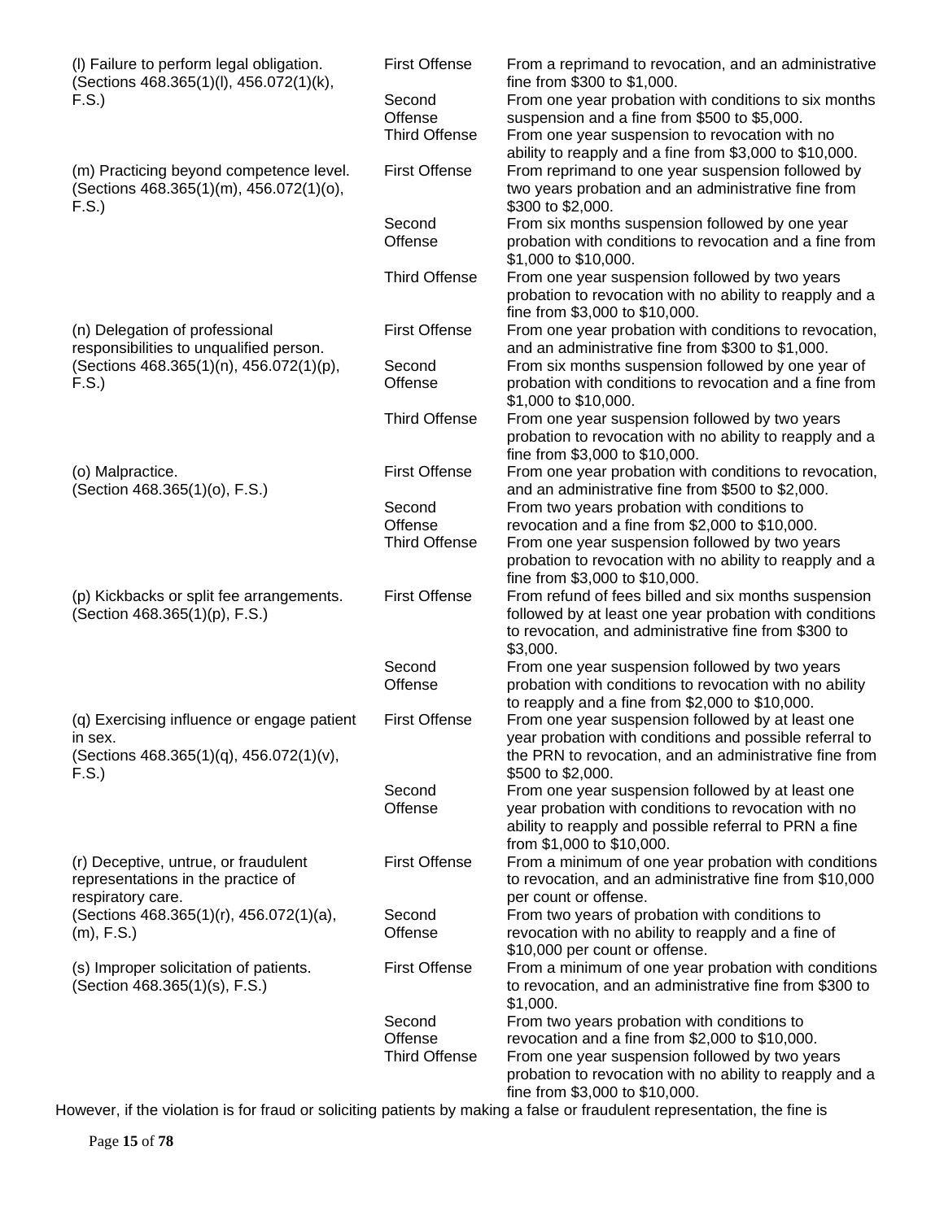| | | |
|---|---|---|
| (l) Failure to perform legal obligation. (Sections 468.365(1)(l), 456.072(1)(k), F.S.) | First Offense | From a reprimand to revocation, and an administrative fine from $300 to $1,000. |
| | Second Offense | From one year probation with conditions to six months suspension and a fine from $500 to $5,000. |
| | Third Offense | From one year suspension to revocation with no ability to reapply and a fine from $3,000 to $10,000. |
| (m) Practicing beyond competence level. (Sections 468.365(1)(m), 456.072(1)(o), F.S.) | First Offense | From reprimand to one year suspension followed by two years probation and an administrative fine from $300 to $2,000. |
| | Second Offense | From six months suspension followed by one year probation with conditions to revocation and a fine from $1,000 to $10,000. |
| | Third Offense | From one year suspension followed by two years probation to revocation with no ability to reapply and a fine from $3,000 to $10,000. |
| (n) Delegation of professional responsibilities to unqualified person. (Sections 468.365(1)(n), 456.072(1)(p), F.S.) | First Offense | From one year probation with conditions to revocation, and an administrative fine from $300 to $1,000. |
| | Second Offense | From six months suspension followed by one year of probation with conditions to revocation and a fine from $1,000 to $10,000. |
| | Third Offense | From one year suspension followed by two years probation to revocation with no ability to reapply and a fine from $3,000 to $10,000. |
| (o) Malpractice. (Section 468.365(1)(o), F.S.) | First Offense | From one year probation with conditions to revocation, and an administrative fine from $500 to $2,000. |
| | Second Offense | From two years probation with conditions to revocation and a fine from $2,000 to $10,000. |
| | Third Offense | From one year suspension followed by two years probation to revocation with no ability to reapply and a fine from $3,000 to $10,000. |
| (p) Kickbacks or split fee arrangements. (Section 468.365(1)(p), F.S.) | First Offense | From refund of fees billed and six months suspension followed by at least one year probation with conditions to revocation, and administrative fine from $300 to $3,000. |
| | Second Offense | From one year suspension followed by two years probation with conditions to revocation with no ability to reapply and a fine from $2,000 to $10,000. |
| (q) Exercising influence or engage patient in sex. (Sections 468.365(1)(q), 456.072(1)(v), F.S.) | First Offense | From one year suspension followed by at least one year probation with conditions and possible referral to the PRN to revocation, and an administrative fine from $500 to $2,000. |
| | Second Offense | From one year suspension followed by at least one year probation with conditions to revocation with no ability to reapply and possible referral to PRN a fine from $1,000 to $10,000. |
| (r) Deceptive, untrue, or fraudulent representations in the practice of respiratory care. (Sections 468.365(1)(r), 456.072(1)(a), (m), F.S.) | First Offense | From a minimum of one year probation with conditions to revocation, and an administrative fine from $10,000 per count or offense. |
| | Second Offense | From two years of probation with conditions to revocation with no ability to reapply and a fine of $10,000 per count or offense. |
| (s) Improper solicitation of patients. (Section 468.365(1)(s), F.S.) | First Offense | From a minimum of one year probation with conditions to revocation, and an administrative fine from $300 to $1,000. |
| | Second Offense | From two years probation with conditions to revocation and a fine from $2,000 to $10,000. |
| | Third Offense | From one year suspension followed by two years probation to revocation with no ability to reapply and a fine from $3,000 to $10,000. |

However, if the violation is for fraud or soliciting patients by making a false or fraudulent representation, the fine is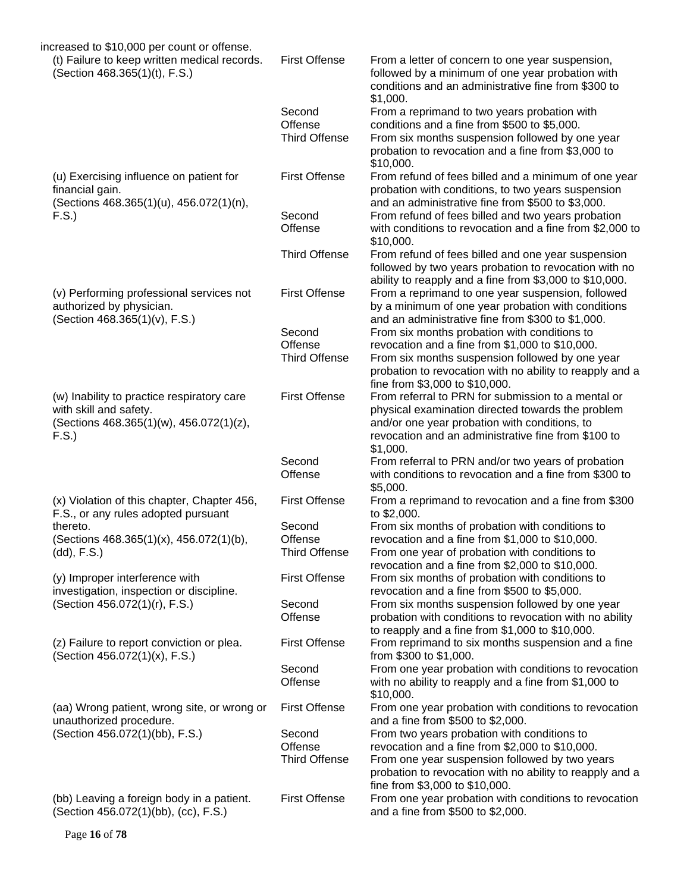increased to $10,000 per count or offense.

| | | |
|---|---|---|
| (t) Failure to keep written medical records. (Section 468.365(1)(t), F.S.) | First Offense | From a letter of concern to one year suspension, followed by a minimum of one year probation with conditions and an administrative fine from $300 to $1,000. |
| | Second Offense | From a reprimand to two years probation with conditions and a fine from $500 to $5,000. |
| | Third Offense | From six months suspension followed by one year probation to revocation and a fine from $3,000 to $10,000. |
| (u) Exercising influence on patient for financial gain. (Sections 468.365(1)(u), 456.072(1)(n), F.S.) | First Offense | From refund of fees billed and a minimum of one year probation with conditions, to two years suspension and an administrative fine from $500 to $3,000. |
| | Second Offense | From refund of fees billed and two years probation with conditions to revocation and a fine from $2,000 to $10,000. |
| | Third Offense | From refund of fees billed and one year suspension followed by two years probation to revocation with no ability to reapply and a fine from $3,000 to $10,000. |
| (v) Performing professional services not authorized by physician. (Section 468.365(1)(v), F.S.) | First Offense | From a reprimand to one year suspension, followed by a minimum of one year probation with conditions and an administrative fine from $300 to $1,000. |
| | Second Offense | From six months probation with conditions to revocation and a fine from $1,000 to $10,000. |
| | Third Offense | From six months suspension followed by one year probation to revocation with no ability to reapply and a fine from $3,000 to $10,000. |
| (w) Inability to practice respiratory care with skill and safety. (Sections 468.365(1)(w), 456.072(1)(z), F.S.) | First Offense | From referral to PRN for submission to a mental or physical examination directed towards the problem and/or one year probation with conditions, to revocation and an administrative fine from $100 to $1,000. |
| | Second Offense | From referral to PRN and/or two years of probation with conditions to revocation and a fine from $300 to $5,000. |
| (x) Violation of this chapter, Chapter 456, F.S., or any rules adopted pursuant thereto. (Sections 468.365(1)(x), 456.072(1)(b), (dd), F.S.) | First Offense | From a reprimand to revocation and a fine from $300 to $2,000. |
| | Second Offense | From six months of probation with conditions to revocation and a fine from $1,000 to $10,000. |
| | Third Offense | From one year of probation with conditions to revocation and a fine from $2,000 to $10,000. |
| (y) Improper interference with investigation, inspection or discipline. (Section 456.072(1)(r), F.S.) | First Offense | From six months of probation with conditions to revocation and a fine from $500 to $5,000. |
| | Second Offense | From six months suspension followed by one year probation with conditions to revocation with no ability to reapply and a fine from $1,000 to $10,000. |
| (z) Failure to report conviction or plea. (Section 456.072(1)(x), F.S.) | First Offense | From reprimand to six months suspension and a fine from $300 to $1,000. |
| | Second Offense | From one year probation with conditions to revocation with no ability to reapply and a fine from $1,000 to $10,000. |
| (aa) Wrong patient, wrong site, or wrong or unauthorized procedure. (Section 456.072(1)(bb), F.S.) | First Offense | From one year probation with conditions to revocation and a fine from $500 to $2,000. |
| | Second Offense | From two years probation with conditions to revocation and a fine from $2,000 to $10,000. |
| | Third Offense | From one year suspension followed by two years probation to revocation with no ability to reapply and a fine from $3,000 to $10,000. |
| (bb) Leaving a foreign body in a patient. (Section 456.072(1)(bb), (cc), F.S.) | First Offense | From one year probation with conditions to revocation and a fine from $500 to $2,000. |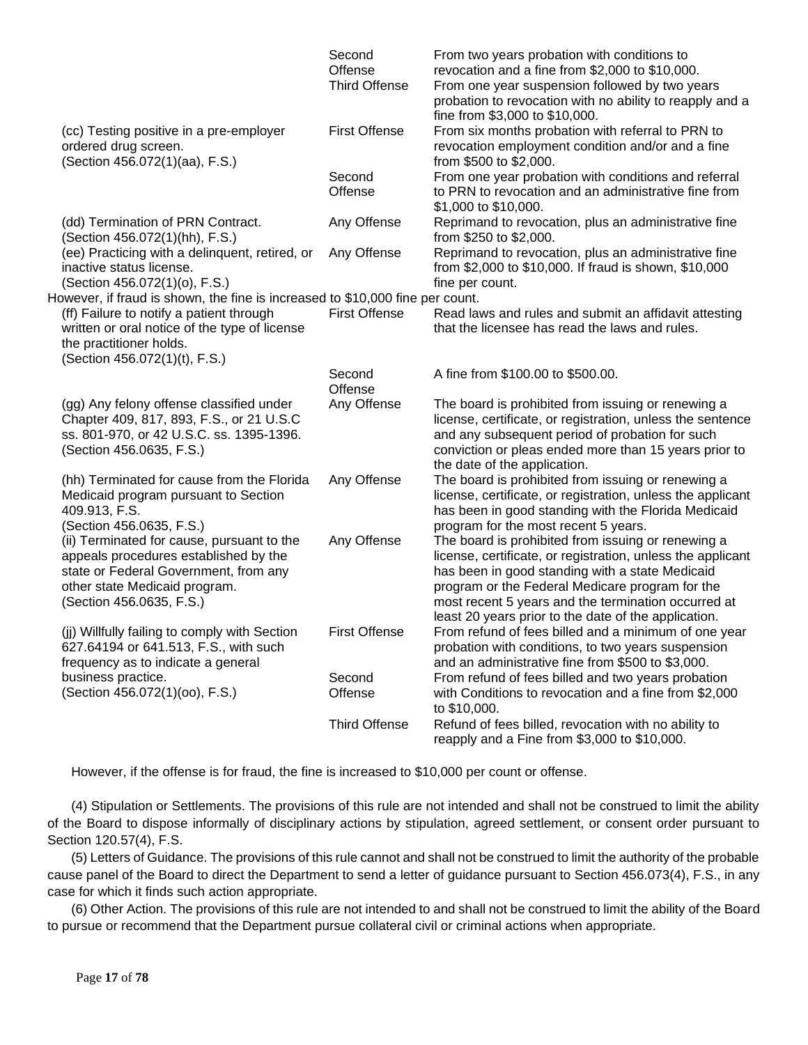| | | |
|---|---|---|
| | Second Offense | From two years probation with conditions to revocation and a fine from $2,000 to $10,000. |
| | Third Offense | From one year suspension followed by two years probation to revocation with no ability to reapply and a fine from $3,000 to $10,000. |
| (cc) Testing positive in a pre-employer ordered drug screen. (Section 456.072(1)(aa), F.S.) | First Offense | From six months probation with referral to PRN to revocation employment condition and/or and a fine from $500 to $2,000. |
| | Second Offense | From one year probation with conditions and referral to PRN to revocation and an administrative fine from $1,000 to $10,000. |
| (dd) Termination of PRN Contract. (Section 456.072(1)(hh), F.S.) | Any Offense | Reprimand to revocation, plus an administrative fine from $250 to $2,000. |
| (ee) Practicing with a delinquent, retired, or inactive status license. (Section 456.072(1)(o), F.S.) | Any Offense | Reprimand to revocation, plus an administrative fine from $2,000 to $10,000. If fraud is shown, $10,000 fine per count. |
| However, if fraud is shown, the fine is increased to $10,000 fine per count. | | |
| (ff) Failure to notify a patient through written or oral notice of the type of license the practitioner holds. (Section 456.072(1)(t), F.S.) | First Offense | Read laws and rules and submit an affidavit attesting that the licensee has read the laws and rules. |
| | Second Offense | A fine from $100.00 to $500.00. |
| (gg) Any felony offense classified under Chapter 409, 817, 893, F.S., or 21 U.S.C ss. 801-970, or 42 U.S.C. ss. 1395-1396. (Section 456.0635, F.S.) | Any Offense | The board is prohibited from issuing or renewing a license, certificate, or registration, unless the sentence and any subsequent period of probation for such conviction or pleas ended more than 15 years prior to the date of the application. |
| (hh) Terminated for cause from the Florida Medicaid program pursuant to Section 409.913, F.S. (Section 456.0635, F.S.) | Any Offense | The board is prohibited from issuing or renewing a license, certificate, or registration, unless the applicant has been in good standing with the Florida Medicaid program for the most recent 5 years. |
| (ii) Terminated for cause, pursuant to the appeals procedures established by the state or Federal Government, from any other state Medicaid program. (Section 456.0635, F.S.) | Any Offense | The board is prohibited from issuing or renewing a license, certificate, or registration, unless the applicant has been in good standing with a state Medicaid program or the Federal Medicare program for the most recent 5 years and the termination occurred at least 20 years prior to the date of the application. |
| (jj) Willfully failing to comply with Section 627.64194 or 641.513, F.S., with such frequency as to indicate a general business practice. (Section 456.072(1)(oo), F.S.) | First Offense | From refund of fees billed and a minimum of one year probation with conditions, to two years suspension and an administrative fine from $500 to $3,000. |
| | Second Offense | From refund of fees billed and two years probation with Conditions to revocation and a fine from $2,000 to $10,000. |
| | Third Offense | Refund of fees billed, revocation with no ability to reapply and a Fine from $3,000 to $10,000. |

However, if the offense is for fraud, the fine is increased to $10,000 per count or offense.

(4) Stipulation or Settlements. The provisions of this rule are not intended and shall not be construed to limit the ability of the Board to dispose informally of disciplinary actions by stipulation, agreed settlement, or consent order pursuant to Section 120.57(4), F.S.

(5) Letters of Guidance. The provisions of this rule cannot and shall not be construed to limit the authority of the probable cause panel of the Board to direct the Department to send a letter of guidance pursuant to Section 456.073(4), F.S., in any case for which it finds such action appropriate.

(6) Other Action. The provisions of this rule are not intended to and shall not be construed to limit the ability of the Board to pursue or recommend that the Department pursue collateral civil or criminal actions when appropriate.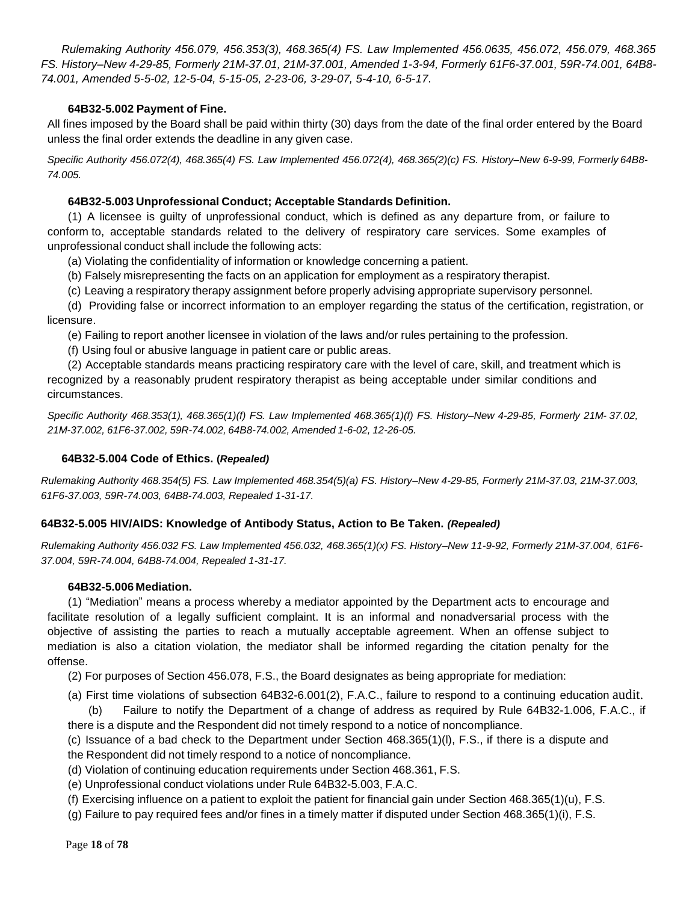*Rulemaking Authority 456.079, 456.353(3), 468.365(4) FS. Law Implemented 456.0635, 456.072, 456.079, 468.365 FS. History–New 4-29-85, Formerly 21M-37.01, 21M-37.001, Amended 1-3-94, Formerly 61F6-37.001, 59R-74.001, 64B8-74.001, Amended 5-5-02, 12-5-04, 5-15-05, 2-23-06, 3-29-07, 5-4-10, 6-5-17.*

**64B32-5.002 Payment of Fine.**

All fines imposed by the Board shall be paid within thirty (30) days from the date of the final order entered by the Board unless the final order extends the deadline in any given case.

*Specific Authority 456.072(4), 468.365(4) FS. Law Implemented 456.072(4), 468.365(2)(c) FS. History–New 6-9-99, Formerly 64B8-74.005.*

**64B32-5.003 Unprofessional Conduct; Acceptable Standards Definition.**

(1) A licensee is guilty of unprofessional conduct, which is defined as any departure from, or failure to conform to, acceptable standards related to the delivery of respiratory care services. Some examples of unprofessional conduct shall include the following acts:

(a) Violating the confidentiality of information or knowledge concerning a patient.

(b) Falsely misrepresenting the facts on an application for employment as a respiratory therapist.

(c) Leaving a respiratory therapy assignment before properly advising appropriate supervisory personnel.

(d) Providing false or incorrect information to an employer regarding the status of the certification, registration, or licensure.

(e) Failing to report another licensee in violation of the laws and/or rules pertaining to the profession.

(f) Using foul or abusive language in patient care or public areas.

(2) Acceptable standards means practicing respiratory care with the level of care, skill, and treatment which is recognized by a reasonably prudent respiratory therapist as being acceptable under similar conditions and circumstances.

*Specific Authority 468.353(1), 468.365(1)(f) FS. Law Implemented 468.365(1)(f) FS. History–New 4-29-85, Formerly 21M- 37.02, 21M-37.002, 61F6-37.002, 59R-74.002, 64B8-74.002, Amended 1-6-02, 12-26-05.*

**64B32-5.004 Code of Ethics. (*Repealed*)**

*Rulemaking Authority 468.354(5) FS. Law Implemented 468.354(5)(a) FS. History–New 4-29-85, Formerly 21M-37.03, 21M-37.003, 61F6-37.003, 59R-74.003, 64B8-74.003, Repealed 1-31-17.*

**64B32-5.005 HIV/AIDS: Knowledge of Antibody Status, Action to Be Taken. *(Repealed)***

*Rulemaking Authority 456.032 FS. Law Implemented 456.032, 468.365(1)(x) FS. History–New 11-9-92, Formerly 21M-37.004, 61F6-37.004, 59R-74.004, 64B8-74.004, Repealed 1-31-17.*

**64B32-5.006 Mediation.**

(1) "Mediation" means a process whereby a mediator appointed by the Department acts to encourage and facilitate resolution of a legally sufficient complaint. It is an informal and nonadversarial process with the objective of assisting the parties to reach a mutually acceptable agreement. When an offense subject to mediation is also a citation violation, the mediator shall be informed regarding the citation penalty for the offense.

(2) For purposes of Section 456.078, F.S., the Board designates as being appropriate for mediation:

(a) First time violations of subsection 64B32-6.001(2), F.A.C., failure to respond to a continuing education audit.

(b) Failure to notify the Department of a change of address as required by Rule 64B32-1.006, F.A.C., if there is a dispute and the Respondent did not timely respond to a notice of noncompliance.

(c) Issuance of a bad check to the Department under Section 468.365(1)(l), F.S., if there is a dispute and the Respondent did not timely respond to a notice of noncompliance.

(d) Violation of continuing education requirements under Section 468.361, F.S.

(e) Unprofessional conduct violations under Rule 64B32-5.003, F.A.C.

(f) Exercising influence on a patient to exploit the patient for financial gain under Section 468.365(1)(u), F.S.

(g) Failure to pay required fees and/or fines in a timely matter if disputed under Section 468.365(1)(i), F.S.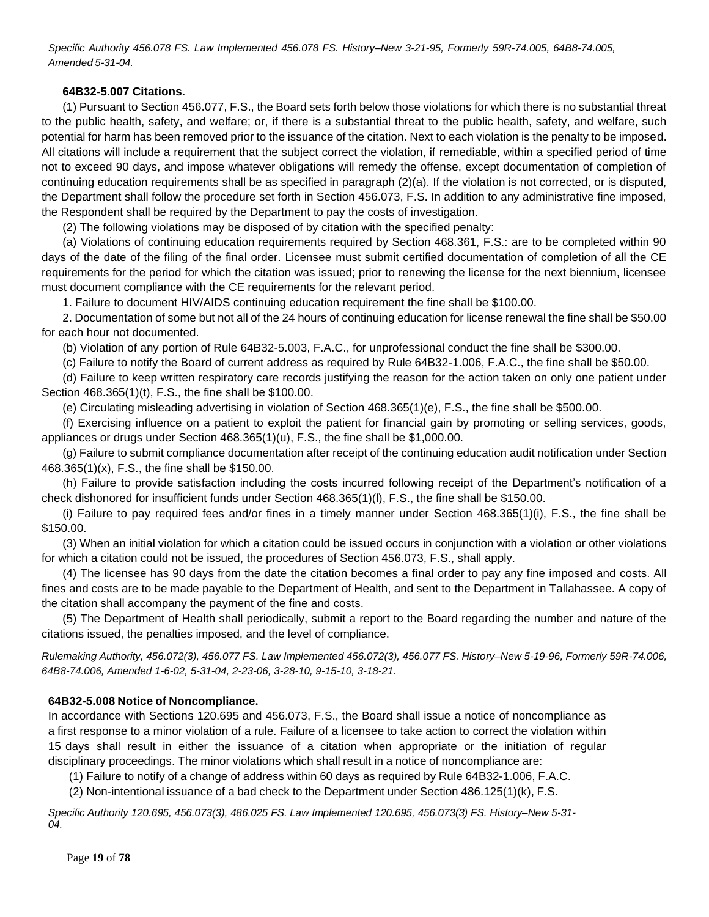*Specific Authority 456.078 FS. Law Implemented 456.078 FS. History–New 3-21-95, Formerly 59R-74.005, 64B8-74.005, Amended 5-31-04.*

**64B32-5.007 Citations.**

(1) Pursuant to Section 456.077, F.S., the Board sets forth below those violations for which there is no substantial threat to the public health, safety, and welfare; or, if there is a substantial threat to the public health, safety, and welfare, such potential for harm has been removed prior to the issuance of the citation. Next to each violation is the penalty to be imposed. All citations will include a requirement that the subject correct the violation, if remediable, within a specified period of time not to exceed 90 days, and impose whatever obligations will remedy the offense, except documentation of completion of continuing education requirements shall be as specified in paragraph (2)(a). If the violation is not corrected, or is disputed, the Department shall follow the procedure set forth in Section 456.073, F.S. In addition to any administrative fine imposed, the Respondent shall be required by the Department to pay the costs of investigation.

(2) The following violations may be disposed of by citation with the specified penalty:

(a) Violations of continuing education requirements required by Section 468.361, F.S.: are to be completed within 90 days of the date of the filing of the final order. Licensee must submit certified documentation of completion of all the CE requirements for the period for which the citation was issued; prior to renewing the license for the next biennium, licensee must document compliance with the CE requirements for the relevant period.

1. Failure to document HIV/AIDS continuing education requirement the fine shall be $100.00.

2. Documentation of some but not all of the 24 hours of continuing education for license renewal the fine shall be $50.00 for each hour not documented.

(b) Violation of any portion of Rule 64B32-5.003, F.A.C., for unprofessional conduct the fine shall be $300.00.

(c) Failure to notify the Board of current address as required by Rule 64B32-1.006, F.A.C., the fine shall be $50.00.

(d) Failure to keep written respiratory care records justifying the reason for the action taken on only one patient under Section 468.365(1)(t), F.S., the fine shall be $100.00.

(e) Circulating misleading advertising in violation of Section 468.365(1)(e), F.S., the fine shall be $500.00.

(f) Exercising influence on a patient to exploit the patient for financial gain by promoting or selling services, goods, appliances or drugs under Section 468.365(1)(u), F.S., the fine shall be $1,000.00.

(g) Failure to submit compliance documentation after receipt of the continuing education audit notification under Section 468.365(1)(x), F.S., the fine shall be $150.00.

(h) Failure to provide satisfaction including the costs incurred following receipt of the Department's notification of a check dishonored for insufficient funds under Section 468.365(1)(l), F.S., the fine shall be $150.00.

(i) Failure to pay required fees and/or fines in a timely manner under Section 468.365(1)(i), F.S., the fine shall be $150.00.

(3) When an initial violation for which a citation could be issued occurs in conjunction with a violation or other violations for which a citation could not be issued, the procedures of Section 456.073, F.S., shall apply.

(4) The licensee has 90 days from the date the citation becomes a final order to pay any fine imposed and costs. All fines and costs are to be made payable to the Department of Health, and sent to the Department in Tallahassee. A copy of the citation shall accompany the payment of the fine and costs.

(5) The Department of Health shall periodically, submit a report to the Board regarding the number and nature of the citations issued, the penalties imposed, and the level of compliance.

*Rulemaking Authority, 456.072(3), 456.077 FS. Law Implemented 456.072(3), 456.077 FS. History–New 5-19-96, Formerly 59R-74.006, 64B8-74.006, Amended 1-6-02, 5-31-04, 2-23-06, 3-28-10, 9-15-10, 3-18-21.*

**64B32-5.008 Notice of Noncompliance.**

In accordance with Sections 120.695 and 456.073, F.S., the Board shall issue a notice of noncompliance as a first response to a minor violation of a rule. Failure of a licensee to take action to correct the violation within 15 days shall result in either the issuance of a citation when appropriate or the initiation of regular disciplinary proceedings. The minor violations which shall result in a notice of noncompliance are:

(1) Failure to notify of a change of address within 60 days as required by Rule 64B32-1.006, F.A.C.

(2) Non-intentional issuance of a bad check to the Department under Section 486.125(1)(k), F.S.

*Specific Authority 120.695, 456.073(3), 486.025 FS. Law Implemented 120.695, 456.073(3) FS. History–New 5-31-04.*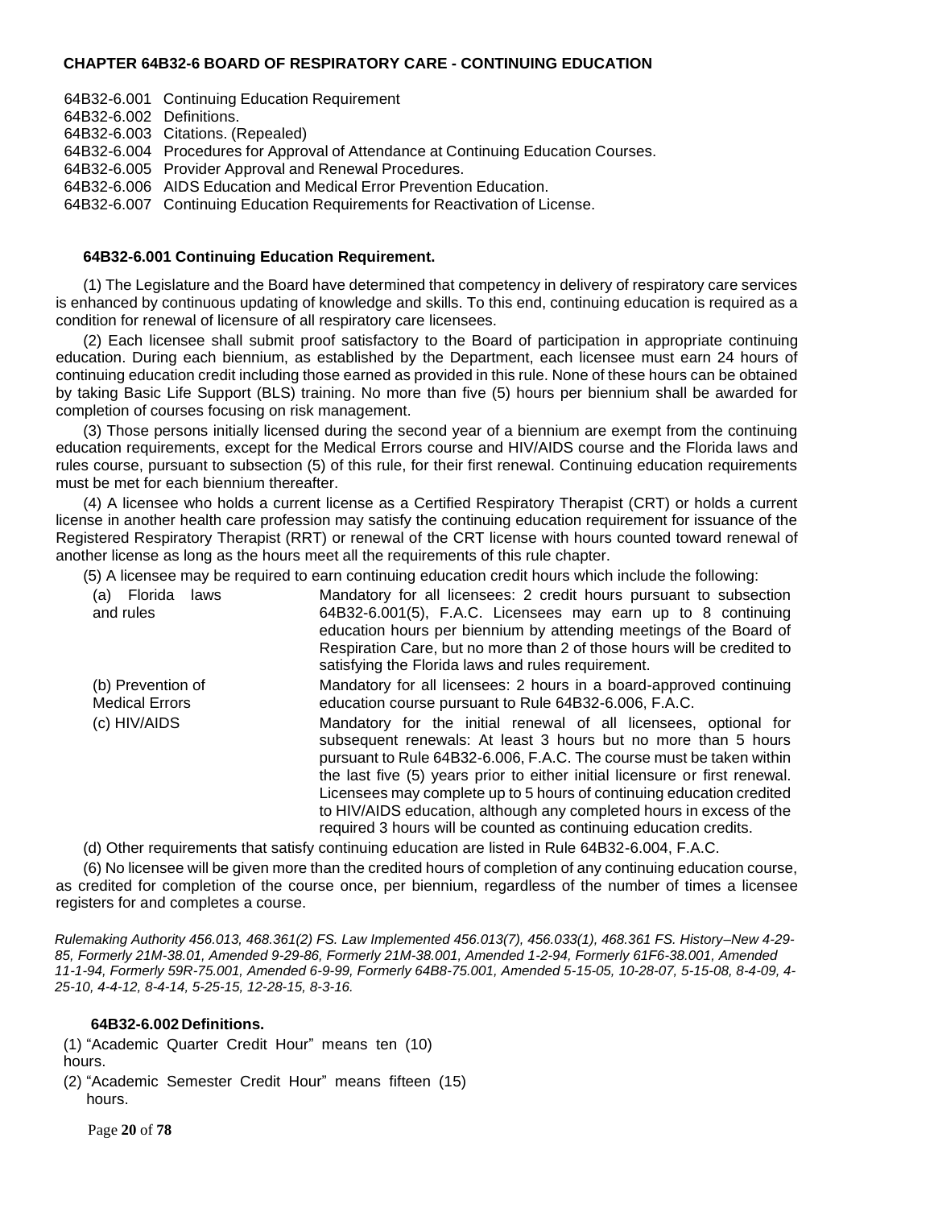## CHAPTER 64B32-6 BOARD OF RESPIRATORY CARE - CONTINUING EDUCATION

64B32-6.001 Continuing Education Requirement
64B32-6.002 Definitions.
64B32-6.003 Citations. (Repealed)
64B32-6.004 Procedures for Approval of Attendance at Continuing Education Courses.
64B32-6.005 Provider Approval and Renewal Procedures.
64B32-6.006 AIDS Education and Medical Error Prevention Education.
64B32-6.007 Continuing Education Requirements for Reactivation of License.

### 64B32-6.001 Continuing Education Requirement.

(1) The Legislature and the Board have determined that competency in delivery of respiratory care services is enhanced by continuous updating of knowledge and skills. To this end, continuing education is required as a condition for renewal of licensure of all respiratory care licensees.

(2) Each licensee shall submit proof satisfactory to the Board of participation in appropriate continuing education. During each biennium, as established by the Department, each licensee must earn 24 hours of continuing education credit including those earned as provided in this rule. None of these hours can be obtained by taking Basic Life Support (BLS) training. No more than five (5) hours per biennium shall be awarded for completion of courses focusing on risk management.

(3) Those persons initially licensed during the second year of a biennium are exempt from the continuing education requirements, except for the Medical Errors course and HIV/AIDS course and the Florida laws and rules course, pursuant to subsection (5) of this rule, for their first renewal. Continuing education requirements must be met for each biennium thereafter.

(4) A licensee who holds a current license as a Certified Respiratory Therapist (CRT) or holds a current license in another health care profession may satisfy the continuing education requirement for issuance of the Registered Respiratory Therapist (RRT) or renewal of the CRT license with hours counted toward renewal of another license as long as the hours meet all the requirements of this rule chapter.

(5) A licensee may be required to earn continuing education credit hours which include the following:

| | |
|---|---|
| (a) Florida laws and rules | Mandatory for all licensees: 2 credit hours pursuant to subsection 64B32-6.001(5), F.A.C. Licensees may earn up to 8 continuing education hours per biennium by attending meetings of the Board of Respiration Care, but no more than 2 of those hours will be credited to satisfying the Florida laws and rules requirement. |
| (b) Prevention of Medical Errors | Mandatory for all licensees: 2 hours in a board-approved continuing education course pursuant to Rule 64B32-6.006, F.A.C. |
| (c) HIV/AIDS | Mandatory for the initial renewal of all licensees, optional for subsequent renewals: At least 3 hours but no more than 5 hours pursuant to Rule 64B32-6.006, F.A.C. The course must be taken within the last five (5) years prior to either initial licensure or first renewal. Licensees may complete up to 5 hours of continuing education credited to HIV/AIDS education, although any completed hours in excess of the required 3 hours will be counted as continuing education credits. |

(d) Other requirements that satisfy continuing education are listed in Rule 64B32-6.004, F.A.C.

(6) No licensee will be given more than the credited hours of completion of any continuing education course, as credited for completion of the course once, per biennium, regardless of the number of times a licensee registers for and completes a course.

*Rulemaking Authority 456.013, 468.361(2) FS. Law Implemented 456.013(7), 456.033(1), 468.361 FS. History–New 4-29-85, Formerly 21M-38.01, Amended 9-29-86, Formerly 21M-38.001, Amended 1-2-94, Formerly 61F6-38.001, Amended 11-1-94, Formerly 59R-75.001, Amended 6-9-99, Formerly 64B8-75.001, Amended 5-15-05, 10-28-07, 5-15-08, 8-4-09, 4-25-10, 4-4-12, 8-4-14, 5-25-15, 12-28-15, 8-3-16.*

### 64B32-6.002 Definitions.

(1) "Academic Quarter Credit Hour" means ten (10) hours.

(2) "Academic Semester Credit Hour" means fifteen (15) hours.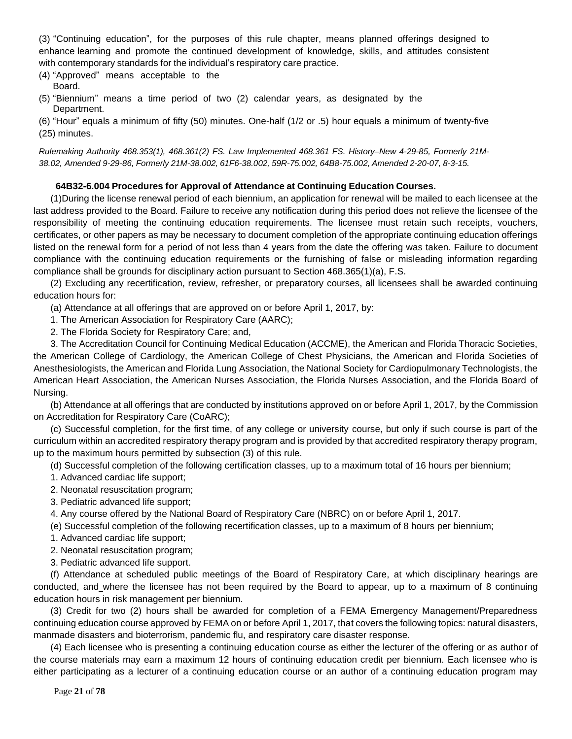(3) "Continuing education", for the purposes of this rule chapter, means planned offerings designed to enhance learning and promote the continued development of knowledge, skills, and attitudes consistent with contemporary standards for the individual's respiratory care practice.

(4) "Approved" means acceptable to the Board.

(5) "Biennium" means a time period of two (2) calendar years, as designated by the Department.

(6) "Hour" equals a minimum of fifty (50) minutes. One-half (1/2 or .5) hour equals a minimum of twenty-five (25) minutes.

*Rulemaking Authority 468.353(1), 468.361(2) FS. Law Implemented 468.361 FS. History–New 4-29-85, Formerly 21M-38.02, Amended 9-29-86, Formerly 21M-38.002, 61F6-38.002, 59R-75.002, 64B8-75.002, Amended 2-20-07, 8-3-15.*

**64B32-6.004 Procedures for Approval of Attendance at Continuing Education Courses.**

(1)During the license renewal period of each biennium, an application for renewal will be mailed to each licensee at the last address provided to the Board. Failure to receive any notification during this period does not relieve the licensee of the responsibility of meeting the continuing education requirements. The licensee must retain such receipts, vouchers, certificates, or other papers as may be necessary to document completion of the appropriate continuing education offerings listed on the renewal form for a period of not less than 4 years from the date the offering was taken. Failure to document compliance with the continuing education requirements or the furnishing of false or misleading information regarding compliance shall be grounds for disciplinary action pursuant to Section 468.365(1)(a), F.S.

(2) Excluding any recertification, review, refresher, or preparatory courses, all licensees shall be awarded continuing education hours for:

(a) Attendance at all offerings that are approved on or before April 1, 2017, by:

1. The American Association for Respiratory Care (AARC);

2. The Florida Society for Respiratory Care; and,

3. The Accreditation Council for Continuing Medical Education (ACCME), the American and Florida Thoracic Societies, the American College of Cardiology, the American College of Chest Physicians, the American and Florida Societies of Anesthesiologists, the American and Florida Lung Association, the National Society for Cardiopulmonary Technologists, the American Heart Association, the American Nurses Association, the Florida Nurses Association, and the Florida Board of Nursing.

(b) Attendance at all offerings that are conducted by institutions approved on or before April 1, 2017, by the Commission on Accreditation for Respiratory Care (CoARC);

(c) Successful completion, for the first time, of any college or university course, but only if such course is part of the curriculum within an accredited respiratory therapy program and is provided by that accredited respiratory therapy program, up to the maximum hours permitted by subsection (3) of this rule.

(d) Successful completion of the following certification classes, up to a maximum total of 16 hours per biennium;

1. Advanced cardiac life support;

2. Neonatal resuscitation program;

3. Pediatric advanced life support;

4. Any course offered by the National Board of Respiratory Care (NBRC) on or before April 1, 2017.

(e) Successful completion of the following recertification classes, up to a maximum of 8 hours per biennium;

1. Advanced cardiac life support;

2. Neonatal resuscitation program;

3. Pediatric advanced life support.

(f) Attendance at scheduled public meetings of the Board of Respiratory Care, at which disciplinary hearings are conducted, and where the licensee has not been required by the Board to appear, up to a maximum of 8 continuing education hours in risk management per biennium.

(3) Credit for two (2) hours shall be awarded for completion of a FEMA Emergency Management/Preparedness continuing education course approved by FEMA on or before April 1, 2017, that covers the following topics: natural disasters, manmade disasters and bioterrorism, pandemic flu, and respiratory care disaster response.

(4) Each licensee who is presenting a continuing education course as either the lecturer of the offering or as author of the course materials may earn a maximum 12 hours of continuing education credit per biennium. Each licensee who is either participating as a lecturer of a continuing education course or an author of a continuing education program may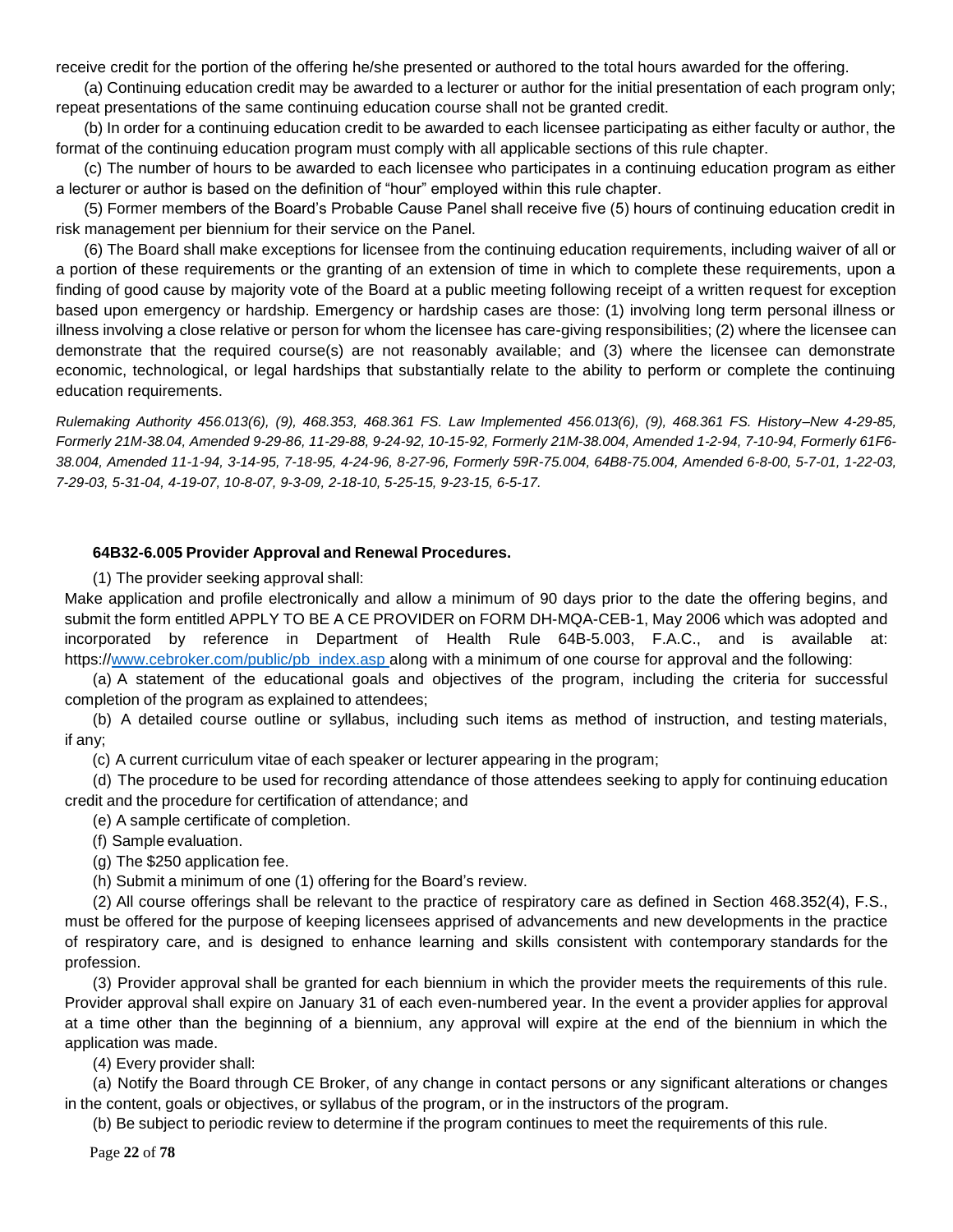receive credit for the portion of the offering he/she presented or authored to the total hours awarded for the offering.

(a) Continuing education credit may be awarded to a lecturer or author for the initial presentation of each program only; repeat presentations of the same continuing education course shall not be granted credit.

(b) In order for a continuing education credit to be awarded to each licensee participating as either faculty or author, the format of the continuing education program must comply with all applicable sections of this rule chapter.

(c) The number of hours to be awarded to each licensee who participates in a continuing education program as either a lecturer or author is based on the definition of "hour" employed within this rule chapter.

(5) Former members of the Board's Probable Cause Panel shall receive five (5) hours of continuing education credit in risk management per biennium for their service on the Panel.

(6) The Board shall make exceptions for licensee from the continuing education requirements, including waiver of all or a portion of these requirements or the granting of an extension of time in which to complete these requirements, upon a finding of good cause by majority vote of the Board at a public meeting following receipt of a written request for exception based upon emergency or hardship. Emergency or hardship cases are those: (1) involving long term personal illness or illness involving a close relative or person for whom the licensee has care-giving responsibilities; (2) where the licensee can demonstrate that the required course(s) are not reasonably available; and (3) where the licensee can demonstrate economic, technological, or legal hardships that substantially relate to the ability to perform or complete the continuing education requirements.

*Rulemaking Authority 456.013(6), (9), 468.353, 468.361 FS. Law Implemented 456.013(6), (9), 468.361 FS. History–New 4-29-85, Formerly 21M-38.04, Amended 9-29-86, 11-29-88, 9-24-92, 10-15-92, Formerly 21M-38.004, Amended 1-2-94, 7-10-94, Formerly 61F6-38.004, Amended 11-1-94, 3-14-95, 7-18-95, 4-24-96, 8-27-96, Formerly 59R-75.004, 64B8-75.004, Amended 6-8-00, 5-7-01, 1-22-03, 7-29-03, 5-31-04, 4-19-07, 10-8-07, 9-3-09, 2-18-10, 5-25-15, 9-23-15, 6-5-17.*

**64B32-6.005 Provider Approval and Renewal Procedures.**

(1) The provider seeking approval shall:

Make application and profile electronically and allow a minimum of 90 days prior to the date the offering begins, and submit the form entitled APPLY TO BE A CE PROVIDER on FORM DH-MQA-CEB-1, May 2006 which was adopted and incorporated by reference in Department of Health Rule 64B-5.003, F.A.C., and is available at: https://www.cebroker.com/public/pb_index.asp along with a minimum of one course for approval and the following:

(a) A statement of the educational goals and objectives of the program, including the criteria for successful completion of the program as explained to attendees;

(b) A detailed course outline or syllabus, including such items as method of instruction, and testing materials, if any;

(c) A current curriculum vitae of each speaker or lecturer appearing in the program;

(d) The procedure to be used for recording attendance of those attendees seeking to apply for continuing education credit and the procedure for certification of attendance; and

(e) A sample certificate of completion.

(f) Sample evaluation.

(g) The $250 application fee.

(h) Submit a minimum of one (1) offering for the Board's review.

(2) All course offerings shall be relevant to the practice of respiratory care as defined in Section 468.352(4), F.S., must be offered for the purpose of keeping licensees apprised of advancements and new developments in the practice of respiratory care, and is designed to enhance learning and skills consistent with contemporary standards for the profession.

(3) Provider approval shall be granted for each biennium in which the provider meets the requirements of this rule. Provider approval shall expire on January 31 of each even-numbered year. In the event a provider applies for approval at a time other than the beginning of a biennium, any approval will expire at the end of the biennium in which the application was made.

(4) Every provider shall:

(a) Notify the Board through CE Broker, of any change in contact persons or any significant alterations or changes in the content, goals or objectives, or syllabus of the program, or in the instructors of the program.

(b) Be subject to periodic review to determine if the program continues to meet the requirements of this rule.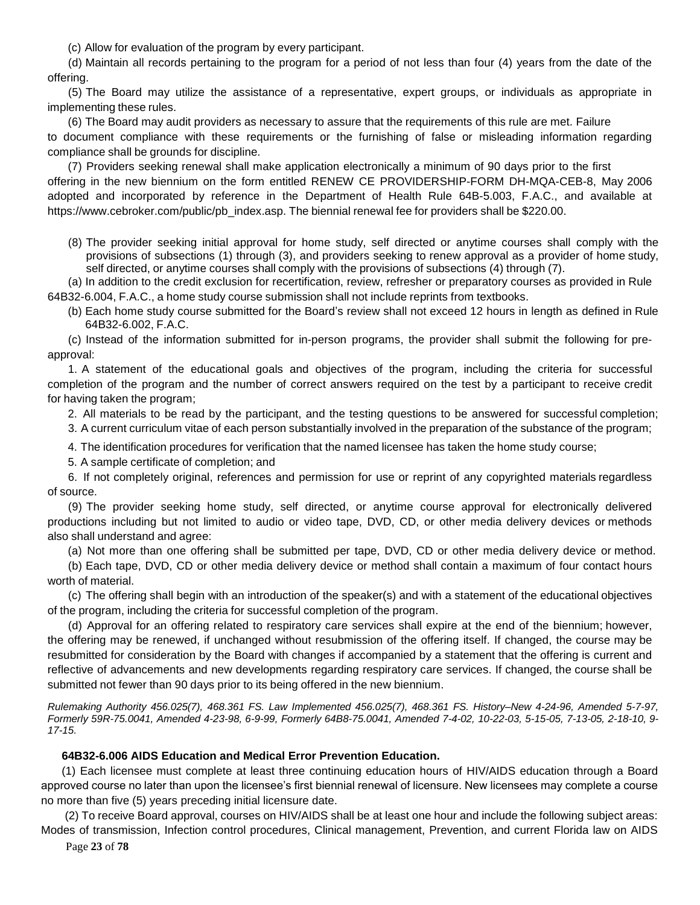(c) Allow for evaluation of the program by every participant.

(d) Maintain all records pertaining to the program for a period of not less than four (4) years from the date of the offering.

(5) The Board may utilize the assistance of a representative, expert groups, or individuals as appropriate in implementing these rules.

(6) The Board may audit providers as necessary to assure that the requirements of this rule are met. Failure to document compliance with these requirements or the furnishing of false or misleading information regarding compliance shall be grounds for discipline.

(7) Providers seeking renewal shall make application electronically a minimum of 90 days prior to the first offering in the new biennium on the form entitled RENEW CE PROVIDERSHIP-FORM DH-MQA-CEB-8, May 2006 adopted and incorporated by reference in the Department of Health Rule 64B-5.003, F.A.C., and available at https://www.cebroker.com/public/pb_index.asp. The biennial renewal fee for providers shall be $220.00.

(8) The provider seeking initial approval for home study, self directed or anytime courses shall comply with the provisions of subsections (1) through (3), and providers seeking to renew approval as a provider of home study, self directed, or anytime courses shall comply with the provisions of subsections (4) through (7).

(a) In addition to the credit exclusion for recertification, review, refresher or preparatory courses as provided in Rule 64B32-6.004, F.A.C., a home study course submission shall not include reprints from textbooks.

(b) Each home study course submitted for the Board's review shall not exceed 12 hours in length as defined in Rule 64B32-6.002, F.A.C.

(c) Instead of the information submitted for in-person programs, the provider shall submit the following for pre-approval:

1. A statement of the educational goals and objectives of the program, including the criteria for successful completion of the program and the number of correct answers required on the test by a participant to receive credit for having taken the program;

2. All materials to be read by the participant, and the testing questions to be answered for successful completion;

3. A current curriculum vitae of each person substantially involved in the preparation of the substance of the program;

4. The identification procedures for verification that the named licensee has taken the home study course;

5. A sample certificate of completion; and

6. If not completely original, references and permission for use or reprint of any copyrighted materials regardless of source.

(9) The provider seeking home study, self directed, or anytime course approval for electronically delivered productions including but not limited to audio or video tape, DVD, CD, or other media delivery devices or methods also shall understand and agree:

(a) Not more than one offering shall be submitted per tape, DVD, CD or other media delivery device or method.

(b) Each tape, DVD, CD or other media delivery device or method shall contain a maximum of four contact hours worth of material.

(c) The offering shall begin with an introduction of the speaker(s) and with a statement of the educational objectives of the program, including the criteria for successful completion of the program.

(d) Approval for an offering related to respiratory care services shall expire at the end of the biennium; however, the offering may be renewed, if unchanged without resubmission of the offering itself. If changed, the course may be resubmitted for consideration by the Board with changes if accompanied by a statement that the offering is current and reflective of advancements and new developments regarding respiratory care services. If changed, the course shall be submitted not fewer than 90 days prior to its being offered in the new biennium.

*Rulemaking Authority 456.025(7), 468.361 FS. Law Implemented 456.025(7), 468.361 FS. History–New 4-24-96, Amended 5-7-97, Formerly 59R-75.0041, Amended 4-23-98, 6-9-99, Formerly 64B8-75.0041, Amended 7-4-02, 10-22-03, 5-15-05, 7-13-05, 2-18-10, 9-17-15.*

**64B32-6.006 AIDS Education and Medical Error Prevention Education.**

(1) Each licensee must complete at least three continuing education hours of HIV/AIDS education through a Board approved course no later than upon the licensee's first biennial renewal of licensure. New licensees may complete a course no more than five (5) years preceding initial licensure date.

(2) To receive Board approval, courses on HIV/AIDS shall be at least one hour and include the following subject areas: Modes of transmission, Infection control procedures, Clinical management, Prevention, and current Florida law on AIDS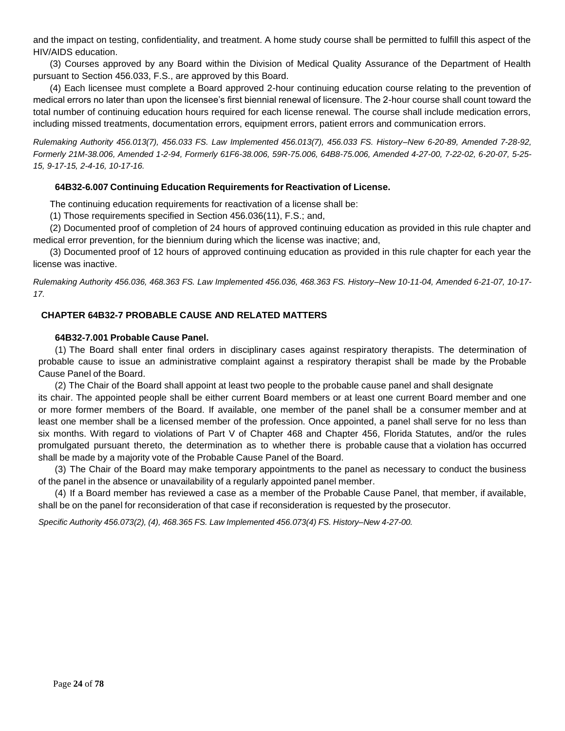and the impact on testing, confidentiality, and treatment. A home study course shall be permitted to fulfill this aspect of the HIV/AIDS education.

(3) Courses approved by any Board within the Division of Medical Quality Assurance of the Department of Health pursuant to Section 456.033, F.S., are approved by this Board.

(4) Each licensee must complete a Board approved 2-hour continuing education course relating to the prevention of medical errors no later than upon the licensee's first biennial renewal of licensure. The 2-hour course shall count toward the total number of continuing education hours required for each license renewal. The course shall include medication errors, including missed treatments, documentation errors, equipment errors, patient errors and communication errors.

*Rulemaking Authority 456.013(7), 456.033 FS. Law Implemented 456.013(7), 456.033 FS. History–New 6-20-89, Amended 7-28-92, Formerly 21M-38.006, Amended 1-2-94, Formerly 61F6-38.006, 59R-75.006, 64B8-75.006, Amended 4-27-00, 7-22-02, 6-20-07, 5-25-15, 9-17-15, 2-4-16, 10-17-16.*

### 64B32-6.007 Continuing Education Requirements for Reactivation of License.

The continuing education requirements for reactivation of a license shall be:

(1) Those requirements specified in Section 456.036(11), F.S.; and,

(2) Documented proof of completion of 24 hours of approved continuing education as provided in this rule chapter and medical error prevention, for the biennium during which the license was inactive; and,

(3) Documented proof of 12 hours of approved continuing education as provided in this rule chapter for each year the license was inactive.

*Rulemaking Authority 456.036, 468.363 FS. Law Implemented 456.036, 468.363 FS. History–New 10-11-04, Amended 6-21-07, 10-17-17.*

## CHAPTER 64B32-7 PROBABLE CAUSE AND RELATED MATTERS

### 64B32-7.001 Probable Cause Panel.

(1) The Board shall enter final orders in disciplinary cases against respiratory therapists. The determination of probable cause to issue an administrative complaint against a respiratory therapist shall be made by the Probable Cause Panel of the Board.

(2) The Chair of the Board shall appoint at least two people to the probable cause panel and shall designate its chair. The appointed people shall be either current Board members or at least one current Board member and one or more former members of the Board. If available, one member of the panel shall be a consumer member and at least one member shall be a licensed member of the profession. Once appointed, a panel shall serve for no less than six months. With regard to violations of Part V of Chapter 468 and Chapter 456, Florida Statutes, and/or the rules promulgated pursuant thereto, the determination as to whether there is probable cause that a violation has occurred shall be made by a majority vote of the Probable Cause Panel of the Board.

(3) The Chair of the Board may make temporary appointments to the panel as necessary to conduct the business of the panel in the absence or unavailability of a regularly appointed panel member.

(4) If a Board member has reviewed a case as a member of the Probable Cause Panel, that member, if available, shall be on the panel for reconsideration of that case if reconsideration is requested by the prosecutor.

*Specific Authority 456.073(2), (4), 468.365 FS. Law Implemented 456.073(4) FS. History–New 4-27-00.*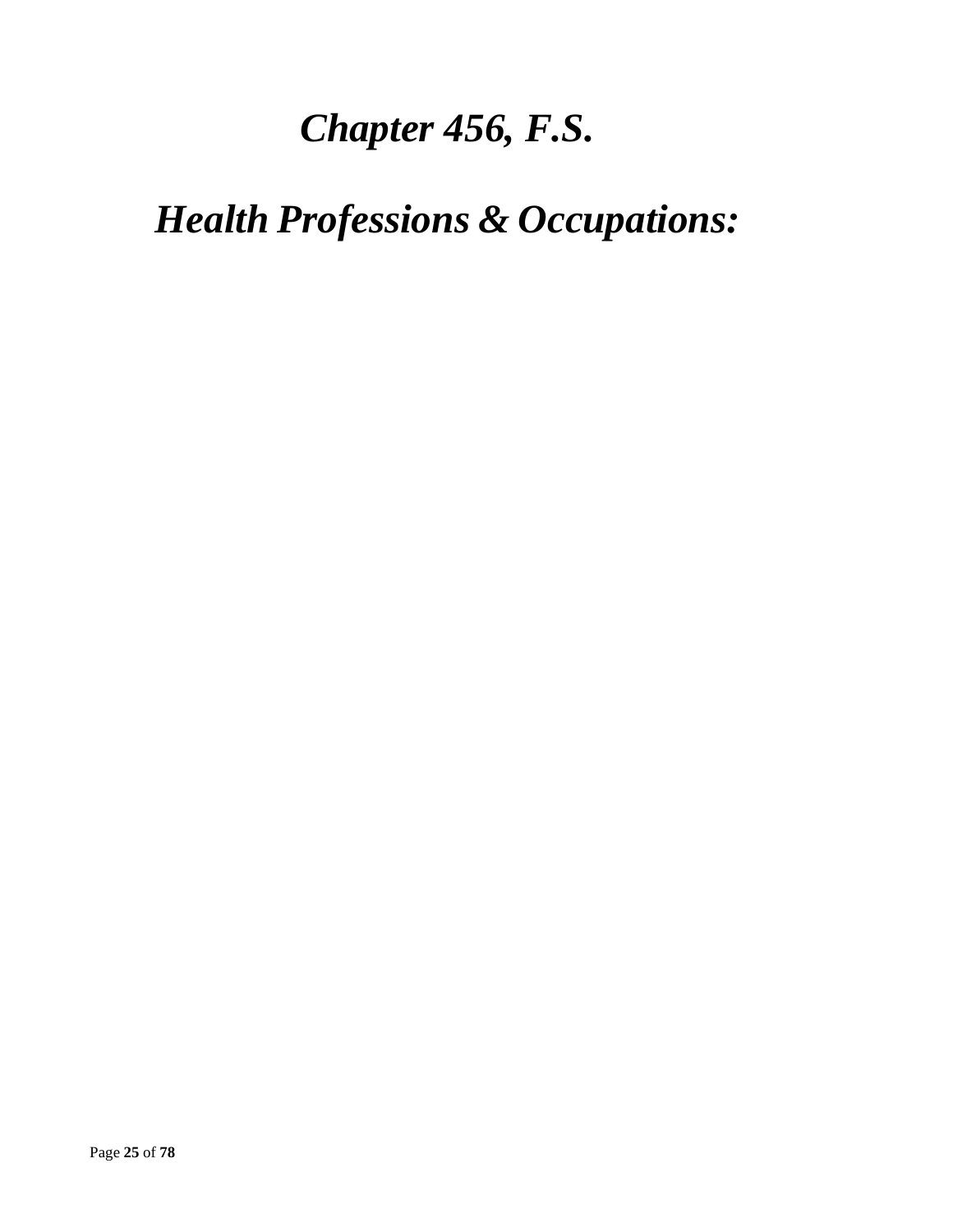# *Chapter 456, F.S.*

# *Health Professions & Occupations:*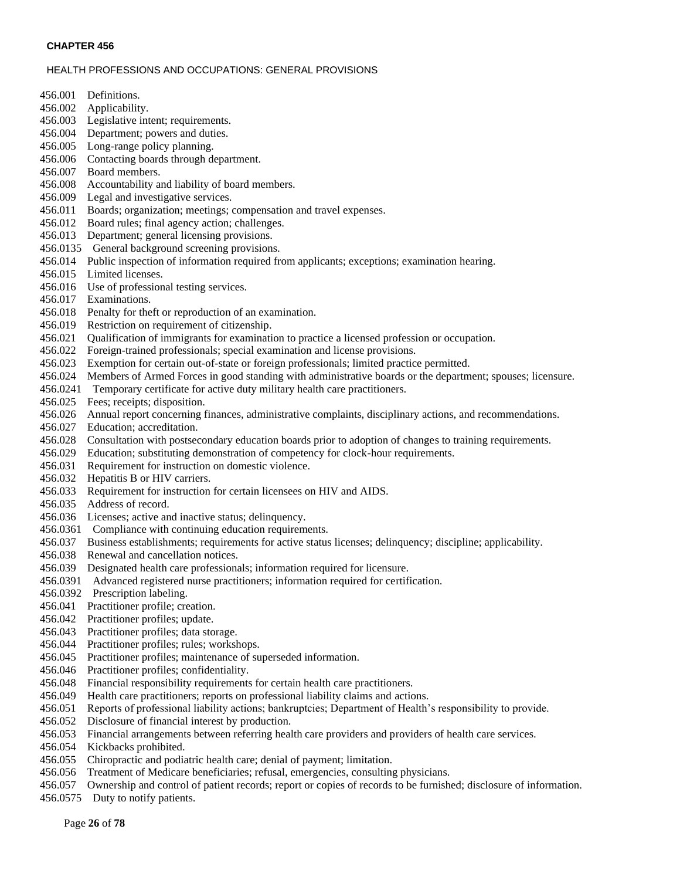**CHAPTER 456**

HEALTH PROFESSIONS AND OCCUPATIONS: GENERAL PROVISIONS

456.001 Definitions.
456.002 Applicability.
456.003 Legislative intent; requirements.
456.004 Department; powers and duties.
456.005 Long-range policy planning.
456.006 Contacting boards through department.
456.007 Board members.
456.008 Accountability and liability of board members.
456.009 Legal and investigative services.
456.011 Boards; organization; meetings; compensation and travel expenses.
456.012 Board rules; final agency action; challenges.
456.013 Department; general licensing provisions.
456.0135 General background screening provisions.
456.014 Public inspection of information required from applicants; exceptions; examination hearing.
456.015 Limited licenses.
456.016 Use of professional testing services.
456.017 Examinations.
456.018 Penalty for theft or reproduction of an examination.
456.019 Restriction on requirement of citizenship.
456.021 Qualification of immigrants for examination to practice a licensed profession or occupation.
456.022 Foreign-trained professionals; special examination and license provisions.
456.023 Exemption for certain out-of-state or foreign professionals; limited practice permitted.
456.024 Members of Armed Forces in good standing with administrative boards or the department; spouses; licensure.
456.0241 Temporary certificate for active duty military health care practitioners.
456.025 Fees; receipts; disposition.
456.026 Annual report concerning finances, administrative complaints, disciplinary actions, and recommendations.
456.027 Education; accreditation.
456.028 Consultation with postsecondary education boards prior to adoption of changes to training requirements.
456.029 Education; substituting demonstration of competency for clock-hour requirements.
456.031 Requirement for instruction on domestic violence.
456.032 Hepatitis B or HIV carriers.
456.033 Requirement for instruction for certain licensees on HIV and AIDS.
456.035 Address of record.
456.036 Licenses; active and inactive status; delinquency.
456.0361 Compliance with continuing education requirements.
456.037 Business establishments; requirements for active status licenses; delinquency; discipline; applicability.
456.038 Renewal and cancellation notices.
456.039 Designated health care professionals; information required for licensure.
456.0391 Advanced registered nurse practitioners; information required for certification.
456.0392 Prescription labeling.
456.041 Practitioner profile; creation.
456.042 Practitioner profiles; update.
456.043 Practitioner profiles; data storage.
456.044 Practitioner profiles; rules; workshops.
456.045 Practitioner profiles; maintenance of superseded information.
456.046 Practitioner profiles; confidentiality.
456.048 Financial responsibility requirements for certain health care practitioners.
456.049 Health care practitioners; reports on professional liability claims and actions.
456.051 Reports of professional liability actions; bankruptcies; Department of Health's responsibility to provide.
456.052 Disclosure of financial interest by production.
456.053 Financial arrangements between referring health care providers and providers of health care services.
456.054 Kickbacks prohibited.
456.055 Chiropractic and podiatric health care; denial of payment; limitation.
456.056 Treatment of Medicare beneficiaries; refusal, emergencies, consulting physicians.
456.057 Ownership and control of patient records; report or copies of records to be furnished; disclosure of information.
456.0575 Duty to notify patients.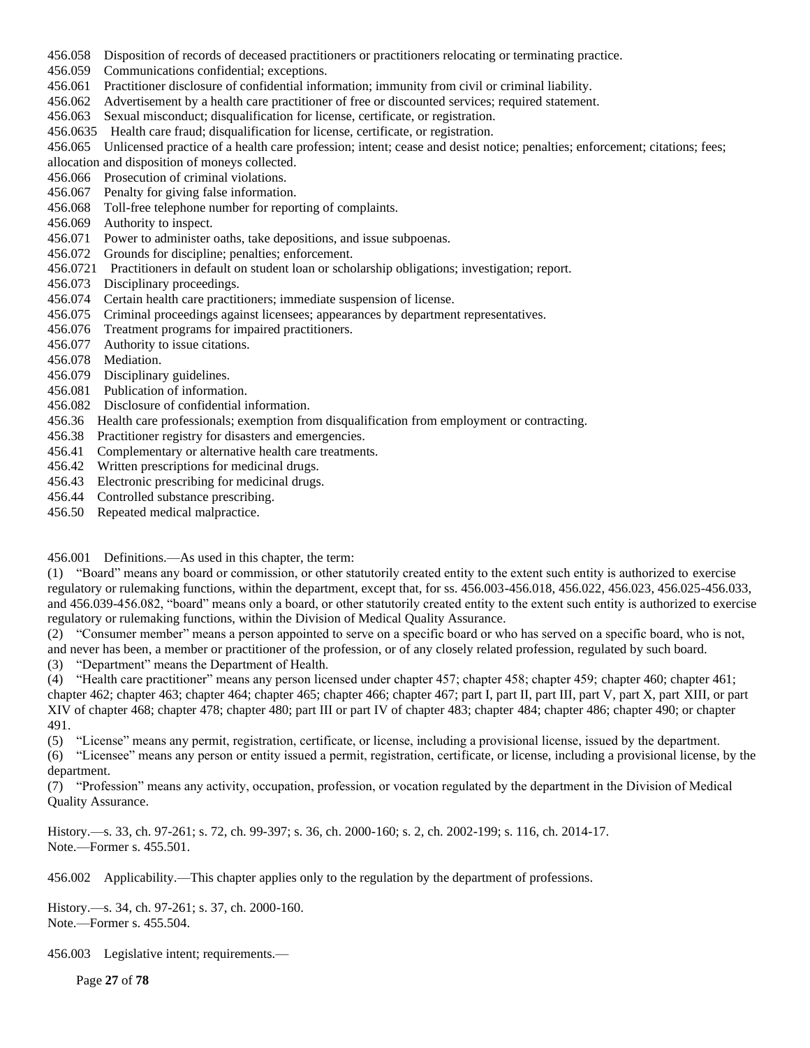456.058 Disposition of records of deceased practitioners or practitioners relocating or terminating practice.
456.059 Communications confidential; exceptions.
456.061 Practitioner disclosure of confidential information; immunity from civil or criminal liability.
456.062 Advertisement by a health care practitioner of free or discounted services; required statement.
456.063 Sexual misconduct; disqualification for license, certificate, or registration.
456.0635 Health care fraud; disqualification for license, certificate, or registration.
456.065 Unlicensed practice of a health care profession; intent; cease and desist notice; penalties; enforcement; citations; fees; allocation and disposition of moneys collected.
456.066 Prosecution of criminal violations.
456.067 Penalty for giving false information.
456.068 Toll-free telephone number for reporting of complaints.
456.069 Authority to inspect.
456.071 Power to administer oaths, take depositions, and issue subpoenas.
456.072 Grounds for discipline; penalties; enforcement.
456.0721 Practitioners in default on student loan or scholarship obligations; investigation; report.
456.073 Disciplinary proceedings.
456.074 Certain health care practitioners; immediate suspension of license.
456.075 Criminal proceedings against licensees; appearances by department representatives.
456.076 Treatment programs for impaired practitioners.
456.077 Authority to issue citations.
456.078 Mediation.
456.079 Disciplinary guidelines.
456.081 Publication of information.
456.082 Disclosure of confidential information.
456.36 Health care professionals; exemption from disqualification from employment or contracting.
456.38 Practitioner registry for disasters and emergencies.
456.41 Complementary or alternative health care treatments.
456.42 Written prescriptions for medicinal drugs.
456.43 Electronic prescribing for medicinal drugs.
456.44 Controlled substance prescribing.
456.50 Repeated medical malpractice.

456.001 Definitions.—As used in this chapter, the term:

(1) "Board" means any board or commission, or other statutorily created entity to the extent such entity is authorized to exercise regulatory or rulemaking functions, within the department, except that, for ss. 456.003-456.018, 456.022, 456.023, 456.025-456.033, and 456.039-456.082, "board" means only a board, or other statutorily created entity to the extent such entity is authorized to exercise regulatory or rulemaking functions, within the Division of Medical Quality Assurance.

(2) "Consumer member" means a person appointed to serve on a specific board or who has served on a specific board, who is not, and never has been, a member or practitioner of the profession, or of any closely related profession, regulated by such board.

(3) "Department" means the Department of Health.

(4) "Health care practitioner" means any person licensed under chapter 457; chapter 458; chapter 459; chapter 460; chapter 461; chapter 462; chapter 463; chapter 464; chapter 465; chapter 466; chapter 467; part I, part II, part III, part V, part X, part XIII, or part XIV of chapter 468; chapter 478; chapter 480; part III or part IV of chapter 483; chapter 484; chapter 486; chapter 490; or chapter 491.

(5) "License" means any permit, registration, certificate, or license, including a provisional license, issued by the department.

(6) "Licensee" means any person or entity issued a permit, registration, certificate, or license, including a provisional license, by the department.

(7) "Profession" means any activity, occupation, profession, or vocation regulated by the department in the Division of Medical Quality Assurance.

History.—s. 33, ch. 97-261; s. 72, ch. 99-397; s. 36, ch. 2000-160; s. 2, ch. 2002-199; s. 116, ch. 2014-17.
Note.—Former s. 455.501.

456.002 Applicability.—This chapter applies only to the regulation by the department of professions.

History.—s. 34, ch. 97-261; s. 37, ch. 2000-160.
Note.—Former s. 455.504.

456.003 Legislative intent; requirements.—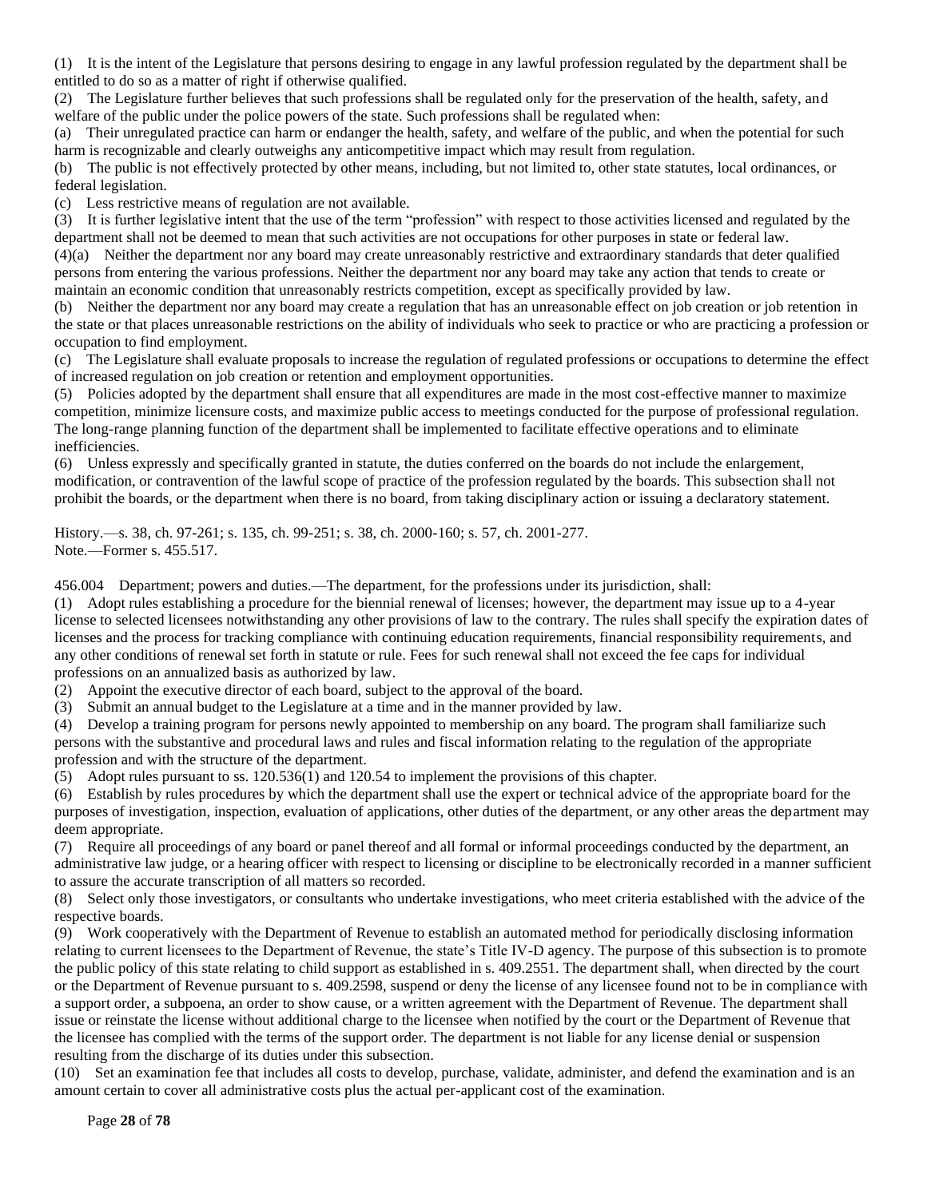(1) It is the intent of the Legislature that persons desiring to engage in any lawful profession regulated by the department shall be entitled to do so as a matter of right if otherwise qualified.

(2) The Legislature further believes that such professions shall be regulated only for the preservation of the health, safety, and welfare of the public under the police powers of the state. Such professions shall be regulated when:

(a) Their unregulated practice can harm or endanger the health, safety, and welfare of the public, and when the potential for such harm is recognizable and clearly outweighs any anticompetitive impact which may result from regulation.

(b) The public is not effectively protected by other means, including, but not limited to, other state statutes, local ordinances, or federal legislation.

(c) Less restrictive means of regulation are not available.

(3) It is further legislative intent that the use of the term "profession" with respect to those activities licensed and regulated by the department shall not be deemed to mean that such activities are not occupations for other purposes in state or federal law.

(4)(a) Neither the department nor any board may create unreasonably restrictive and extraordinary standards that deter qualified persons from entering the various professions. Neither the department nor any board may take any action that tends to create or maintain an economic condition that unreasonably restricts competition, except as specifically provided by law.

(b) Neither the department nor any board may create a regulation that has an unreasonable effect on job creation or job retention in the state or that places unreasonable restrictions on the ability of individuals who seek to practice or who are practicing a profession or occupation to find employment.

(c) The Legislature shall evaluate proposals to increase the regulation of regulated professions or occupations to determine the effect of increased regulation on job creation or retention and employment opportunities.

(5) Policies adopted by the department shall ensure that all expenditures are made in the most cost-effective manner to maximize competition, minimize licensure costs, and maximize public access to meetings conducted for the purpose of professional regulation. The long-range planning function of the department shall be implemented to facilitate effective operations and to eliminate inefficiencies.

(6) Unless expressly and specifically granted in statute, the duties conferred on the boards do not include the enlargement, modification, or contravention of the lawful scope of practice of the profession regulated by the boards. This subsection shall not prohibit the boards, or the department when there is no board, from taking disciplinary action or issuing a declaratory statement.

History.—s. 38, ch. 97-261; s. 135, ch. 99-251; s. 38, ch. 2000-160; s. 57, ch. 2001-277.
Note.—Former s. 455.517.

456.004 Department; powers and duties.—The department, for the professions under its jurisdiction, shall:

(1) Adopt rules establishing a procedure for the biennial renewal of licenses; however, the department may issue up to a 4-year license to selected licensees notwithstanding any other provisions of law to the contrary. The rules shall specify the expiration dates of licenses and the process for tracking compliance with continuing education requirements, financial responsibility requirements, and any other conditions of renewal set forth in statute or rule. Fees for such renewal shall not exceed the fee caps for individual professions on an annualized basis as authorized by law.

(2) Appoint the executive director of each board, subject to the approval of the board.

(3) Submit an annual budget to the Legislature at a time and in the manner provided by law.

(4) Develop a training program for persons newly appointed to membership on any board. The program shall familiarize such persons with the substantive and procedural laws and rules and fiscal information relating to the regulation of the appropriate profession and with the structure of the department.

(5) Adopt rules pursuant to ss. 120.536(1) and 120.54 to implement the provisions of this chapter.

(6) Establish by rules procedures by which the department shall use the expert or technical advice of the appropriate board for the purposes of investigation, inspection, evaluation of applications, other duties of the department, or any other areas the department may deem appropriate.

(7) Require all proceedings of any board or panel thereof and all formal or informal proceedings conducted by the department, an administrative law judge, or a hearing officer with respect to licensing or discipline to be electronically recorded in a manner sufficient to assure the accurate transcription of all matters so recorded.

(8) Select only those investigators, or consultants who undertake investigations, who meet criteria established with the advice of the respective boards.

(9) Work cooperatively with the Department of Revenue to establish an automated method for periodically disclosing information relating to current licensees to the Department of Revenue, the state's Title IV-D agency. The purpose of this subsection is to promote the public policy of this state relating to child support as established in s. 409.2551. The department shall, when directed by the court or the Department of Revenue pursuant to s. 409.2598, suspend or deny the license of any licensee found not to be in compliance with a support order, a subpoena, an order to show cause, or a written agreement with the Department of Revenue. The department shall issue or reinstate the license without additional charge to the licensee when notified by the court or the Department of Revenue that the licensee has complied with the terms of the support order. The department is not liable for any license denial or suspension resulting from the discharge of its duties under this subsection.

(10) Set an examination fee that includes all costs to develop, purchase, validate, administer, and defend the examination and is an amount certain to cover all administrative costs plus the actual per-applicant cost of the examination.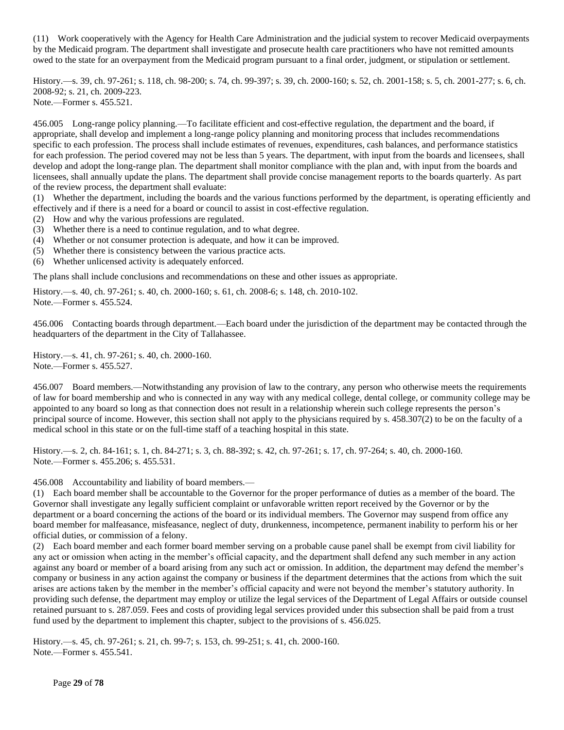(11) Work cooperatively with the Agency for Health Care Administration and the judicial system to recover Medicaid overpayments by the Medicaid program. The department shall investigate and prosecute health care practitioners who have not remitted amounts owed to the state for an overpayment from the Medicaid program pursuant to a final order, judgment, or stipulation or settlement.

History.—s. 39, ch. 97-261; s. 118, ch. 98-200; s. 74, ch. 99-397; s. 39, ch. 2000-160; s. 52, ch. 2001-158; s. 5, ch. 2001-277; s. 6, ch. 2008-92; s. 21, ch. 2009-223.
Note.—Former s. 455.521.

456.005 Long-range policy planning.—To facilitate efficient and cost-effective regulation, the department and the board, if appropriate, shall develop and implement a long-range policy planning and monitoring process that includes recommendations specific to each profession. The process shall include estimates of revenues, expenditures, cash balances, and performance statistics for each profession. The period covered may not be less than 5 years. The department, with input from the boards and licensees, shall develop and adopt the long-range plan. The department shall monitor compliance with the plan and, with input from the boards and licensees, shall annually update the plans. The department shall provide concise management reports to the boards quarterly. As part of the review process, the department shall evaluate:
(1) Whether the department, including the boards and the various functions performed by the department, is operating efficiently and effectively and if there is a need for a board or council to assist in cost-effective regulation.
(2) How and why the various professions are regulated.
(3) Whether there is a need to continue regulation, and to what degree.
(4) Whether or not consumer protection is adequate, and how it can be improved.
(5) Whether there is consistency between the various practice acts.
(6) Whether unlicensed activity is adequately enforced.

The plans shall include conclusions and recommendations on these and other issues as appropriate.

History.—s. 40, ch. 97-261; s. 40, ch. 2000-160; s. 61, ch. 2008-6; s. 148, ch. 2010-102.
Note.—Former s. 455.524.

456.006 Contacting boards through department.—Each board under the jurisdiction of the department may be contacted through the headquarters of the department in the City of Tallahassee.

History.—s. 41, ch. 97-261; s. 40, ch. 2000-160.
Note.—Former s. 455.527.

456.007 Board members.—Notwithstanding any provision of law to the contrary, any person who otherwise meets the requirements of law for board membership and who is connected in any way with any medical college, dental college, or community college may be appointed to any board so long as that connection does not result in a relationship wherein such college represents the person's principal source of income. However, this section shall not apply to the physicians required by s. 458.307(2) to be on the faculty of a medical school in this state or on the full-time staff of a teaching hospital in this state.

History.—s. 2, ch. 84-161; s. 1, ch. 84-271; s. 3, ch. 88-392; s. 42, ch. 97-261; s. 17, ch. 97-264; s. 40, ch. 2000-160.
Note.—Former s. 455.206; s. 455.531.

456.008 Accountability and liability of board members.—
(1) Each board member shall be accountable to the Governor for the proper performance of duties as a member of the board. The Governor shall investigate any legally sufficient complaint or unfavorable written report received by the Governor or by the department or a board concerning the actions of the board or its individual members. The Governor may suspend from office any board member for malfeasance, misfeasance, neglect of duty, drunkenness, incompetence, permanent inability to perform his or her official duties, or commission of a felony.
(2) Each board member and each former board member serving on a probable cause panel shall be exempt from civil liability for any act or omission when acting in the member's official capacity, and the department shall defend any such member in any action against any board or member of a board arising from any such act or omission. In addition, the department may defend the member's company or business in any action against the company or business if the department determines that the actions from which the suit arises are actions taken by the member in the member's official capacity and were not beyond the member's statutory authority. In providing such defense, the department may employ or utilize the legal services of the Department of Legal Affairs or outside counsel retained pursuant to s. 287.059. Fees and costs of providing legal services provided under this subsection shall be paid from a trust fund used by the department to implement this chapter, subject to the provisions of s. 456.025.

History.—s. 45, ch. 97-261; s. 21, ch. 99-7; s. 153, ch. 99-251; s. 41, ch. 2000-160.
Note.—Former s. 455.541.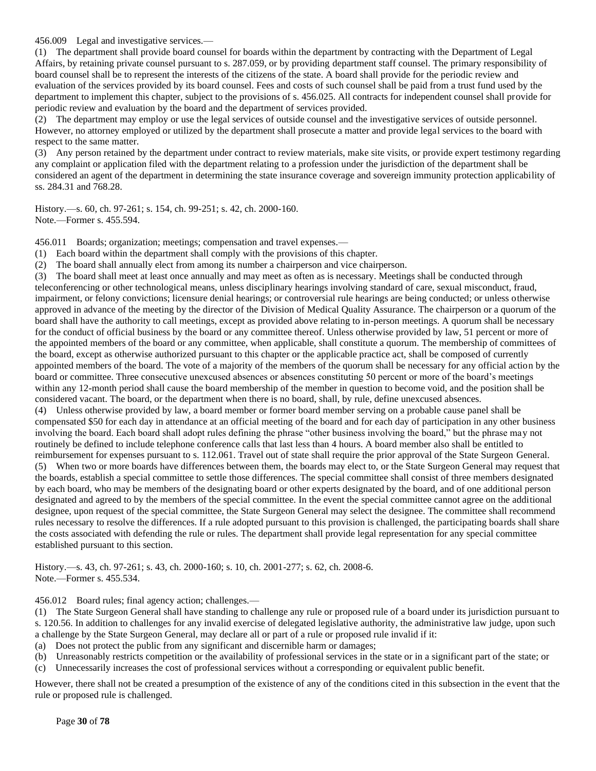456.009 Legal and investigative services.—

(1) The department shall provide board counsel for boards within the department by contracting with the Department of Legal Affairs, by retaining private counsel pursuant to s. 287.059, or by providing department staff counsel. The primary responsibility of board counsel shall be to represent the interests of the citizens of the state. A board shall provide for the periodic review and evaluation of the services provided by its board counsel. Fees and costs of such counsel shall be paid from a trust fund used by the department to implement this chapter, subject to the provisions of s. 456.025. All contracts for independent counsel shall provide for periodic review and evaluation by the board and the department of services provided.

(2) The department may employ or use the legal services of outside counsel and the investigative services of outside personnel. However, no attorney employed or utilized by the department shall prosecute a matter and provide legal services to the board with respect to the same matter.

(3) Any person retained by the department under contract to review materials, make site visits, or provide expert testimony regarding any complaint or application filed with the department relating to a profession under the jurisdiction of the department shall be considered an agent of the department in determining the state insurance coverage and sovereign immunity protection applicability of ss. 284.31 and 768.28.

History.—s. 60, ch. 97-261; s. 154, ch. 99-251; s. 42, ch. 2000-160.
Note.—Former s. 455.594.

456.011 Boards; organization; meetings; compensation and travel expenses.—

(1) Each board within the department shall comply with the provisions of this chapter.

(2) The board shall annually elect from among its number a chairperson and vice chairperson.

(3) The board shall meet at least once annually and may meet as often as is necessary. Meetings shall be conducted through teleconferencing or other technological means, unless disciplinary hearings involving standard of care, sexual misconduct, fraud, impairment, or felony convictions; licensure denial hearings; or controversial rule hearings are being conducted; or unless otherwise approved in advance of the meeting by the director of the Division of Medical Quality Assurance. The chairperson or a quorum of the board shall have the authority to call meetings, except as provided above relating to in-person meetings. A quorum shall be necessary for the conduct of official business by the board or any committee thereof. Unless otherwise provided by law, 51 percent or more of the appointed members of the board or any committee, when applicable, shall constitute a quorum. The membership of committees of the board, except as otherwise authorized pursuant to this chapter or the applicable practice act, shall be composed of currently appointed members of the board. The vote of a majority of the members of the quorum shall be necessary for any official action by the board or committee. Three consecutive unexcused absences or absences constituting 50 percent or more of the board's meetings within any 12-month period shall cause the board membership of the member in question to become void, and the position shall be considered vacant. The board, or the department when there is no board, shall, by rule, define unexcused absences.

(4) Unless otherwise provided by law, a board member or former board member serving on a probable cause panel shall be compensated $50 for each day in attendance at an official meeting of the board and for each day of participation in any other business involving the board. Each board shall adopt rules defining the phrase "other business involving the board," but the phrase may not routinely be defined to include telephone conference calls that last less than 4 hours. A board member also shall be entitled to reimbursement for expenses pursuant to s. 112.061. Travel out of state shall require the prior approval of the State Surgeon General.

(5) When two or more boards have differences between them, the boards may elect to, or the State Surgeon General may request that the boards, establish a special committee to settle those differences. The special committee shall consist of three members designated by each board, who may be members of the designating board or other experts designated by the board, and of one additional person designated and agreed to by the members of the special committee. In the event the special committee cannot agree on the additional designee, upon request of the special committee, the State Surgeon General may select the designee. The committee shall recommend rules necessary to resolve the differences. If a rule adopted pursuant to this provision is challenged, the participating boards shall share the costs associated with defending the rule or rules. The department shall provide legal representation for any special committee established pursuant to this section.

History.—s. 43, ch. 97-261; s. 43, ch. 2000-160; s. 10, ch. 2001-277; s. 62, ch. 2008-6.
Note.—Former s. 455.534.

456.012 Board rules; final agency action; challenges.—

(1) The State Surgeon General shall have standing to challenge any rule or proposed rule of a board under its jurisdiction pursuant to s. 120.56. In addition to challenges for any invalid exercise of delegated legislative authority, the administrative law judge, upon such a challenge by the State Surgeon General, may declare all or part of a rule or proposed rule invalid if it:

(a) Does not protect the public from any significant and discernible harm or damages;

(b) Unreasonably restricts competition or the availability of professional services in the state or in a significant part of the state; or

(c) Unnecessarily increases the cost of professional services without a corresponding or equivalent public benefit.

However, there shall not be created a presumption of the existence of any of the conditions cited in this subsection in the event that the rule or proposed rule is challenged.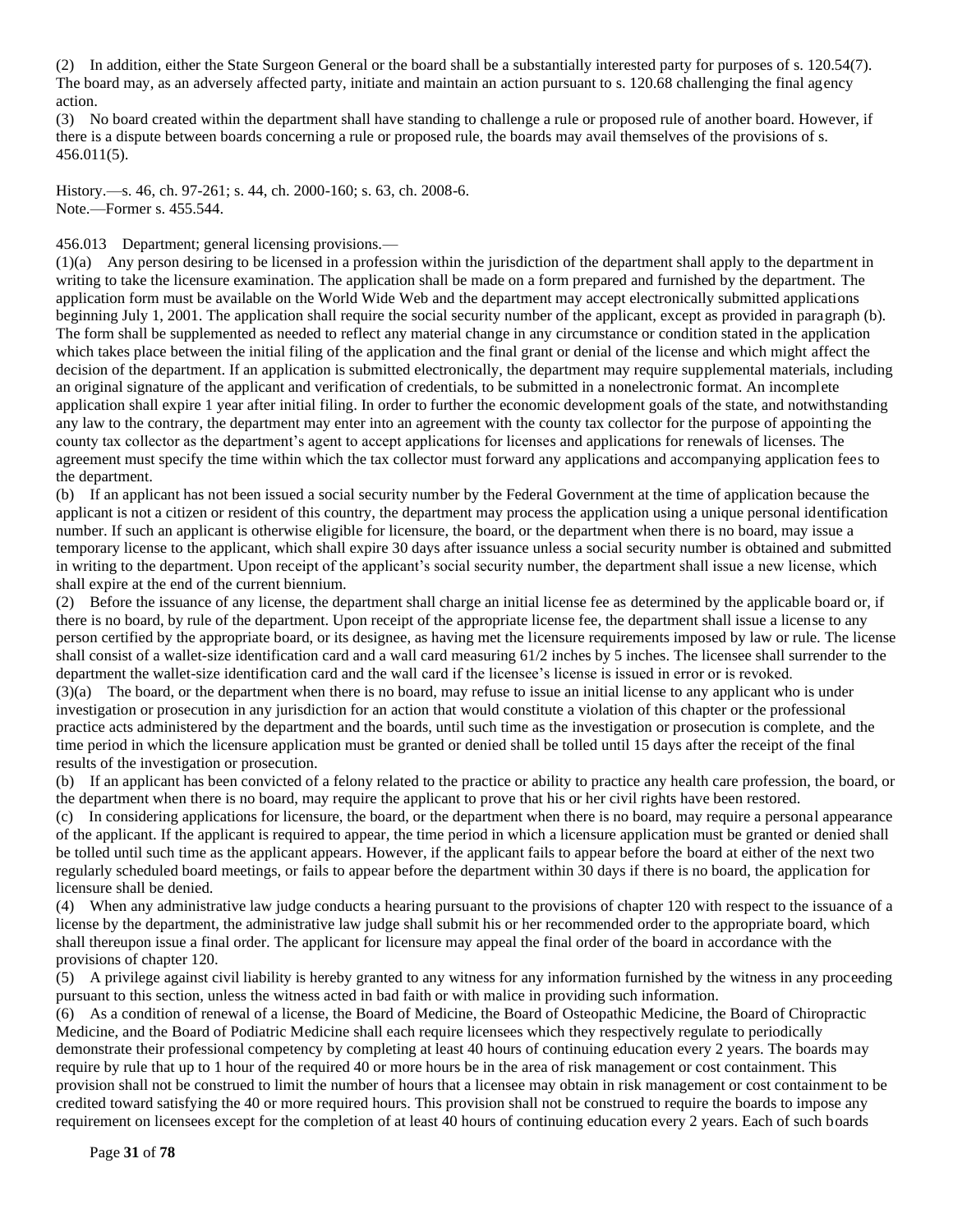(2) In addition, either the State Surgeon General or the board shall be a substantially interested party for purposes of s. 120.54(7). The board may, as an adversely affected party, initiate and maintain an action pursuant to s. 120.68 challenging the final agency action.

(3) No board created within the department shall have standing to challenge a rule or proposed rule of another board. However, if there is a dispute between boards concerning a rule or proposed rule, the boards may avail themselves of the provisions of s. 456.011(5).

History.—s. 46, ch. 97-261; s. 44, ch. 2000-160; s. 63, ch. 2008-6.
Note.—Former s. 455.544.

456.013 Department; general licensing provisions.—

(1)(a) Any person desiring to be licensed in a profession within the jurisdiction of the department shall apply to the department in writing to take the licensure examination. The application shall be made on a form prepared and furnished by the department. The application form must be available on the World Wide Web and the department may accept electronically submitted applications beginning July 1, 2001. The application shall require the social security number of the applicant, except as provided in paragraph (b). The form shall be supplemented as needed to reflect any material change in any circumstance or condition stated in the application which takes place between the initial filing of the application and the final grant or denial of the license and which might affect the decision of the department. If an application is submitted electronically, the department may require supplemental materials, including an original signature of the applicant and verification of credentials, to be submitted in a nonelectronic format. An incomplete application shall expire 1 year after initial filing. In order to further the economic development goals of the state, and notwithstanding any law to the contrary, the department may enter into an agreement with the county tax collector for the purpose of appointing the county tax collector as the department's agent to accept applications for licenses and applications for renewals of licenses. The agreement must specify the time within which the tax collector must forward any applications and accompanying application fees to the department.

(b) If an applicant has not been issued a social security number by the Federal Government at the time of application because the applicant is not a citizen or resident of this country, the department may process the application using a unique personal identification number. If such an applicant is otherwise eligible for licensure, the board, or the department when there is no board, may issue a temporary license to the applicant, which shall expire 30 days after issuance unless a social security number is obtained and submitted in writing to the department. Upon receipt of the applicant's social security number, the department shall issue a new license, which shall expire at the end of the current biennium.

(2) Before the issuance of any license, the department shall charge an initial license fee as determined by the applicable board or, if there is no board, by rule of the department. Upon receipt of the appropriate license fee, the department shall issue a license to any person certified by the appropriate board, or its designee, as having met the licensure requirements imposed by law or rule. The license shall consist of a wallet-size identification card and a wall card measuring 61/2 inches by 5 inches. The licensee shall surrender to the department the wallet-size identification card and the wall card if the licensee's license is issued in error or is revoked.

(3)(a) The board, or the department when there is no board, may refuse to issue an initial license to any applicant who is under investigation or prosecution in any jurisdiction for an action that would constitute a violation of this chapter or the professional practice acts administered by the department and the boards, until such time as the investigation or prosecution is complete, and the time period in which the licensure application must be granted or denied shall be tolled until 15 days after the receipt of the final results of the investigation or prosecution.

(b) If an applicant has been convicted of a felony related to the practice or ability to practice any health care profession, the board, or the department when there is no board, may require the applicant to prove that his or her civil rights have been restored.

(c) In considering applications for licensure, the board, or the department when there is no board, may require a personal appearance of the applicant. If the applicant is required to appear, the time period in which a licensure application must be granted or denied shall be tolled until such time as the applicant appears. However, if the applicant fails to appear before the board at either of the next two regularly scheduled board meetings, or fails to appear before the department within 30 days if there is no board, the application for licensure shall be denied.

(4) When any administrative law judge conducts a hearing pursuant to the provisions of chapter 120 with respect to the issuance of a license by the department, the administrative law judge shall submit his or her recommended order to the appropriate board, which shall thereupon issue a final order. The applicant for licensure may appeal the final order of the board in accordance with the provisions of chapter 120.

(5) A privilege against civil liability is hereby granted to any witness for any information furnished by the witness in any proceeding pursuant to this section, unless the witness acted in bad faith or with malice in providing such information.

(6) As a condition of renewal of a license, the Board of Medicine, the Board of Osteopathic Medicine, the Board of Chiropractic Medicine, and the Board of Podiatric Medicine shall each require licensees which they respectively regulate to periodically demonstrate their professional competency by completing at least 40 hours of continuing education every 2 years. The boards may require by rule that up to 1 hour of the required 40 or more hours be in the area of risk management or cost containment. This provision shall not be construed to limit the number of hours that a licensee may obtain in risk management or cost containment to be credited toward satisfying the 40 or more required hours. This provision shall not be construed to require the boards to impose any requirement on licensees except for the completion of at least 40 hours of continuing education every 2 years. Each of such boards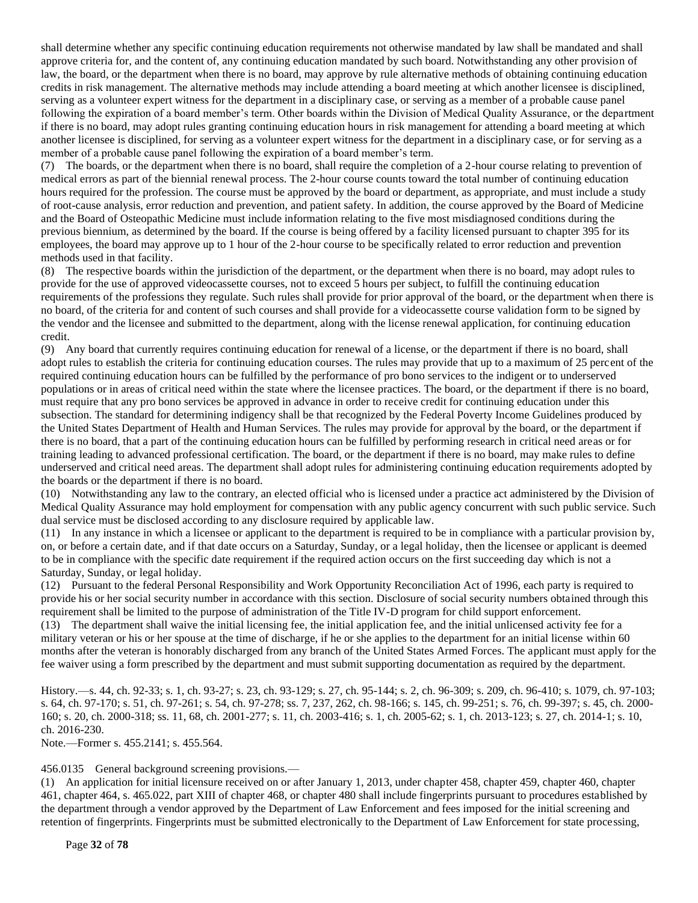shall determine whether any specific continuing education requirements not otherwise mandated by law shall be mandated and shall approve criteria for, and the content of, any continuing education mandated by such board. Notwithstanding any other provision of law, the board, or the department when there is no board, may approve by rule alternative methods of obtaining continuing education credits in risk management. The alternative methods may include attending a board meeting at which another licensee is disciplined, serving as a volunteer expert witness for the department in a disciplinary case, or serving as a member of a probable cause panel following the expiration of a board member's term. Other boards within the Division of Medical Quality Assurance, or the department if there is no board, may adopt rules granting continuing education hours in risk management for attending a board meeting at which another licensee is disciplined, for serving as a volunteer expert witness for the department in a disciplinary case, or for serving as a member of a probable cause panel following the expiration of a board member's term.

(7) The boards, or the department when there is no board, shall require the completion of a 2-hour course relating to prevention of medical errors as part of the biennial renewal process. The 2-hour course counts toward the total number of continuing education hours required for the profession. The course must be approved by the board or department, as appropriate, and must include a study of root-cause analysis, error reduction and prevention, and patient safety. In addition, the course approved by the Board of Medicine and the Board of Osteopathic Medicine must include information relating to the five most misdiagnosed conditions during the previous biennium, as determined by the board. If the course is being offered by a facility licensed pursuant to chapter 395 for its employees, the board may approve up to 1 hour of the 2-hour course to be specifically related to error reduction and prevention methods used in that facility.

(8) The respective boards within the jurisdiction of the department, or the department when there is no board, may adopt rules to provide for the use of approved videocassette courses, not to exceed 5 hours per subject, to fulfill the continuing education requirements of the professions they regulate. Such rules shall provide for prior approval of the board, or the department when there is no board, of the criteria for and content of such courses and shall provide for a videocassette course validation form to be signed by the vendor and the licensee and submitted to the department, along with the license renewal application, for continuing education credit.

(9) Any board that currently requires continuing education for renewal of a license, or the department if there is no board, shall adopt rules to establish the criteria for continuing education courses. The rules may provide that up to a maximum of 25 percent of the required continuing education hours can be fulfilled by the performance of pro bono services to the indigent or to underserved populations or in areas of critical need within the state where the licensee practices. The board, or the department if there is no board, must require that any pro bono services be approved in advance in order to receive credit for continuing education under this subsection. The standard for determining indigency shall be that recognized by the Federal Poverty Income Guidelines produced by the United States Department of Health and Human Services. The rules may provide for approval by the board, or the department if there is no board, that a part of the continuing education hours can be fulfilled by performing research in critical need areas or for training leading to advanced professional certification. The board, or the department if there is no board, may make rules to define underserved and critical need areas. The department shall adopt rules for administering continuing education requirements adopted by the boards or the department if there is no board.

(10) Notwithstanding any law to the contrary, an elected official who is licensed under a practice act administered by the Division of Medical Quality Assurance may hold employment for compensation with any public agency concurrent with such public service. Such dual service must be disclosed according to any disclosure required by applicable law.

(11) In any instance in which a licensee or applicant to the department is required to be in compliance with a particular provision by, on, or before a certain date, and if that date occurs on a Saturday, Sunday, or a legal holiday, then the licensee or applicant is deemed to be in compliance with the specific date requirement if the required action occurs on the first succeeding day which is not a Saturday, Sunday, or legal holiday.

(12) Pursuant to the federal Personal Responsibility and Work Opportunity Reconciliation Act of 1996, each party is required to provide his or her social security number in accordance with this section. Disclosure of social security numbers obtained through this requirement shall be limited to the purpose of administration of the Title IV-D program for child support enforcement.

(13) The department shall waive the initial licensing fee, the initial application fee, and the initial unlicensed activity fee for a military veteran or his or her spouse at the time of discharge, if he or she applies to the department for an initial license within 60 months after the veteran is honorably discharged from any branch of the United States Armed Forces. The applicant must apply for the fee waiver using a form prescribed by the department and must submit supporting documentation as required by the department.

History.—s. 44, ch. 92-33; s. 1, ch. 93-27; s. 23, ch. 93-129; s. 27, ch. 95-144; s. 2, ch. 96-309; s. 209, ch. 96-410; s. 1079, ch. 97-103; s. 64, ch. 97-170; s. 51, ch. 97-261; s. 54, ch. 97-278; ss. 7, 237, 262, ch. 98-166; s. 145, ch. 99-251; s. 76, ch. 99-397; s. 45, ch. 2000-160; s. 20, ch. 2000-318; ss. 11, 68, ch. 2001-277; s. 11, ch. 2003-416; s. 1, ch. 2005-62; s. 1, ch. 2013-123; s. 27, ch. 2014-1; s. 10, ch. 2016-230.

Note.—Former s. 455.2141; s. 455.564.

456.0135 General background screening provisions.—

(1) An application for initial licensure received on or after January 1, 2013, under chapter 458, chapter 459, chapter 460, chapter 461, chapter 464, s. 465.022, part XIII of chapter 468, or chapter 480 shall include fingerprints pursuant to procedures established by the department through a vendor approved by the Department of Law Enforcement and fees imposed for the initial screening and retention of fingerprints. Fingerprints must be submitted electronically to the Department of Law Enforcement for state processing,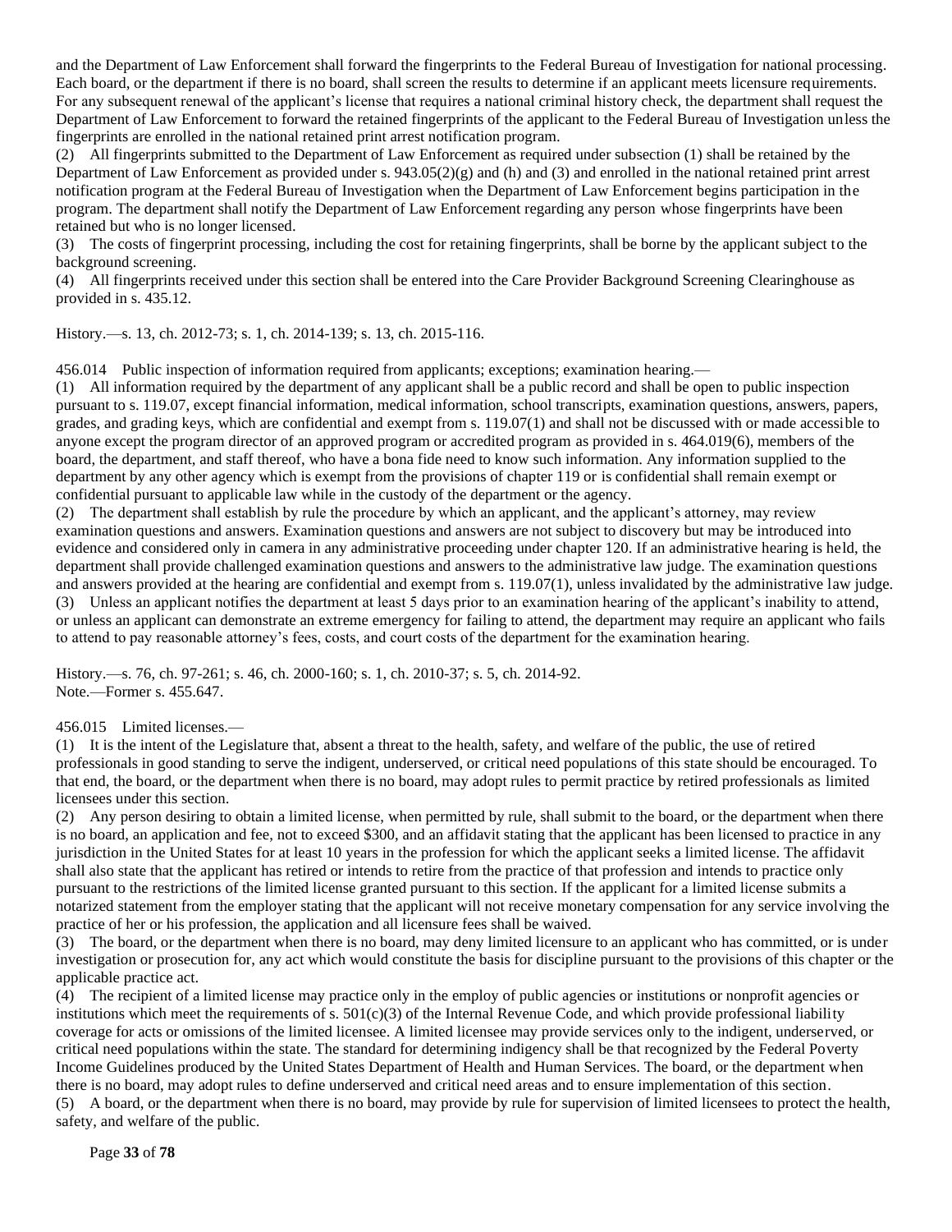and the Department of Law Enforcement shall forward the fingerprints to the Federal Bureau of Investigation for national processing. Each board, or the department if there is no board, shall screen the results to determine if an applicant meets licensure requirements. For any subsequent renewal of the applicant's license that requires a national criminal history check, the department shall request the Department of Law Enforcement to forward the retained fingerprints of the applicant to the Federal Bureau of Investigation unless the fingerprints are enrolled in the national retained print arrest notification program.

(2) All fingerprints submitted to the Department of Law Enforcement as required under subsection (1) shall be retained by the Department of Law Enforcement as provided under s. 943.05(2)(g) and (h) and (3) and enrolled in the national retained print arrest notification program at the Federal Bureau of Investigation when the Department of Law Enforcement begins participation in the program. The department shall notify the Department of Law Enforcement regarding any person whose fingerprints have been retained but who is no longer licensed.

(3) The costs of fingerprint processing, including the cost for retaining fingerprints, shall be borne by the applicant subject to the background screening.

(4) All fingerprints received under this section shall be entered into the Care Provider Background Screening Clearinghouse as provided in s. 435.12.

History.—s. 13, ch. 2012-73; s. 1, ch. 2014-139; s. 13, ch. 2015-116.

456.014 Public inspection of information required from applicants; exceptions; examination hearing.—

(1) All information required by the department of any applicant shall be a public record and shall be open to public inspection pursuant to s. 119.07, except financial information, medical information, school transcripts, examination questions, answers, papers, grades, and grading keys, which are confidential and exempt from s. 119.07(1) and shall not be discussed with or made accessible to anyone except the program director of an approved program or accredited program as provided in s. 464.019(6), members of the board, the department, and staff thereof, who have a bona fide need to know such information. Any information supplied to the department by any other agency which is exempt from the provisions of chapter 119 or is confidential shall remain exempt or confidential pursuant to applicable law while in the custody of the department or the agency.

(2) The department shall establish by rule the procedure by which an applicant, and the applicant's attorney, may review examination questions and answers. Examination questions and answers are not subject to discovery but may be introduced into evidence and considered only in camera in any administrative proceeding under chapter 120. If an administrative hearing is held, the department shall provide challenged examination questions and answers to the administrative law judge. The examination questions and answers provided at the hearing are confidential and exempt from s. 119.07(1), unless invalidated by the administrative law judge.

(3) Unless an applicant notifies the department at least 5 days prior to an examination hearing of the applicant's inability to attend, or unless an applicant can demonstrate an extreme emergency for failing to attend, the department may require an applicant who fails to attend to pay reasonable attorney's fees, costs, and court costs of the department for the examination hearing.

History.—s. 76, ch. 97-261; s. 46, ch. 2000-160; s. 1, ch. 2010-37; s. 5, ch. 2014-92.
Note.—Former s. 455.647.

456.015 Limited licenses.—

(1) It is the intent of the Legislature that, absent a threat to the health, safety, and welfare of the public, the use of retired professionals in good standing to serve the indigent, underserved, or critical need populations of this state should be encouraged. To that end, the board, or the department when there is no board, may adopt rules to permit practice by retired professionals as limited licensees under this section.

(2) Any person desiring to obtain a limited license, when permitted by rule, shall submit to the board, or the department when there is no board, an application and fee, not to exceed $300, and an affidavit stating that the applicant has been licensed to practice in any jurisdiction in the United States for at least 10 years in the profession for which the applicant seeks a limited license. The affidavit shall also state that the applicant has retired or intends to retire from the practice of that profession and intends to practice only pursuant to the restrictions of the limited license granted pursuant to this section. If the applicant for a limited license submits a notarized statement from the employer stating that the applicant will not receive monetary compensation for any service involving the practice of her or his profession, the application and all licensure fees shall be waived.

(3) The board, or the department when there is no board, may deny limited licensure to an applicant who has committed, or is under investigation or prosecution for, any act which would constitute the basis for discipline pursuant to the provisions of this chapter or the applicable practice act.

(4) The recipient of a limited license may practice only in the employ of public agencies or institutions or nonprofit agencies or institutions which meet the requirements of s. 501(c)(3) of the Internal Revenue Code, and which provide professional liability coverage for acts or omissions of the limited licensee. A limited licensee may provide services only to the indigent, underserved, or critical need populations within the state. The standard for determining indigency shall be that recognized by the Federal Poverty Income Guidelines produced by the United States Department of Health and Human Services. The board, or the department when there is no board, may adopt rules to define underserved and critical need areas and to ensure implementation of this section.

(5) A board, or the department when there is no board, may provide by rule for supervision of limited licensees to protect the health, safety, and welfare of the public.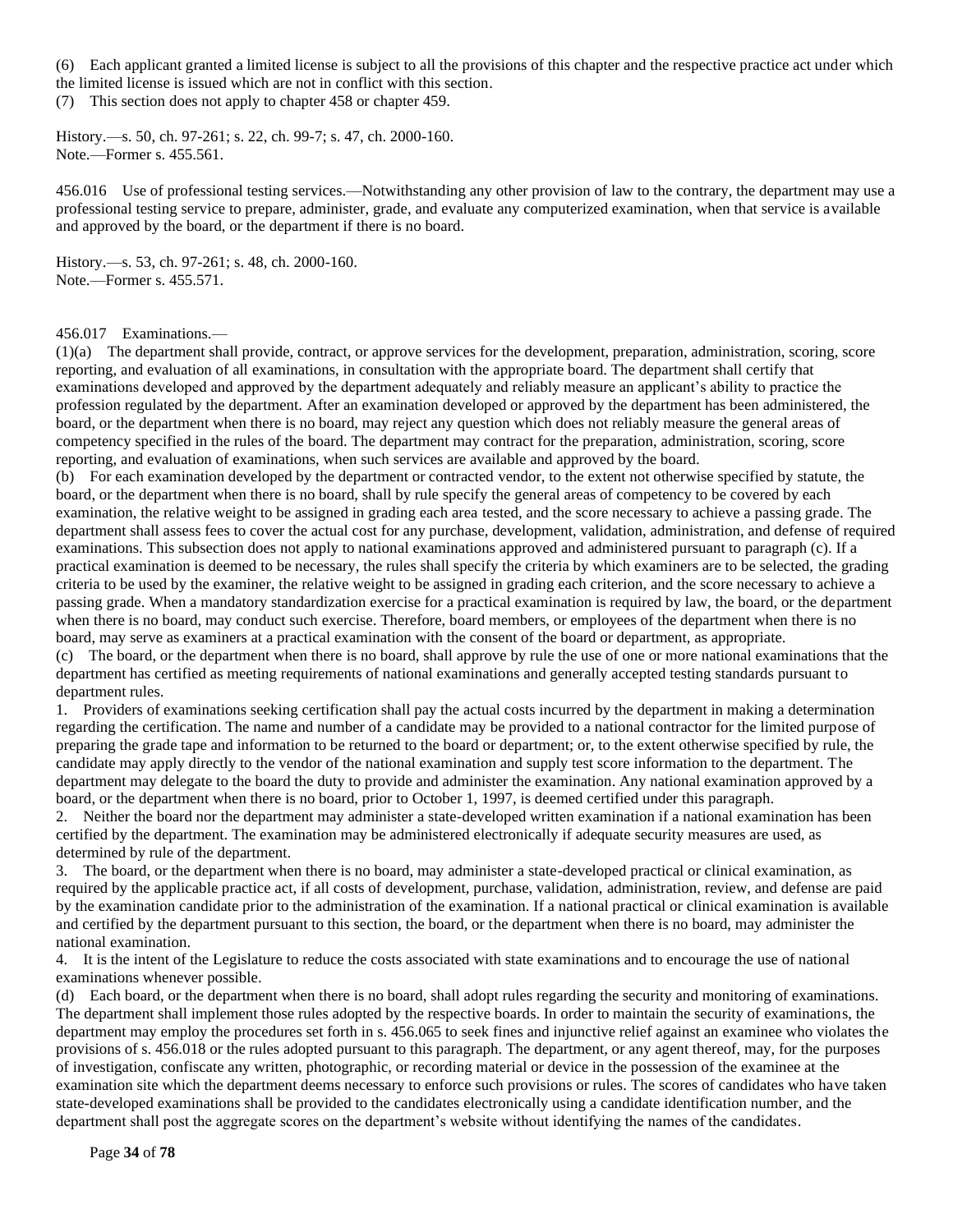(6) Each applicant granted a limited license is subject to all the provisions of this chapter and the respective practice act under which the limited license is issued which are not in conflict with this section.

(7) This section does not apply to chapter 458 or chapter 459.

History.—s. 50, ch. 97-261; s. 22, ch. 99-7; s. 47, ch. 2000-160.
Note.—Former s. 455.561.

456.016 Use of professional testing services.—Notwithstanding any other provision of law to the contrary, the department may use a professional testing service to prepare, administer, grade, and evaluate any computerized examination, when that service is available and approved by the board, or the department if there is no board.

History.—s. 53, ch. 97-261; s. 48, ch. 2000-160.
Note.—Former s. 455.571.

456.017 Examinations.—

(1)(a) The department shall provide, contract, or approve services for the development, preparation, administration, scoring, score reporting, and evaluation of all examinations, in consultation with the appropriate board. The department shall certify that examinations developed and approved by the department adequately and reliably measure an applicant's ability to practice the profession regulated by the department. After an examination developed or approved by the department has been administered, the board, or the department when there is no board, may reject any question which does not reliably measure the general areas of competency specified in the rules of the board. The department may contract for the preparation, administration, scoring, score reporting, and evaluation of examinations, when such services are available and approved by the board.

(b) For each examination developed by the department or contracted vendor, to the extent not otherwise specified by statute, the board, or the department when there is no board, shall by rule specify the general areas of competency to be covered by each examination, the relative weight to be assigned in grading each area tested, and the score necessary to achieve a passing grade. The department shall assess fees to cover the actual cost for any purchase, development, validation, administration, and defense of required examinations. This subsection does not apply to national examinations approved and administered pursuant to paragraph (c). If a practical examination is deemed to be necessary, the rules shall specify the criteria by which examiners are to be selected, the grading criteria to be used by the examiner, the relative weight to be assigned in grading each criterion, and the score necessary to achieve a passing grade. When a mandatory standardization exercise for a practical examination is required by law, the board, or the department when there is no board, may conduct such exercise. Therefore, board members, or employees of the department when there is no board, may serve as examiners at a practical examination with the consent of the board or department, as appropriate.

(c) The board, or the department when there is no board, shall approve by rule the use of one or more national examinations that the department has certified as meeting requirements of national examinations and generally accepted testing standards pursuant to department rules.

1. Providers of examinations seeking certification shall pay the actual costs incurred by the department in making a determination regarding the certification. The name and number of a candidate may be provided to a national contractor for the limited purpose of preparing the grade tape and information to be returned to the board or department; or, to the extent otherwise specified by rule, the candidate may apply directly to the vendor of the national examination and supply test score information to the department. The department may delegate to the board the duty to provide and administer the examination. Any national examination approved by a board, or the department when there is no board, prior to October 1, 1997, is deemed certified under this paragraph.

2. Neither the board nor the department may administer a state-developed written examination if a national examination has been certified by the department. The examination may be administered electronically if adequate security measures are used, as determined by rule of the department.

3. The board, or the department when there is no board, may administer a state-developed practical or clinical examination, as required by the applicable practice act, if all costs of development, purchase, validation, administration, review, and defense are paid by the examination candidate prior to the administration of the examination. If a national practical or clinical examination is available and certified by the department pursuant to this section, the board, or the department when there is no board, may administer the national examination.

4. It is the intent of the Legislature to reduce the costs associated with state examinations and to encourage the use of national examinations whenever possible.

(d) Each board, or the department when there is no board, shall adopt rules regarding the security and monitoring of examinations. The department shall implement those rules adopted by the respective boards. In order to maintain the security of examinations, the department may employ the procedures set forth in s. 456.065 to seek fines and injunctive relief against an examinee who violates the provisions of s. 456.018 or the rules adopted pursuant to this paragraph. The department, or any agent thereof, may, for the purposes of investigation, confiscate any written, photographic, or recording material or device in the possession of the examinee at the examination site which the department deems necessary to enforce such provisions or rules. The scores of candidates who have taken state-developed examinations shall be provided to the candidates electronically using a candidate identification number, and the department shall post the aggregate scores on the department's website without identifying the names of the candidates.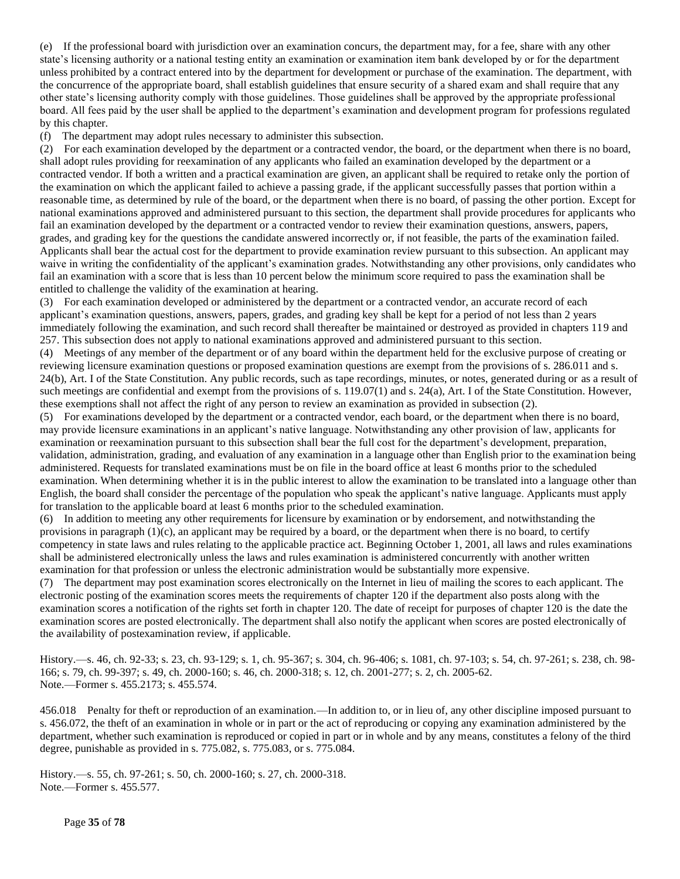(e) If the professional board with jurisdiction over an examination concurs, the department may, for a fee, share with any other state's licensing authority or a national testing entity an examination or examination item bank developed by or for the department unless prohibited by a contract entered into by the department for development or purchase of the examination. The department, with the concurrence of the appropriate board, shall establish guidelines that ensure security of a shared exam and shall require that any other state's licensing authority comply with those guidelines. Those guidelines shall be approved by the appropriate professional board. All fees paid by the user shall be applied to the department's examination and development program for professions regulated by this chapter.

(f) The department may adopt rules necessary to administer this subsection.

(2) For each examination developed by the department or a contracted vendor, the board, or the department when there is no board, shall adopt rules providing for reexamination of any applicants who failed an examination developed by the department or a contracted vendor. If both a written and a practical examination are given, an applicant shall be required to retake only the portion of the examination on which the applicant failed to achieve a passing grade, if the applicant successfully passes that portion within a reasonable time, as determined by rule of the board, or the department when there is no board, of passing the other portion. Except for national examinations approved and administered pursuant to this section, the department shall provide procedures for applicants who fail an examination developed by the department or a contracted vendor to review their examination questions, answers, papers, grades, and grading key for the questions the candidate answered incorrectly or, if not feasible, the parts of the examination failed. Applicants shall bear the actual cost for the department to provide examination review pursuant to this subsection. An applicant may waive in writing the confidentiality of the applicant's examination grades. Notwithstanding any other provisions, only candidates who fail an examination with a score that is less than 10 percent below the minimum score required to pass the examination shall be entitled to challenge the validity of the examination at hearing.

(3) For each examination developed or administered by the department or a contracted vendor, an accurate record of each applicant's examination questions, answers, papers, grades, and grading key shall be kept for a period of not less than 2 years immediately following the examination, and such record shall thereafter be maintained or destroyed as provided in chapters 119 and 257. This subsection does not apply to national examinations approved and administered pursuant to this section.

(4) Meetings of any member of the department or of any board within the department held for the exclusive purpose of creating or reviewing licensure examination questions or proposed examination questions are exempt from the provisions of s. 286.011 and s. 24(b), Art. I of the State Constitution. Any public records, such as tape recordings, minutes, or notes, generated during or as a result of such meetings are confidential and exempt from the provisions of s. 119.07(1) and s. 24(a), Art. I of the State Constitution. However, these exemptions shall not affect the right of any person to review an examination as provided in subsection (2).

(5) For examinations developed by the department or a contracted vendor, each board, or the department when there is no board, may provide licensure examinations in an applicant's native language. Notwithstanding any other provision of law, applicants for examination or reexamination pursuant to this subsection shall bear the full cost for the department's development, preparation, validation, administration, grading, and evaluation of any examination in a language other than English prior to the examination being administered. Requests for translated examinations must be on file in the board office at least 6 months prior to the scheduled examination. When determining whether it is in the public interest to allow the examination to be translated into a language other than English, the board shall consider the percentage of the population who speak the applicant's native language. Applicants must apply for translation to the applicable board at least 6 months prior to the scheduled examination.

(6) In addition to meeting any other requirements for licensure by examination or by endorsement, and notwithstanding the provisions in paragraph (1)(c), an applicant may be required by a board, or the department when there is no board, to certify competency in state laws and rules relating to the applicable practice act. Beginning October 1, 2001, all laws and rules examinations shall be administered electronically unless the laws and rules examination is administered concurrently with another written examination for that profession or unless the electronic administration would be substantially more expensive.

(7) The department may post examination scores electronically on the Internet in lieu of mailing the scores to each applicant. The electronic posting of the examination scores meets the requirements of chapter 120 if the department also posts along with the examination scores a notification of the rights set forth in chapter 120. The date of receipt for purposes of chapter 120 is the date the examination scores are posted electronically. The department shall also notify the applicant when scores are posted electronically of the availability of postexamination review, if applicable.

History.—s. 46, ch. 92-33; s. 23, ch. 93-129; s. 1, ch. 95-367; s. 304, ch. 96-406; s. 1081, ch. 97-103; s. 54, ch. 97-261; s. 238, ch. 98-166; s. 79, ch. 99-397; s. 49, ch. 2000-160; s. 46, ch. 2000-318; s. 12, ch. 2001-277; s. 2, ch. 2005-62.
Note.—Former s. 455.2173; s. 455.574.

456.018 Penalty for theft or reproduction of an examination.—In addition to, or in lieu of, any other discipline imposed pursuant to s. 456.072, the theft of an examination in whole or in part or the act of reproducing or copying any examination administered by the department, whether such examination is reproduced or copied in part or in whole and by any means, constitutes a felony of the third degree, punishable as provided in s. 775.082, s. 775.083, or s. 775.084.

History.—s. 55, ch. 97-261; s. 50, ch. 2000-160; s. 27, ch. 2000-318.
Note.—Former s. 455.577.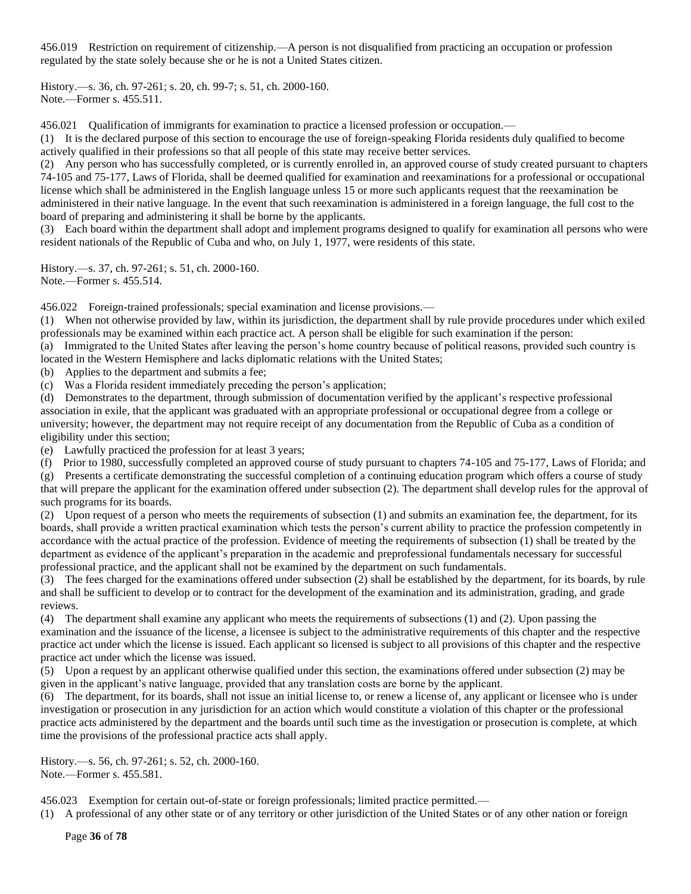456.019 Restriction on requirement of citizenship.—A person is not disqualified from practicing an occupation or profession regulated by the state solely because she or he is not a United States citizen.

History.—s. 36, ch. 97-261; s. 20, ch. 99-7; s. 51, ch. 2000-160.
Note.—Former s. 455.511.

456.021 Qualification of immigrants for examination to practice a licensed profession or occupation.—

(1) It is the declared purpose of this section to encourage the use of foreign-speaking Florida residents duly qualified to become actively qualified in their professions so that all people of this state may receive better services.

(2) Any person who has successfully completed, or is currently enrolled in, an approved course of study created pursuant to chapters 74-105 and 75-177, Laws of Florida, shall be deemed qualified for examination and reexaminations for a professional or occupational license which shall be administered in the English language unless 15 or more such applicants request that the reexamination be administered in their native language. In the event that such reexamination is administered in a foreign language, the full cost to the board of preparing and administering it shall be borne by the applicants.

(3) Each board within the department shall adopt and implement programs designed to qualify for examination all persons who were resident nationals of the Republic of Cuba and who, on July 1, 1977, were residents of this state.

History.—s. 37, ch. 97-261; s. 51, ch. 2000-160.
Note.—Former s. 455.514.

456.022 Foreign-trained professionals; special examination and license provisions.—

(1) When not otherwise provided by law, within its jurisdiction, the department shall by rule provide procedures under which exiled professionals may be examined within each practice act. A person shall be eligible for such examination if the person:

(a) Immigrated to the United States after leaving the person's home country because of political reasons, provided such country is located in the Western Hemisphere and lacks diplomatic relations with the United States;

(b) Applies to the department and submits a fee;

(c) Was a Florida resident immediately preceding the person's application;

(d) Demonstrates to the department, through submission of documentation verified by the applicant's respective professional association in exile, that the applicant was graduated with an appropriate professional or occupational degree from a college or university; however, the department may not require receipt of any documentation from the Republic of Cuba as a condition of eligibility under this section;

(e) Lawfully practiced the profession for at least 3 years;

(f) Prior to 1980, successfully completed an approved course of study pursuant to chapters 74-105 and 75-177, Laws of Florida; and

(g) Presents a certificate demonstrating the successful completion of a continuing education program which offers a course of study that will prepare the applicant for the examination offered under subsection (2). The department shall develop rules for the approval of such programs for its boards.

(2) Upon request of a person who meets the requirements of subsection (1) and submits an examination fee, the department, for its boards, shall provide a written practical examination which tests the person's current ability to practice the profession competently in accordance with the actual practice of the profession. Evidence of meeting the requirements of subsection (1) shall be treated by the department as evidence of the applicant's preparation in the academic and preprofessional fundamentals necessary for successful professional practice, and the applicant shall not be examined by the department on such fundamentals.

(3) The fees charged for the examinations offered under subsection (2) shall be established by the department, for its boards, by rule and shall be sufficient to develop or to contract for the development of the examination and its administration, grading, and grade reviews.

(4) The department shall examine any applicant who meets the requirements of subsections (1) and (2). Upon passing the examination and the issuance of the license, a licensee is subject to the administrative requirements of this chapter and the respective practice act under which the license is issued. Each applicant so licensed is subject to all provisions of this chapter and the respective practice act under which the license was issued.

(5) Upon a request by an applicant otherwise qualified under this section, the examinations offered under subsection (2) may be given in the applicant's native language, provided that any translation costs are borne by the applicant.

(6) The department, for its boards, shall not issue an initial license to, or renew a license of, any applicant or licensee who is under investigation or prosecution in any jurisdiction for an action which would constitute a violation of this chapter or the professional practice acts administered by the department and the boards until such time as the investigation or prosecution is complete, at which time the provisions of the professional practice acts shall apply.

History.—s. 56, ch. 97-261; s. 52, ch. 2000-160.
Note.—Former s. 455.581.

456.023 Exemption for certain out-of-state or foreign professionals; limited practice permitted.—

(1) A professional of any other state or of any territory or other jurisdiction of the United States or of any other nation or foreign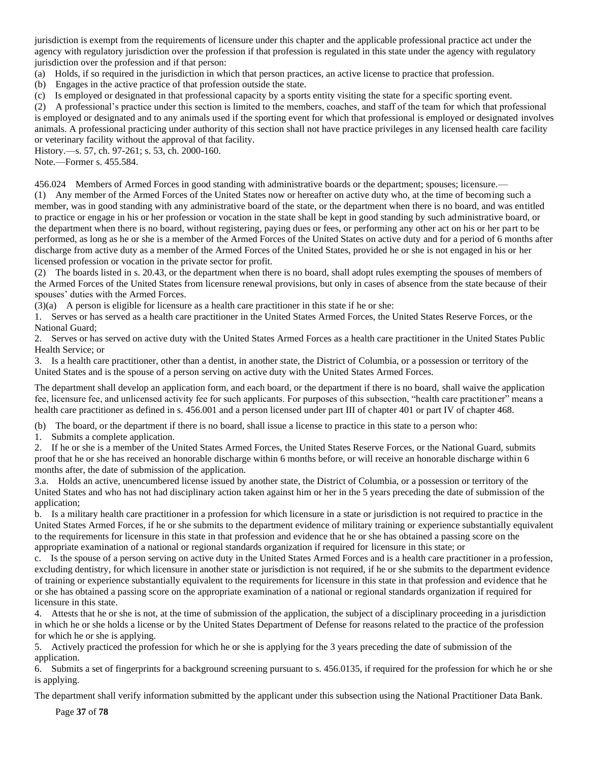jurisdiction is exempt from the requirements of licensure under this chapter and the applicable professional practice act under the agency with regulatory jurisdiction over the profession if that profession is regulated in this state under the agency with regulatory jurisdiction over the profession and if that person:

(a) Holds, if so required in the jurisdiction in which that person practices, an active license to practice that profession.

(b) Engages in the active practice of that profession outside the state.

(c) Is employed or designated in that professional capacity by a sports entity visiting the state for a specific sporting event.

(2) A professional's practice under this section is limited to the members, coaches, and staff of the team for which that professional is employed or designated and to any animals used if the sporting event for which that professional is employed or designated involves animals. A professional practicing under authority of this section shall not have practice privileges in any licensed health care facility or veterinary facility without the approval of that facility.

History.—s. 57, ch. 97-261; s. 53, ch. 2000-160.

Note.—Former s. 455.584.

456.024 Members of Armed Forces in good standing with administrative boards or the department; spouses; licensure.—

(1) Any member of the Armed Forces of the United States now or hereafter on active duty who, at the time of becoming such a member, was in good standing with any administrative board of the state, or the department when there is no board, and was entitled to practice or engage in his or her profession or vocation in the state shall be kept in good standing by such administrative board, or the department when there is no board, without registering, paying dues or fees, or performing any other act on his or her part to be performed, as long as he or she is a member of the Armed Forces of the United States on active duty and for a period of 6 months after discharge from active duty as a member of the Armed Forces of the United States, provided he or she is not engaged in his or her licensed profession or vocation in the private sector for profit.

(2) The boards listed in s. 20.43, or the department when there is no board, shall adopt rules exempting the spouses of members of the Armed Forces of the United States from licensure renewal provisions, but only in cases of absence from the state because of their spouses' duties with the Armed Forces.

(3)(a) A person is eligible for licensure as a health care practitioner in this state if he or she:

1. Serves or has served as a health care practitioner in the United States Armed Forces, the United States Reserve Forces, or the National Guard;

2. Serves or has served on active duty with the United States Armed Forces as a health care practitioner in the United States Public Health Service; or

3. Is a health care practitioner, other than a dentist, in another state, the District of Columbia, or a possession or territory of the United States and is the spouse of a person serving on active duty with the United States Armed Forces.

The department shall develop an application form, and each board, or the department if there is no board, shall waive the application fee, licensure fee, and unlicensed activity fee for such applicants. For purposes of this subsection, "health care practitioner" means a health care practitioner as defined in s. 456.001 and a person licensed under part III of chapter 401 or part IV of chapter 468.

(b) The board, or the department if there is no board, shall issue a license to practice in this state to a person who:

1. Submits a complete application.

2. If he or she is a member of the United States Armed Forces, the United States Reserve Forces, or the National Guard, submits proof that he or she has received an honorable discharge within 6 months before, or will receive an honorable discharge within 6 months after, the date of submission of the application.

3.a. Holds an active, unencumbered license issued by another state, the District of Columbia, or a possession or territory of the United States and who has not had disciplinary action taken against him or her in the 5 years preceding the date of submission of the application;

b. Is a military health care practitioner in a profession for which licensure in a state or jurisdiction is not required to practice in the United States Armed Forces, if he or she submits to the department evidence of military training or experience substantially equivalent to the requirements for licensure in this state in that profession and evidence that he or she has obtained a passing score on the appropriate examination of a national or regional standards organization if required for licensure in this state; or

c. Is the spouse of a person serving on active duty in the United States Armed Forces and is a health care practitioner in a profession, excluding dentistry, for which licensure in another state or jurisdiction is not required, if he or she submits to the department evidence of training or experience substantially equivalent to the requirements for licensure in this state in that profession and evidence that he or she has obtained a passing score on the appropriate examination of a national or regional standards organization if required for licensure in this state.

4. Attests that he or she is not, at the time of submission of the application, the subject of a disciplinary proceeding in a jurisdiction in which he or she holds a license or by the United States Department of Defense for reasons related to the practice of the profession for which he or she is applying.

5. Actively practiced the profession for which he or she is applying for the 3 years preceding the date of submission of the application.

6. Submits a set of fingerprints for a background screening pursuant to s. 456.0135, if required for the profession for which he or she is applying.

The department shall verify information submitted by the applicant under this subsection using the National Practitioner Data Bank.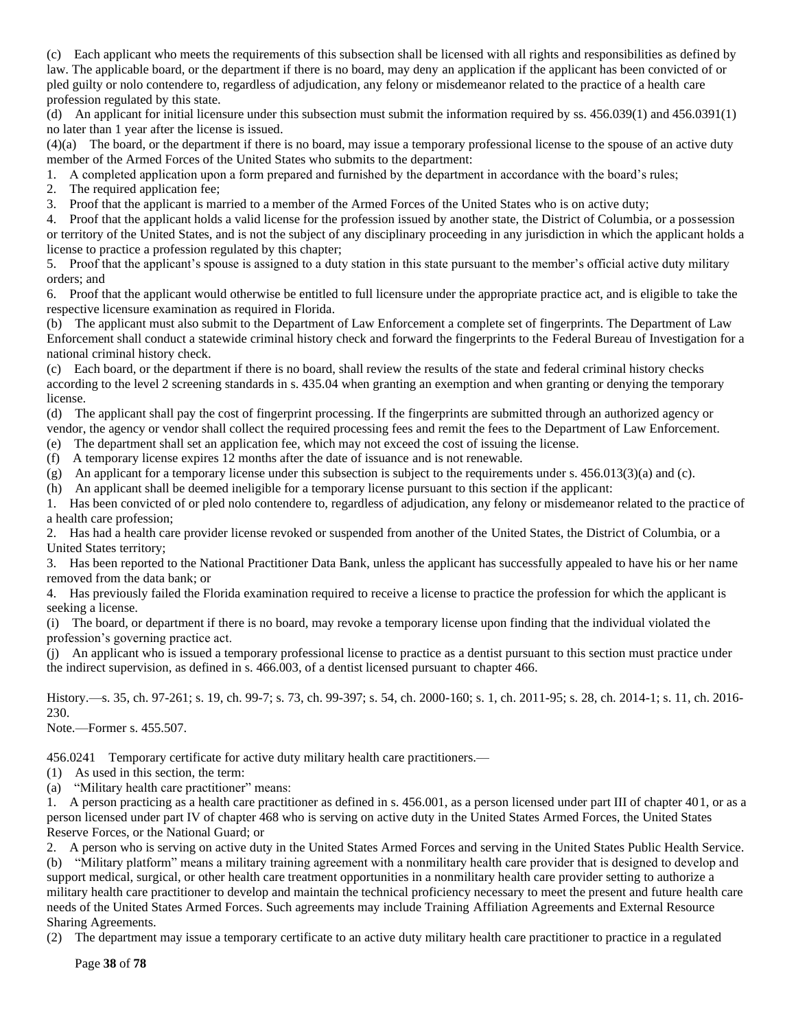(c) Each applicant who meets the requirements of this subsection shall be licensed with all rights and responsibilities as defined by law. The applicable board, or the department if there is no board, may deny an application if the applicant has been convicted of or pled guilty or nolo contendere to, regardless of adjudication, any felony or misdemeanor related to the practice of a health care profession regulated by this state.

(d) An applicant for initial licensure under this subsection must submit the information required by ss. 456.039(1) and 456.0391(1) no later than 1 year after the license is issued.

(4)(a) The board, or the department if there is no board, may issue a temporary professional license to the spouse of an active duty member of the Armed Forces of the United States who submits to the department:

1. A completed application upon a form prepared and furnished by the department in accordance with the board's rules;
2. The required application fee;
3. Proof that the applicant is married to a member of the Armed Forces of the United States who is on active duty;
4. Proof that the applicant holds a valid license for the profession issued by another state, the District of Columbia, or a possession or territory of the United States, and is not the subject of any disciplinary proceeding in any jurisdiction in which the applicant holds a license to practice a profession regulated by this chapter;
5. Proof that the applicant's spouse is assigned to a duty station in this state pursuant to the member's official active duty military orders; and
6. Proof that the applicant would otherwise be entitled to full licensure under the appropriate practice act, and is eligible to take the respective licensure examination as required in Florida.

(b) The applicant must also submit to the Department of Law Enforcement a complete set of fingerprints. The Department of Law Enforcement shall conduct a statewide criminal history check and forward the fingerprints to the Federal Bureau of Investigation for a national criminal history check.

(c) Each board, or the department if there is no board, shall review the results of the state and federal criminal history checks according to the level 2 screening standards in s. 435.04 when granting an exemption and when granting or denying the temporary license.

(d) The applicant shall pay the cost of fingerprint processing. If the fingerprints are submitted through an authorized agency or vendor, the agency or vendor shall collect the required processing fees and remit the fees to the Department of Law Enforcement.

(e) The department shall set an application fee, which may not exceed the cost of issuing the license.

(f) A temporary license expires 12 months after the date of issuance and is not renewable.

(g) An applicant for a temporary license under this subsection is subject to the requirements under s. 456.013(3)(a) and (c).

(h) An applicant shall be deemed ineligible for a temporary license pursuant to this section if the applicant:

1. Has been convicted of or pled nolo contendere to, regardless of adjudication, any felony or misdemeanor related to the practice of a health care profession;
2. Has had a health care provider license revoked or suspended from another of the United States, the District of Columbia, or a United States territory;
3. Has been reported to the National Practitioner Data Bank, unless the applicant has successfully appealed to have his or her name removed from the data bank; or
4. Has previously failed the Florida examination required to receive a license to practice the profession for which the applicant is seeking a license.

(i) The board, or department if there is no board, may revoke a temporary license upon finding that the individual violated the profession's governing practice act.

(j) An applicant who is issued a temporary professional license to practice as a dentist pursuant to this section must practice under the indirect supervision, as defined in s. 466.003, of a dentist licensed pursuant to chapter 466.

History.—s. 35, ch. 97-261; s. 19, ch. 99-7; s. 73, ch. 99-397; s. 54, ch. 2000-160; s. 1, ch. 2011-95; s. 28, ch. 2014-1; s. 11, ch. 2016-230.

Note.—Former s. 455.507.

456.0241 Temporary certificate for active duty military health care practitioners.—

(1) As used in this section, the term:

(a) "Military health care practitioner" means:

1. A person practicing as a health care practitioner as defined in s. 456.001, as a person licensed under part III of chapter 401, or as a person licensed under part IV of chapter 468 who is serving on active duty in the United States Armed Forces, the United States Reserve Forces, or the National Guard; or
2. A person who is serving on active duty in the United States Armed Forces and serving in the United States Public Health Service.

(b) "Military platform" means a military training agreement with a nonmilitary health care provider that is designed to develop and support medical, surgical, or other health care treatment opportunities in a nonmilitary health care provider setting to authorize a military health care practitioner to develop and maintain the technical proficiency necessary to meet the present and future health care needs of the United States Armed Forces. Such agreements may include Training Affiliation Agreements and External Resource Sharing Agreements.

(2) The department may issue a temporary certificate to an active duty military health care practitioner to practice in a regulated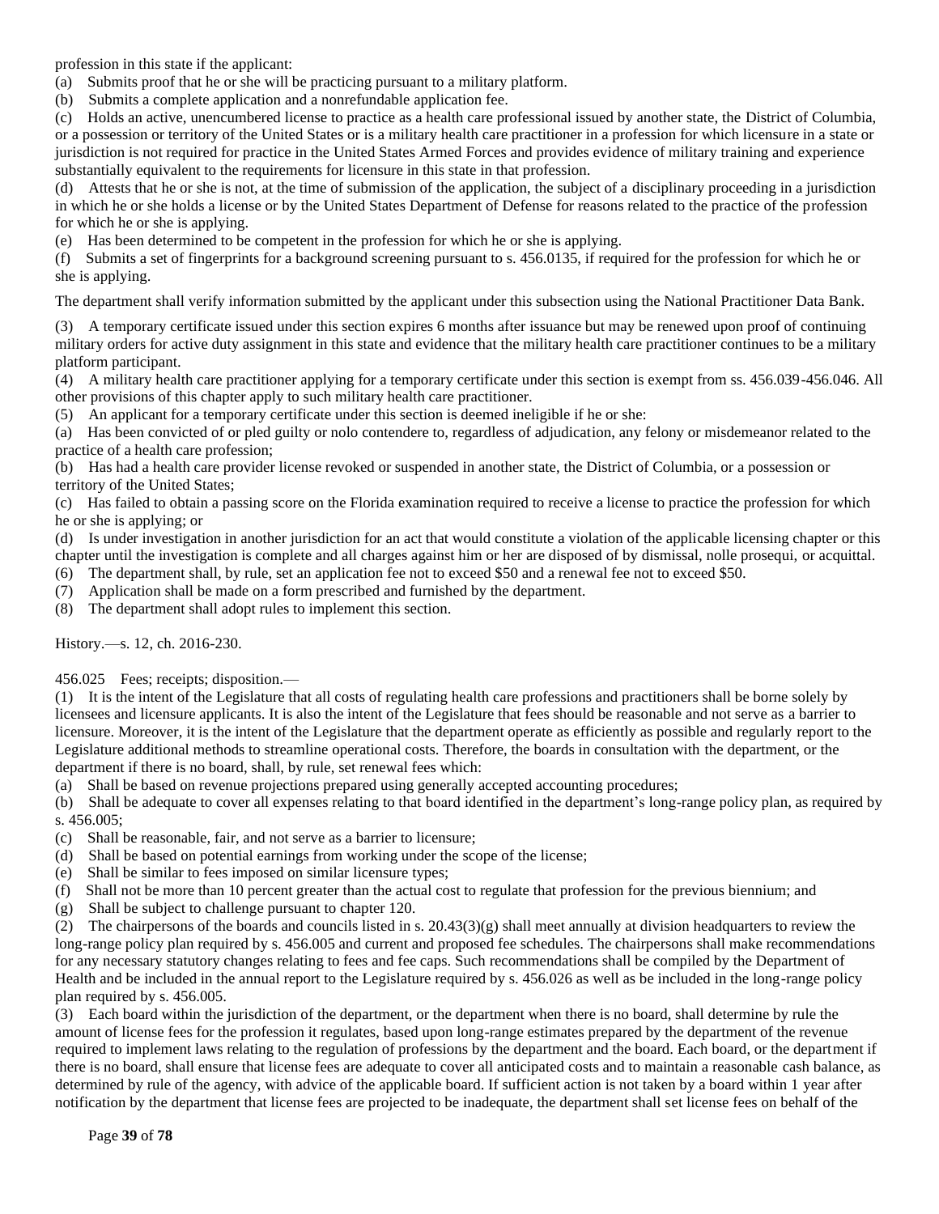profession in this state if the applicant:

(a) Submits proof that he or she will be practicing pursuant to a military platform.

(b) Submits a complete application and a nonrefundable application fee.

(c) Holds an active, unencumbered license to practice as a health care professional issued by another state, the District of Columbia, or a possession or territory of the United States or is a military health care practitioner in a profession for which licensure in a state or jurisdiction is not required for practice in the United States Armed Forces and provides evidence of military training and experience substantially equivalent to the requirements for licensure in this state in that profession.

(d) Attests that he or she is not, at the time of submission of the application, the subject of a disciplinary proceeding in a jurisdiction in which he or she holds a license or by the United States Department of Defense for reasons related to the practice of the profession for which he or she is applying.

(e) Has been determined to be competent in the profession for which he or she is applying.

(f) Submits a set of fingerprints for a background screening pursuant to s. 456.0135, if required for the profession for which he or she is applying.

The department shall verify information submitted by the applicant under this subsection using the National Practitioner Data Bank.

(3) A temporary certificate issued under this section expires 6 months after issuance but may be renewed upon proof of continuing military orders for active duty assignment in this state and evidence that the military health care practitioner continues to be a military platform participant.

(4) A military health care practitioner applying for a temporary certificate under this section is exempt from ss. 456.039-456.046. All other provisions of this chapter apply to such military health care practitioner.

(5) An applicant for a temporary certificate under this section is deemed ineligible if he or she:

(a) Has been convicted of or pled guilty or nolo contendere to, regardless of adjudication, any felony or misdemeanor related to the practice of a health care profession;

(b) Has had a health care provider license revoked or suspended in another state, the District of Columbia, or a possession or territory of the United States;

(c) Has failed to obtain a passing score on the Florida examination required to receive a license to practice the profession for which he or she is applying; or

(d) Is under investigation in another jurisdiction for an act that would constitute a violation of the applicable licensing chapter or this chapter until the investigation is complete and all charges against him or her are disposed of by dismissal, nolle prosequi, or acquittal.

(6) The department shall, by rule, set an application fee not to exceed $50 and a renewal fee not to exceed $50.

(7) Application shall be made on a form prescribed and furnished by the department.

(8) The department shall adopt rules to implement this section.

History.—s. 12, ch. 2016-230.

456.025 Fees; receipts; disposition.—

(1) It is the intent of the Legislature that all costs of regulating health care professions and practitioners shall be borne solely by licensees and licensure applicants. It is also the intent of the Legislature that fees should be reasonable and not serve as a barrier to licensure. Moreover, it is the intent of the Legislature that the department operate as efficiently as possible and regularly report to the Legislature additional methods to streamline operational costs. Therefore, the boards in consultation with the department, or the department if there is no board, shall, by rule, set renewal fees which:

(a) Shall be based on revenue projections prepared using generally accepted accounting procedures;

(b) Shall be adequate to cover all expenses relating to that board identified in the department's long-range policy plan, as required by s. 456.005;

(c) Shall be reasonable, fair, and not serve as a barrier to licensure;

(d) Shall be based on potential earnings from working under the scope of the license;

(e) Shall be similar to fees imposed on similar licensure types;

(f) Shall not be more than 10 percent greater than the actual cost to regulate that profession for the previous biennium; and

(g) Shall be subject to challenge pursuant to chapter 120.

(2) The chairpersons of the boards and councils listed in s. 20.43(3)(g) shall meet annually at division headquarters to review the long-range policy plan required by s. 456.005 and current and proposed fee schedules. The chairpersons shall make recommendations for any necessary statutory changes relating to fees and fee caps. Such recommendations shall be compiled by the Department of Health and be included in the annual report to the Legislature required by s. 456.026 as well as be included in the long-range policy plan required by s. 456.005.

(3) Each board within the jurisdiction of the department, or the department when there is no board, shall determine by rule the amount of license fees for the profession it regulates, based upon long-range estimates prepared by the department of the revenue required to implement laws relating to the regulation of professions by the department and the board. Each board, or the department if there is no board, shall ensure that license fees are adequate to cover all anticipated costs and to maintain a reasonable cash balance, as determined by rule of the agency, with advice of the applicable board. If sufficient action is not taken by a board within 1 year after notification by the department that license fees are projected to be inadequate, the department shall set license fees on behalf of the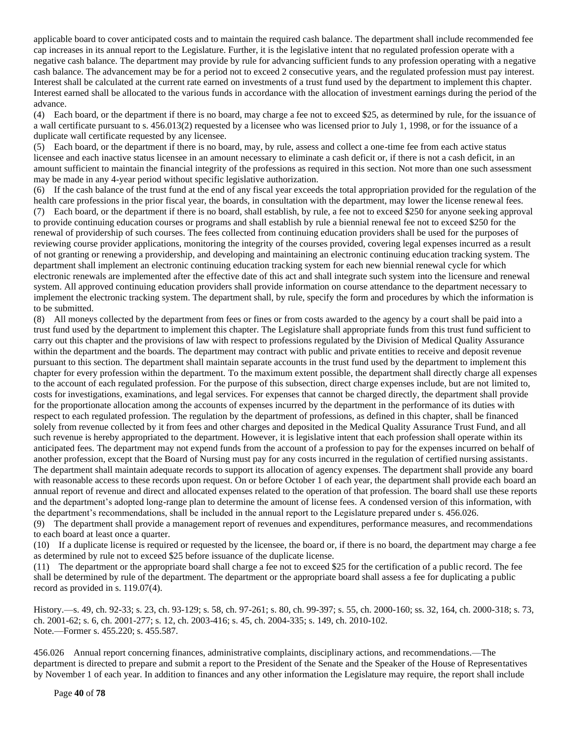applicable board to cover anticipated costs and to maintain the required cash balance. The department shall include recommended fee cap increases in its annual report to the Legislature. Further, it is the legislative intent that no regulated profession operate with a negative cash balance. The department may provide by rule for advancing sufficient funds to any profession operating with a negative cash balance. The advancement may be for a period not to exceed 2 consecutive years, and the regulated profession must pay interest. Interest shall be calculated at the current rate earned on investments of a trust fund used by the department to implement this chapter. Interest earned shall be allocated to the various funds in accordance with the allocation of investment earnings during the period of the advance.

(4) Each board, or the department if there is no board, may charge a fee not to exceed $25, as determined by rule, for the issuance of a wall certificate pursuant to s. 456.013(2) requested by a licensee who was licensed prior to July 1, 1998, or for the issuance of a duplicate wall certificate requested by any licensee.

(5) Each board, or the department if there is no board, may, by rule, assess and collect a one-time fee from each active status licensee and each inactive status licensee in an amount necessary to eliminate a cash deficit or, if there is not a cash deficit, in an amount sufficient to maintain the financial integrity of the professions as required in this section. Not more than one such assessment may be made in any 4-year period without specific legislative authorization.

(6) If the cash balance of the trust fund at the end of any fiscal year exceeds the total appropriation provided for the regulation of the health care professions in the prior fiscal year, the boards, in consultation with the department, may lower the license renewal fees.

(7) Each board, or the department if there is no board, shall establish, by rule, a fee not to exceed $250 for anyone seeking approval to provide continuing education courses or programs and shall establish by rule a biennial renewal fee not to exceed $250 for the renewal of providership of such courses. The fees collected from continuing education providers shall be used for the purposes of reviewing course provider applications, monitoring the integrity of the courses provided, covering legal expenses incurred as a result of not granting or renewing a providership, and developing and maintaining an electronic continuing education tracking system. The department shall implement an electronic continuing education tracking system for each new biennial renewal cycle for which electronic renewals are implemented after the effective date of this act and shall integrate such system into the licensure and renewal system. All approved continuing education providers shall provide information on course attendance to the department necessary to implement the electronic tracking system. The department shall, by rule, specify the form and procedures by which the information is to be submitted.

(8) All moneys collected by the department from fees or fines or from costs awarded to the agency by a court shall be paid into a trust fund used by the department to implement this chapter. The Legislature shall appropriate funds from this trust fund sufficient to carry out this chapter and the provisions of law with respect to professions regulated by the Division of Medical Quality Assurance within the department and the boards. The department may contract with public and private entities to receive and deposit revenue pursuant to this section. The department shall maintain separate accounts in the trust fund used by the department to implement this chapter for every profession within the department. To the maximum extent possible, the department shall directly charge all expenses to the account of each regulated profession. For the purpose of this subsection, direct charge expenses include, but are not limited to, costs for investigations, examinations, and legal services. For expenses that cannot be charged directly, the department shall provide for the proportionate allocation among the accounts of expenses incurred by the department in the performance of its duties with respect to each regulated profession. The regulation by the department of professions, as defined in this chapter, shall be financed solely from revenue collected by it from fees and other charges and deposited in the Medical Quality Assurance Trust Fund, and all such revenue is hereby appropriated to the department. However, it is legislative intent that each profession shall operate within its anticipated fees. The department may not expend funds from the account of a profession to pay for the expenses incurred on behalf of another profession, except that the Board of Nursing must pay for any costs incurred in the regulation of certified nursing assistants. The department shall maintain adequate records to support its allocation of agency expenses. The department shall provide any board with reasonable access to these records upon request. On or before October 1 of each year, the department shall provide each board an annual report of revenue and direct and allocated expenses related to the operation of that profession. The board shall use these reports and the department's adopted long-range plan to determine the amount of license fees. A condensed version of this information, with the department's recommendations, shall be included in the annual report to the Legislature prepared under s. 456.026.

(9) The department shall provide a management report of revenues and expenditures, performance measures, and recommendations to each board at least once a quarter.

(10) If a duplicate license is required or requested by the licensee, the board or, if there is no board, the department may charge a fee as determined by rule not to exceed $25 before issuance of the duplicate license.

(11) The department or the appropriate board shall charge a fee not to exceed $25 for the certification of a public record. The fee shall be determined by rule of the department. The department or the appropriate board shall assess a fee for duplicating a public record as provided in s. 119.07(4).

History.—s. 49, ch. 92-33; s. 23, ch. 93-129; s. 58, ch. 97-261; s. 80, ch. 99-397; s. 55, ch. 2000-160; ss. 32, 164, ch. 2000-318; s. 73, ch. 2001-62; s. 6, ch. 2001-277; s. 12, ch. 2003-416; s. 45, ch. 2004-335; s. 149, ch. 2010-102.
Note.—Former s. 455.220; s. 455.587.

456.026 Annual report concerning finances, administrative complaints, disciplinary actions, and recommendations.—The department is directed to prepare and submit a report to the President of the Senate and the Speaker of the House of Representatives by November 1 of each year. In addition to finances and any other information the Legislature may require, the report shall include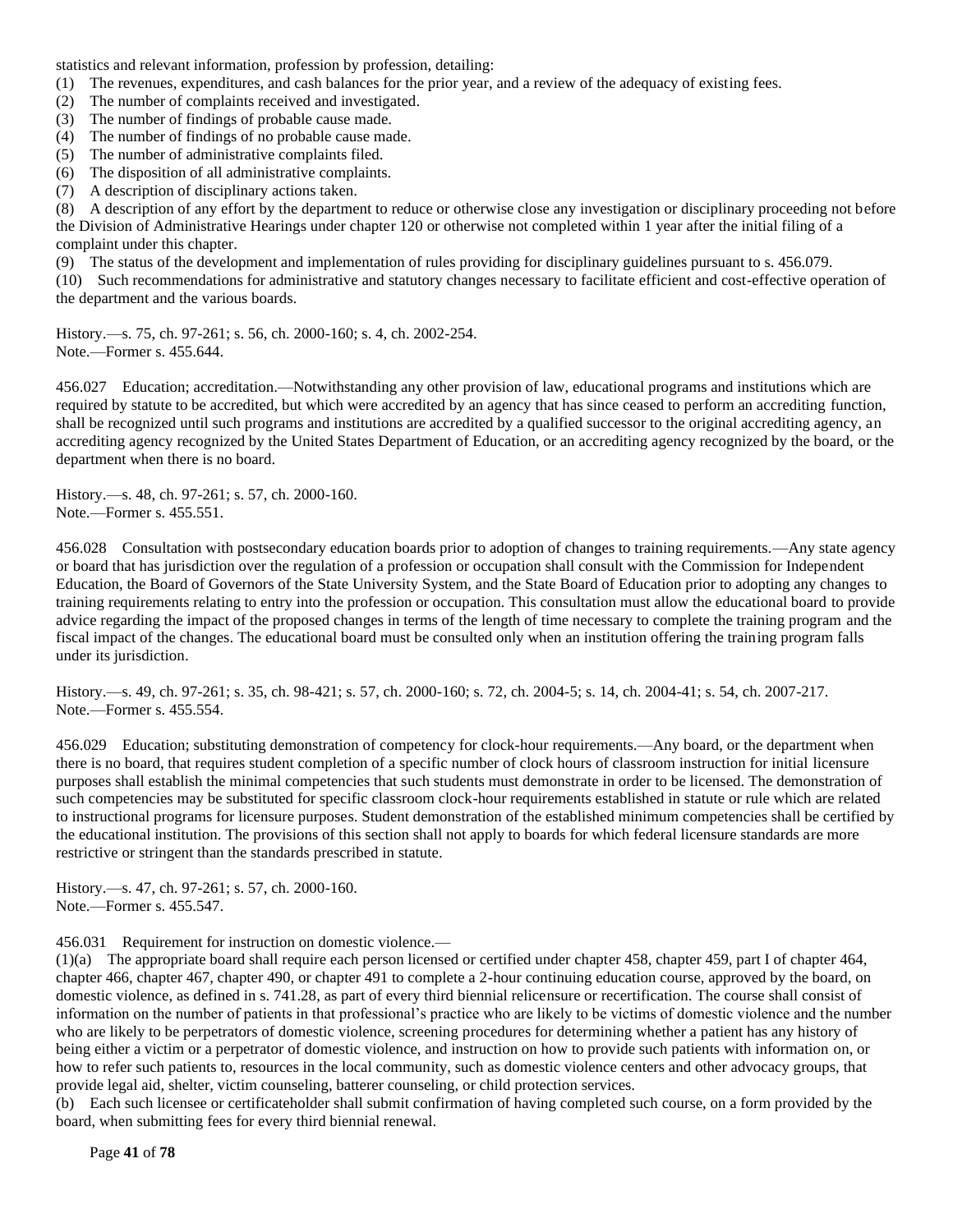statistics and relevant information, profession by profession, detailing:

(1) The revenues, expenditures, and cash balances for the prior year, and a review of the adequacy of existing fees.
(2) The number of complaints received and investigated.
(3) The number of findings of probable cause made.
(4) The number of findings of no probable cause made.
(5) The number of administrative complaints filed.
(6) The disposition of all administrative complaints.
(7) A description of disciplinary actions taken.
(8) A description of any effort by the department to reduce or otherwise close any investigation or disciplinary proceeding not before the Division of Administrative Hearings under chapter 120 or otherwise not completed within 1 year after the initial filing of a complaint under this chapter.
(9) The status of the development and implementation of rules providing for disciplinary guidelines pursuant to s. 456.079.
(10) Such recommendations for administrative and statutory changes necessary to facilitate efficient and cost-effective operation of the department and the various boards.

History.—s. 75, ch. 97-261; s. 56, ch. 2000-160; s. 4, ch. 2002-254.
Note.—Former s. 455.644.

456.027 Education; accreditation.—Notwithstanding any other provision of law, educational programs and institutions which are required by statute to be accredited, but which were accredited by an agency that has since ceased to perform an accrediting function, shall be recognized until such programs and institutions are accredited by a qualified successor to the original accrediting agency, an accrediting agency recognized by the United States Department of Education, or an accrediting agency recognized by the board, or the department when there is no board.

History.—s. 48, ch. 97-261; s. 57, ch. 2000-160.
Note.—Former s. 455.551.

456.028 Consultation with postsecondary education boards prior to adoption of changes to training requirements.—Any state agency or board that has jurisdiction over the regulation of a profession or occupation shall consult with the Commission for Independent Education, the Board of Governors of the State University System, and the State Board of Education prior to adopting any changes to training requirements relating to entry into the profession or occupation. This consultation must allow the educational board to provide advice regarding the impact of the proposed changes in terms of the length of time necessary to complete the training program and the fiscal impact of the changes. The educational board must be consulted only when an institution offering the training program falls under its jurisdiction.

History.—s. 49, ch. 97-261; s. 35, ch. 98-421; s. 57, ch. 2000-160; s. 72, ch. 2004-5; s. 14, ch. 2004-41; s. 54, ch. 2007-217.
Note.—Former s. 455.554.

456.029 Education; substituting demonstration of competency for clock-hour requirements.—Any board, or the department when there is no board, that requires student completion of a specific number of clock hours of classroom instruction for initial licensure purposes shall establish the minimal competencies that such students must demonstrate in order to be licensed. The demonstration of such competencies may be substituted for specific classroom clock-hour requirements established in statute or rule which are related to instructional programs for licensure purposes. Student demonstration of the established minimum competencies shall be certified by the educational institution. The provisions of this section shall not apply to boards for which federal licensure standards are more restrictive or stringent than the standards prescribed in statute.

History.—s. 47, ch. 97-261; s. 57, ch. 2000-160.
Note.—Former s. 455.547.

456.031 Requirement for instruction on domestic violence.—

(1)(a) The appropriate board shall require each person licensed or certified under chapter 458, chapter 459, part I of chapter 464, chapter 466, chapter 467, chapter 490, or chapter 491 to complete a 2-hour continuing education course, approved by the board, on domestic violence, as defined in s. 741.28, as part of every third biennial relicensure or recertification. The course shall consist of information on the number of patients in that professional's practice who are likely to be victims of domestic violence and the number who are likely to be perpetrators of domestic violence, screening procedures for determining whether a patient has any history of being either a victim or a perpetrator of domestic violence, and instruction on how to provide such patients with information on, or how to refer such patients to, resources in the local community, such as domestic violence centers and other advocacy groups, that provide legal aid, shelter, victim counseling, batterer counseling, or child protection services.

(b) Each such licensee or certificateholder shall submit confirmation of having completed such course, on a form provided by the board, when submitting fees for every third biennial renewal.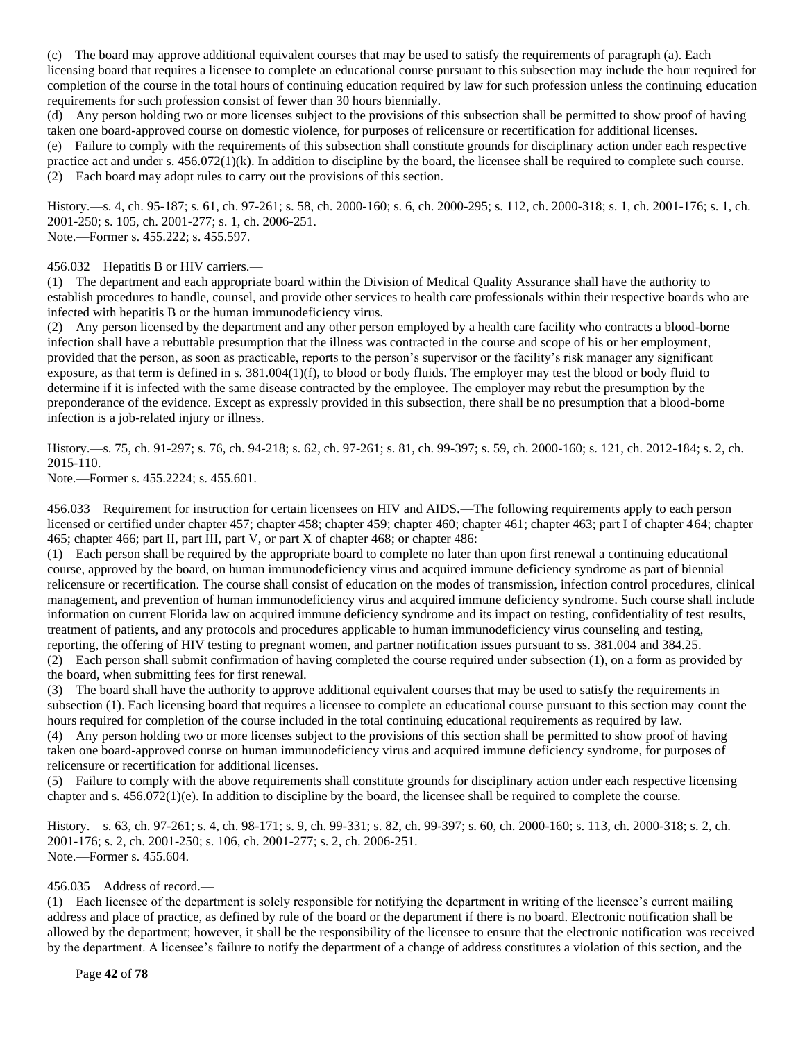(c) The board may approve additional equivalent courses that may be used to satisfy the requirements of paragraph (a). Each licensing board that requires a licensee to complete an educational course pursuant to this subsection may include the hour required for completion of the course in the total hours of continuing education required by law for such profession unless the continuing education requirements for such profession consist of fewer than 30 hours biennially.

(d) Any person holding two or more licenses subject to the provisions of this subsection shall be permitted to show proof of having taken one board-approved course on domestic violence, for purposes of relicensure or recertification for additional licenses.

(e) Failure to comply with the requirements of this subsection shall constitute grounds for disciplinary action under each respective practice act and under s. 456.072(1)(k). In addition to discipline by the board, the licensee shall be required to complete such course.

(2) Each board may adopt rules to carry out the provisions of this section.

History.—s. 4, ch. 95-187; s. 61, ch. 97-261; s. 58, ch. 2000-160; s. 6, ch. 2000-295; s. 112, ch. 2000-318; s. 1, ch. 2001-176; s. 1, ch. 2001-250; s. 105, ch. 2001-277; s. 1, ch. 2006-251.
Note.—Former s. 455.222; s. 455.597.

456.032 Hepatitis B or HIV carriers.—

(1) The department and each appropriate board within the Division of Medical Quality Assurance shall have the authority to establish procedures to handle, counsel, and provide other services to health care professionals within their respective boards who are infected with hepatitis B or the human immunodeficiency virus.

(2) Any person licensed by the department and any other person employed by a health care facility who contracts a blood-borne infection shall have a rebuttable presumption that the illness was contracted in the course and scope of his or her employment, provided that the person, as soon as practicable, reports to the person's supervisor or the facility's risk manager any significant exposure, as that term is defined in s. 381.004(1)(f), to blood or body fluids. The employer may test the blood or body fluid to determine if it is infected with the same disease contracted by the employee. The employer may rebut the presumption by the preponderance of the evidence. Except as expressly provided in this subsection, there shall be no presumption that a blood-borne infection is a job-related injury or illness.

History.—s. 75, ch. 91-297; s. 76, ch. 94-218; s. 62, ch. 97-261; s. 81, ch. 99-397; s. 59, ch. 2000-160; s. 121, ch. 2012-184; s. 2, ch. 2015-110.
Note.—Former s. 455.2224; s. 455.601.

456.033 Requirement for instruction for certain licensees on HIV and AIDS.—The following requirements apply to each person licensed or certified under chapter 457; chapter 458; chapter 459; chapter 460; chapter 461; chapter 463; part I of chapter 464; chapter 465; chapter 466; part II, part III, part V, or part X of chapter 468; or chapter 486:

(1) Each person shall be required by the appropriate board to complete no later than upon first renewal a continuing educational course, approved by the board, on human immunodeficiency virus and acquired immune deficiency syndrome as part of biennial relicensure or recertification. The course shall consist of education on the modes of transmission, infection control procedures, clinical management, and prevention of human immunodeficiency virus and acquired immune deficiency syndrome. Such course shall include information on current Florida law on acquired immune deficiency syndrome and its impact on testing, confidentiality of test results, treatment of patients, and any protocols and procedures applicable to human immunodeficiency virus counseling and testing, reporting, the offering of HIV testing to pregnant women, and partner notification issues pursuant to ss. 381.004 and 384.25.

(2) Each person shall submit confirmation of having completed the course required under subsection (1), on a form as provided by the board, when submitting fees for first renewal.

(3) The board shall have the authority to approve additional equivalent courses that may be used to satisfy the requirements in subsection (1). Each licensing board that requires a licensee to complete an educational course pursuant to this section may count the hours required for completion of the course included in the total continuing educational requirements as required by law.

(4) Any person holding two or more licenses subject to the provisions of this section shall be permitted to show proof of having taken one board-approved course on human immunodeficiency virus and acquired immune deficiency syndrome, for purposes of relicensure or recertification for additional licenses.

(5) Failure to comply with the above requirements shall constitute grounds for disciplinary action under each respective licensing chapter and s. 456.072(1)(e). In addition to discipline by the board, the licensee shall be required to complete the course.

History.—s. 63, ch. 97-261; s. 4, ch. 98-171; s. 9, ch. 99-331; s. 82, ch. 99-397; s. 60, ch. 2000-160; s. 113, ch. 2000-318; s. 2, ch. 2001-176; s. 2, ch. 2001-250; s. 106, ch. 2001-277; s. 2, ch. 2006-251.
Note.—Former s. 455.604.

456.035 Address of record.—

(1) Each licensee of the department is solely responsible for notifying the department in writing of the licensee's current mailing address and place of practice, as defined by rule of the board or the department if there is no board. Electronic notification shall be allowed by the department; however, it shall be the responsibility of the licensee to ensure that the electronic notification was received by the department. A licensee's failure to notify the department of a change of address constitutes a violation of this section, and the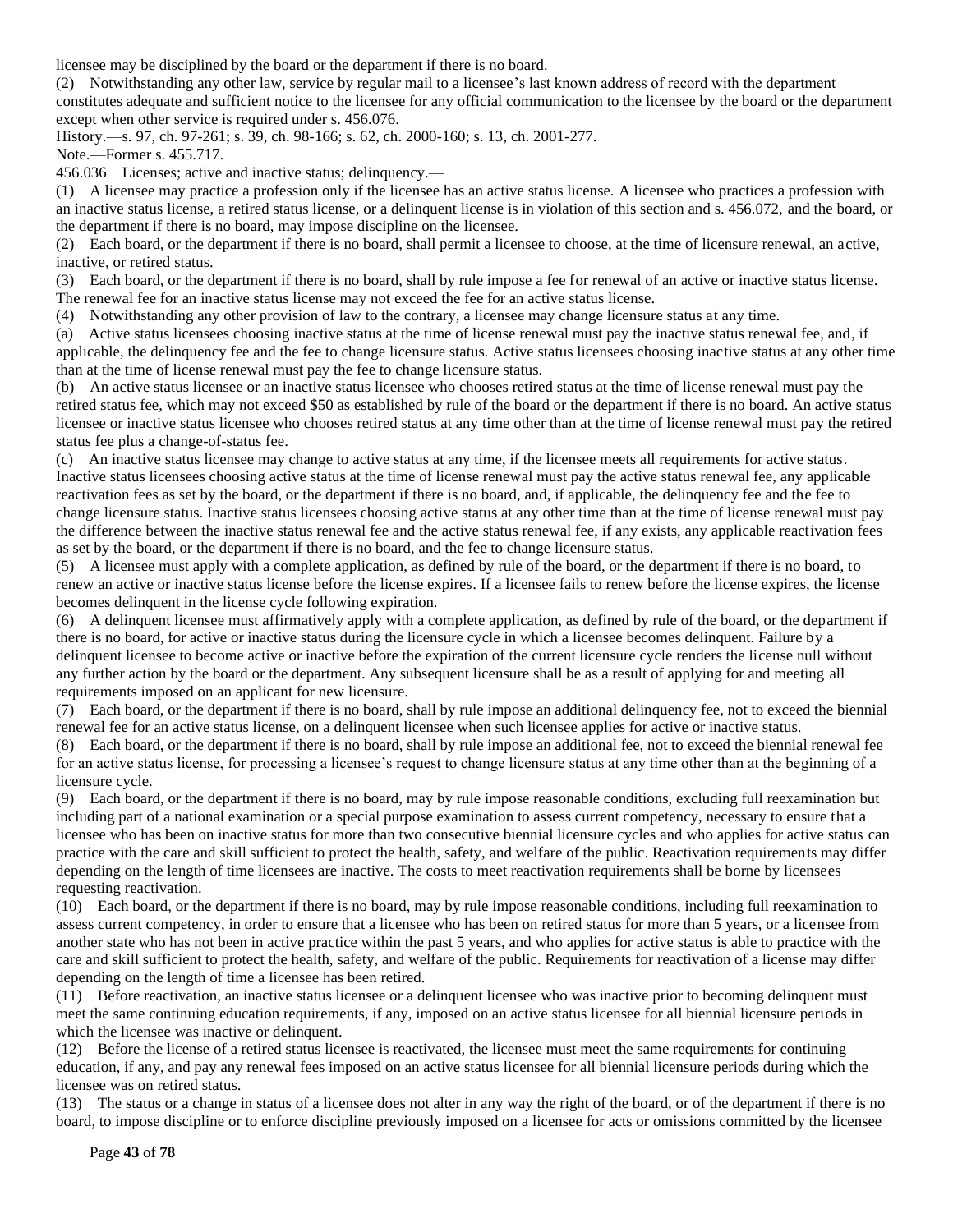licensee may be disciplined by the board or the department if there is no board.

(2) Notwithstanding any other law, service by regular mail to a licensee's last known address of record with the department constitutes adequate and sufficient notice to the licensee for any official communication to the licensee by the board or the department except when other service is required under s. 456.076.

History.—s. 97, ch. 97-261; s. 39, ch. 98-166; s. 62, ch. 2000-160; s. 13, ch. 2001-277.

Note.—Former s. 455.717.

456.036 Licenses; active and inactive status; delinquency.—

(1) A licensee may practice a profession only if the licensee has an active status license. A licensee who practices a profession with an inactive status license, a retired status license, or a delinquent license is in violation of this section and s. 456.072, and the board, or the department if there is no board, may impose discipline on the licensee.

(2) Each board, or the department if there is no board, shall permit a licensee to choose, at the time of licensure renewal, an active, inactive, or retired status.

(3) Each board, or the department if there is no board, shall by rule impose a fee for renewal of an active or inactive status license. The renewal fee for an inactive status license may not exceed the fee for an active status license.

(4) Notwithstanding any other provision of law to the contrary, a licensee may change licensure status at any time.

(a) Active status licensees choosing inactive status at the time of license renewal must pay the inactive status renewal fee, and, if applicable, the delinquency fee and the fee to change licensure status. Active status licensees choosing inactive status at any other time than at the time of license renewal must pay the fee to change licensure status.

(b) An active status licensee or an inactive status licensee who chooses retired status at the time of license renewal must pay the retired status fee, which may not exceed $50 as established by rule of the board or the department if there is no board. An active status licensee or inactive status licensee who chooses retired status at any time other than at the time of license renewal must pay the retired status fee plus a change-of-status fee.

(c) An inactive status licensee may change to active status at any time, if the licensee meets all requirements for active status. Inactive status licensees choosing active status at the time of license renewal must pay the active status renewal fee, any applicable reactivation fees as set by the board, or the department if there is no board, and, if applicable, the delinquency fee and the fee to change licensure status. Inactive status licensees choosing active status at any other time than at the time of license renewal must pay the difference between the inactive status renewal fee and the active status renewal fee, if any exists, any applicable reactivation fees as set by the board, or the department if there is no board, and the fee to change licensure status.

(5) A licensee must apply with a complete application, as defined by rule of the board, or the department if there is no board, to renew an active or inactive status license before the license expires. If a licensee fails to renew before the license expires, the license becomes delinquent in the license cycle following expiration.

(6) A delinquent licensee must affirmatively apply with a complete application, as defined by rule of the board, or the department if there is no board, for active or inactive status during the licensure cycle in which a licensee becomes delinquent. Failure by a delinquent licensee to become active or inactive before the expiration of the current licensure cycle renders the license null without any further action by the board or the department. Any subsequent licensure shall be as a result of applying for and meeting all requirements imposed on an applicant for new licensure.

(7) Each board, or the department if there is no board, shall by rule impose an additional delinquency fee, not to exceed the biennial renewal fee for an active status license, on a delinquent licensee when such licensee applies for active or inactive status.

(8) Each board, or the department if there is no board, shall by rule impose an additional fee, not to exceed the biennial renewal fee for an active status license, for processing a licensee's request to change licensure status at any time other than at the beginning of a licensure cycle.

(9) Each board, or the department if there is no board, may by rule impose reasonable conditions, excluding full reexamination but including part of a national examination or a special purpose examination to assess current competency, necessary to ensure that a licensee who has been on inactive status for more than two consecutive biennial licensure cycles and who applies for active status can practice with the care and skill sufficient to protect the health, safety, and welfare of the public. Reactivation requirements may differ depending on the length of time licensees are inactive. The costs to meet reactivation requirements shall be borne by licensees requesting reactivation.

(10) Each board, or the department if there is no board, may by rule impose reasonable conditions, including full reexamination to assess current competency, in order to ensure that a licensee who has been on retired status for more than 5 years, or a licensee from another state who has not been in active practice within the past 5 years, and who applies for active status is able to practice with the care and skill sufficient to protect the health, safety, and welfare of the public. Requirements for reactivation of a license may differ depending on the length of time a licensee has been retired.

(11) Before reactivation, an inactive status licensee or a delinquent licensee who was inactive prior to becoming delinquent must meet the same continuing education requirements, if any, imposed on an active status licensee for all biennial licensure periods in which the licensee was inactive or delinquent.

(12) Before the license of a retired status licensee is reactivated, the licensee must meet the same requirements for continuing education, if any, and pay any renewal fees imposed on an active status licensee for all biennial licensure periods during which the licensee was on retired status.

(13) The status or a change in status of a licensee does not alter in any way the right of the board, or of the department if there is no board, to impose discipline or to enforce discipline previously imposed on a licensee for acts or omissions committed by the licensee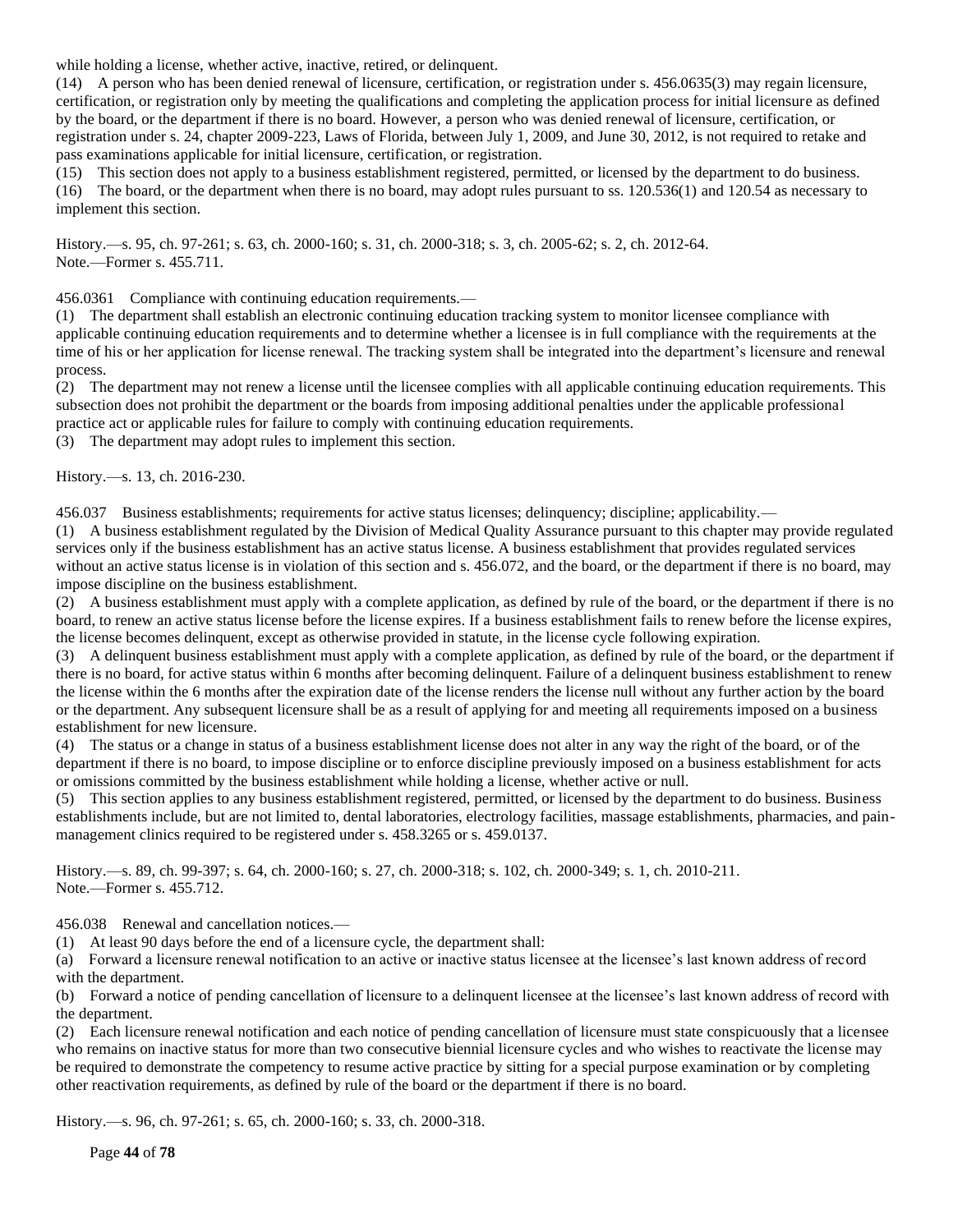while holding a license, whether active, inactive, retired, or delinquent.

(14) A person who has been denied renewal of licensure, certification, or registration under s. 456.0635(3) may regain licensure, certification, or registration only by meeting the qualifications and completing the application process for initial licensure as defined by the board, or the department if there is no board. However, a person who was denied renewal of licensure, certification, or registration under s. 24, chapter 2009-223, Laws of Florida, between July 1, 2009, and June 30, 2012, is not required to retake and pass examinations applicable for initial licensure, certification, or registration.

(15) This section does not apply to a business establishment registered, permitted, or licensed by the department to do business.

(16) The board, or the department when there is no board, may adopt rules pursuant to ss. 120.536(1) and 120.54 as necessary to implement this section.

History.—s. 95, ch. 97-261; s. 63, ch. 2000-160; s. 31, ch. 2000-318; s. 3, ch. 2005-62; s. 2, ch. 2012-64.
Note.—Former s. 455.711.

456.0361 Compliance with continuing education requirements.—

(1) The department shall establish an electronic continuing education tracking system to monitor licensee compliance with applicable continuing education requirements and to determine whether a licensee is in full compliance with the requirements at the time of his or her application for license renewal. The tracking system shall be integrated into the department's licensure and renewal process.

(2) The department may not renew a license until the licensee complies with all applicable continuing education requirements. This subsection does not prohibit the department or the boards from imposing additional penalties under the applicable professional practice act or applicable rules for failure to comply with continuing education requirements.

(3) The department may adopt rules to implement this section.

History.—s. 13, ch. 2016-230.

456.037 Business establishments; requirements for active status licenses; delinquency; discipline; applicability.—

(1) A business establishment regulated by the Division of Medical Quality Assurance pursuant to this chapter may provide regulated services only if the business establishment has an active status license. A business establishment that provides regulated services without an active status license is in violation of this section and s. 456.072, and the board, or the department if there is no board, may impose discipline on the business establishment.

(2) A business establishment must apply with a complete application, as defined by rule of the board, or the department if there is no board, to renew an active status license before the license expires. If a business establishment fails to renew before the license expires, the license becomes delinquent, except as otherwise provided in statute, in the license cycle following expiration.

(3) A delinquent business establishment must apply with a complete application, as defined by rule of the board, or the department if there is no board, for active status within 6 months after becoming delinquent. Failure of a delinquent business establishment to renew the license within the 6 months after the expiration date of the license renders the license null without any further action by the board or the department. Any subsequent licensure shall be as a result of applying for and meeting all requirements imposed on a business establishment for new licensure.

(4) The status or a change in status of a business establishment license does not alter in any way the right of the board, or of the department if there is no board, to impose discipline or to enforce discipline previously imposed on a business establishment for acts or omissions committed by the business establishment while holding a license, whether active or null.

(5) This section applies to any business establishment registered, permitted, or licensed by the department to do business. Business establishments include, but are not limited to, dental laboratories, electrology facilities, massage establishments, pharmacies, and pain-management clinics required to be registered under s. 458.3265 or s. 459.0137.

History.—s. 89, ch. 99-397; s. 64, ch. 2000-160; s. 27, ch. 2000-318; s. 102, ch. 2000-349; s. 1, ch. 2010-211.
Note.—Former s. 455.712.

456.038 Renewal and cancellation notices.—

(1) At least 90 days before the end of a licensure cycle, the department shall:

(a) Forward a licensure renewal notification to an active or inactive status licensee at the licensee's last known address of record with the department.

(b) Forward a notice of pending cancellation of licensure to a delinquent licensee at the licensee's last known address of record with the department.

(2) Each licensure renewal notification and each notice of pending cancellation of licensure must state conspicuously that a licensee who remains on inactive status for more than two consecutive biennial licensure cycles and who wishes to reactivate the license may be required to demonstrate the competency to resume active practice by sitting for a special purpose examination or by completing other reactivation requirements, as defined by rule of the board or the department if there is no board.

History.—s. 96, ch. 97-261; s. 65, ch. 2000-160; s. 33, ch. 2000-318.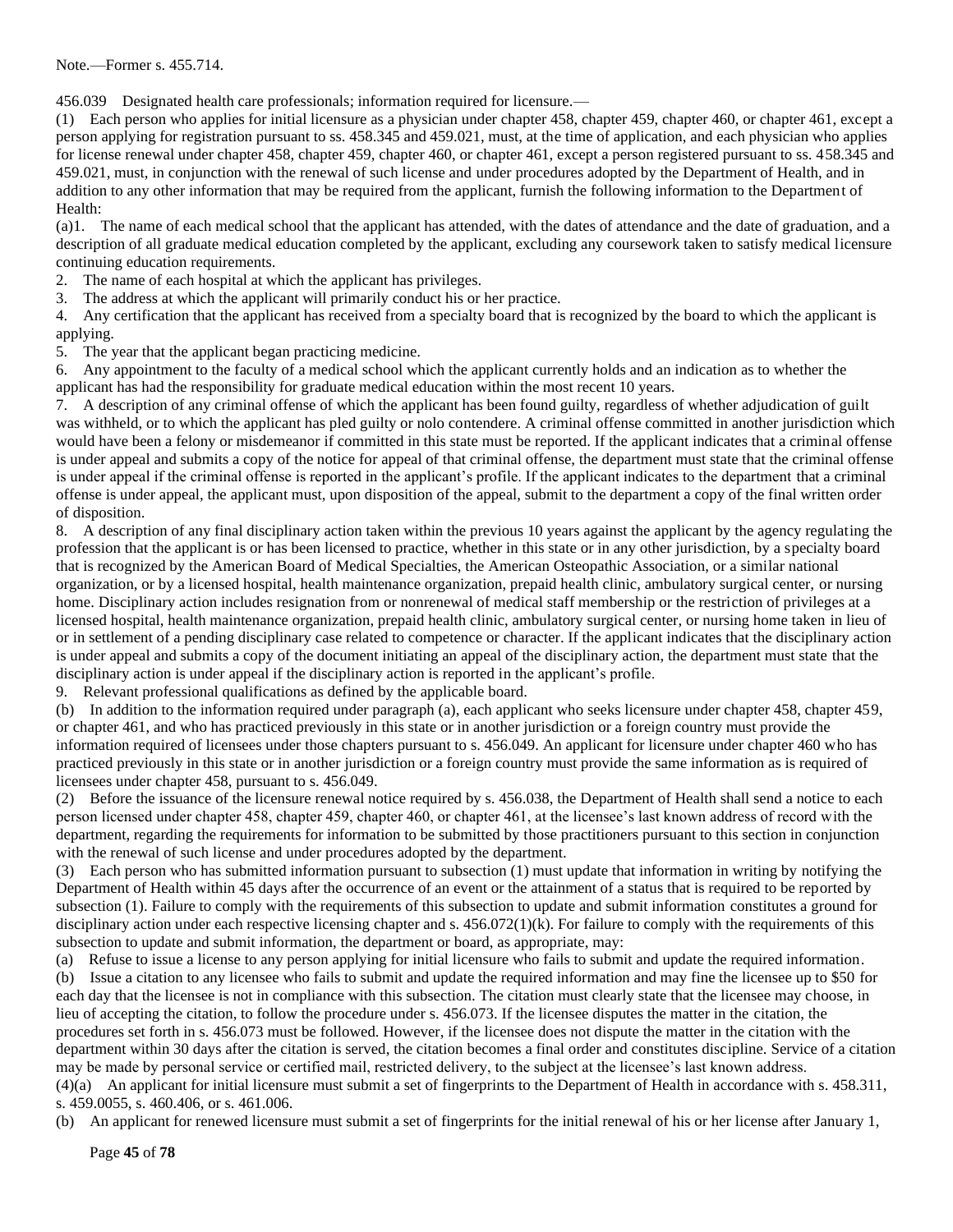Note.—Former s. 455.714.

456.039 Designated health care professionals; information required for licensure.—

(1) Each person who applies for initial licensure as a physician under chapter 458, chapter 459, chapter 460, or chapter 461, except a person applying for registration pursuant to ss. 458.345 and 459.021, must, at the time of application, and each physician who applies for license renewal under chapter 458, chapter 459, chapter 460, or chapter 461, except a person registered pursuant to ss. 458.345 and 459.021, must, in conjunction with the renewal of such license and under procedures adopted by the Department of Health, and in addition to any other information that may be required from the applicant, furnish the following information to the Department of Health:

(a)1. The name of each medical school that the applicant has attended, with the dates of attendance and the date of graduation, and a description of all graduate medical education completed by the applicant, excluding any coursework taken to satisfy medical licensure continuing education requirements.

2. The name of each hospital at which the applicant has privileges.

3. The address at which the applicant will primarily conduct his or her practice.

4. Any certification that the applicant has received from a specialty board that is recognized by the board to which the applicant is applying.

5. The year that the applicant began practicing medicine.

6. Any appointment to the faculty of a medical school which the applicant currently holds and an indication as to whether the applicant has had the responsibility for graduate medical education within the most recent 10 years.

7. A description of any criminal offense of which the applicant has been found guilty, regardless of whether adjudication of guilt was withheld, or to which the applicant has pled guilty or nolo contendere. A criminal offense committed in another jurisdiction which would have been a felony or misdemeanor if committed in this state must be reported. If the applicant indicates that a criminal offense is under appeal and submits a copy of the notice for appeal of that criminal offense, the department must state that the criminal offense is under appeal if the criminal offense is reported in the applicant's profile. If the applicant indicates to the department that a criminal offense is under appeal, the applicant must, upon disposition of the appeal, submit to the department a copy of the final written order of disposition.

8. A description of any final disciplinary action taken within the previous 10 years against the applicant by the agency regulating the profession that the applicant is or has been licensed to practice, whether in this state or in any other jurisdiction, by a specialty board that is recognized by the American Board of Medical Specialties, the American Osteopathic Association, or a similar national organization, or by a licensed hospital, health maintenance organization, prepaid health clinic, ambulatory surgical center, or nursing home. Disciplinary action includes resignation from or nonrenewal of medical staff membership or the restriction of privileges at a licensed hospital, health maintenance organization, prepaid health clinic, ambulatory surgical center, or nursing home taken in lieu of or in settlement of a pending disciplinary case related to competence or character. If the applicant indicates that the disciplinary action is under appeal and submits a copy of the document initiating an appeal of the disciplinary action, the department must state that the disciplinary action is under appeal if the disciplinary action is reported in the applicant's profile.

9. Relevant professional qualifications as defined by the applicable board.

(b) In addition to the information required under paragraph (a), each applicant who seeks licensure under chapter 458, chapter 459, or chapter 461, and who has practiced previously in this state or in another jurisdiction or a foreign country must provide the information required of licensees under those chapters pursuant to s. 456.049. An applicant for licensure under chapter 460 who has practiced previously in this state or in another jurisdiction or a foreign country must provide the same information as is required of licensees under chapter 458, pursuant to s. 456.049.

(2) Before the issuance of the licensure renewal notice required by s. 456.038, the Department of Health shall send a notice to each person licensed under chapter 458, chapter 459, chapter 460, or chapter 461, at the licensee's last known address of record with the department, regarding the requirements for information to be submitted by those practitioners pursuant to this section in conjunction with the renewal of such license and under procedures adopted by the department.

(3) Each person who has submitted information pursuant to subsection (1) must update that information in writing by notifying the Department of Health within 45 days after the occurrence of an event or the attainment of a status that is required to be reported by subsection (1). Failure to comply with the requirements of this subsection to update and submit information constitutes a ground for disciplinary action under each respective licensing chapter and s. 456.072(1)(k). For failure to comply with the requirements of this subsection to update and submit information, the department or board, as appropriate, may:

(a) Refuse to issue a license to any person applying for initial licensure who fails to submit and update the required information.

(b) Issue a citation to any licensee who fails to submit and update the required information and may fine the licensee up to $50 for each day that the licensee is not in compliance with this subsection. The citation must clearly state that the licensee may choose, in lieu of accepting the citation, to follow the procedure under s. 456.073. If the licensee disputes the matter in the citation, the procedures set forth in s. 456.073 must be followed. However, if the licensee does not dispute the matter in the citation with the department within 30 days after the citation is served, the citation becomes a final order and constitutes discipline. Service of a citation may be made by personal service or certified mail, restricted delivery, to the subject at the licensee's last known address.

(4)(a) An applicant for initial licensure must submit a set of fingerprints to the Department of Health in accordance with s. 458.311, s. 459.0055, s. 460.406, or s. 461.006.

(b) An applicant for renewed licensure must submit a set of fingerprints for the initial renewal of his or her license after January 1,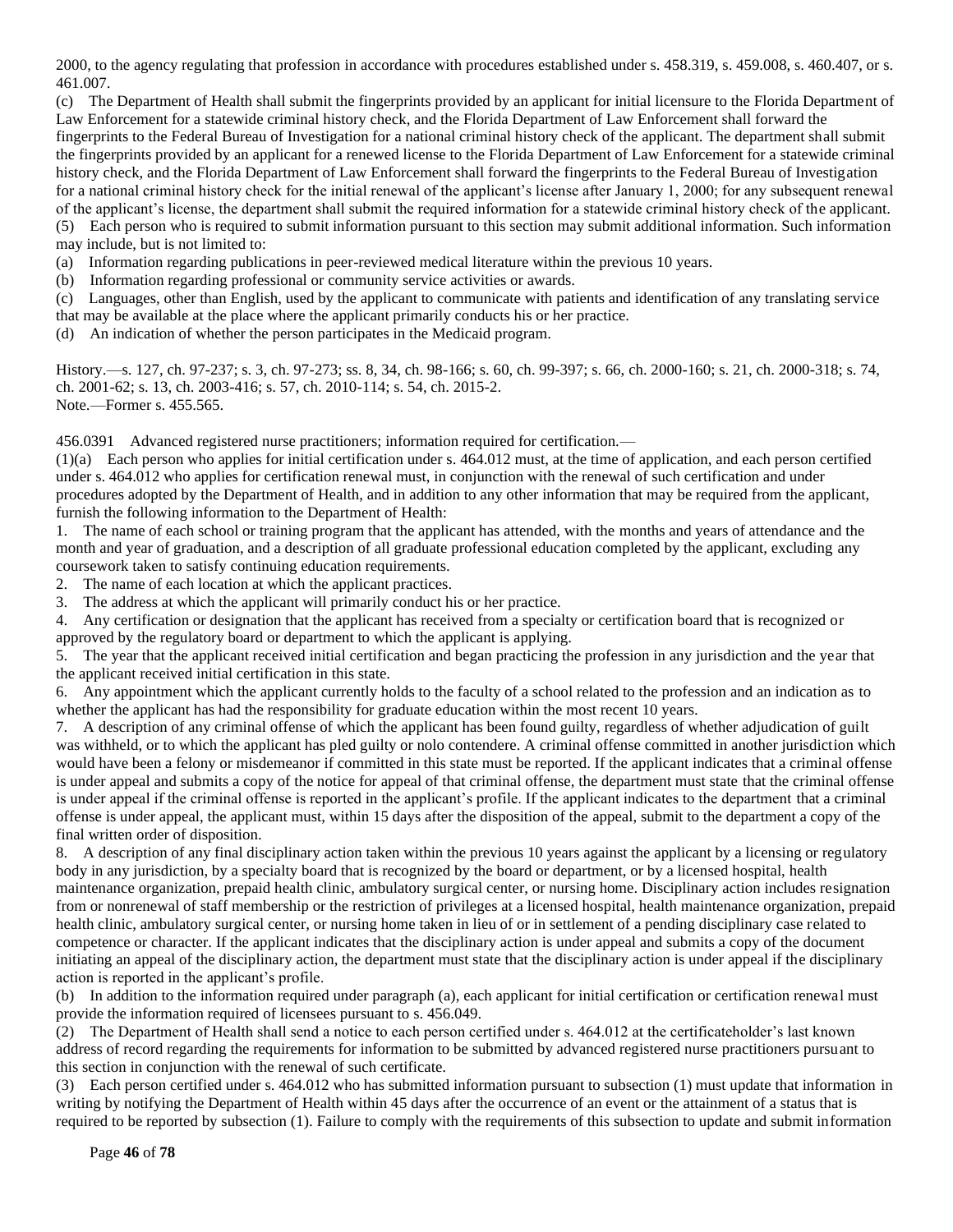2000, to the agency regulating that profession in accordance with procedures established under s. 458.319, s. 459.008, s. 460.407, or s. 461.007.

(c) The Department of Health shall submit the fingerprints provided by an applicant for initial licensure to the Florida Department of Law Enforcement for a statewide criminal history check, and the Florida Department of Law Enforcement shall forward the fingerprints to the Federal Bureau of Investigation for a national criminal history check of the applicant. The department shall submit the fingerprints provided by an applicant for a renewed license to the Florida Department of Law Enforcement for a statewide criminal history check, and the Florida Department of Law Enforcement shall forward the fingerprints to the Federal Bureau of Investigation for a national criminal history check for the initial renewal of the applicant's license after January 1, 2000; for any subsequent renewal of the applicant's license, the department shall submit the required information for a statewide criminal history check of the applicant.

(5) Each person who is required to submit information pursuant to this section may submit additional information. Such information may include, but is not limited to:

(a) Information regarding publications in peer-reviewed medical literature within the previous 10 years.

(b) Information regarding professional or community service activities or awards.

(c) Languages, other than English, used by the applicant to communicate with patients and identification of any translating service that may be available at the place where the applicant primarily conducts his or her practice.

(d) An indication of whether the person participates in the Medicaid program.

History.—s. 127, ch. 97-237; s. 3, ch. 97-273; ss. 8, 34, ch. 98-166; s. 60, ch. 99-397; s. 66, ch. 2000-160; s. 21, ch. 2000-318; s. 74, ch. 2001-62; s. 13, ch. 2003-416; s. 57, ch. 2010-114; s. 54, ch. 2015-2.
Note.—Former s. 455.565.

456.0391 Advanced registered nurse practitioners; information required for certification.—

(1)(a) Each person who applies for initial certification under s. 464.012 must, at the time of application, and each person certified under s. 464.012 who applies for certification renewal must, in conjunction with the renewal of such certification and under procedures adopted by the Department of Health, and in addition to any other information that may be required from the applicant, furnish the following information to the Department of Health:

1. The name of each school or training program that the applicant has attended, with the months and years of attendance and the month and year of graduation, and a description of all graduate professional education completed by the applicant, excluding any coursework taken to satisfy continuing education requirements.

2. The name of each location at which the applicant practices.

3. The address at which the applicant will primarily conduct his or her practice.

4. Any certification or designation that the applicant has received from a specialty or certification board that is recognized or approved by the regulatory board or department to which the applicant is applying.

5. The year that the applicant received initial certification and began practicing the profession in any jurisdiction and the year that the applicant received initial certification in this state.

6. Any appointment which the applicant currently holds to the faculty of a school related to the profession and an indication as to whether the applicant has had the responsibility for graduate education within the most recent 10 years.

7. A description of any criminal offense of which the applicant has been found guilty, regardless of whether adjudication of guilt was withheld, or to which the applicant has pled guilty or nolo contendere. A criminal offense committed in another jurisdiction which would have been a felony or misdemeanor if committed in this state must be reported. If the applicant indicates that a criminal offense is under appeal and submits a copy of the notice for appeal of that criminal offense, the department must state that the criminal offense is under appeal if the criminal offense is reported in the applicant's profile. If the applicant indicates to the department that a criminal offense is under appeal, the applicant must, within 15 days after the disposition of the appeal, submit to the department a copy of the final written order of disposition.

8. A description of any final disciplinary action taken within the previous 10 years against the applicant by a licensing or regulatory body in any jurisdiction, by a specialty board that is recognized by the board or department, or by a licensed hospital, health maintenance organization, prepaid health clinic, ambulatory surgical center, or nursing home. Disciplinary action includes resignation from or nonrenewal of staff membership or the restriction of privileges at a licensed hospital, health maintenance organization, prepaid health clinic, ambulatory surgical center, or nursing home taken in lieu of or in settlement of a pending disciplinary case related to competence or character. If the applicant indicates that the disciplinary action is under appeal and submits a copy of the document initiating an appeal of the disciplinary action, the department must state that the disciplinary action is under appeal if the disciplinary action is reported in the applicant's profile.

(b) In addition to the information required under paragraph (a), each applicant for initial certification or certification renewal must provide the information required of licensees pursuant to s. 456.049.

(2) The Department of Health shall send a notice to each person certified under s. 464.012 at the certificateholder's last known address of record regarding the requirements for information to be submitted by advanced registered nurse practitioners pursuant to this section in conjunction with the renewal of such certificate.

(3) Each person certified under s. 464.012 who has submitted information pursuant to subsection (1) must update that information in writing by notifying the Department of Health within 45 days after the occurrence of an event or the attainment of a status that is required to be reported by subsection (1). Failure to comply with the requirements of this subsection to update and submit information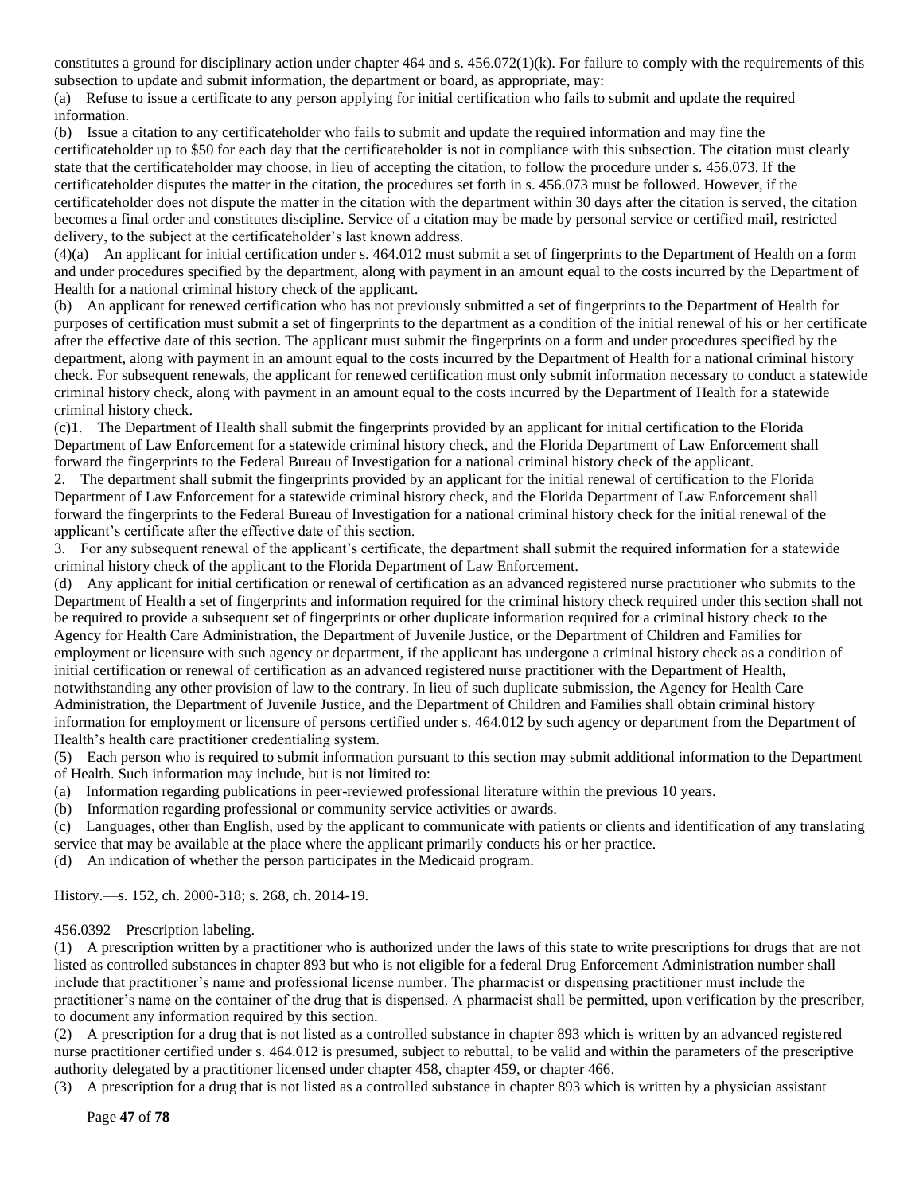constitutes a ground for disciplinary action under chapter 464 and s. 456.072(1)(k). For failure to comply with the requirements of this subsection to update and submit information, the department or board, as appropriate, may:

(a) Refuse to issue a certificate to any person applying for initial certification who fails to submit and update the required information.

(b) Issue a citation to any certificateholder who fails to submit and update the required information and may fine the certificateholder up to $50 for each day that the certificateholder is not in compliance with this subsection. The citation must clearly state that the certificateholder may choose, in lieu of accepting the citation, to follow the procedure under s. 456.073. If the certificateholder disputes the matter in the citation, the procedures set forth in s. 456.073 must be followed. However, if the certificateholder does not dispute the matter in the citation with the department within 30 days after the citation is served, the citation becomes a final order and constitutes discipline. Service of a citation may be made by personal service or certified mail, restricted delivery, to the subject at the certificateholder's last known address.

(4)(a) An applicant for initial certification under s. 464.012 must submit a set of fingerprints to the Department of Health on a form and under procedures specified by the department, along with payment in an amount equal to the costs incurred by the Department of Health for a national criminal history check of the applicant.

(b) An applicant for renewed certification who has not previously submitted a set of fingerprints to the Department of Health for purposes of certification must submit a set of fingerprints to the department as a condition of the initial renewal of his or her certificate after the effective date of this section. The applicant must submit the fingerprints on a form and under procedures specified by the department, along with payment in an amount equal to the costs incurred by the Department of Health for a national criminal history check. For subsequent renewals, the applicant for renewed certification must only submit information necessary to conduct a statewide criminal history check, along with payment in an amount equal to the costs incurred by the Department of Health for a statewide criminal history check.

(c)1. The Department of Health shall submit the fingerprints provided by an applicant for initial certification to the Florida Department of Law Enforcement for a statewide criminal history check, and the Florida Department of Law Enforcement shall forward the fingerprints to the Federal Bureau of Investigation for a national criminal history check of the applicant.

2. The department shall submit the fingerprints provided by an applicant for the initial renewal of certification to the Florida Department of Law Enforcement for a statewide criminal history check, and the Florida Department of Law Enforcement shall forward the fingerprints to the Federal Bureau of Investigation for a national criminal history check for the initial renewal of the applicant's certificate after the effective date of this section.

3. For any subsequent renewal of the applicant's certificate, the department shall submit the required information for a statewide criminal history check of the applicant to the Florida Department of Law Enforcement.

(d) Any applicant for initial certification or renewal of certification as an advanced registered nurse practitioner who submits to the Department of Health a set of fingerprints and information required for the criminal history check required under this section shall not be required to provide a subsequent set of fingerprints or other duplicate information required for a criminal history check to the Agency for Health Care Administration, the Department of Juvenile Justice, or the Department of Children and Families for employment or licensure with such agency or department, if the applicant has undergone a criminal history check as a condition of initial certification or renewal of certification as an advanced registered nurse practitioner with the Department of Health, notwithstanding any other provision of law to the contrary. In lieu of such duplicate submission, the Agency for Health Care Administration, the Department of Juvenile Justice, and the Department of Children and Families shall obtain criminal history information for employment or licensure of persons certified under s. 464.012 by such agency or department from the Department of Health's health care practitioner credentialing system.

(5) Each person who is required to submit information pursuant to this section may submit additional information to the Department of Health. Such information may include, but is not limited to:

(a) Information regarding publications in peer-reviewed professional literature within the previous 10 years.

(b) Information regarding professional or community service activities or awards.

(c) Languages, other than English, used by the applicant to communicate with patients or clients and identification of any translating service that may be available at the place where the applicant primarily conducts his or her practice.

(d) An indication of whether the person participates in the Medicaid program.

History.—s. 152, ch. 2000-318; s. 268, ch. 2014-19.

456.0392 Prescription labeling.—

(1) A prescription written by a practitioner who is authorized under the laws of this state to write prescriptions for drugs that are not listed as controlled substances in chapter 893 but who is not eligible for a federal Drug Enforcement Administration number shall include that practitioner's name and professional license number. The pharmacist or dispensing practitioner must include the practitioner's name on the container of the drug that is dispensed. A pharmacist shall be permitted, upon verification by the prescriber, to document any information required by this section.

(2) A prescription for a drug that is not listed as a controlled substance in chapter 893 which is written by an advanced registered nurse practitioner certified under s. 464.012 is presumed, subject to rebuttal, to be valid and within the parameters of the prescriptive authority delegated by a practitioner licensed under chapter 458, chapter 459, or chapter 466.

(3) A prescription for a drug that is not listed as a controlled substance in chapter 893 which is written by a physician assistant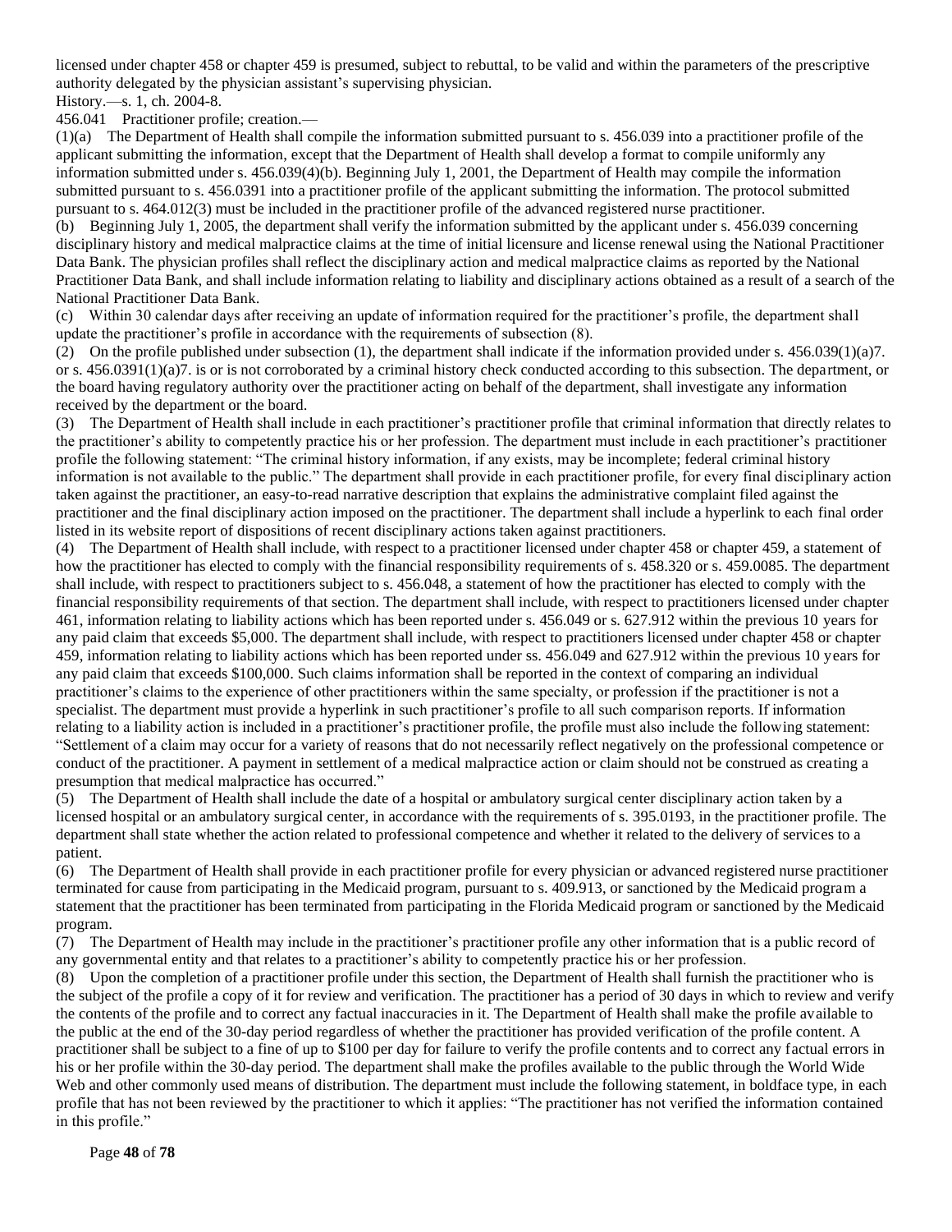licensed under chapter 458 or chapter 459 is presumed, subject to rebuttal, to be valid and within the parameters of the prescriptive authority delegated by the physician assistant's supervising physician.

History.—s. 1, ch. 2004-8.

456.041 Practitioner profile; creation.—

(1)(a) The Department of Health shall compile the information submitted pursuant to s. 456.039 into a practitioner profile of the applicant submitting the information, except that the Department of Health shall develop a format to compile uniformly any information submitted under s. 456.039(4)(b). Beginning July 1, 2001, the Department of Health may compile the information submitted pursuant to s. 456.0391 into a practitioner profile of the applicant submitting the information. The protocol submitted pursuant to s. 464.012(3) must be included in the practitioner profile of the advanced registered nurse practitioner.

(b) Beginning July 1, 2005, the department shall verify the information submitted by the applicant under s. 456.039 concerning disciplinary history and medical malpractice claims at the time of initial licensure and license renewal using the National Practitioner Data Bank. The physician profiles shall reflect the disciplinary action and medical malpractice claims as reported by the National Practitioner Data Bank, and shall include information relating to liability and disciplinary actions obtained as a result of a search of the National Practitioner Data Bank.

(c) Within 30 calendar days after receiving an update of information required for the practitioner's profile, the department shall update the practitioner's profile in accordance with the requirements of subsection (8).

(2) On the profile published under subsection (1), the department shall indicate if the information provided under s. 456.039(1)(a)7. or s. 456.0391(1)(a)7. is or is not corroborated by a criminal history check conducted according to this subsection. The department, or the board having regulatory authority over the practitioner acting on behalf of the department, shall investigate any information received by the department or the board.

(3) The Department of Health shall include in each practitioner's practitioner profile that criminal information that directly relates to the practitioner's ability to competently practice his or her profession. The department must include in each practitioner's practitioner profile the following statement: "The criminal history information, if any exists, may be incomplete; federal criminal history information is not available to the public." The department shall provide in each practitioner profile, for every final disciplinary action taken against the practitioner, an easy-to-read narrative description that explains the administrative complaint filed against the practitioner and the final disciplinary action imposed on the practitioner. The department shall include a hyperlink to each final order listed in its website report of dispositions of recent disciplinary actions taken against practitioners.

(4) The Department of Health shall include, with respect to a practitioner licensed under chapter 458 or chapter 459, a statement of how the practitioner has elected to comply with the financial responsibility requirements of s. 458.320 or s. 459.0085. The department shall include, with respect to practitioners subject to s. 456.048, a statement of how the practitioner has elected to comply with the financial responsibility requirements of that section. The department shall include, with respect to practitioners licensed under chapter 461, information relating to liability actions which has been reported under s. 456.049 or s. 627.912 within the previous 10 years for any paid claim that exceeds $5,000. The department shall include, with respect to practitioners licensed under chapter 458 or chapter 459, information relating to liability actions which has been reported under ss. 456.049 and 627.912 within the previous 10 years for any paid claim that exceeds $100,000. Such claims information shall be reported in the context of comparing an individual practitioner's claims to the experience of other practitioners within the same specialty, or profession if the practitioner is not a specialist. The department must provide a hyperlink in such practitioner's profile to all such comparison reports. If information relating to a liability action is included in a practitioner's practitioner profile, the profile must also include the following statement: "Settlement of a claim may occur for a variety of reasons that do not necessarily reflect negatively on the professional competence or conduct of the practitioner. A payment in settlement of a medical malpractice action or claim should not be construed as creating a presumption that medical malpractice has occurred."

(5) The Department of Health shall include the date of a hospital or ambulatory surgical center disciplinary action taken by a licensed hospital or an ambulatory surgical center, in accordance with the requirements of s. 395.0193, in the practitioner profile. The department shall state whether the action related to professional competence and whether it related to the delivery of services to a patient.

(6) The Department of Health shall provide in each practitioner profile for every physician or advanced registered nurse practitioner terminated for cause from participating in the Medicaid program, pursuant to s. 409.913, or sanctioned by the Medicaid program a statement that the practitioner has been terminated from participating in the Florida Medicaid program or sanctioned by the Medicaid program.

(7) The Department of Health may include in the practitioner's practitioner profile any other information that is a public record of any governmental entity and that relates to a practitioner's ability to competently practice his or her profession.

(8) Upon the completion of a practitioner profile under this section, the Department of Health shall furnish the practitioner who is the subject of the profile a copy of it for review and verification. The practitioner has a period of 30 days in which to review and verify the contents of the profile and to correct any factual inaccuracies in it. The Department of Health shall make the profile available to the public at the end of the 30-day period regardless of whether the practitioner has provided verification of the profile content. A practitioner shall be subject to a fine of up to $100 per day for failure to verify the profile contents and to correct any factual errors in his or her profile within the 30-day period. The department shall make the profiles available to the public through the World Wide Web and other commonly used means of distribution. The department must include the following statement, in boldface type, in each profile that has not been reviewed by the practitioner to which it applies: "The practitioner has not verified the information contained in this profile."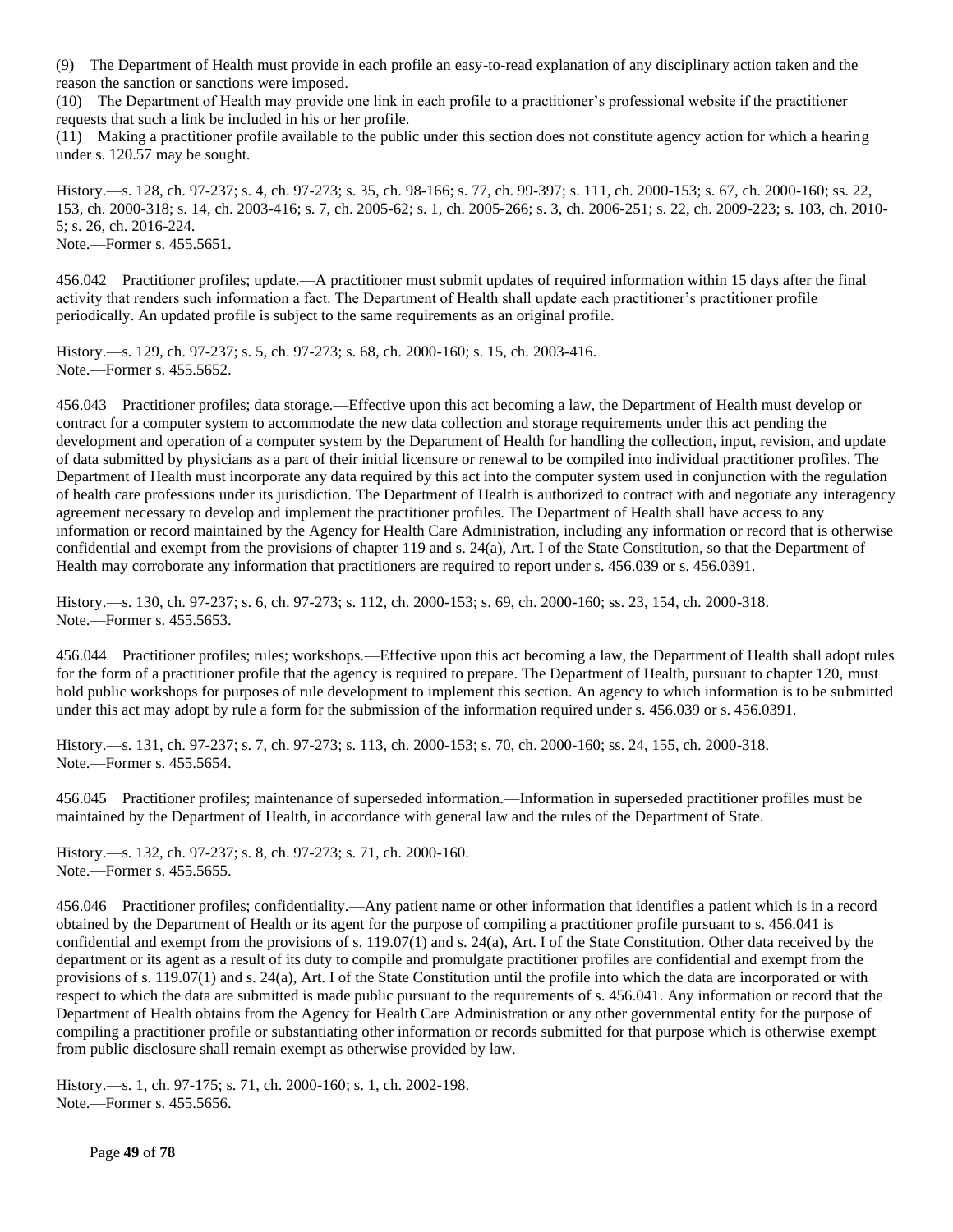(9) The Department of Health must provide in each profile an easy-to-read explanation of any disciplinary action taken and the reason the sanction or sanctions were imposed.

(10) The Department of Health may provide one link in each profile to a practitioner's professional website if the practitioner requests that such a link be included in his or her profile.

(11) Making a practitioner profile available to the public under this section does not constitute agency action for which a hearing under s. 120.57 may be sought.

History.—s. 128, ch. 97-237; s. 4, ch. 97-273; s. 35, ch. 98-166; s. 77, ch. 99-397; s. 111, ch. 2000-153; s. 67, ch. 2000-160; ss. 22, 153, ch. 2000-318; s. 14, ch. 2003-416; s. 7, ch. 2005-62; s. 1, ch. 2005-266; s. 3, ch. 2006-251; s. 22, ch. 2009-223; s. 103, ch. 2010-5; s. 26, ch. 2016-224.
Note.—Former s. 455.5651.

456.042 Practitioner profiles; update.—A practitioner must submit updates of required information within 15 days after the final activity that renders such information a fact. The Department of Health shall update each practitioner's practitioner profile periodically. An updated profile is subject to the same requirements as an original profile.

History.—s. 129, ch. 97-237; s. 5, ch. 97-273; s. 68, ch. 2000-160; s. 15, ch. 2003-416.
Note.—Former s. 455.5652.

456.043 Practitioner profiles; data storage.—Effective upon this act becoming a law, the Department of Health must develop or contract for a computer system to accommodate the new data collection and storage requirements under this act pending the development and operation of a computer system by the Department of Health for handling the collection, input, revision, and update of data submitted by physicians as a part of their initial licensure or renewal to be compiled into individual practitioner profiles. The Department of Health must incorporate any data required by this act into the computer system used in conjunction with the regulation of health care professions under its jurisdiction. The Department of Health is authorized to contract with and negotiate any interagency agreement necessary to develop and implement the practitioner profiles. The Department of Health shall have access to any information or record maintained by the Agency for Health Care Administration, including any information or record that is otherwise confidential and exempt from the provisions of chapter 119 and s. 24(a), Art. I of the State Constitution, so that the Department of Health may corroborate any information that practitioners are required to report under s. 456.039 or s. 456.0391.

History.—s. 130, ch. 97-237; s. 6, ch. 97-273; s. 112, ch. 2000-153; s. 69, ch. 2000-160; ss. 23, 154, ch. 2000-318.
Note.—Former s. 455.5653.

456.044 Practitioner profiles; rules; workshops.—Effective upon this act becoming a law, the Department of Health shall adopt rules for the form of a practitioner profile that the agency is required to prepare. The Department of Health, pursuant to chapter 120, must hold public workshops for purposes of rule development to implement this section. An agency to which information is to be submitted under this act may adopt by rule a form for the submission of the information required under s. 456.039 or s. 456.0391.

History.—s. 131, ch. 97-237; s. 7, ch. 97-273; s. 113, ch. 2000-153; s. 70, ch. 2000-160; ss. 24, 155, ch. 2000-318.
Note.—Former s. 455.5654.

456.045 Practitioner profiles; maintenance of superseded information.—Information in superseded practitioner profiles must be maintained by the Department of Health, in accordance with general law and the rules of the Department of State.

History.—s. 132, ch. 97-237; s. 8, ch. 97-273; s. 71, ch. 2000-160.
Note.—Former s. 455.5655.

456.046 Practitioner profiles; confidentiality.—Any patient name or other information that identifies a patient which is in a record obtained by the Department of Health or its agent for the purpose of compiling a practitioner profile pursuant to s. 456.041 is confidential and exempt from the provisions of s. 119.07(1) and s. 24(a), Art. I of the State Constitution. Other data received by the department or its agent as a result of its duty to compile and promulgate practitioner profiles are confidential and exempt from the provisions of s. 119.07(1) and s. 24(a), Art. I of the State Constitution until the profile into which the data are incorporated or with respect to which the data are submitted is made public pursuant to the requirements of s. 456.041. Any information or record that the Department of Health obtains from the Agency for Health Care Administration or any other governmental entity for the purpose of compiling a practitioner profile or substantiating other information or records submitted for that purpose which is otherwise exempt from public disclosure shall remain exempt as otherwise provided by law.

History.—s. 1, ch. 97-175; s. 71, ch. 2000-160; s. 1, ch. 2002-198.
Note.—Former s. 455.5656.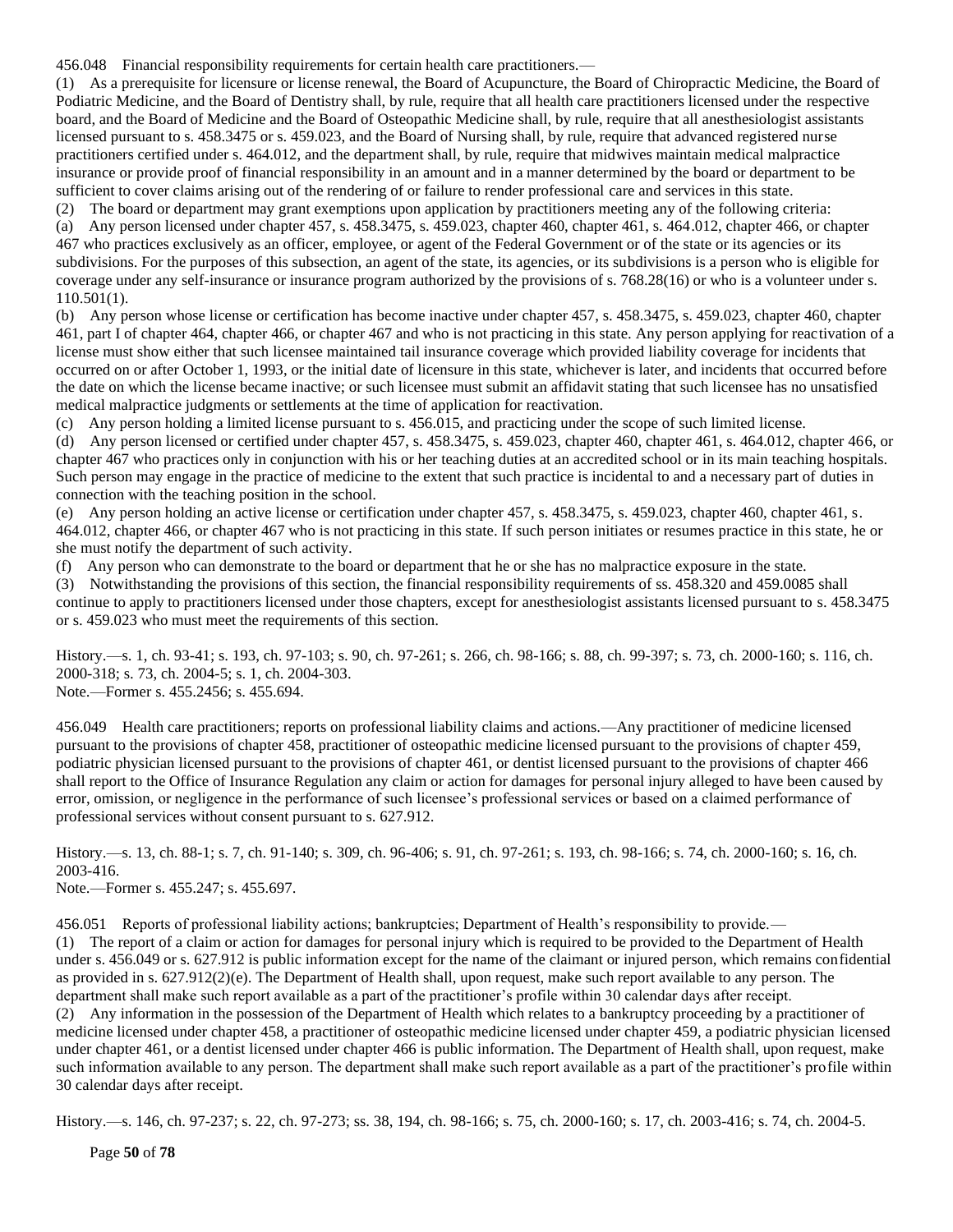456.048 Financial responsibility requirements for certain health care practitioners.—

(1) As a prerequisite for licensure or license renewal, the Board of Acupuncture, the Board of Chiropractic Medicine, the Board of Podiatric Medicine, and the Board of Dentistry shall, by rule, require that all health care practitioners licensed under the respective board, and the Board of Medicine and the Board of Osteopathic Medicine shall, by rule, require that all anesthesiologist assistants licensed pursuant to s. 458.3475 or s. 459.023, and the Board of Nursing shall, by rule, require that advanced registered nurse practitioners certified under s. 464.012, and the department shall, by rule, require that midwives maintain medical malpractice insurance or provide proof of financial responsibility in an amount and in a manner determined by the board or department to be sufficient to cover claims arising out of the rendering of or failure to render professional care and services in this state.

(2) The board or department may grant exemptions upon application by practitioners meeting any of the following criteria:

(a) Any person licensed under chapter 457, s. 458.3475, s. 459.023, chapter 460, chapter 461, s. 464.012, chapter 466, or chapter 467 who practices exclusively as an officer, employee, or agent of the Federal Government or of the state or its agencies or its subdivisions. For the purposes of this subsection, an agent of the state, its agencies, or its subdivisions is a person who is eligible for coverage under any self-insurance or insurance program authorized by the provisions of s. 768.28(16) or who is a volunteer under s. 110.501(1).

(b) Any person whose license or certification has become inactive under chapter 457, s. 458.3475, s. 459.023, chapter 460, chapter 461, part I of chapter 464, chapter 466, or chapter 467 and who is not practicing in this state. Any person applying for reactivation of a license must show either that such licensee maintained tail insurance coverage which provided liability coverage for incidents that occurred on or after October 1, 1993, or the initial date of licensure in this state, whichever is later, and incidents that occurred before the date on which the license became inactive; or such licensee must submit an affidavit stating that such licensee has no unsatisfied medical malpractice judgments or settlements at the time of application for reactivation.

(c) Any person holding a limited license pursuant to s. 456.015, and practicing under the scope of such limited license.

(d) Any person licensed or certified under chapter 457, s. 458.3475, s. 459.023, chapter 460, chapter 461, s. 464.012, chapter 466, or chapter 467 who practices only in conjunction with his or her teaching duties at an accredited school or in its main teaching hospitals. Such person may engage in the practice of medicine to the extent that such practice is incidental to and a necessary part of duties in connection with the teaching position in the school.

(e) Any person holding an active license or certification under chapter 457, s. 458.3475, s. 459.023, chapter 460, chapter 461, s. 464.012, chapter 466, or chapter 467 who is not practicing in this state. If such person initiates or resumes practice in this state, he or she must notify the department of such activity.

(f) Any person who can demonstrate to the board or department that he or she has no malpractice exposure in the state.

(3) Notwithstanding the provisions of this section, the financial responsibility requirements of ss. 458.320 and 459.0085 shall continue to apply to practitioners licensed under those chapters, except for anesthesiologist assistants licensed pursuant to s. 458.3475 or s. 459.023 who must meet the requirements of this section.

History.—s. 1, ch. 93-41; s. 193, ch. 97-103; s. 90, ch. 97-261; s. 266, ch. 98-166; s. 88, ch. 99-397; s. 73, ch. 2000-160; s. 116, ch. 2000-318; s. 73, ch. 2004-5; s. 1, ch. 2004-303.
Note.—Former s. 455.2456; s. 455.694.

456.049 Health care practitioners; reports on professional liability claims and actions.—Any practitioner of medicine licensed pursuant to the provisions of chapter 458, practitioner of osteopathic medicine licensed pursuant to the provisions of chapter 459, podiatric physician licensed pursuant to the provisions of chapter 461, or dentist licensed pursuant to the provisions of chapter 466 shall report to the Office of Insurance Regulation any claim or action for damages for personal injury alleged to have been caused by error, omission, or negligence in the performance of such licensee's professional services or based on a claimed performance of professional services without consent pursuant to s. 627.912.

History.—s. 13, ch. 88-1; s. 7, ch. 91-140; s. 309, ch. 96-406; s. 91, ch. 97-261; s. 193, ch. 98-166; s. 74, ch. 2000-160; s. 16, ch. 2003-416.
Note.—Former s. 455.247; s. 455.697.

456.051 Reports of professional liability actions; bankruptcies; Department of Health's responsibility to provide.—

(1) The report of a claim or action for damages for personal injury which is required to be provided to the Department of Health under s. 456.049 or s. 627.912 is public information except for the name of the claimant or injured person, which remains confidential as provided in s. 627.912(2)(e). The Department of Health shall, upon request, make such report available to any person. The department shall make such report available as a part of the practitioner's profile within 30 calendar days after receipt.

(2) Any information in the possession of the Department of Health which relates to a bankruptcy proceeding by a practitioner of medicine licensed under chapter 458, a practitioner of osteopathic medicine licensed under chapter 459, a podiatric physician licensed under chapter 461, or a dentist licensed under chapter 466 is public information. The Department of Health shall, upon request, make such information available to any person. The department shall make such report available as a part of the practitioner's profile within 30 calendar days after receipt.

History.—s. 146, ch. 97-237; s. 22, ch. 97-273; ss. 38, 194, ch. 98-166; s. 75, ch. 2000-160; s. 17, ch. 2003-416; s. 74, ch. 2004-5.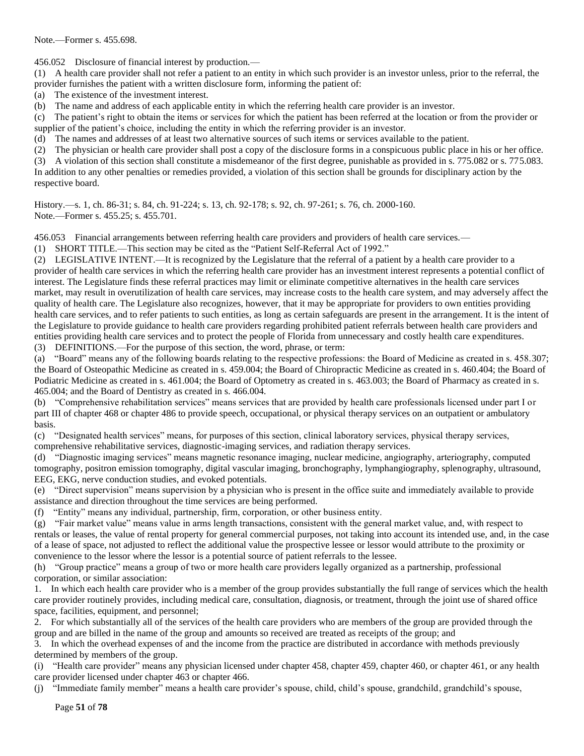Note.—Former s. 455.698.

456.052 Disclosure of financial interest by production.—

(1) A health care provider shall not refer a patient to an entity in which such provider is an investor unless, prior to the referral, the provider furnishes the patient with a written disclosure form, informing the patient of:

(a) The existence of the investment interest.

(b) The name and address of each applicable entity in which the referring health care provider is an investor.

(c) The patient's right to obtain the items or services for which the patient has been referred at the location or from the provider or supplier of the patient's choice, including the entity in which the referring provider is an investor.

(d) The names and addresses of at least two alternative sources of such items or services available to the patient.

(2) The physician or health care provider shall post a copy of the disclosure forms in a conspicuous public place in his or her office.

(3) A violation of this section shall constitute a misdemeanor of the first degree, punishable as provided in s. 775.082 or s. 775.083. In addition to any other penalties or remedies provided, a violation of this section shall be grounds for disciplinary action by the respective board.

History.—s. 1, ch. 86-31; s. 84, ch. 91-224; s. 13, ch. 92-178; s. 92, ch. 97-261; s. 76, ch. 2000-160.
Note.—Former s. 455.25; s. 455.701.

456.053 Financial arrangements between referring health care providers and providers of health care services.—

(1) SHORT TITLE.—This section may be cited as the "Patient Self-Referral Act of 1992."

(2) LEGISLATIVE INTENT.—It is recognized by the Legislature that the referral of a patient by a health care provider to a provider of health care services in which the referring health care provider has an investment interest represents a potential conflict of interest. The Legislature finds these referral practices may limit or eliminate competitive alternatives in the health care services market, may result in overutilization of health care services, may increase costs to the health care system, and may adversely affect the quality of health care. The Legislature also recognizes, however, that it may be appropriate for providers to own entities providing health care services, and to refer patients to such entities, as long as certain safeguards are present in the arrangement. It is the intent of the Legislature to provide guidance to health care providers regarding prohibited patient referrals between health care providers and entities providing health care services and to protect the people of Florida from unnecessary and costly health care expenditures.

(3) DEFINITIONS.—For the purpose of this section, the word, phrase, or term:

(a) "Board" means any of the following boards relating to the respective professions: the Board of Medicine as created in s. 458.307; the Board of Osteopathic Medicine as created in s. 459.004; the Board of Chiropractic Medicine as created in s. 460.404; the Board of Podiatric Medicine as created in s. 461.004; the Board of Optometry as created in s. 463.003; the Board of Pharmacy as created in s. 465.004; and the Board of Dentistry as created in s. 466.004.

(b) "Comprehensive rehabilitation services" means services that are provided by health care professionals licensed under part I or part III of chapter 468 or chapter 486 to provide speech, occupational, or physical therapy services on an outpatient or ambulatory basis.

(c) "Designated health services" means, for purposes of this section, clinical laboratory services, physical therapy services, comprehensive rehabilitative services, diagnostic-imaging services, and radiation therapy services.

(d) "Diagnostic imaging services" means magnetic resonance imaging, nuclear medicine, angiography, arteriography, computed tomography, positron emission tomography, digital vascular imaging, bronchography, lymphangiography, splenography, ultrasound, EEG, EKG, nerve conduction studies, and evoked potentials.

(e) "Direct supervision" means supervision by a physician who is present in the office suite and immediately available to provide assistance and direction throughout the time services are being performed.

(f) "Entity" means any individual, partnership, firm, corporation, or other business entity.

(g) "Fair market value" means value in arms length transactions, consistent with the general market value, and, with respect to rentals or leases, the value of rental property for general commercial purposes, not taking into account its intended use, and, in the case of a lease of space, not adjusted to reflect the additional value the prospective lessee or lessor would attribute to the proximity or convenience to the lessor where the lessor is a potential source of patient referrals to the lessee.

(h) "Group practice" means a group of two or more health care providers legally organized as a partnership, professional corporation, or similar association:

1. In which each health care provider who is a member of the group provides substantially the full range of services which the health care provider routinely provides, including medical care, consultation, diagnosis, or treatment, through the joint use of shared office space, facilities, equipment, and personnel;

2. For which substantially all of the services of the health care providers who are members of the group are provided through the group and are billed in the name of the group and amounts so received are treated as receipts of the group; and

3. In which the overhead expenses of and the income from the practice are distributed in accordance with methods previously determined by members of the group.

(i) "Health care provider" means any physician licensed under chapter 458, chapter 459, chapter 460, or chapter 461, or any health care provider licensed under chapter 463 or chapter 466.

(j) "Immediate family member" means a health care provider's spouse, child, child's spouse, grandchild, grandchild's spouse,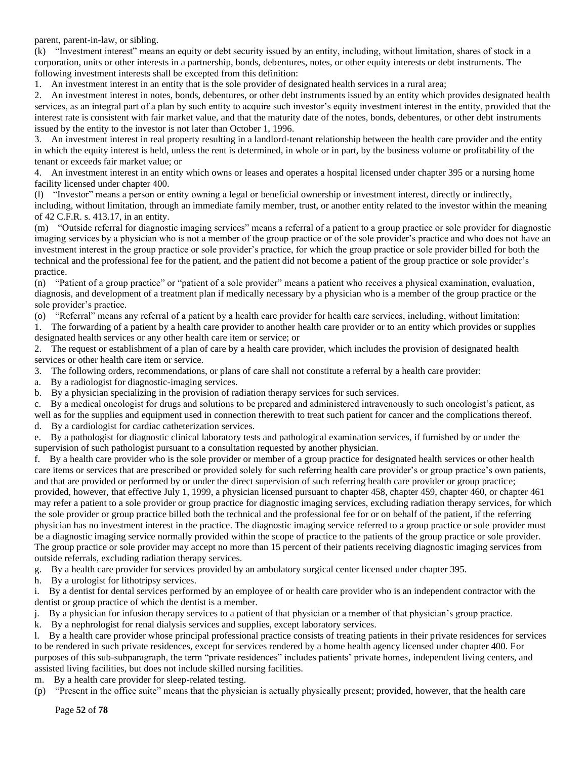parent, parent-in-law, or sibling.

(k) "Investment interest" means an equity or debt security issued by an entity, including, without limitation, shares of stock in a corporation, units or other interests in a partnership, bonds, debentures, notes, or other equity interests or debt instruments. The following investment interests shall be excepted from this definition:

1. An investment interest in an entity that is the sole provider of designated health services in a rural area;
2. An investment interest in notes, bonds, debentures, or other debt instruments issued by an entity which provides designated health services, as an integral part of a plan by such entity to acquire such investor's equity investment interest in the entity, provided that the interest rate is consistent with fair market value, and that the maturity date of the notes, bonds, debentures, or other debt instruments issued by the entity to the investor is not later than October 1, 1996.
3. An investment interest in real property resulting in a landlord-tenant relationship between the health care provider and the entity in which the equity interest is held, unless the rent is determined, in whole or in part, by the business volume or profitability of the tenant or exceeds fair market value; or
4. An investment interest in an entity which owns or leases and operates a hospital licensed under chapter 395 or a nursing home facility licensed under chapter 400.

(l) "Investor" means a person or entity owning a legal or beneficial ownership or investment interest, directly or indirectly, including, without limitation, through an immediate family member, trust, or another entity related to the investor within the meaning of 42 C.F.R. s. 413.17, in an entity.

(m) "Outside referral for diagnostic imaging services" means a referral of a patient to a group practice or sole provider for diagnostic imaging services by a physician who is not a member of the group practice or of the sole provider's practice and who does not have an investment interest in the group practice or sole provider's practice, for which the group practice or sole provider billed for both the technical and the professional fee for the patient, and the patient did not become a patient of the group practice or sole provider's practice.

(n) "Patient of a group practice" or "patient of a sole provider" means a patient who receives a physical examination, evaluation, diagnosis, and development of a treatment plan if medically necessary by a physician who is a member of the group practice or the sole provider's practice.

(o) "Referral" means any referral of a patient by a health care provider for health care services, including, without limitation:

1. The forwarding of a patient by a health care provider to another health care provider or to an entity which provides or supplies designated health services or any other health care item or service; or
2. The request or establishment of a plan of care by a health care provider, which includes the provision of designated health services or other health care item or service.
3. The following orders, recommendations, or plans of care shall not constitute a referral by a health care provider:

a. By a radiologist for diagnostic-imaging services.

b. By a physician specializing in the provision of radiation therapy services for such services.

c. By a medical oncologist for drugs and solutions to be prepared and administered intravenously to such oncologist's patient, as well as for the supplies and equipment used in connection therewith to treat such patient for cancer and the complications thereof.

d. By a cardiologist for cardiac catheterization services.

e. By a pathologist for diagnostic clinical laboratory tests and pathological examination services, if furnished by or under the supervision of such pathologist pursuant to a consultation requested by another physician.

f. By a health care provider who is the sole provider or member of a group practice for designated health services or other health care items or services that are prescribed or provided solely for such referring health care provider's or group practice's own patients, and that are provided or performed by or under the direct supervision of such referring health care provider or group practice; provided, however, that effective July 1, 1999, a physician licensed pursuant to chapter 458, chapter 459, chapter 460, or chapter 461 may refer a patient to a sole provider or group practice for diagnostic imaging services, excluding radiation therapy services, for which the sole provider or group practice billed both the technical and the professional fee for or on behalf of the patient, if the referring physician has no investment interest in the practice. The diagnostic imaging service referred to a group practice or sole provider must be a diagnostic imaging service normally provided within the scope of practice to the patients of the group practice or sole provider. The group practice or sole provider may accept no more than 15 percent of their patients receiving diagnostic imaging services from outside referrals, excluding radiation therapy services.

g. By a health care provider for services provided by an ambulatory surgical center licensed under chapter 395.

h. By a urologist for lithotripsy services.

i. By a dentist for dental services performed by an employee of or health care provider who is an independent contractor with the dentist or group practice of which the dentist is a member.

j. By a physician for infusion therapy services to a patient of that physician or a member of that physician's group practice.

k. By a nephrologist for renal dialysis services and supplies, except laboratory services.

l. By a health care provider whose principal professional practice consists of treating patients in their private residences for services to be rendered in such private residences, except for services rendered by a home health agency licensed under chapter 400. For purposes of this sub-subparagraph, the term "private residences" includes patients' private homes, independent living centers, and assisted living facilities, but does not include skilled nursing facilities.

m. By a health care provider for sleep-related testing.

(p) "Present in the office suite" means that the physician is actually physically present; provided, however, that the health care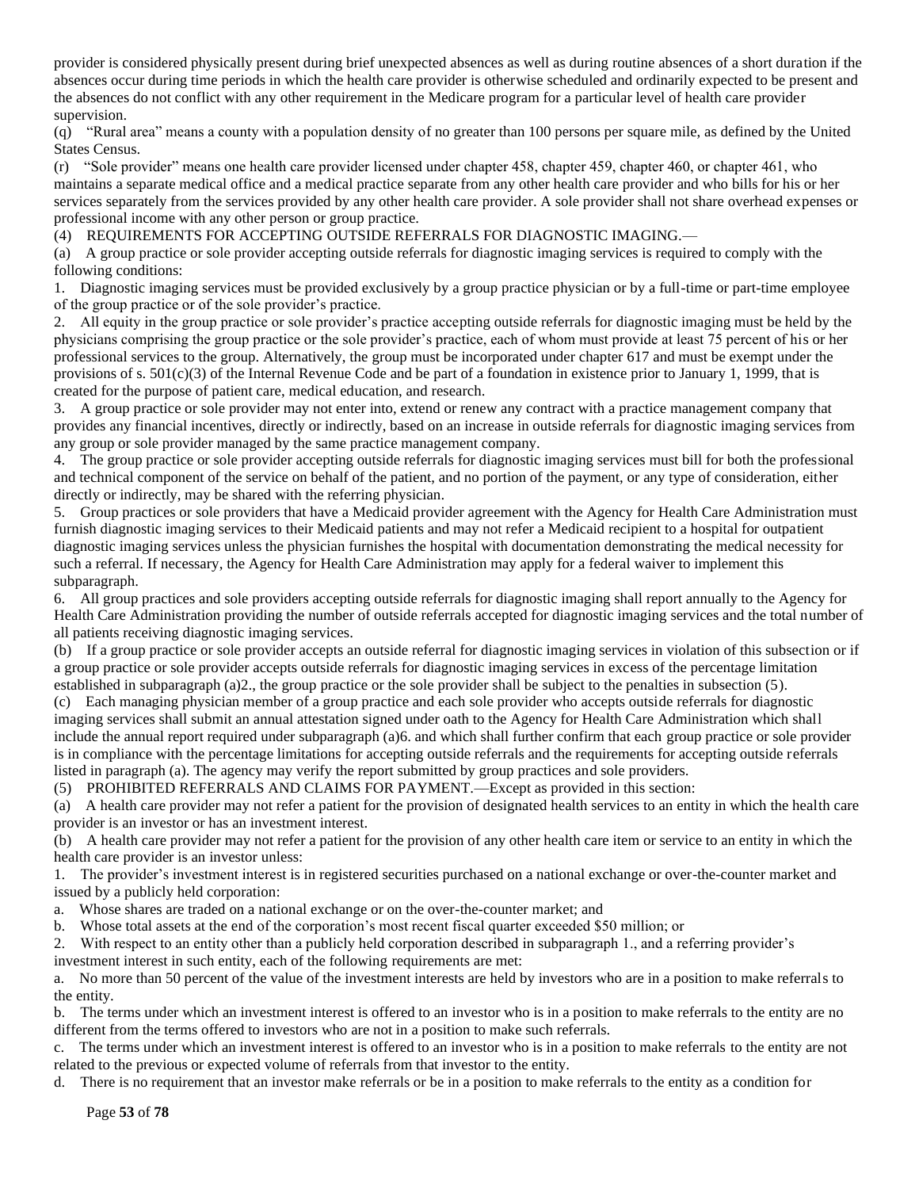provider is considered physically present during brief unexpected absences as well as during routine absences of a short duration if the absences occur during time periods in which the health care provider is otherwise scheduled and ordinarily expected to be present and the absences do not conflict with any other requirement in the Medicare program for a particular level of health care provider supervision.

(q) "Rural area" means a county with a population density of no greater than 100 persons per square mile, as defined by the United States Census.

(r) "Sole provider" means one health care provider licensed under chapter 458, chapter 459, chapter 460, or chapter 461, who maintains a separate medical office and a medical practice separate from any other health care provider and who bills for his or her services separately from the services provided by any other health care provider. A sole provider shall not share overhead expenses or professional income with any other person or group practice.

(4) REQUIREMENTS FOR ACCEPTING OUTSIDE REFERRALS FOR DIAGNOSTIC IMAGING.—

(a) A group practice or sole provider accepting outside referrals for diagnostic imaging services is required to comply with the following conditions:

1. Diagnostic imaging services must be provided exclusively by a group practice physician or by a full-time or part-time employee of the group practice or of the sole provider's practice.

2. All equity in the group practice or sole provider's practice accepting outside referrals for diagnostic imaging must be held by the physicians comprising the group practice or the sole provider's practice, each of whom must provide at least 75 percent of his or her professional services to the group. Alternatively, the group must be incorporated under chapter 617 and must be exempt under the provisions of s. 501(c)(3) of the Internal Revenue Code and be part of a foundation in existence prior to January 1, 1999, that is created for the purpose of patient care, medical education, and research.

3. A group practice or sole provider may not enter into, extend or renew any contract with a practice management company that provides any financial incentives, directly or indirectly, based on an increase in outside referrals for diagnostic imaging services from any group or sole provider managed by the same practice management company.

4. The group practice or sole provider accepting outside referrals for diagnostic imaging services must bill for both the professional and technical component of the service on behalf of the patient, and no portion of the payment, or any type of consideration, either directly or indirectly, may be shared with the referring physician.

5. Group practices or sole providers that have a Medicaid provider agreement with the Agency for Health Care Administration must furnish diagnostic imaging services to their Medicaid patients and may not refer a Medicaid recipient to a hospital for outpatient diagnostic imaging services unless the physician furnishes the hospital with documentation demonstrating the medical necessity for such a referral. If necessary, the Agency for Health Care Administration may apply for a federal waiver to implement this subparagraph.

6. All group practices and sole providers accepting outside referrals for diagnostic imaging shall report annually to the Agency for Health Care Administration providing the number of outside referrals accepted for diagnostic imaging services and the total number of all patients receiving diagnostic imaging services.

(b) If a group practice or sole provider accepts an outside referral for diagnostic imaging services in violation of this subsection or if a group practice or sole provider accepts outside referrals for diagnostic imaging services in excess of the percentage limitation established in subparagraph (a)2., the group practice or the sole provider shall be subject to the penalties in subsection (5).

(c) Each managing physician member of a group practice and each sole provider who accepts outside referrals for diagnostic imaging services shall submit an annual attestation signed under oath to the Agency for Health Care Administration which shall include the annual report required under subparagraph (a)6. and which shall further confirm that each group practice or sole provider is in compliance with the percentage limitations for accepting outside referrals and the requirements for accepting outside referrals listed in paragraph (a). The agency may verify the report submitted by group practices and sole providers.

(5) PROHIBITED REFERRALS AND CLAIMS FOR PAYMENT.—Except as provided in this section:

(a) A health care provider may not refer a patient for the provision of designated health services to an entity in which the health care provider is an investor or has an investment interest.

(b) A health care provider may not refer a patient for the provision of any other health care item or service to an entity in which the health care provider is an investor unless:

1. The provider's investment interest is in registered securities purchased on a national exchange or over-the-counter market and issued by a publicly held corporation:

a. Whose shares are traded on a national exchange or on the over-the-counter market; and

b. Whose total assets at the end of the corporation's most recent fiscal quarter exceeded $50 million; or

2. With respect to an entity other than a publicly held corporation described in subparagraph 1., and a referring provider's investment interest in such entity, each of the following requirements are met:

a. No more than 50 percent of the value of the investment interests are held by investors who are in a position to make referrals to the entity.

b. The terms under which an investment interest is offered to an investor who is in a position to make referrals to the entity are no different from the terms offered to investors who are not in a position to make such referrals.

c. The terms under which an investment interest is offered to an investor who is in a position to make referrals to the entity are not related to the previous or expected volume of referrals from that investor to the entity.

d. There is no requirement that an investor make referrals or be in a position to make referrals to the entity as a condition for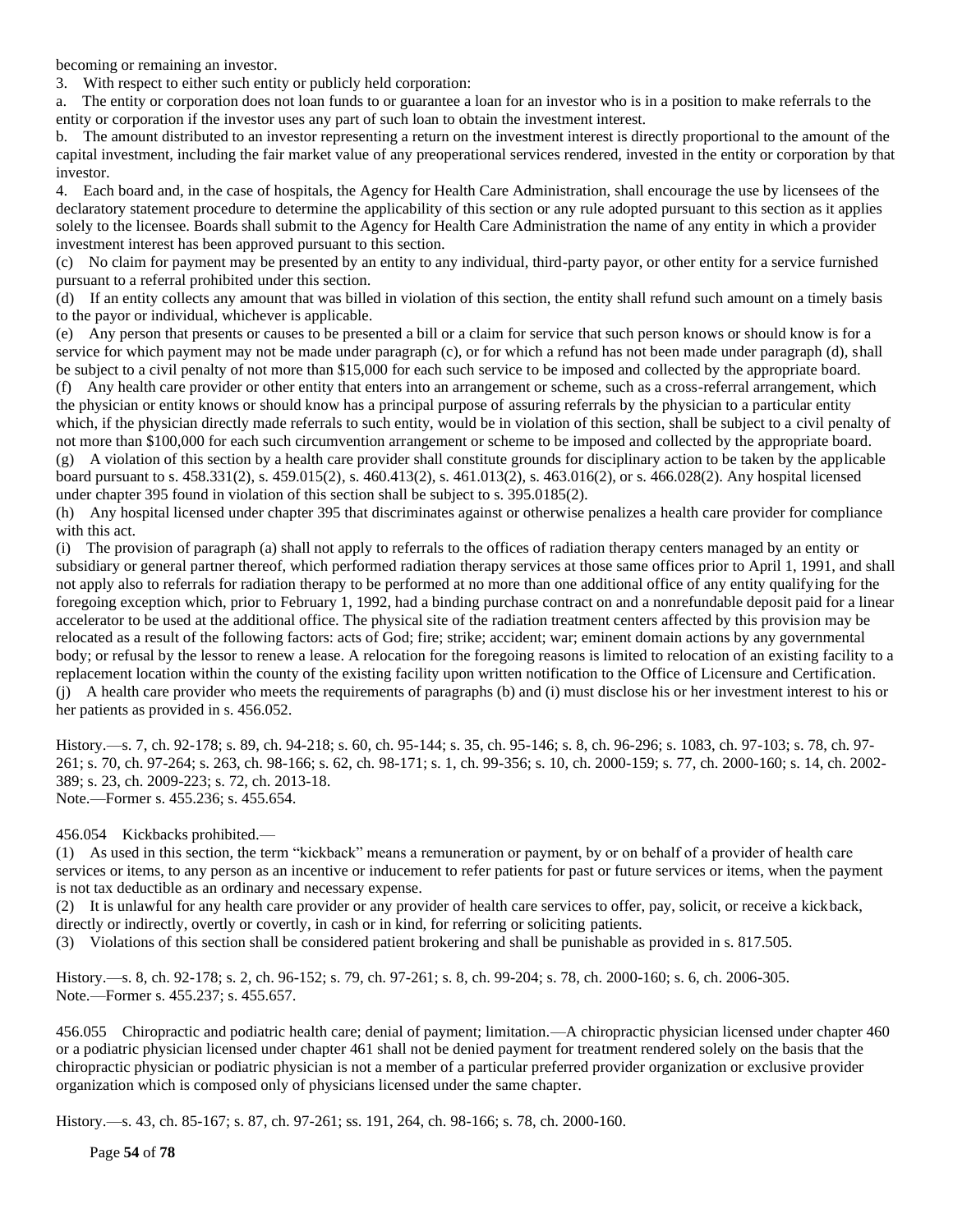becoming or remaining an investor.

3. With respect to either such entity or publicly held corporation:

a. The entity or corporation does not loan funds to or guarantee a loan for an investor who is in a position to make referrals to the entity or corporation if the investor uses any part of such loan to obtain the investment interest.

b. The amount distributed to an investor representing a return on the investment interest is directly proportional to the amount of the capital investment, including the fair market value of any preoperational services rendered, invested in the entity or corporation by that investor.

4. Each board and, in the case of hospitals, the Agency for Health Care Administration, shall encourage the use by licensees of the declaratory statement procedure to determine the applicability of this section or any rule adopted pursuant to this section as it applies solely to the licensee. Boards shall submit to the Agency for Health Care Administration the name of any entity in which a provider investment interest has been approved pursuant to this section.

(c) No claim for payment may be presented by an entity to any individual, third-party payor, or other entity for a service furnished pursuant to a referral prohibited under this section.

(d) If an entity collects any amount that was billed in violation of this section, the entity shall refund such amount on a timely basis to the payor or individual, whichever is applicable.

(e) Any person that presents or causes to be presented a bill or a claim for service that such person knows or should know is for a service for which payment may not be made under paragraph (c), or for which a refund has not been made under paragraph (d), shall be subject to a civil penalty of not more than $15,000 for each such service to be imposed and collected by the appropriate board.

(f) Any health care provider or other entity that enters into an arrangement or scheme, such as a cross-referral arrangement, which the physician or entity knows or should know has a principal purpose of assuring referrals by the physician to a particular entity which, if the physician directly made referrals to such entity, would be in violation of this section, shall be subject to a civil penalty of not more than $100,000 for each such circumvention arrangement or scheme to be imposed and collected by the appropriate board.

(g) A violation of this section by a health care provider shall constitute grounds for disciplinary action to be taken by the applicable board pursuant to s. 458.331(2), s. 459.015(2), s. 460.413(2), s. 461.013(2), s. 463.016(2), or s. 466.028(2). Any hospital licensed under chapter 395 found in violation of this section shall be subject to s. 395.0185(2).

(h) Any hospital licensed under chapter 395 that discriminates against or otherwise penalizes a health care provider for compliance with this act.

(i) The provision of paragraph (a) shall not apply to referrals to the offices of radiation therapy centers managed by an entity or subsidiary or general partner thereof, which performed radiation therapy services at those same offices prior to April 1, 1991, and shall not apply also to referrals for radiation therapy to be performed at no more than one additional office of any entity qualifying for the foregoing exception which, prior to February 1, 1992, had a binding purchase contract on and a nonrefundable deposit paid for a linear accelerator to be used at the additional office. The physical site of the radiation treatment centers affected by this provision may be relocated as a result of the following factors: acts of God; fire; strike; accident; war; eminent domain actions by any governmental body; or refusal by the lessor to renew a lease. A relocation for the foregoing reasons is limited to relocation of an existing facility to a replacement location within the county of the existing facility upon written notification to the Office of Licensure and Certification.

(j) A health care provider who meets the requirements of paragraphs (b) and (i) must disclose his or her investment interest to his or her patients as provided in s. 456.052.

History.—s. 7, ch. 92-178; s. 89, ch. 94-218; s. 60, ch. 95-144; s. 35, ch. 95-146; s. 8, ch. 96-296; s. 1083, ch. 97-103; s. 78, ch. 97-261; s. 70, ch. 97-264; s. 263, ch. 98-166; s. 62, ch. 98-171; s. 1, ch. 99-356; s. 10, ch. 2000-159; s. 77, ch. 2000-160; s. 14, ch. 2002-389; s. 23, ch. 2009-223; s. 72, ch. 2013-18.
Note.—Former s. 455.236; s. 455.654.

456.054 Kickbacks prohibited.—

(1) As used in this section, the term "kickback" means a remuneration or payment, by or on behalf of a provider of health care services or items, to any person as an incentive or inducement to refer patients for past or future services or items, when the payment is not tax deductible as an ordinary and necessary expense.

(2) It is unlawful for any health care provider or any provider of health care services to offer, pay, solicit, or receive a kickback, directly or indirectly, overtly or covertly, in cash or in kind, for referring or soliciting patients.

(3) Violations of this section shall be considered patient brokering and shall be punishable as provided in s. 817.505.

History.—s. 8, ch. 92-178; s. 2, ch. 96-152; s. 79, ch. 97-261; s. 8, ch. 99-204; s. 78, ch. 2000-160; s. 6, ch. 2006-305.
Note.—Former s. 455.237; s. 455.657.

456.055 Chiropractic and podiatric health care; denial of payment; limitation.—A chiropractic physician licensed under chapter 460 or a podiatric physician licensed under chapter 461 shall not be denied payment for treatment rendered solely on the basis that the chiropractic physician or podiatric physician is not a member of a particular preferred provider organization or exclusive provider organization which is composed only of physicians licensed under the same chapter.

History.—s. 43, ch. 85-167; s. 87, ch. 97-261; ss. 191, 264, ch. 98-166; s. 78, ch. 2000-160.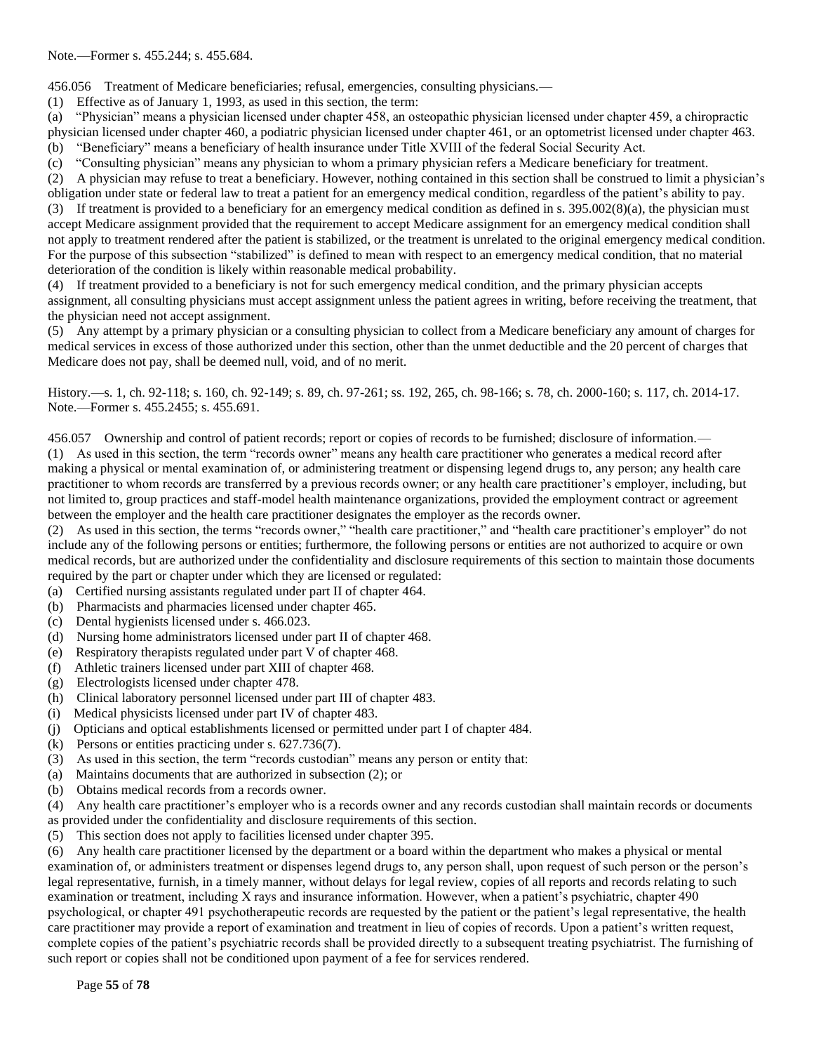Note.—Former s. 455.244; s. 455.684.

456.056 Treatment of Medicare beneficiaries; refusal, emergencies, consulting physicians.—

(1) Effective as of January 1, 1993, as used in this section, the term:

(a) "Physician" means a physician licensed under chapter 458, an osteopathic physician licensed under chapter 459, a chiropractic physician licensed under chapter 460, a podiatric physician licensed under chapter 461, or an optometrist licensed under chapter 463.

(b) "Beneficiary" means a beneficiary of health insurance under Title XVIII of the federal Social Security Act.

(c) "Consulting physician" means any physician to whom a primary physician refers a Medicare beneficiary for treatment.

(2) A physician may refuse to treat a beneficiary. However, nothing contained in this section shall be construed to limit a physician's obligation under state or federal law to treat a patient for an emergency medical condition, regardless of the patient's ability to pay.

(3) If treatment is provided to a beneficiary for an emergency medical condition as defined in s. 395.002(8)(a), the physician must accept Medicare assignment provided that the requirement to accept Medicare assignment for an emergency medical condition shall not apply to treatment rendered after the patient is stabilized, or the treatment is unrelated to the original emergency medical condition. For the purpose of this subsection "stabilized" is defined to mean with respect to an emergency medical condition, that no material deterioration of the condition is likely within reasonable medical probability.

(4) If treatment provided to a beneficiary is not for such emergency medical condition, and the primary physician accepts assignment, all consulting physicians must accept assignment unless the patient agrees in writing, before receiving the treatment, that the physician need not accept assignment.

(5) Any attempt by a primary physician or a consulting physician to collect from a Medicare beneficiary any amount of charges for medical services in excess of those authorized under this section, other than the unmet deductible and the 20 percent of charges that Medicare does not pay, shall be deemed null, void, and of no merit.

History.—s. 1, ch. 92-118; s. 160, ch. 92-149; s. 89, ch. 97-261; ss. 192, 265, ch. 98-166; s. 78, ch. 2000-160; s. 117, ch. 2014-17.
Note.—Former s. 455.2455; s. 455.691.

456.057 Ownership and control of patient records; report or copies of records to be furnished; disclosure of information.—

(1) As used in this section, the term "records owner" means any health care practitioner who generates a medical record after making a physical or mental examination of, or administering treatment or dispensing legend drugs to, any person; any health care practitioner to whom records are transferred by a previous records owner; or any health care practitioner's employer, including, but not limited to, group practices and staff-model health maintenance organizations, provided the employment contract or agreement between the employer and the health care practitioner designates the employer as the records owner.

(2) As used in this section, the terms "records owner," "health care practitioner," and "health care practitioner's employer" do not include any of the following persons or entities; furthermore, the following persons or entities are not authorized to acquire or own medical records, but are authorized under the confidentiality and disclosure requirements of this section to maintain those documents required by the part or chapter under which they are licensed or regulated:

(a) Certified nursing assistants regulated under part II of chapter 464.

(b) Pharmacists and pharmacies licensed under chapter 465.

(c) Dental hygienists licensed under s. 466.023.

(d) Nursing home administrators licensed under part II of chapter 468.

(e) Respiratory therapists regulated under part V of chapter 468.

(f) Athletic trainers licensed under part XIII of chapter 468.

(g) Electrologists licensed under chapter 478.

(h) Clinical laboratory personnel licensed under part III of chapter 483.

(i) Medical physicists licensed under part IV of chapter 483.

(j) Opticians and optical establishments licensed or permitted under part I of chapter 484.

(k) Persons or entities practicing under s. 627.736(7).

(3) As used in this section, the term "records custodian" means any person or entity that:

(a) Maintains documents that are authorized in subsection (2); or

(b) Obtains medical records from a records owner.

(4) Any health care practitioner's employer who is a records owner and any records custodian shall maintain records or documents as provided under the confidentiality and disclosure requirements of this section.

(5) This section does not apply to facilities licensed under chapter 395.

(6) Any health care practitioner licensed by the department or a board within the department who makes a physical or mental examination of, or administers treatment or dispenses legend drugs to, any person shall, upon request of such person or the person's legal representative, furnish, in a timely manner, without delays for legal review, copies of all reports and records relating to such examination or treatment, including X rays and insurance information. However, when a patient's psychiatric, chapter 490 psychological, or chapter 491 psychotherapeutic records are requested by the patient or the patient's legal representative, the health care practitioner may provide a report of examination and treatment in lieu of copies of records. Upon a patient's written request, complete copies of the patient's psychiatric records shall be provided directly to a subsequent treating psychiatrist. The furnishing of such report or copies shall not be conditioned upon payment of a fee for services rendered.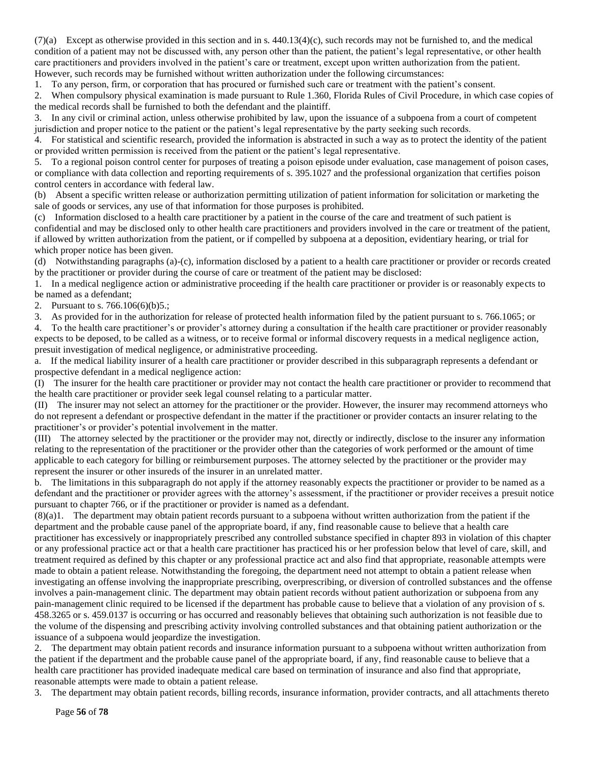(7)(a) Except as otherwise provided in this section and in s. 440.13(4)(c), such records may not be furnished to, and the medical condition of a patient may not be discussed with, any person other than the patient, the patient's legal representative, or other health care practitioners and providers involved in the patient's care or treatment, except upon written authorization from the patient. However, such records may be furnished without written authorization under the following circumstances:

1. To any person, firm, or corporation that has procured or furnished such care or treatment with the patient's consent.
2. When compulsory physical examination is made pursuant to Rule 1.360, Florida Rules of Civil Procedure, in which case copies of the medical records shall be furnished to both the defendant and the plaintiff.
3. In any civil or criminal action, unless otherwise prohibited by law, upon the issuance of a subpoena from a court of competent jurisdiction and proper notice to the patient or the patient's legal representative by the party seeking such records.
4. For statistical and scientific research, provided the information is abstracted in such a way as to protect the identity of the patient or provided written permission is received from the patient or the patient's legal representative.
5. To a regional poison control center for purposes of treating a poison episode under evaluation, case management of poison cases, or compliance with data collection and reporting requirements of s. 395.1027 and the professional organization that certifies poison control centers in accordance with federal law.

(b) Absent a specific written release or authorization permitting utilization of patient information for solicitation or marketing the sale of goods or services, any use of that information for those purposes is prohibited.

(c) Information disclosed to a health care practitioner by a patient in the course of the care and treatment of such patient is confidential and may be disclosed only to other health care practitioners and providers involved in the care or treatment of the patient, if allowed by written authorization from the patient, or if compelled by subpoena at a deposition, evidentiary hearing, or trial for which proper notice has been given.

(d) Notwithstanding paragraphs (a)-(c), information disclosed by a patient to a health care practitioner or provider or records created by the practitioner or provider during the course of care or treatment of the patient may be disclosed:

1. In a medical negligence action or administrative proceeding if the health care practitioner or provider is or reasonably expects to be named as a defendant;
2. Pursuant to s. 766.106(6)(b)5.;
3. As provided for in the authorization for release of protected health information filed by the patient pursuant to s. 766.1065; or
4. To the health care practitioner's or provider's attorney during a consultation if the health care practitioner or provider reasonably expects to be deposed, to be called as a witness, or to receive formal or informal discovery requests in a medical negligence action, presuit investigation of medical negligence, or administrative proceeding.

a. If the medical liability insurer of a health care practitioner or provider described in this subparagraph represents a defendant or prospective defendant in a medical negligence action:

(I) The insurer for the health care practitioner or provider may not contact the health care practitioner or provider to recommend that the health care practitioner or provider seek legal counsel relating to a particular matter.

(II) The insurer may not select an attorney for the practitioner or the provider. However, the insurer may recommend attorneys who do not represent a defendant or prospective defendant in the matter if the practitioner or provider contacts an insurer relating to the practitioner's or provider's potential involvement in the matter.

(III) The attorney selected by the practitioner or the provider may not, directly or indirectly, disclose to the insurer any information relating to the representation of the practitioner or the provider other than the categories of work performed or the amount of time applicable to each category for billing or reimbursement purposes. The attorney selected by the practitioner or the provider may represent the insurer or other insureds of the insurer in an unrelated matter.

b. The limitations in this subparagraph do not apply if the attorney reasonably expects the practitioner or provider to be named as a defendant and the practitioner or provider agrees with the attorney's assessment, if the practitioner or provider receives a presuit notice pursuant to chapter 766, or if the practitioner or provider is named as a defendant.

(8)(a)1. The department may obtain patient records pursuant to a subpoena without written authorization from the patient if the department and the probable cause panel of the appropriate board, if any, find reasonable cause to believe that a health care practitioner has excessively or inappropriately prescribed any controlled substance specified in chapter 893 in violation of this chapter or any professional practice act or that a health care practitioner has practiced his or her profession below that level of care, skill, and treatment required as defined by this chapter or any professional practice act and also find that appropriate, reasonable attempts were made to obtain a patient release. Notwithstanding the foregoing, the department need not attempt to obtain a patient release when investigating an offense involving the inappropriate prescribing, overprescribing, or diversion of controlled substances and the offense involves a pain-management clinic. The department may obtain patient records without patient authorization or subpoena from any pain-management clinic required to be licensed if the department has probable cause to believe that a violation of any provision of s. 458.3265 or s. 459.0137 is occurring or has occurred and reasonably believes that obtaining such authorization is not feasible due to the volume of the dispensing and prescribing activity involving controlled substances and that obtaining patient authorization or the issuance of a subpoena would jeopardize the investigation.

2. The department may obtain patient records and insurance information pursuant to a subpoena without written authorization from the patient if the department and the probable cause panel of the appropriate board, if any, find reasonable cause to believe that a health care practitioner has provided inadequate medical care based on termination of insurance and also find that appropriate, reasonable attempts were made to obtain a patient release.

3. The department may obtain patient records, billing records, insurance information, provider contracts, and all attachments thereto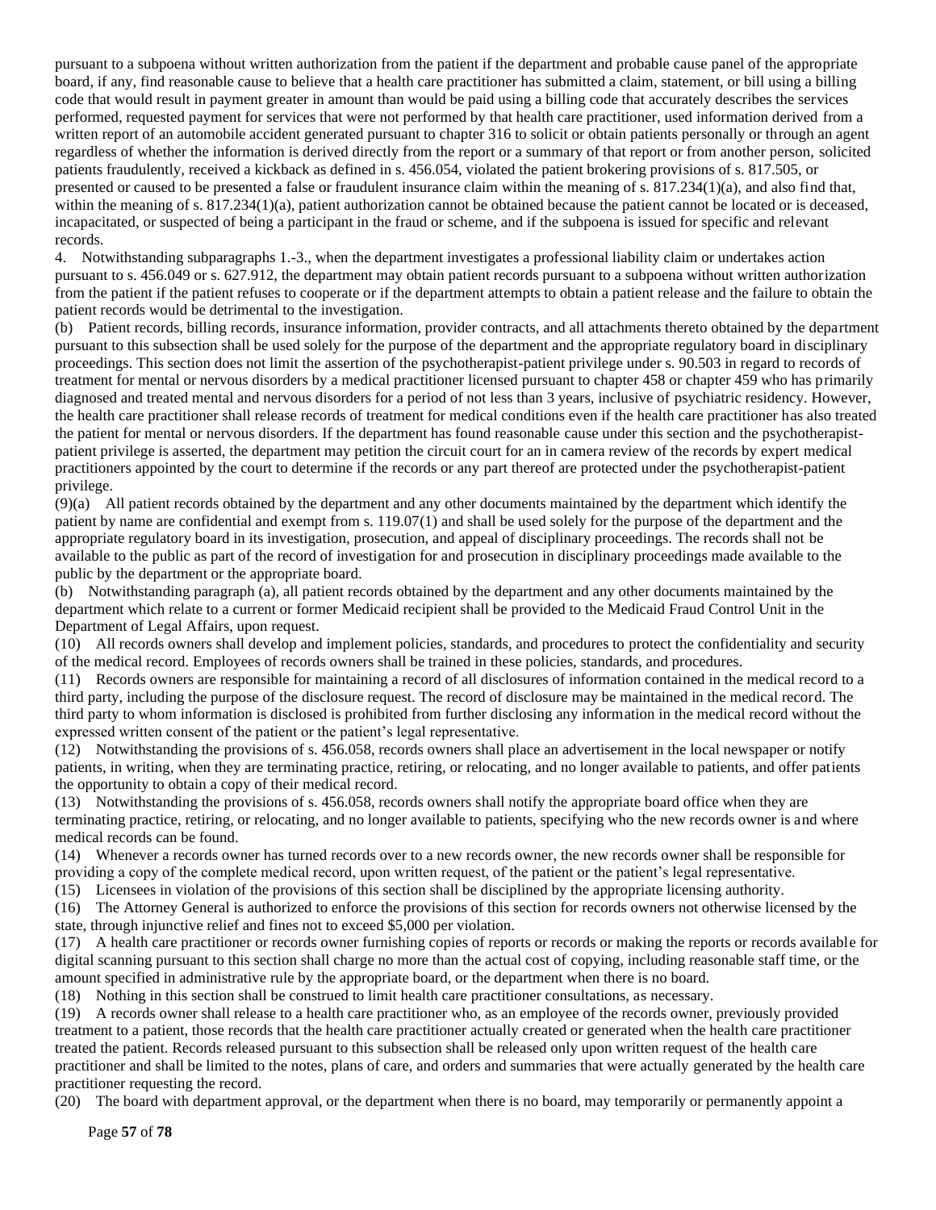pursuant to a subpoena without written authorization from the patient if the department and probable cause panel of the appropriate board, if any, find reasonable cause to believe that a health care practitioner has submitted a claim, statement, or bill using a billing code that would result in payment greater in amount than would be paid using a billing code that accurately describes the services performed, requested payment for services that were not performed by that health care practitioner, used information derived from a written report of an automobile accident generated pursuant to chapter 316 to solicit or obtain patients personally or through an agent regardless of whether the information is derived directly from the report or a summary of that report or from another person, solicited patients fraudulently, received a kickback as defined in s. 456.054, violated the patient brokering provisions of s. 817.505, or presented or caused to be presented a false or fraudulent insurance claim within the meaning of s. 817.234(1)(a), and also find that, within the meaning of s. 817.234(1)(a), patient authorization cannot be obtained because the patient cannot be located or is deceased, incapacitated, or suspected of being a participant in the fraud or scheme, and if the subpoena is issued for specific and relevant records.

4. Notwithstanding subparagraphs 1.-3., when the department investigates a professional liability claim or undertakes action pursuant to s. 456.049 or s. 627.912, the department may obtain patient records pursuant to a subpoena without written authorization from the patient if the patient refuses to cooperate or if the department attempts to obtain a patient release and the failure to obtain the patient records would be detrimental to the investigation.

(b) Patient records, billing records, insurance information, provider contracts, and all attachments thereto obtained by the department pursuant to this subsection shall be used solely for the purpose of the department and the appropriate regulatory board in disciplinary proceedings. This section does not limit the assertion of the psychotherapist-patient privilege under s. 90.503 in regard to records of treatment for mental or nervous disorders by a medical practitioner licensed pursuant to chapter 458 or chapter 459 who has primarily diagnosed and treated mental and nervous disorders for a period of not less than 3 years, inclusive of psychiatric residency. However, the health care practitioner shall release records of treatment for medical conditions even if the health care practitioner has also treated the patient for mental or nervous disorders. If the department has found reasonable cause under this section and the psychotherapist-patient privilege is asserted, the department may petition the circuit court for an in camera review of the records by expert medical practitioners appointed by the court to determine if the records or any part thereof are protected under the psychotherapist-patient privilege.

(9)(a) All patient records obtained by the department and any other documents maintained by the department which identify the patient by name are confidential and exempt from s. 119.07(1) and shall be used solely for the purpose of the department and the appropriate regulatory board in its investigation, prosecution, and appeal of disciplinary proceedings. The records shall not be available to the public as part of the record of investigation for and prosecution in disciplinary proceedings made available to the public by the department or the appropriate board.

(b) Notwithstanding paragraph (a), all patient records obtained by the department and any other documents maintained by the department which relate to a current or former Medicaid recipient shall be provided to the Medicaid Fraud Control Unit in the Department of Legal Affairs, upon request.

(10) All records owners shall develop and implement policies, standards, and procedures to protect the confidentiality and security of the medical record. Employees of records owners shall be trained in these policies, standards, and procedures.

(11) Records owners are responsible for maintaining a record of all disclosures of information contained in the medical record to a third party, including the purpose of the disclosure request. The record of disclosure may be maintained in the medical record. The third party to whom information is disclosed is prohibited from further disclosing any information in the medical record without the expressed written consent of the patient or the patient's legal representative.

(12) Notwithstanding the provisions of s. 456.058, records owners shall place an advertisement in the local newspaper or notify patients, in writing, when they are terminating practice, retiring, or relocating, and no longer available to patients, and offer patients the opportunity to obtain a copy of their medical record.

(13) Notwithstanding the provisions of s. 456.058, records owners shall notify the appropriate board office when they are terminating practice, retiring, or relocating, and no longer available to patients, specifying who the new records owner is and where medical records can be found.

(14) Whenever a records owner has turned records over to a new records owner, the new records owner shall be responsible for providing a copy of the complete medical record, upon written request, of the patient or the patient's legal representative.

(15) Licensees in violation of the provisions of this section shall be disciplined by the appropriate licensing authority.

(16) The Attorney General is authorized to enforce the provisions of this section for records owners not otherwise licensed by the state, through injunctive relief and fines not to exceed $5,000 per violation.

(17) A health care practitioner or records owner furnishing copies of reports or records or making the reports or records available for digital scanning pursuant to this section shall charge no more than the actual cost of copying, including reasonable staff time, or the amount specified in administrative rule by the appropriate board, or the department when there is no board.

(18) Nothing in this section shall be construed to limit health care practitioner consultations, as necessary.

(19) A records owner shall release to a health care practitioner who, as an employee of the records owner, previously provided treatment to a patient, those records that the health care practitioner actually created or generated when the health care practitioner treated the patient. Records released pursuant to this subsection shall be released only upon written request of the health care practitioner and shall be limited to the notes, plans of care, and orders and summaries that were actually generated by the health care practitioner requesting the record.

(20) The board with department approval, or the department when there is no board, may temporarily or permanently appoint a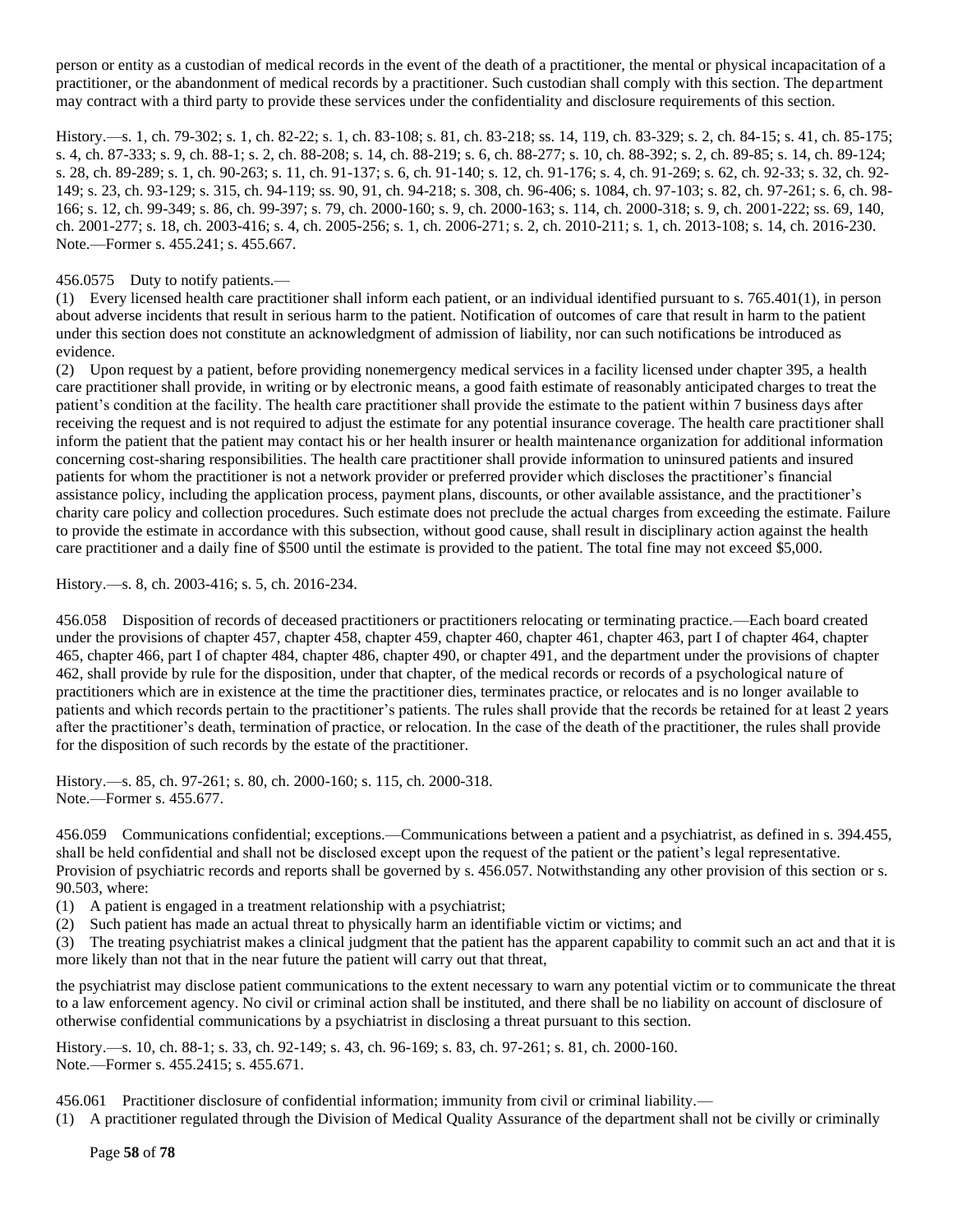person or entity as a custodian of medical records in the event of the death of a practitioner, the mental or physical incapacitation of a practitioner, or the abandonment of medical records by a practitioner. Such custodian shall comply with this section. The department may contract with a third party to provide these services under the confidentiality and disclosure requirements of this section.

History.—s. 1, ch. 79-302; s. 1, ch. 82-22; s. 1, ch. 83-108; s. 81, ch. 83-218; ss. 14, 119, ch. 83-329; s. 2, ch. 84-15; s. 41, ch. 85-175; s. 4, ch. 87-333; s. 9, ch. 88-1; s. 2, ch. 88-208; s. 14, ch. 88-219; s. 6, ch. 88-277; s. 10, ch. 88-392; s. 2, ch. 89-85; s. 14, ch. 89-124; s. 28, ch. 89-289; s. 1, ch. 90-263; s. 11, ch. 91-137; s. 6, ch. 91-140; s. 12, ch. 91-176; s. 4, ch. 91-269; s. 62, ch. 92-33; s. 32, ch. 92-149; s. 23, ch. 93-129; s. 315, ch. 94-119; ss. 90, 91, ch. 94-218; s. 308, ch. 96-406; s. 1084, ch. 97-103; s. 82, ch. 97-261; s. 6, ch. 98-166; s. 12, ch. 99-349; s. 86, ch. 99-397; s. 79, ch. 2000-160; s. 9, ch. 2000-163; s. 114, ch. 2000-318; s. 9, ch. 2001-222; ss. 69, 140, ch. 2001-277; s. 18, ch. 2003-416; s. 4, ch. 2005-256; s. 1, ch. 2006-271; s. 2, ch. 2010-211; s. 1, ch. 2013-108; s. 14, ch. 2016-230.
Note.—Former s. 455.241; s. 455.667.

456.0575 Duty to notify patients.—

(1) Every licensed health care practitioner shall inform each patient, or an individual identified pursuant to s. 765.401(1), in person about adverse incidents that result in serious harm to the patient. Notification of outcomes of care that result in harm to the patient under this section does not constitute an acknowledgment of admission of liability, nor can such notifications be introduced as evidence.

(2) Upon request by a patient, before providing nonemergency medical services in a facility licensed under chapter 395, a health care practitioner shall provide, in writing or by electronic means, a good faith estimate of reasonably anticipated charges to treat the patient's condition at the facility. The health care practitioner shall provide the estimate to the patient within 7 business days after receiving the request and is not required to adjust the estimate for any potential insurance coverage. The health care practitioner shall inform the patient that the patient may contact his or her health insurer or health maintenance organization for additional information concerning cost-sharing responsibilities. The health care practitioner shall provide information to uninsured patients and insured patients for whom the practitioner is not a network provider or preferred provider which discloses the practitioner's financial assistance policy, including the application process, payment plans, discounts, or other available assistance, and the practitioner's charity care policy and collection procedures. Such estimate does not preclude the actual charges from exceeding the estimate. Failure to provide the estimate in accordance with this subsection, without good cause, shall result in disciplinary action against the health care practitioner and a daily fine of $500 until the estimate is provided to the patient. The total fine may not exceed $5,000.

History.—s. 8, ch. 2003-416; s. 5, ch. 2016-234.

456.058 Disposition of records of deceased practitioners or practitioners relocating or terminating practice.—Each board created under the provisions of chapter 457, chapter 458, chapter 459, chapter 460, chapter 461, chapter 463, part I of chapter 464, chapter 465, chapter 466, part I of chapter 484, chapter 486, chapter 490, or chapter 491, and the department under the provisions of chapter 462, shall provide by rule for the disposition, under that chapter, of the medical records or records of a psychological nature of practitioners which are in existence at the time the practitioner dies, terminates practice, or relocates and is no longer available to patients and which records pertain to the practitioner's patients. The rules shall provide that the records be retained for at least 2 years after the practitioner's death, termination of practice, or relocation. In the case of the death of the practitioner, the rules shall provide for the disposition of such records by the estate of the practitioner.

History.—s. 85, ch. 97-261; s. 80, ch. 2000-160; s. 115, ch. 2000-318.
Note.—Former s. 455.677.

456.059 Communications confidential; exceptions.—Communications between a patient and a psychiatrist, as defined in s. 394.455, shall be held confidential and shall not be disclosed except upon the request of the patient or the patient's legal representative. Provision of psychiatric records and reports shall be governed by s. 456.057. Notwithstanding any other provision of this section or s. 90.503, where:

(1) A patient is engaged in a treatment relationship with a psychiatrist;
(2) Such patient has made an actual threat to physically harm an identifiable victim or victims; and
(3) The treating psychiatrist makes a clinical judgment that the patient has the apparent capability to commit such an act and that it is more likely than not that in the near future the patient will carry out that threat,

the psychiatrist may disclose patient communications to the extent necessary to warn any potential victim or to communicate the threat to a law enforcement agency. No civil or criminal action shall be instituted, and there shall be no liability on account of disclosure of otherwise confidential communications by a psychiatrist in disclosing a threat pursuant to this section.

History.—s. 10, ch. 88-1; s. 33, ch. 92-149; s. 43, ch. 96-169; s. 83, ch. 97-261; s. 81, ch. 2000-160.
Note.—Former s. 455.2415; s. 455.671.

456.061 Practitioner disclosure of confidential information; immunity from civil or criminal liability.—

(1) A practitioner regulated through the Division of Medical Quality Assurance of the department shall not be civilly or criminally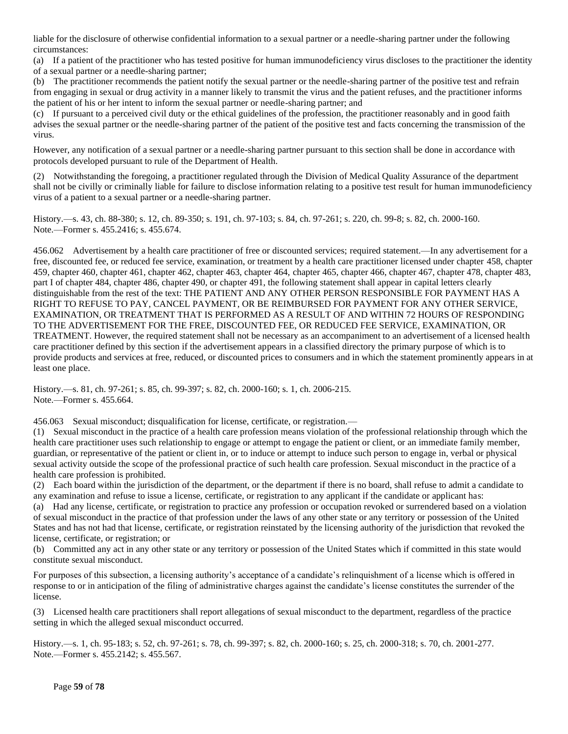liable for the disclosure of otherwise confidential information to a sexual partner or a needle-sharing partner under the following circumstances:

(a) If a patient of the practitioner who has tested positive for human immunodeficiency virus discloses to the practitioner the identity of a sexual partner or a needle-sharing partner;

(b) The practitioner recommends the patient notify the sexual partner or the needle-sharing partner of the positive test and refrain from engaging in sexual or drug activity in a manner likely to transmit the virus and the patient refuses, and the practitioner informs the patient of his or her intent to inform the sexual partner or needle-sharing partner; and

(c) If pursuant to a perceived civil duty or the ethical guidelines of the profession, the practitioner reasonably and in good faith advises the sexual partner or the needle-sharing partner of the patient of the positive test and facts concerning the transmission of the virus.

However, any notification of a sexual partner or a needle-sharing partner pursuant to this section shall be done in accordance with protocols developed pursuant to rule of the Department of Health.

(2) Notwithstanding the foregoing, a practitioner regulated through the Division of Medical Quality Assurance of the department shall not be civilly or criminally liable for failure to disclose information relating to a positive test result for human immunodeficiency virus of a patient to a sexual partner or a needle-sharing partner.

History.—s. 43, ch. 88-380; s. 12, ch. 89-350; s. 191, ch. 97-103; s. 84, ch. 97-261; s. 220, ch. 99-8; s. 82, ch. 2000-160.
Note.—Former s. 455.2416; s. 455.674.

456.062 Advertisement by a health care practitioner of free or discounted services; required statement.—In any advertisement for a free, discounted fee, or reduced fee service, examination, or treatment by a health care practitioner licensed under chapter 458, chapter 459, chapter 460, chapter 461, chapter 462, chapter 463, chapter 464, chapter 465, chapter 466, chapter 467, chapter 478, chapter 483, part I of chapter 484, chapter 486, chapter 490, or chapter 491, the following statement shall appear in capital letters clearly distinguishable from the rest of the text: THE PATIENT AND ANY OTHER PERSON RESPONSIBLE FOR PAYMENT HAS A RIGHT TO REFUSE TO PAY, CANCEL PAYMENT, OR BE REIMBURSED FOR PAYMENT FOR ANY OTHER SERVICE, EXAMINATION, OR TREATMENT THAT IS PERFORMED AS A RESULT OF AND WITHIN 72 HOURS OF RESPONDING TO THE ADVERTISEMENT FOR THE FREE, DISCOUNTED FEE, OR REDUCED FEE SERVICE, EXAMINATION, OR TREATMENT. However, the required statement shall not be necessary as an accompaniment to an advertisement of a licensed health care practitioner defined by this section if the advertisement appears in a classified directory the primary purpose of which is to provide products and services at free, reduced, or discounted prices to consumers and in which the statement prominently appears in at least one place.

History.—s. 81, ch. 97-261; s. 85, ch. 99-397; s. 82, ch. 2000-160; s. 1, ch. 2006-215.
Note.—Former s. 455.664.

456.063 Sexual misconduct; disqualification for license, certificate, or registration.—

(1) Sexual misconduct in the practice of a health care profession means violation of the professional relationship through which the health care practitioner uses such relationship to engage or attempt to engage the patient or client, or an immediate family member, guardian, or representative of the patient or client in, or to induce or attempt to induce such person to engage in, verbal or physical sexual activity outside the scope of the professional practice of such health care profession. Sexual misconduct in the practice of a health care profession is prohibited.

(2) Each board within the jurisdiction of the department, or the department if there is no board, shall refuse to admit a candidate to any examination and refuse to issue a license, certificate, or registration to any applicant if the candidate or applicant has:

(a) Had any license, certificate, or registration to practice any profession or occupation revoked or surrendered based on a violation of sexual misconduct in the practice of that profession under the laws of any other state or any territory or possession of the United States and has not had that license, certificate, or registration reinstated by the licensing authority of the jurisdiction that revoked the license, certificate, or registration; or

(b) Committed any act in any other state or any territory or possession of the United States which if committed in this state would constitute sexual misconduct.

For purposes of this subsection, a licensing authority's acceptance of a candidate's relinquishment of a license which is offered in response to or in anticipation of the filing of administrative charges against the candidate's license constitutes the surrender of the license.

(3) Licensed health care practitioners shall report allegations of sexual misconduct to the department, regardless of the practice setting in which the alleged sexual misconduct occurred.

History.—s. 1, ch. 95-183; s. 52, ch. 97-261; s. 78, ch. 99-397; s. 82, ch. 2000-160; s. 25, ch. 2000-318; s. 70, ch. 2001-277.
Note.—Former s. 455.2142; s. 455.567.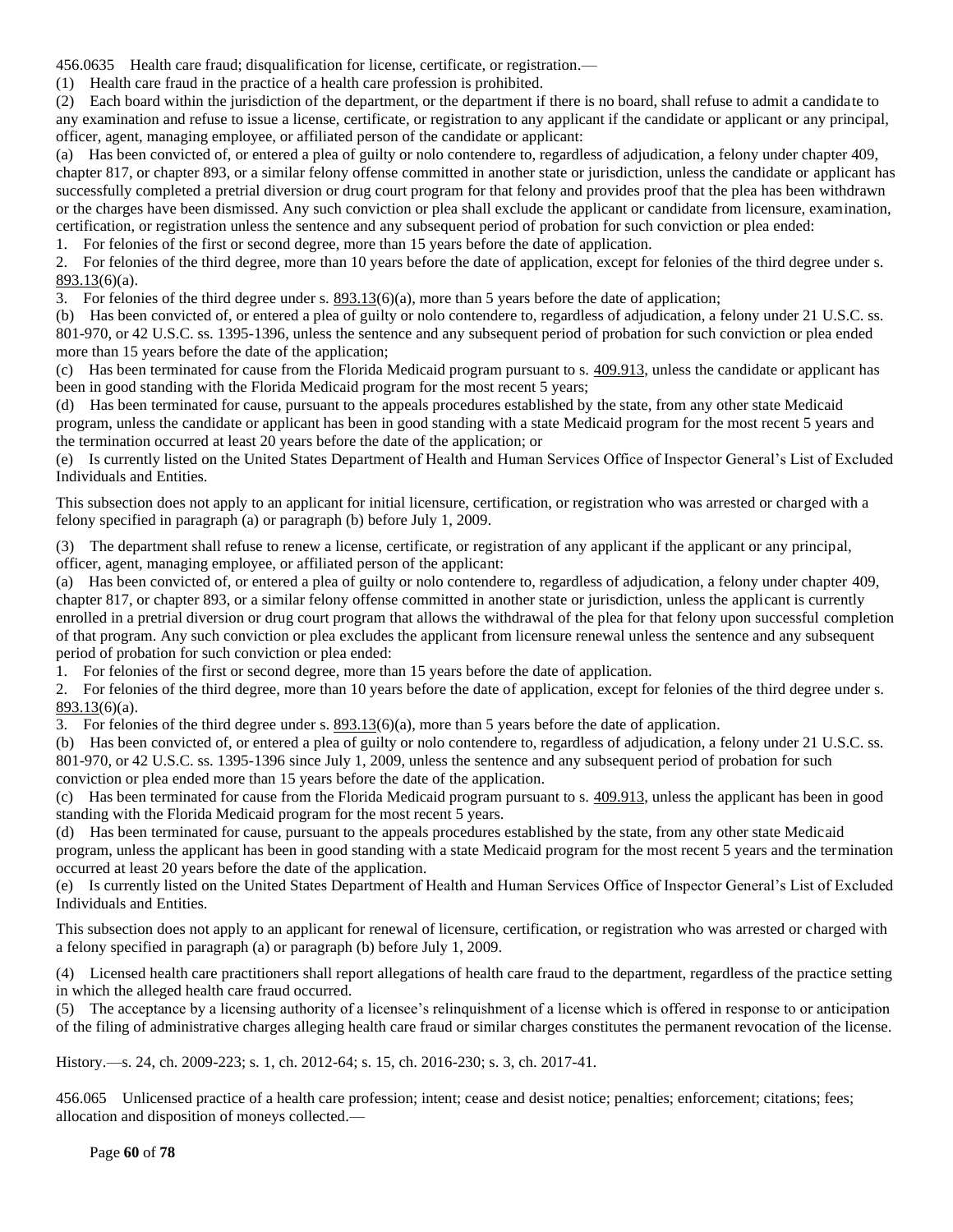456.0635 Health care fraud; disqualification for license, certificate, or registration.—

(1) Health care fraud in the practice of a health care profession is prohibited.

(2) Each board within the jurisdiction of the department, or the department if there is no board, shall refuse to admit a candidate to any examination and refuse to issue a license, certificate, or registration to any applicant if the candidate or applicant or any principal, officer, agent, managing employee, or affiliated person of the candidate or applicant:

(a) Has been convicted of, or entered a plea of guilty or nolo contendere to, regardless of adjudication, a felony under chapter 409, chapter 817, or chapter 893, or a similar felony offense committed in another state or jurisdiction, unless the candidate or applicant has successfully completed a pretrial diversion or drug court program for that felony and provides proof that the plea has been withdrawn or the charges have been dismissed. Any such conviction or plea shall exclude the applicant or candidate from licensure, examination, certification, or registration unless the sentence and any subsequent period of probation for such conviction or plea ended:

1. For felonies of the first or second degree, more than 15 years before the date of application.

2. For felonies of the third degree, more than 10 years before the date of application, except for felonies of the third degree under s. 893.13(6)(a).

3. For felonies of the third degree under s. 893.13(6)(a), more than 5 years before the date of application;

(b) Has been convicted of, or entered a plea of guilty or nolo contendere to, regardless of adjudication, a felony under 21 U.S.C. ss. 801-970, or 42 U.S.C. ss. 1395-1396, unless the sentence and any subsequent period of probation for such conviction or plea ended more than 15 years before the date of the application;

(c) Has been terminated for cause from the Florida Medicaid program pursuant to s. 409.913, unless the candidate or applicant has been in good standing with the Florida Medicaid program for the most recent 5 years;

(d) Has been terminated for cause, pursuant to the appeals procedures established by the state, from any other state Medicaid program, unless the candidate or applicant has been in good standing with a state Medicaid program for the most recent 5 years and the termination occurred at least 20 years before the date of the application; or

(e) Is currently listed on the United States Department of Health and Human Services Office of Inspector General's List of Excluded Individuals and Entities.

This subsection does not apply to an applicant for initial licensure, certification, or registration who was arrested or charged with a felony specified in paragraph (a) or paragraph (b) before July 1, 2009.

(3) The department shall refuse to renew a license, certificate, or registration of any applicant if the applicant or any principal, officer, agent, managing employee, or affiliated person of the applicant:

(a) Has been convicted of, or entered a plea of guilty or nolo contendere to, regardless of adjudication, a felony under chapter 409, chapter 817, or chapter 893, or a similar felony offense committed in another state or jurisdiction, unless the applicant is currently enrolled in a pretrial diversion or drug court program that allows the withdrawal of the plea for that felony upon successful completion of that program. Any such conviction or plea excludes the applicant from licensure renewal unless the sentence and any subsequent period of probation for such conviction or plea ended:

1. For felonies of the first or second degree, more than 15 years before the date of application.

2. For felonies of the third degree, more than 10 years before the date of application, except for felonies of the third degree under s. 893.13(6)(a).

3. For felonies of the third degree under s. 893.13(6)(a), more than 5 years before the date of application.

(b) Has been convicted of, or entered a plea of guilty or nolo contendere to, regardless of adjudication, a felony under 21 U.S.C. ss. 801-970, or 42 U.S.C. ss. 1395-1396 since July 1, 2009, unless the sentence and any subsequent period of probation for such conviction or plea ended more than 15 years before the date of the application.

(c) Has been terminated for cause from the Florida Medicaid program pursuant to s. 409.913, unless the applicant has been in good standing with the Florida Medicaid program for the most recent 5 years.

(d) Has been terminated for cause, pursuant to the appeals procedures established by the state, from any other state Medicaid program, unless the applicant has been in good standing with a state Medicaid program for the most recent 5 years and the termination occurred at least 20 years before the date of the application.

(e) Is currently listed on the United States Department of Health and Human Services Office of Inspector General's List of Excluded Individuals and Entities.

This subsection does not apply to an applicant for renewal of licensure, certification, or registration who was arrested or charged with a felony specified in paragraph (a) or paragraph (b) before July 1, 2009.

(4) Licensed health care practitioners shall report allegations of health care fraud to the department, regardless of the practice setting in which the alleged health care fraud occurred.

(5) The acceptance by a licensing authority of a licensee's relinquishment of a license which is offered in response to or anticipation of the filing of administrative charges alleging health care fraud or similar charges constitutes the permanent revocation of the license.

History.—s. 24, ch. 2009-223; s. 1, ch. 2012-64; s. 15, ch. 2016-230; s. 3, ch. 2017-41.

456.065 Unlicensed practice of a health care profession; intent; cease and desist notice; penalties; enforcement; citations; fees; allocation and disposition of moneys collected.—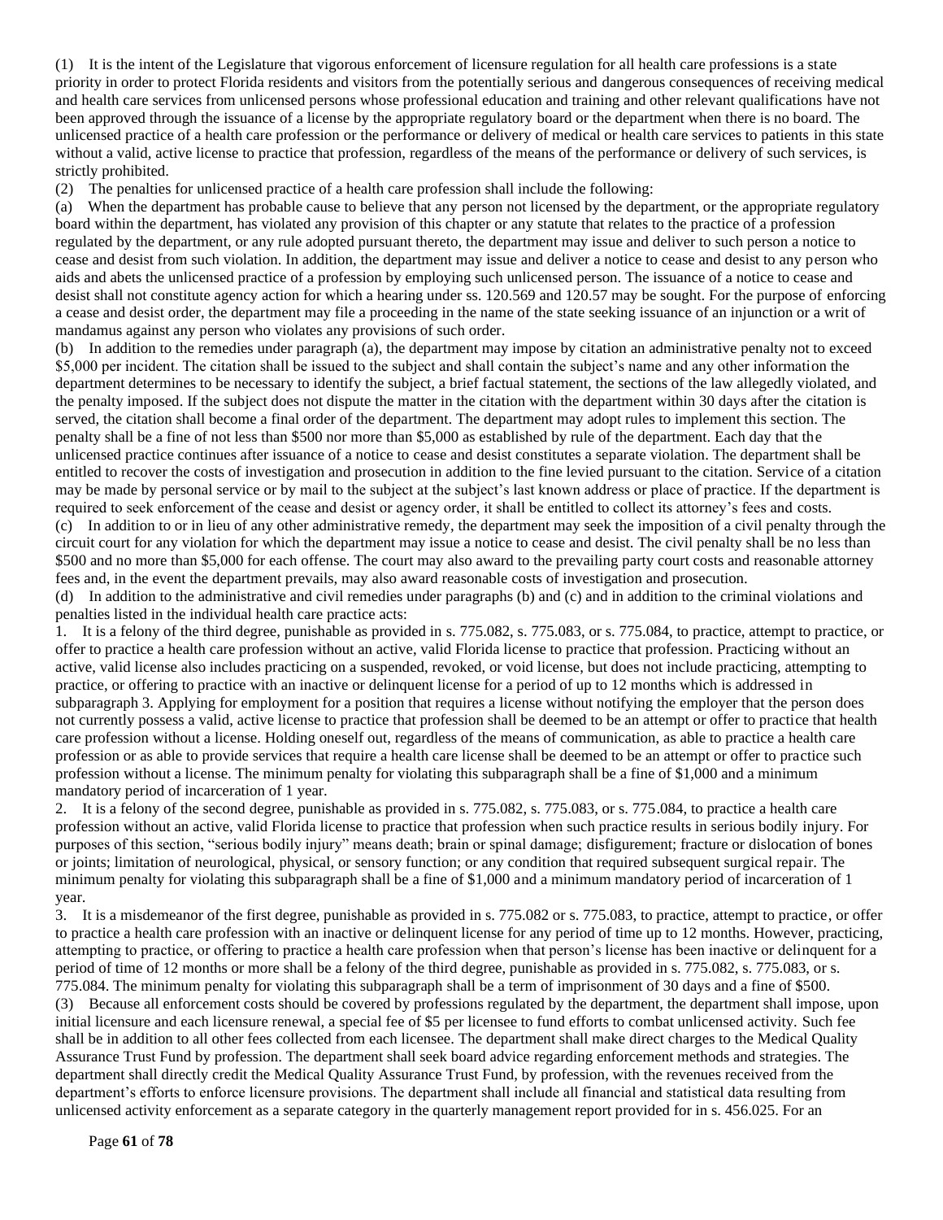(1) It is the intent of the Legislature that vigorous enforcement of licensure regulation for all health care professions is a state priority in order to protect Florida residents and visitors from the potentially serious and dangerous consequences of receiving medical and health care services from unlicensed persons whose professional education and training and other relevant qualifications have not been approved through the issuance of a license by the appropriate regulatory board or the department when there is no board. The unlicensed practice of a health care profession or the performance or delivery of medical or health care services to patients in this state without a valid, active license to practice that profession, regardless of the means of the performance or delivery of such services, is strictly prohibited.

(2) The penalties for unlicensed practice of a health care profession shall include the following:

(a) When the department has probable cause to believe that any person not licensed by the department, or the appropriate regulatory board within the department, has violated any provision of this chapter or any statute that relates to the practice of a profession regulated by the department, or any rule adopted pursuant thereto, the department may issue and deliver to such person a notice to cease and desist from such violation. In addition, the department may issue and deliver a notice to cease and desist to any person who aids and abets the unlicensed practice of a profession by employing such unlicensed person. The issuance of a notice to cease and desist shall not constitute agency action for which a hearing under ss. 120.569 and 120.57 may be sought. For the purpose of enforcing a cease and desist order, the department may file a proceeding in the name of the state seeking issuance of an injunction or a writ of mandamus against any person who violates any provisions of such order.

(b) In addition to the remedies under paragraph (a), the department may impose by citation an administrative penalty not to exceed \$5,000 per incident. The citation shall be issued to the subject and shall contain the subject's name and any other information the department determines to be necessary to identify the subject, a brief factual statement, the sections of the law allegedly violated, and the penalty imposed. If the subject does not dispute the matter in the citation with the department within 30 days after the citation is served, the citation shall become a final order of the department. The department may adopt rules to implement this section. The penalty shall be a fine of not less than \$500 nor more than \$5,000 as established by rule of the department. Each day that the unlicensed practice continues after issuance of a notice to cease and desist constitutes a separate violation. The department shall be entitled to recover the costs of investigation and prosecution in addition to the fine levied pursuant to the citation. Service of a citation may be made by personal service or by mail to the subject at the subject's last known address or place of practice. If the department is required to seek enforcement of the cease and desist or agency order, it shall be entitled to collect its attorney's fees and costs.

(c) In addition to or in lieu of any other administrative remedy, the department may seek the imposition of a civil penalty through the circuit court for any violation for which the department may issue a notice to cease and desist. The civil penalty shall be no less than \$500 and no more than \$5,000 for each offense. The court may also award to the prevailing party court costs and reasonable attorney fees and, in the event the department prevails, may also award reasonable costs of investigation and prosecution.

(d) In addition to the administrative and civil remedies under paragraphs (b) and (c) and in addition to the criminal violations and penalties listed in the individual health care practice acts:

1. It is a felony of the third degree, punishable as provided in s. 775.082, s. 775.083, or s. 775.084, to practice, attempt to practice, or offer to practice a health care profession without an active, valid Florida license to practice that profession. Practicing without an active, valid license also includes practicing on a suspended, revoked, or void license, but does not include practicing, attempting to practice, or offering to practice with an inactive or delinquent license for a period of up to 12 months which is addressed in subparagraph 3. Applying for employment for a position that requires a license without notifying the employer that the person does not currently possess a valid, active license to practice that profession shall be deemed to be an attempt or offer to practice that health care profession without a license. Holding oneself out, regardless of the means of communication, as able to practice a health care profession or as able to provide services that require a health care license shall be deemed to be an attempt or offer to practice such profession without a license. The minimum penalty for violating this subparagraph shall be a fine of \$1,000 and a minimum mandatory period of incarceration of 1 year.

2. It is a felony of the second degree, punishable as provided in s. 775.082, s. 775.083, or s. 775.084, to practice a health care profession without an active, valid Florida license to practice that profession when such practice results in serious bodily injury. For purposes of this section, "serious bodily injury" means death; brain or spinal damage; disfigurement; fracture or dislocation of bones or joints; limitation of neurological, physical, or sensory function; or any condition that required subsequent surgical repair. The minimum penalty for violating this subparagraph shall be a fine of \$1,000 and a minimum mandatory period of incarceration of 1 year.

3. It is a misdemeanor of the first degree, punishable as provided in s. 775.082 or s. 775.083, to practice, attempt to practice, or offer to practice a health care profession with an inactive or delinquent license for any period of time up to 12 months. However, practicing, attempting to practice, or offering to practice a health care profession when that person's license has been inactive or delinquent for a period of time of 12 months or more shall be a felony of the third degree, punishable as provided in s. 775.082, s. 775.083, or s. 775.084. The minimum penalty for violating this subparagraph shall be a term of imprisonment of 30 days and a fine of \$500.

(3) Because all enforcement costs should be covered by professions regulated by the department, the department shall impose, upon initial licensure and each licensure renewal, a special fee of \$5 per licensee to fund efforts to combat unlicensed activity. Such fee shall be in addition to all other fees collected from each licensee. The department shall make direct charges to the Medical Quality Assurance Trust Fund by profession. The department shall seek board advice regarding enforcement methods and strategies. The department shall directly credit the Medical Quality Assurance Trust Fund, by profession, with the revenues received from the department's efforts to enforce licensure provisions. The department shall include all financial and statistical data resulting from unlicensed activity enforcement as a separate category in the quarterly management report provided for in s. 456.025. For an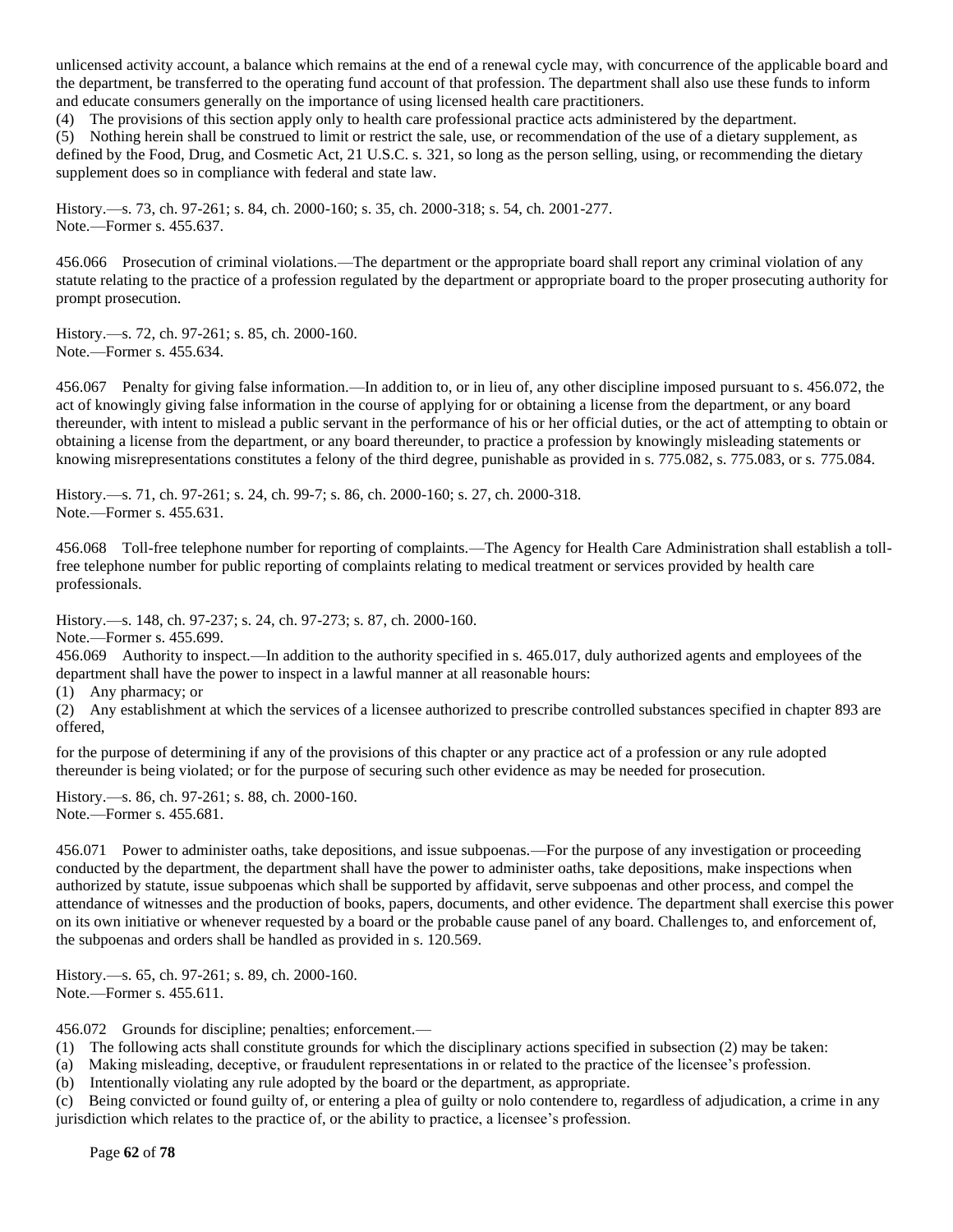unlicensed activity account, a balance which remains at the end of a renewal cycle may, with concurrence of the applicable board and the department, be transferred to the operating fund account of that profession. The department shall also use these funds to inform and educate consumers generally on the importance of using licensed health care practitioners.

(4) The provisions of this section apply only to health care professional practice acts administered by the department.

(5) Nothing herein shall be construed to limit or restrict the sale, use, or recommendation of the use of a dietary supplement, as defined by the Food, Drug, and Cosmetic Act, 21 U.S.C. s. 321, so long as the person selling, using, or recommending the dietary supplement does so in compliance with federal and state law.

History.—s. 73, ch. 97-261; s. 84, ch. 2000-160; s. 35, ch. 2000-318; s. 54, ch. 2001-277.
Note.—Former s. 455.637.

456.066 Prosecution of criminal violations.—The department or the appropriate board shall report any criminal violation of any statute relating to the practice of a profession regulated by the department or appropriate board to the proper prosecuting authority for prompt prosecution.

History.—s. 72, ch. 97-261; s. 85, ch. 2000-160.
Note.—Former s. 455.634.

456.067 Penalty for giving false information.—In addition to, or in lieu of, any other discipline imposed pursuant to s. 456.072, the act of knowingly giving false information in the course of applying for or obtaining a license from the department, or any board thereunder, with intent to mislead a public servant in the performance of his or her official duties, or the act of attempting to obtain or obtaining a license from the department, or any board thereunder, to practice a profession by knowingly misleading statements or knowing misrepresentations constitutes a felony of the third degree, punishable as provided in s. 775.082, s. 775.083, or s. 775.084.

History.—s. 71, ch. 97-261; s. 24, ch. 99-7; s. 86, ch. 2000-160; s. 27, ch. 2000-318.
Note.—Former s. 455.631.

456.068 Toll-free telephone number for reporting of complaints.—The Agency for Health Care Administration shall establish a toll-free telephone number for public reporting of complaints relating to medical treatment or services provided by health care professionals.

History.—s. 148, ch. 97-237; s. 24, ch. 97-273; s. 87, ch. 2000-160.
Note.—Former s. 455.699.

456.069 Authority to inspect.—In addition to the authority specified in s. 465.017, duly authorized agents and employees of the department shall have the power to inspect in a lawful manner at all reasonable hours:

(1) Any pharmacy; or

(2) Any establishment at which the services of a licensee authorized to prescribe controlled substances specified in chapter 893 are offered,

for the purpose of determining if any of the provisions of this chapter or any practice act of a profession or any rule adopted thereunder is being violated; or for the purpose of securing such other evidence as may be needed for prosecution.

History.—s. 86, ch. 97-261; s. 88, ch. 2000-160.
Note.—Former s. 455.681.

456.071 Power to administer oaths, take depositions, and issue subpoenas.—For the purpose of any investigation or proceeding conducted by the department, the department shall have the power to administer oaths, take depositions, make inspections when authorized by statute, issue subpoenas which shall be supported by affidavit, serve subpoenas and other process, and compel the attendance of witnesses and the production of books, papers, documents, and other evidence. The department shall exercise this power on its own initiative or whenever requested by a board or the probable cause panel of any board. Challenges to, and enforcement of, the subpoenas and orders shall be handled as provided in s. 120.569.

History.—s. 65, ch. 97-261; s. 89, ch. 2000-160.
Note.—Former s. 455.611.

456.072 Grounds for discipline; penalties; enforcement.—

(1) The following acts shall constitute grounds for which the disciplinary actions specified in subsection (2) may be taken:

(a) Making misleading, deceptive, or fraudulent representations in or related to the practice of the licensee's profession.

(b) Intentionally violating any rule adopted by the board or the department, as appropriate.

(c) Being convicted or found guilty of, or entering a plea of guilty or nolo contendere to, regardless of adjudication, a crime in any jurisdiction which relates to the practice of, or the ability to practice, a licensee's profession.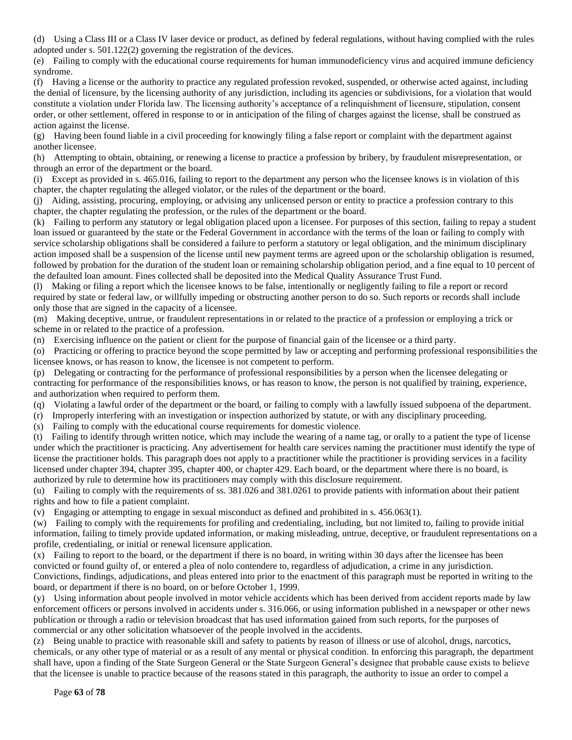(d) Using a Class III or a Class IV laser device or product, as defined by federal regulations, without having complied with the rules adopted under s. 501.122(2) governing the registration of the devices.

(e) Failing to comply with the educational course requirements for human immunodeficiency virus and acquired immune deficiency syndrome.

(f) Having a license or the authority to practice any regulated profession revoked, suspended, or otherwise acted against, including the denial of licensure, by the licensing authority of any jurisdiction, including its agencies or subdivisions, for a violation that would constitute a violation under Florida law. The licensing authority's acceptance of a relinquishment of licensure, stipulation, consent order, or other settlement, offered in response to or in anticipation of the filing of charges against the license, shall be construed as action against the license.

(g) Having been found liable in a civil proceeding for knowingly filing a false report or complaint with the department against another licensee.

(h) Attempting to obtain, obtaining, or renewing a license to practice a profession by bribery, by fraudulent misrepresentation, or through an error of the department or the board.

(i) Except as provided in s. 465.016, failing to report to the department any person who the licensee knows is in violation of this chapter, the chapter regulating the alleged violator, or the rules of the department or the board.

(j) Aiding, assisting, procuring, employing, or advising any unlicensed person or entity to practice a profession contrary to this chapter, the chapter regulating the profession, or the rules of the department or the board.

(k) Failing to perform any statutory or legal obligation placed upon a licensee. For purposes of this section, failing to repay a student loan issued or guaranteed by the state or the Federal Government in accordance with the terms of the loan or failing to comply with service scholarship obligations shall be considered a failure to perform a statutory or legal obligation, and the minimum disciplinary action imposed shall be a suspension of the license until new payment terms are agreed upon or the scholarship obligation is resumed, followed by probation for the duration of the student loan or remaining scholarship obligation period, and a fine equal to 10 percent of the defaulted loan amount. Fines collected shall be deposited into the Medical Quality Assurance Trust Fund.

(l) Making or filing a report which the licensee knows to be false, intentionally or negligently failing to file a report or record required by state or federal law, or willfully impeding or obstructing another person to do so. Such reports or records shall include only those that are signed in the capacity of a licensee.

(m) Making deceptive, untrue, or fraudulent representations in or related to the practice of a profession or employing a trick or scheme in or related to the practice of a profession.

(n) Exercising influence on the patient or client for the purpose of financial gain of the licensee or a third party.

(o) Practicing or offering to practice beyond the scope permitted by law or accepting and performing professional responsibilities the licensee knows, or has reason to know, the licensee is not competent to perform.

(p) Delegating or contracting for the performance of professional responsibilities by a person when the licensee delegating or contracting for performance of the responsibilities knows, or has reason to know, the person is not qualified by training, experience, and authorization when required to perform them.

(q) Violating a lawful order of the department or the board, or failing to comply with a lawfully issued subpoena of the department.

(r) Improperly interfering with an investigation or inspection authorized by statute, or with any disciplinary proceeding.

(s) Failing to comply with the educational course requirements for domestic violence.

(t) Failing to identify through written notice, which may include the wearing of a name tag, or orally to a patient the type of license under which the practitioner is practicing. Any advertisement for health care services naming the practitioner must identify the type of license the practitioner holds. This paragraph does not apply to a practitioner while the practitioner is providing services in a facility licensed under chapter 394, chapter 395, chapter 400, or chapter 429. Each board, or the department where there is no board, is authorized by rule to determine how its practitioners may comply with this disclosure requirement.

(u) Failing to comply with the requirements of ss. 381.026 and 381.0261 to provide patients with information about their patient rights and how to file a patient complaint.

(v) Engaging or attempting to engage in sexual misconduct as defined and prohibited in s. 456.063(1).

(w) Failing to comply with the requirements for profiling and credentialing, including, but not limited to, failing to provide initial information, failing to timely provide updated information, or making misleading, untrue, deceptive, or fraudulent representations on a profile, credentialing, or initial or renewal licensure application.

(x) Failing to report to the board, or the department if there is no board, in writing within 30 days after the licensee has been convicted or found guilty of, or entered a plea of nolo contendere to, regardless of adjudication, a crime in any jurisdiction. Convictions, findings, adjudications, and pleas entered into prior to the enactment of this paragraph must be reported in writing to the board, or department if there is no board, on or before October 1, 1999.

(y) Using information about people involved in motor vehicle accidents which has been derived from accident reports made by law enforcement officers or persons involved in accidents under s. 316.066, or using information published in a newspaper or other news publication or through a radio or television broadcast that has used information gained from such reports, for the purposes of commercial or any other solicitation whatsoever of the people involved in the accidents.

(z) Being unable to practice with reasonable skill and safety to patients by reason of illness or use of alcohol, drugs, narcotics, chemicals, or any other type of material or as a result of any mental or physical condition. In enforcing this paragraph, the department shall have, upon a finding of the State Surgeon General or the State Surgeon General's designee that probable cause exists to believe that the licensee is unable to practice because of the reasons stated in this paragraph, the authority to issue an order to compel a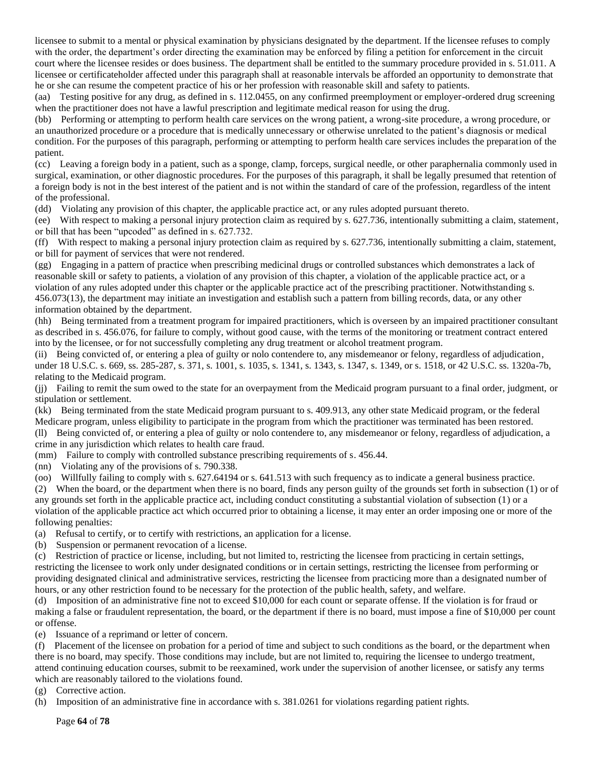licensee to submit to a mental or physical examination by physicians designated by the department. If the licensee refuses to comply with the order, the department's order directing the examination may be enforced by filing a petition for enforcement in the circuit court where the licensee resides or does business. The department shall be entitled to the summary procedure provided in s. 51.011. A licensee or certificateholder affected under this paragraph shall at reasonable intervals be afforded an opportunity to demonstrate that he or she can resume the competent practice of his or her profession with reasonable skill and safety to patients.

(aa) Testing positive for any drug, as defined in s. 112.0455, on any confirmed preemployment or employer-ordered drug screening when the practitioner does not have a lawful prescription and legitimate medical reason for using the drug.

(bb) Performing or attempting to perform health care services on the wrong patient, a wrong-site procedure, a wrong procedure, or an unauthorized procedure or a procedure that is medically unnecessary or otherwise unrelated to the patient's diagnosis or medical condition. For the purposes of this paragraph, performing or attempting to perform health care services includes the preparation of the patient.

(cc) Leaving a foreign body in a patient, such as a sponge, clamp, forceps, surgical needle, or other paraphernalia commonly used in surgical, examination, or other diagnostic procedures. For the purposes of this paragraph, it shall be legally presumed that retention of a foreign body is not in the best interest of the patient and is not within the standard of care of the profession, regardless of the intent of the professional.

(dd) Violating any provision of this chapter, the applicable practice act, or any rules adopted pursuant thereto.

(ee) With respect to making a personal injury protection claim as required by s. 627.736, intentionally submitting a claim, statement, or bill that has been "upcoded" as defined in s. 627.732.

(ff) With respect to making a personal injury protection claim as required by s. 627.736, intentionally submitting a claim, statement, or bill for payment of services that were not rendered.

(gg) Engaging in a pattern of practice when prescribing medicinal drugs or controlled substances which demonstrates a lack of reasonable skill or safety to patients, a violation of any provision of this chapter, a violation of the applicable practice act, or a violation of any rules adopted under this chapter or the applicable practice act of the prescribing practitioner. Notwithstanding s. 456.073(13), the department may initiate an investigation and establish such a pattern from billing records, data, or any other information obtained by the department.

(hh) Being terminated from a treatment program for impaired practitioners, which is overseen by an impaired practitioner consultant as described in s. 456.076, for failure to comply, without good cause, with the terms of the monitoring or treatment contract entered into by the licensee, or for not successfully completing any drug treatment or alcohol treatment program.

(ii) Being convicted of, or entering a plea of guilty or nolo contendere to, any misdemeanor or felony, regardless of adjudication, under 18 U.S.C. s. 669, ss. 285-287, s. 371, s. 1001, s. 1035, s. 1341, s. 1343, s. 1347, s. 1349, or s. 1518, or 42 U.S.C. ss. 1320a-7b, relating to the Medicaid program.

(jj) Failing to remit the sum owed to the state for an overpayment from the Medicaid program pursuant to a final order, judgment, or stipulation or settlement.

(kk) Being terminated from the state Medicaid program pursuant to s. 409.913, any other state Medicaid program, or the federal Medicare program, unless eligibility to participate in the program from which the practitioner was terminated has been restored.

(ll) Being convicted of, or entering a plea of guilty or nolo contendere to, any misdemeanor or felony, regardless of adjudication, a crime in any jurisdiction which relates to health care fraud.

(mm) Failure to comply with controlled substance prescribing requirements of s. 456.44.

(nn) Violating any of the provisions of s. 790.338.

(oo) Willfully failing to comply with s. 627.64194 or s. 641.513 with such frequency as to indicate a general business practice.

(2) When the board, or the department when there is no board, finds any person guilty of the grounds set forth in subsection (1) or of any grounds set forth in the applicable practice act, including conduct constituting a substantial violation of subsection (1) or a violation of the applicable practice act which occurred prior to obtaining a license, it may enter an order imposing one or more of the following penalties:

(a) Refusal to certify, or to certify with restrictions, an application for a license.

(b) Suspension or permanent revocation of a license.

(c) Restriction of practice or license, including, but not limited to, restricting the licensee from practicing in certain settings, restricting the licensee to work only under designated conditions or in certain settings, restricting the licensee from performing or providing designated clinical and administrative services, restricting the licensee from practicing more than a designated number of hours, or any other restriction found to be necessary for the protection of the public health, safety, and welfare.

(d) Imposition of an administrative fine not to exceed $10,000 for each count or separate offense. If the violation is for fraud or making a false or fraudulent representation, the board, or the department if there is no board, must impose a fine of $10,000 per count or offense.

(e) Issuance of a reprimand or letter of concern.

(f) Placement of the licensee on probation for a period of time and subject to such conditions as the board, or the department when there is no board, may specify. Those conditions may include, but are not limited to, requiring the licensee to undergo treatment, attend continuing education courses, submit to be reexamined, work under the supervision of another licensee, or satisfy any terms which are reasonably tailored to the violations found.

(g) Corrective action.

(h) Imposition of an administrative fine in accordance with s. 381.0261 for violations regarding patient rights.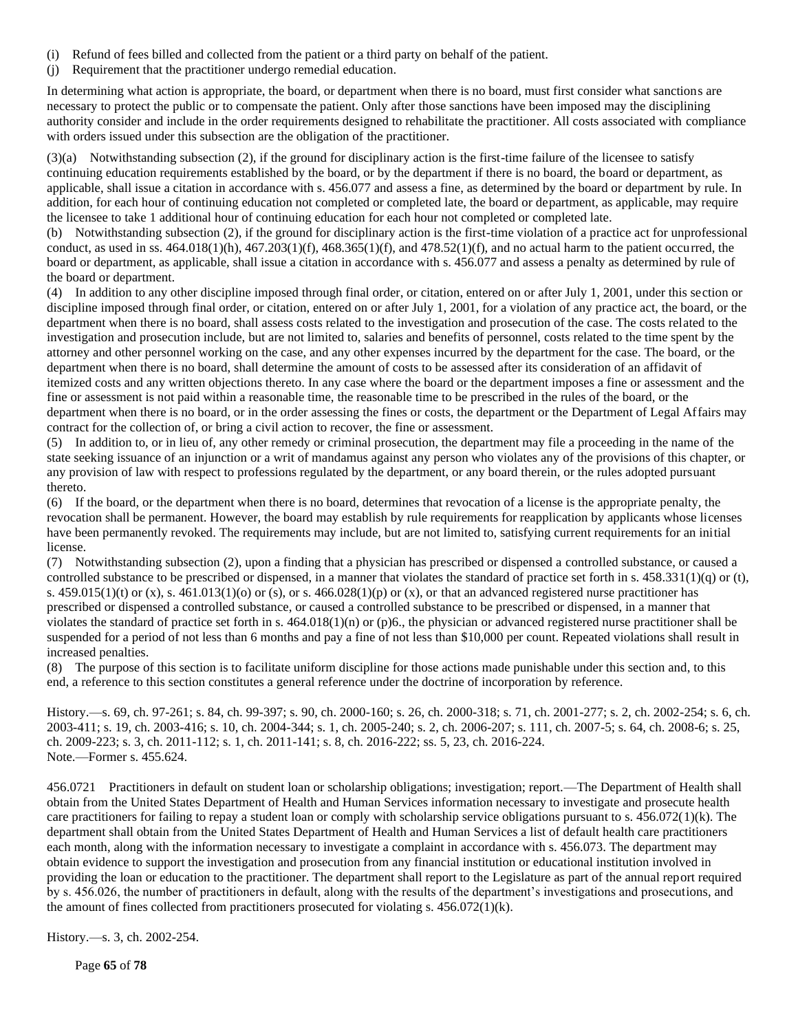(i) Refund of fees billed and collected from the patient or a third party on behalf of the patient.
(j) Requirement that the practitioner undergo remedial education.

In determining what action is appropriate, the board, or department when there is no board, must first consider what sanctions are necessary to protect the public or to compensate the patient. Only after those sanctions have been imposed may the disciplining authority consider and include in the order requirements designed to rehabilitate the practitioner. All costs associated with compliance with orders issued under this subsection are the obligation of the practitioner.

(3)(a) Notwithstanding subsection (2), if the ground for disciplinary action is the first-time failure of the licensee to satisfy continuing education requirements established by the board, or by the department if there is no board, the board or department, as applicable, shall issue a citation in accordance with s. 456.077 and assess a fine, as determined by the board or department by rule. In addition, for each hour of continuing education not completed or completed late, the board or department, as applicable, may require the licensee to take 1 additional hour of continuing education for each hour not completed or completed late.
(b) Notwithstanding subsection (2), if the ground for disciplinary action is the first-time violation of a practice act for unprofessional conduct, as used in ss. 464.018(1)(h), 467.203(1)(f), 468.365(1)(f), and 478.52(1)(f), and no actual harm to the patient occurred, the board or department, as applicable, shall issue a citation in accordance with s. 456.077 and assess a penalty as determined by rule of the board or department.
(4) In addition to any other discipline imposed through final order, or citation, entered on or after July 1, 2001, under this section or discipline imposed through final order, or citation, entered on or after July 1, 2001, for a violation of any practice act, the board, or the department when there is no board, shall assess costs related to the investigation and prosecution of the case. The costs related to the investigation and prosecution include, but are not limited to, salaries and benefits of personnel, costs related to the time spent by the attorney and other personnel working on the case, and any other expenses incurred by the department for the case. The board, or the department when there is no board, shall determine the amount of costs to be assessed after its consideration of an affidavit of itemized costs and any written objections thereto. In any case where the board or the department imposes a fine or assessment and the fine or assessment is not paid within a reasonable time, the reasonable time to be prescribed in the rules of the board, or the department when there is no board, or in the order assessing the fines or costs, the department or the Department of Legal Affairs may contract for the collection of, or bring a civil action to recover, the fine or assessment.
(5) In addition to, or in lieu of, any other remedy or criminal prosecution, the department may file a proceeding in the name of the state seeking issuance of an injunction or a writ of mandamus against any person who violates any of the provisions of this chapter, or any provision of law with respect to professions regulated by the department, or any board therein, or the rules adopted pursuant thereto.
(6) If the board, or the department when there is no board, determines that revocation of a license is the appropriate penalty, the revocation shall be permanent. However, the board may establish by rule requirements for reapplication by applicants whose licenses have been permanently revoked. The requirements may include, but are not limited to, satisfying current requirements for an initial license.
(7) Notwithstanding subsection (2), upon a finding that a physician has prescribed or dispensed a controlled substance, or caused a controlled substance to be prescribed or dispensed, in a manner that violates the standard of practice set forth in s. 458.331(1)(q) or (t), s. 459.015(1)(t) or (x), s. 461.013(1)(o) or (s), or s. 466.028(1)(p) or (x), or that an advanced registered nurse practitioner has prescribed or dispensed a controlled substance, or caused a controlled substance to be prescribed or dispensed, in a manner that violates the standard of practice set forth in s. 464.018(1)(n) or (p)6., the physician or advanced registered nurse practitioner shall be suspended for a period of not less than 6 months and pay a fine of not less than $10,000 per count. Repeated violations shall result in increased penalties.
(8) The purpose of this section is to facilitate uniform discipline for those actions made punishable under this section and, to this end, a reference to this section constitutes a general reference under the doctrine of incorporation by reference.

History.—s. 69, ch. 97-261; s. 84, ch. 99-397; s. 90, ch. 2000-160; s. 26, ch. 2000-318; s. 71, ch. 2001-277; s. 2, ch. 2002-254; s. 6, ch. 2003-411; s. 19, ch. 2003-416; s. 10, ch. 2004-344; s. 1, ch. 2005-240; s. 2, ch. 2006-207; s. 111, ch. 2007-5; s. 64, ch. 2008-6; s. 25, ch. 2009-223; s. 3, ch. 2011-112; s. 1, ch. 2011-141; s. 8, ch. 2016-222; ss. 5, 23, ch. 2016-224.
Note.—Former s. 455.624.

456.0721 Practitioners in default on student loan or scholarship obligations; investigation; report.—The Department of Health shall obtain from the United States Department of Health and Human Services information necessary to investigate and prosecute health care practitioners for failing to repay a student loan or comply with scholarship service obligations pursuant to s. 456.072(1)(k). The department shall obtain from the United States Department of Health and Human Services a list of default health care practitioners each month, along with the information necessary to investigate a complaint in accordance with s. 456.073. The department may obtain evidence to support the investigation and prosecution from any financial institution or educational institution involved in providing the loan or education to the practitioner. The department shall report to the Legislature as part of the annual report required by s. 456.026, the number of practitioners in default, along with the results of the department's investigations and prosecutions, and the amount of fines collected from practitioners prosecuted for violating s. 456.072(1)(k).

History.—s. 3, ch. 2002-254.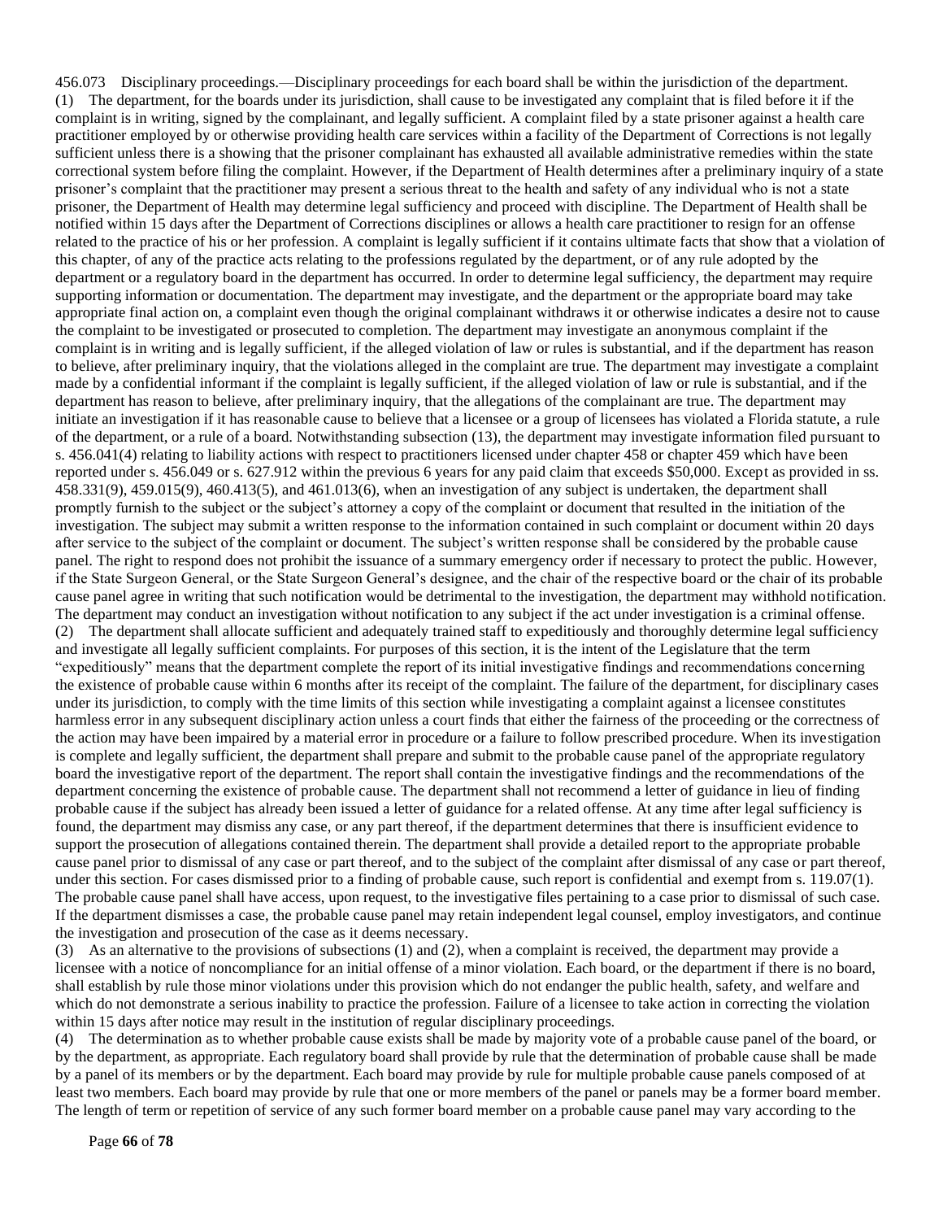456.073 Disciplinary proceedings.—Disciplinary proceedings for each board shall be within the jurisdiction of the department.

(1) The department, for the boards under its jurisdiction, shall cause to be investigated any complaint that is filed before it if the complaint is in writing, signed by the complainant, and legally sufficient. A complaint filed by a state prisoner against a health care practitioner employed by or otherwise providing health care services within a facility of the Department of Corrections is not legally sufficient unless there is a showing that the prisoner complainant has exhausted all available administrative remedies within the state correctional system before filing the complaint. However, if the Department of Health determines after a preliminary inquiry of a state prisoner's complaint that the practitioner may present a serious threat to the health and safety of any individual who is not a state prisoner, the Department of Health may determine legal sufficiency and proceed with discipline. The Department of Health shall be notified within 15 days after the Department of Corrections disciplines or allows a health care practitioner to resign for an offense related to the practice of his or her profession. A complaint is legally sufficient if it contains ultimate facts that show that a violation of this chapter, of any of the practice acts relating to the professions regulated by the department, or of any rule adopted by the department or a regulatory board in the department has occurred. In order to determine legal sufficiency, the department may require supporting information or documentation. The department may investigate, and the department or the appropriate board may take appropriate final action on, a complaint even though the original complainant withdraws it or otherwise indicates a desire not to cause the complaint to be investigated or prosecuted to completion. The department may investigate an anonymous complaint if the complaint is in writing and is legally sufficient, if the alleged violation of law or rules is substantial, and if the department has reason to believe, after preliminary inquiry, that the violations alleged in the complaint are true. The department may investigate a complaint made by a confidential informant if the complaint is legally sufficient, if the alleged violation of law or rule is substantial, and if the department has reason to believe, after preliminary inquiry, that the allegations of the complainant are true. The department may initiate an investigation if it has reasonable cause to believe that a licensee or a group of licensees has violated a Florida statute, a rule of the department, or a rule of a board. Notwithstanding subsection (13), the department may investigate information filed pursuant to s. 456.041(4) relating to liability actions with respect to practitioners licensed under chapter 458 or chapter 459 which have been reported under s. 456.049 or s. 627.912 within the previous 6 years for any paid claim that exceeds $50,000. Except as provided in ss. 458.331(9), 459.015(9), 460.413(5), and 461.013(6), when an investigation of any subject is undertaken, the department shall promptly furnish to the subject or the subject's attorney a copy of the complaint or document that resulted in the initiation of the investigation. The subject may submit a written response to the information contained in such complaint or document within 20 days after service to the subject of the complaint or document. The subject's written response shall be considered by the probable cause panel. The right to respond does not prohibit the issuance of a summary emergency order if necessary to protect the public. However, if the State Surgeon General, or the State Surgeon General's designee, and the chair of the respective board or the chair of its probable cause panel agree in writing that such notification would be detrimental to the investigation, the department may withhold notification. The department may conduct an investigation without notification to any subject if the act under investigation is a criminal offense.

(2) The department shall allocate sufficient and adequately trained staff to expeditiously and thoroughly determine legal sufficiency and investigate all legally sufficient complaints. For purposes of this section, it is the intent of the Legislature that the term "expeditiously" means that the department complete the report of its initial investigative findings and recommendations concerning the existence of probable cause within 6 months after its receipt of the complaint. The failure of the department, for disciplinary cases under its jurisdiction, to comply with the time limits of this section while investigating a complaint against a licensee constitutes harmless error in any subsequent disciplinary action unless a court finds that either the fairness of the proceeding or the correctness of the action may have been impaired by a material error in procedure or a failure to follow prescribed procedure. When its investigation is complete and legally sufficient, the department shall prepare and submit to the probable cause panel of the appropriate regulatory board the investigative report of the department. The report shall contain the investigative findings and the recommendations of the department concerning the existence of probable cause. The department shall not recommend a letter of guidance in lieu of finding probable cause if the subject has already been issued a letter of guidance for a related offense. At any time after legal sufficiency is found, the department may dismiss any case, or any part thereof, if the department determines that there is insufficient evidence to support the prosecution of allegations contained therein. The department shall provide a detailed report to the appropriate probable cause panel prior to dismissal of any case or part thereof, and to the subject of the complaint after dismissal of any case or part thereof, under this section. For cases dismissed prior to a finding of probable cause, such report is confidential and exempt from s. 119.07(1). The probable cause panel shall have access, upon request, to the investigative files pertaining to a case prior to dismissal of such case. If the department dismisses a case, the probable cause panel may retain independent legal counsel, employ investigators, and continue the investigation and prosecution of the case as it deems necessary.

(3) As an alternative to the provisions of subsections (1) and (2), when a complaint is received, the department may provide a licensee with a notice of noncompliance for an initial offense of a minor violation. Each board, or the department if there is no board, shall establish by rule those minor violations under this provision which do not endanger the public health, safety, and welfare and which do not demonstrate a serious inability to practice the profession. Failure of a licensee to take action in correcting the violation within 15 days after notice may result in the institution of regular disciplinary proceedings.

(4) The determination as to whether probable cause exists shall be made by majority vote of a probable cause panel of the board, or by the department, as appropriate. Each regulatory board shall provide by rule that the determination of probable cause shall be made by a panel of its members or by the department. Each board may provide by rule for multiple probable cause panels composed of at least two members. Each board may provide by rule that one or more members of the panel or panels may be a former board member. The length of term or repetition of service of any such former board member on a probable cause panel may vary according to the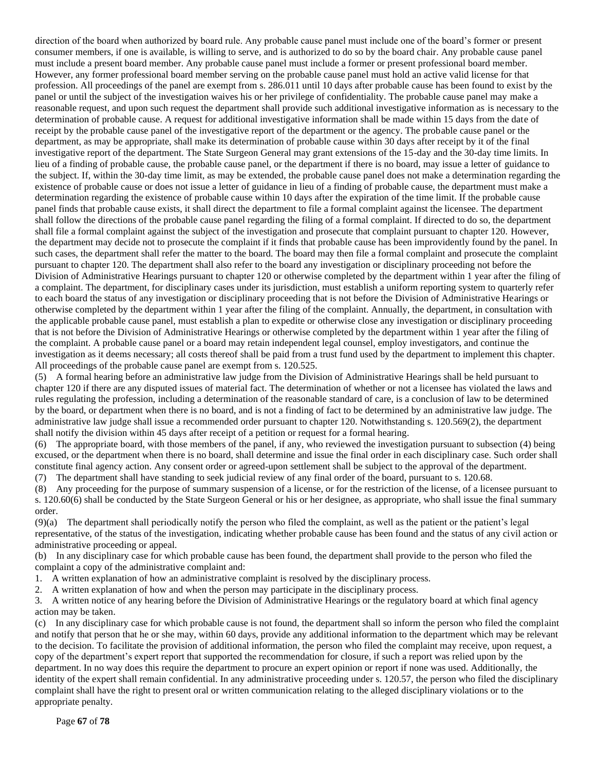direction of the board when authorized by board rule. Any probable cause panel must include one of the board's former or present consumer members, if one is available, is willing to serve, and is authorized to do so by the board chair. Any probable cause panel must include a present board member. Any probable cause panel must include a former or present professional board member. However, any former professional board member serving on the probable cause panel must hold an active valid license for that profession. All proceedings of the panel are exempt from s. 286.011 until 10 days after probable cause has been found to exist by the panel or until the subject of the investigation waives his or her privilege of confidentiality. The probable cause panel may make a reasonable request, and upon such request the department shall provide such additional investigative information as is necessary to the determination of probable cause. A request for additional investigative information shall be made within 15 days from the date of receipt by the probable cause panel of the investigative report of the department or the agency. The probable cause panel or the department, as may be appropriate, shall make its determination of probable cause within 30 days after receipt by it of the final investigative report of the department. The State Surgeon General may grant extensions of the 15-day and the 30-day time limits. In lieu of a finding of probable cause, the probable cause panel, or the department if there is no board, may issue a letter of guidance to the subject. If, within the 30-day time limit, as may be extended, the probable cause panel does not make a determination regarding the existence of probable cause or does not issue a letter of guidance in lieu of a finding of probable cause, the department must make a determination regarding the existence of probable cause within 10 days after the expiration of the time limit. If the probable cause panel finds that probable cause exists, it shall direct the department to file a formal complaint against the licensee. The department shall follow the directions of the probable cause panel regarding the filing of a formal complaint. If directed to do so, the department shall file a formal complaint against the subject of the investigation and prosecute that complaint pursuant to chapter 120. However, the department may decide not to prosecute the complaint if it finds that probable cause has been improvidently found by the panel. In such cases, the department shall refer the matter to the board. The board may then file a formal complaint and prosecute the complaint pursuant to chapter 120. The department shall also refer to the board any investigation or disciplinary proceeding not before the Division of Administrative Hearings pursuant to chapter 120 or otherwise completed by the department within 1 year after the filing of a complaint. The department, for disciplinary cases under its jurisdiction, must establish a uniform reporting system to quarterly refer to each board the status of any investigation or disciplinary proceeding that is not before the Division of Administrative Hearings or otherwise completed by the department within 1 year after the filing of the complaint. Annually, the department, in consultation with the applicable probable cause panel, must establish a plan to expedite or otherwise close any investigation or disciplinary proceeding that is not before the Division of Administrative Hearings or otherwise completed by the department within 1 year after the filing of the complaint. A probable cause panel or a board may retain independent legal counsel, employ investigators, and continue the investigation as it deems necessary; all costs thereof shall be paid from a trust fund used by the department to implement this chapter. All proceedings of the probable cause panel are exempt from s. 120.525.

(5) A formal hearing before an administrative law judge from the Division of Administrative Hearings shall be held pursuant to chapter 120 if there are any disputed issues of material fact. The determination of whether or not a licensee has violated the laws and rules regulating the profession, including a determination of the reasonable standard of care, is a conclusion of law to be determined by the board, or department when there is no board, and is not a finding of fact to be determined by an administrative law judge. The administrative law judge shall issue a recommended order pursuant to chapter 120. Notwithstanding s. 120.569(2), the department shall notify the division within 45 days after receipt of a petition or request for a formal hearing.

(6) The appropriate board, with those members of the panel, if any, who reviewed the investigation pursuant to subsection (4) being excused, or the department when there is no board, shall determine and issue the final order in each disciplinary case. Such order shall constitute final agency action. Any consent order or agreed-upon settlement shall be subject to the approval of the department.

(7) The department shall have standing to seek judicial review of any final order of the board, pursuant to s. 120.68.

(8) Any proceeding for the purpose of summary suspension of a license, or for the restriction of the license, of a licensee pursuant to s. 120.60(6) shall be conducted by the State Surgeon General or his or her designee, as appropriate, who shall issue the final summary order.

(9)(a) The department shall periodically notify the person who filed the complaint, as well as the patient or the patient's legal representative, of the status of the investigation, indicating whether probable cause has been found and the status of any civil action or administrative proceeding or appeal.

(b) In any disciplinary case for which probable cause has been found, the department shall provide to the person who filed the complaint a copy of the administrative complaint and:

1. A written explanation of how an administrative complaint is resolved by the disciplinary process.
2. A written explanation of how and when the person may participate in the disciplinary process.
3. A written notice of any hearing before the Division of Administrative Hearings or the regulatory board at which final agency action may be taken.

(c) In any disciplinary case for which probable cause is not found, the department shall so inform the person who filed the complaint and notify that person that he or she may, within 60 days, provide any additional information to the department which may be relevant to the decision. To facilitate the provision of additional information, the person who filed the complaint may receive, upon request, a copy of the department's expert report that supported the recommendation for closure, if such a report was relied upon by the department. In no way does this require the department to procure an expert opinion or report if none was used. Additionally, the identity of the expert shall remain confidential. In any administrative proceeding under s. 120.57, the person who filed the disciplinary complaint shall have the right to present oral or written communication relating to the alleged disciplinary violations or to the appropriate penalty.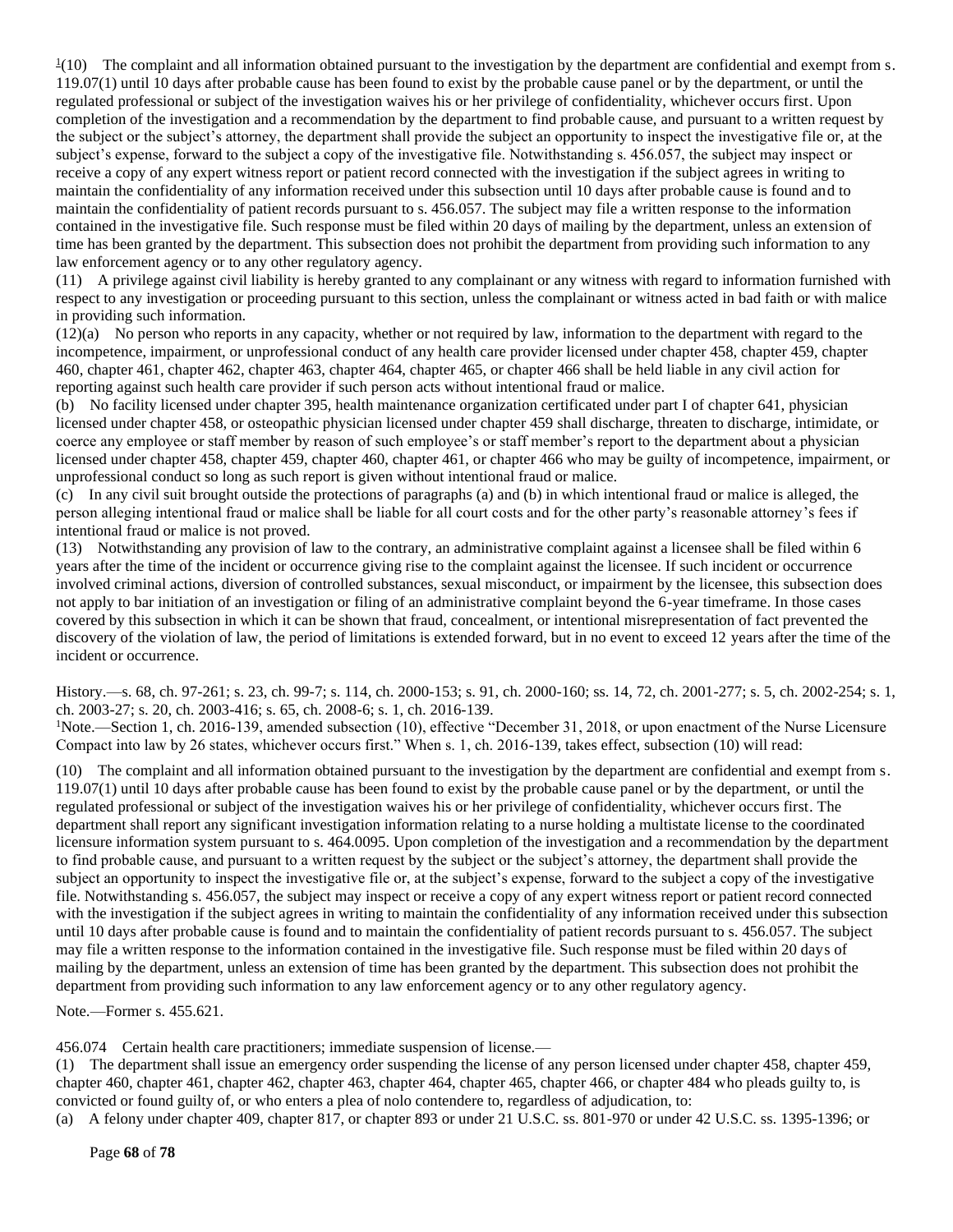[1](10) The complaint and all information obtained pursuant to the investigation by the department are confidential and exempt from s. 119.07(1) until 10 days after probable cause has been found to exist by the probable cause panel or by the department, or until the regulated professional or subject of the investigation waives his or her privilege of confidentiality, whichever occurs first. Upon completion of the investigation and a recommendation by the department to find probable cause, and pursuant to a written request by the subject or the subject's attorney, the department shall provide the subject an opportunity to inspect the investigative file or, at the subject's expense, forward to the subject a copy of the investigative file. Notwithstanding s. 456.057, the subject may inspect or receive a copy of any expert witness report or patient record connected with the investigation if the subject agrees in writing to maintain the confidentiality of any information received under this subsection until 10 days after probable cause is found and to maintain the confidentiality of patient records pursuant to s. 456.057. The subject may file a written response to the information contained in the investigative file. Such response must be filed within 20 days of mailing by the department, unless an extension of time has been granted by the department. This subsection does not prohibit the department from providing such information to any law enforcement agency or to any other regulatory agency.

(11) A privilege against civil liability is hereby granted to any complainant or any witness with regard to information furnished with respect to any investigation or proceeding pursuant to this section, unless the complainant or witness acted in bad faith or with malice in providing such information.

(12)(a) No person who reports in any capacity, whether or not required by law, information to the department with regard to the incompetence, impairment, or unprofessional conduct of any health care provider licensed under chapter 458, chapter 459, chapter 460, chapter 461, chapter 462, chapter 463, chapter 464, chapter 465, or chapter 466 shall be held liable in any civil action for reporting against such health care provider if such person acts without intentional fraud or malice.

(b) No facility licensed under chapter 395, health maintenance organization certificated under part I of chapter 641, physician licensed under chapter 458, or osteopathic physician licensed under chapter 459 shall discharge, threaten to discharge, intimidate, or coerce any employee or staff member by reason of such employee's or staff member's report to the department about a physician licensed under chapter 458, chapter 459, chapter 460, chapter 461, or chapter 466 who may be guilty of incompetence, impairment, or unprofessional conduct so long as such report is given without intentional fraud or malice.

(c) In any civil suit brought outside the protections of paragraphs (a) and (b) in which intentional fraud or malice is alleged, the person alleging intentional fraud or malice shall be liable for all court costs and for the other party's reasonable attorney's fees if intentional fraud or malice is not proved.

(13) Notwithstanding any provision of law to the contrary, an administrative complaint against a licensee shall be filed within 6 years after the time of the incident or occurrence giving rise to the complaint against the licensee. If such incident or occurrence involved criminal actions, diversion of controlled substances, sexual misconduct, or impairment by the licensee, this subsection does not apply to bar initiation of an investigation or filing of an administrative complaint beyond the 6-year timeframe. In those cases covered by this subsection in which it can be shown that fraud, concealment, or intentional misrepresentation of fact prevented the discovery of the violation of law, the period of limitations is extended forward, but in no event to exceed 12 years after the time of the incident or occurrence.

History.—s. 68, ch. 97-261; s. 23, ch. 99-7; s. 114, ch. 2000-153; s. 91, ch. 2000-160; ss. 14, 72, ch. 2001-277; s. 5, ch. 2002-254; s. 1, ch. 2003-27; s. 20, ch. 2003-416; s. 65, ch. 2008-6; s. 1, ch. 2016-139.

[1]Note.—Section 1, ch. 2016-139, amended subsection (10), effective "December 31, 2018, or upon enactment of the Nurse Licensure Compact into law by 26 states, whichever occurs first." When s. 1, ch. 2016-139, takes effect, subsection (10) will read:

(10) The complaint and all information obtained pursuant to the investigation by the department are confidential and exempt from s. 119.07(1) until 10 days after probable cause has been found to exist by the probable cause panel or by the department, or until the regulated professional or subject of the investigation waives his or her privilege of confidentiality, whichever occurs first. The department shall report any significant investigation information relating to a nurse holding a multistate license to the coordinated licensure information system pursuant to s. 464.0095. Upon completion of the investigation and a recommendation by the department to find probable cause, and pursuant to a written request by the subject or the subject's attorney, the department shall provide the subject an opportunity to inspect the investigative file or, at the subject's expense, forward to the subject a copy of the investigative file. Notwithstanding s. 456.057, the subject may inspect or receive a copy of any expert witness report or patient record connected with the investigation if the subject agrees in writing to maintain the confidentiality of any information received under this subsection until 10 days after probable cause is found and to maintain the confidentiality of patient records pursuant to s. 456.057. The subject may file a written response to the information contained in the investigative file. Such response must be filed within 20 days of mailing by the department, unless an extension of time has been granted by the department. This subsection does not prohibit the department from providing such information to any law enforcement agency or to any other regulatory agency.

Note.—Former s. 455.621.

456.074 Certain health care practitioners; immediate suspension of license.—

(1) The department shall issue an emergency order suspending the license of any person licensed under chapter 458, chapter 459, chapter 460, chapter 461, chapter 462, chapter 463, chapter 464, chapter 465, chapter 466, or chapter 484 who pleads guilty to, is convicted or found guilty of, or who enters a plea of nolo contendere to, regardless of adjudication, to:

(a) A felony under chapter 409, chapter 817, or chapter 893 or under 21 U.S.C. ss. 801-970 or under 42 U.S.C. ss. 1395-1396; or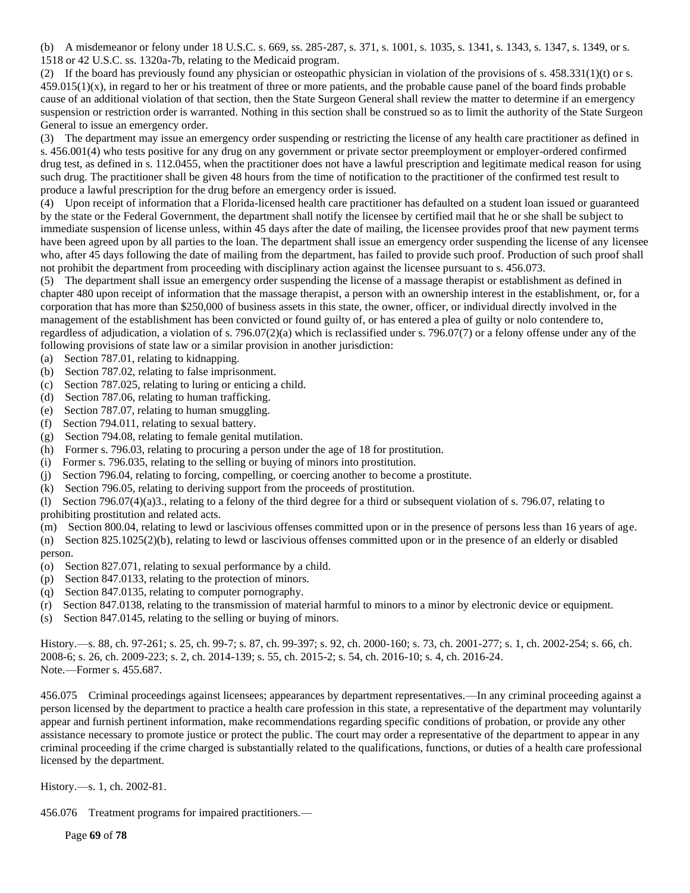(b) A misdemeanor or felony under 18 U.S.C. s. 669, ss. 285-287, s. 371, s. 1001, s. 1035, s. 1341, s. 1343, s. 1347, s. 1349, or s. 1518 or 42 U.S.C. ss. 1320a-7b, relating to the Medicaid program.

(2) If the board has previously found any physician or osteopathic physician in violation of the provisions of s. 458.331(1)(t) or s. 459.015(1)(x), in regard to her or his treatment of three or more patients, and the probable cause panel of the board finds probable cause of an additional violation of that section, then the State Surgeon General shall review the matter to determine if an emergency suspension or restriction order is warranted. Nothing in this section shall be construed so as to limit the authority of the State Surgeon General to issue an emergency order.

(3) The department may issue an emergency order suspending or restricting the license of any health care practitioner as defined in s. 456.001(4) who tests positive for any drug on any government or private sector preemployment or employer-ordered confirmed drug test, as defined in s. 112.0455, when the practitioner does not have a lawful prescription and legitimate medical reason for using such drug. The practitioner shall be given 48 hours from the time of notification to the practitioner of the confirmed test result to produce a lawful prescription for the drug before an emergency order is issued.

(4) Upon receipt of information that a Florida-licensed health care practitioner has defaulted on a student loan issued or guaranteed by the state or the Federal Government, the department shall notify the licensee by certified mail that he or she shall be subject to immediate suspension of license unless, within 45 days after the date of mailing, the licensee provides proof that new payment terms have been agreed upon by all parties to the loan. The department shall issue an emergency order suspending the license of any licensee who, after 45 days following the date of mailing from the department, has failed to provide such proof. Production of such proof shall not prohibit the department from proceeding with disciplinary action against the licensee pursuant to s. 456.073.

(5) The department shall issue an emergency order suspending the license of a massage therapist or establishment as defined in chapter 480 upon receipt of information that the massage therapist, a person with an ownership interest in the establishment, or, for a corporation that has more than $250,000 of business assets in this state, the owner, officer, or individual directly involved in the management of the establishment has been convicted or found guilty of, or has entered a plea of guilty or nolo contendere to, regardless of adjudication, a violation of s. 796.07(2)(a) which is reclassified under s. 796.07(7) or a felony offense under any of the following provisions of state law or a similar provision in another jurisdiction:

(a) Section 787.01, relating to kidnapping.
(b) Section 787.02, relating to false imprisonment.
(c) Section 787.025, relating to luring or enticing a child.
(d) Section 787.06, relating to human trafficking.
(e) Section 787.07, relating to human smuggling.
(f) Section 794.011, relating to sexual battery.
(g) Section 794.08, relating to female genital mutilation.
(h) Former s. 796.03, relating to procuring a person under the age of 18 for prostitution.
(i) Former s. 796.035, relating to the selling or buying of minors into prostitution.
(j) Section 796.04, relating to forcing, compelling, or coercing another to become a prostitute.
(k) Section 796.05, relating to deriving support from the proceeds of prostitution.
(l) Section 796.07(4)(a)3., relating to a felony of the third degree for a third or subsequent violation of s. 796.07, relating to prohibiting prostitution and related acts.
(m) Section 800.04, relating to lewd or lascivious offenses committed upon or in the presence of persons less than 16 years of age.
(n) Section 825.1025(2)(b), relating to lewd or lascivious offenses committed upon or in the presence of an elderly or disabled person.
(o) Section 827.071, relating to sexual performance by a child.
(p) Section 847.0133, relating to the protection of minors.
(q) Section 847.0135, relating to computer pornography.
(r) Section 847.0138, relating to the transmission of material harmful to minors to a minor by electronic device or equipment.
(s) Section 847.0145, relating to the selling or buying of minors.

History.—s. 88, ch. 97-261; s. 25, ch. 99-7; s. 87, ch. 99-397; s. 92, ch. 2000-160; s. 73, ch. 2001-277; s. 1, ch. 2002-254; s. 66, ch. 2008-6; s. 26, ch. 2009-223; s. 2, ch. 2014-139; s. 55, ch. 2015-2; s. 54, ch. 2016-10; s. 4, ch. 2016-24.
Note.—Former s. 455.687.

456.075 Criminal proceedings against licensees; appearances by department representatives.—In any criminal proceeding against a person licensed by the department to practice a health care profession in this state, a representative of the department may voluntarily appear and furnish pertinent information, make recommendations regarding specific conditions of probation, or provide any other assistance necessary to promote justice or protect the public. The court may order a representative of the department to appear in any criminal proceeding if the crime charged is substantially related to the qualifications, functions, or duties of a health care professional licensed by the department.

History.—s. 1, ch. 2002-81.

456.076 Treatment programs for impaired practitioners.—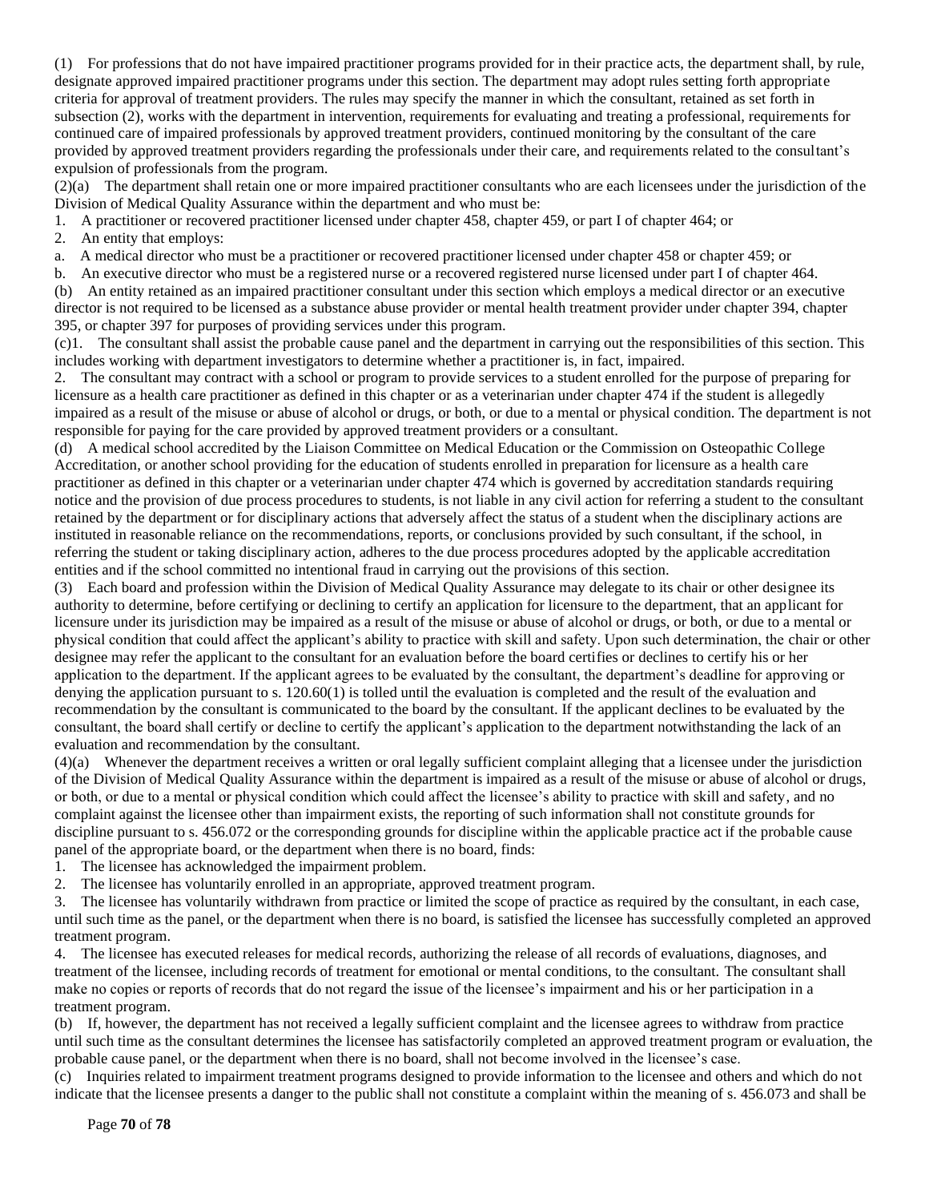(1) For professions that do not have impaired practitioner programs provided for in their practice acts, the department shall, by rule, designate approved impaired practitioner programs under this section. The department may adopt rules setting forth appropriate criteria for approval of treatment providers. The rules may specify the manner in which the consultant, retained as set forth in subsection (2), works with the department in intervention, requirements for evaluating and treating a professional, requirements for continued care of impaired professionals by approved treatment providers, continued monitoring by the consultant of the care provided by approved treatment providers regarding the professionals under their care, and requirements related to the consultant's expulsion of professionals from the program.

(2)(a) The department shall retain one or more impaired practitioner consultants who are each licensees under the jurisdiction of the Division of Medical Quality Assurance within the department and who must be:

1. A practitioner or recovered practitioner licensed under chapter 458, chapter 459, or part I of chapter 464; or
2. An entity that employs:
   a. A medical director who must be a practitioner or recovered practitioner licensed under chapter 458 or chapter 459; or
   b. An executive director who must be a registered nurse or a recovered registered nurse licensed under part I of chapter 464.

(b) An entity retained as an impaired practitioner consultant under this section which employs a medical director or an executive director is not required to be licensed as a substance abuse provider or mental health treatment provider under chapter 394, chapter 395, or chapter 397 for purposes of providing services under this program.

(c)1. The consultant shall assist the probable cause panel and the department in carrying out the responsibilities of this section. This includes working with department investigators to determine whether a practitioner is, in fact, impaired.

2. The consultant may contract with a school or program to provide services to a student enrolled for the purpose of preparing for licensure as a health care practitioner as defined in this chapter or as a veterinarian under chapter 474 if the student is allegedly impaired as a result of the misuse or abuse of alcohol or drugs, or both, or due to a mental or physical condition. The department is not responsible for paying for the care provided by approved treatment providers or a consultant.

(d) A medical school accredited by the Liaison Committee on Medical Education or the Commission on Osteopathic College Accreditation, or another school providing for the education of students enrolled in preparation for licensure as a health care practitioner as defined in this chapter or a veterinarian under chapter 474 which is governed by accreditation standards requiring notice and the provision of due process procedures to students, is not liable in any civil action for referring a student to the consultant retained by the department or for disciplinary actions that adversely affect the status of a student when the disciplinary actions are instituted in reasonable reliance on the recommendations, reports, or conclusions provided by such consultant, if the school, in referring the student or taking disciplinary action, adheres to the due process procedures adopted by the applicable accreditation entities and if the school committed no intentional fraud in carrying out the provisions of this section.

(3) Each board and profession within the Division of Medical Quality Assurance may delegate to its chair or other designee its authority to determine, before certifying or declining to certify an application for licensure to the department, that an applicant for licensure under its jurisdiction may be impaired as a result of the misuse or abuse of alcohol or drugs, or both, or due to a mental or physical condition that could affect the applicant's ability to practice with skill and safety. Upon such determination, the chair or other designee may refer the applicant to the consultant for an evaluation before the board certifies or declines to certify his or her application to the department. If the applicant agrees to be evaluated by the consultant, the department's deadline for approving or denying the application pursuant to s. 120.60(1) is tolled until the evaluation is completed and the result of the evaluation and recommendation by the consultant is communicated to the board by the consultant. If the applicant declines to be evaluated by the consultant, the board shall certify or decline to certify the applicant's application to the department notwithstanding the lack of an evaluation and recommendation by the consultant.

(4)(a) Whenever the department receives a written or oral legally sufficient complaint alleging that a licensee under the jurisdiction of the Division of Medical Quality Assurance within the department is impaired as a result of the misuse or abuse of alcohol or drugs, or both, or due to a mental or physical condition which could affect the licensee's ability to practice with skill and safety, and no complaint against the licensee other than impairment exists, the reporting of such information shall not constitute grounds for discipline pursuant to s. 456.072 or the corresponding grounds for discipline within the applicable practice act if the probable cause panel of the appropriate board, or the department when there is no board, finds:

1. The licensee has acknowledged the impairment problem.
2. The licensee has voluntarily enrolled in an appropriate, approved treatment program.
3. The licensee has voluntarily withdrawn from practice or limited the scope of practice as required by the consultant, in each case, until such time as the panel, or the department when there is no board, is satisfied the licensee has successfully completed an approved treatment program.
4. The licensee has executed releases for medical records, authorizing the release of all records of evaluations, diagnoses, and treatment of the licensee, including records of treatment for emotional or mental conditions, to the consultant. The consultant shall make no copies or reports of records that do not regard the issue of the licensee's impairment and his or her participation in a treatment program.

(b) If, however, the department has not received a legally sufficient complaint and the licensee agrees to withdraw from practice until such time as the consultant determines the licensee has satisfactorily completed an approved treatment program or evaluation, the probable cause panel, or the department when there is no board, shall not become involved in the licensee's case.

(c) Inquiries related to impairment treatment programs designed to provide information to the licensee and others and which do not indicate that the licensee presents a danger to the public shall not constitute a complaint within the meaning of s. 456.073 and shall be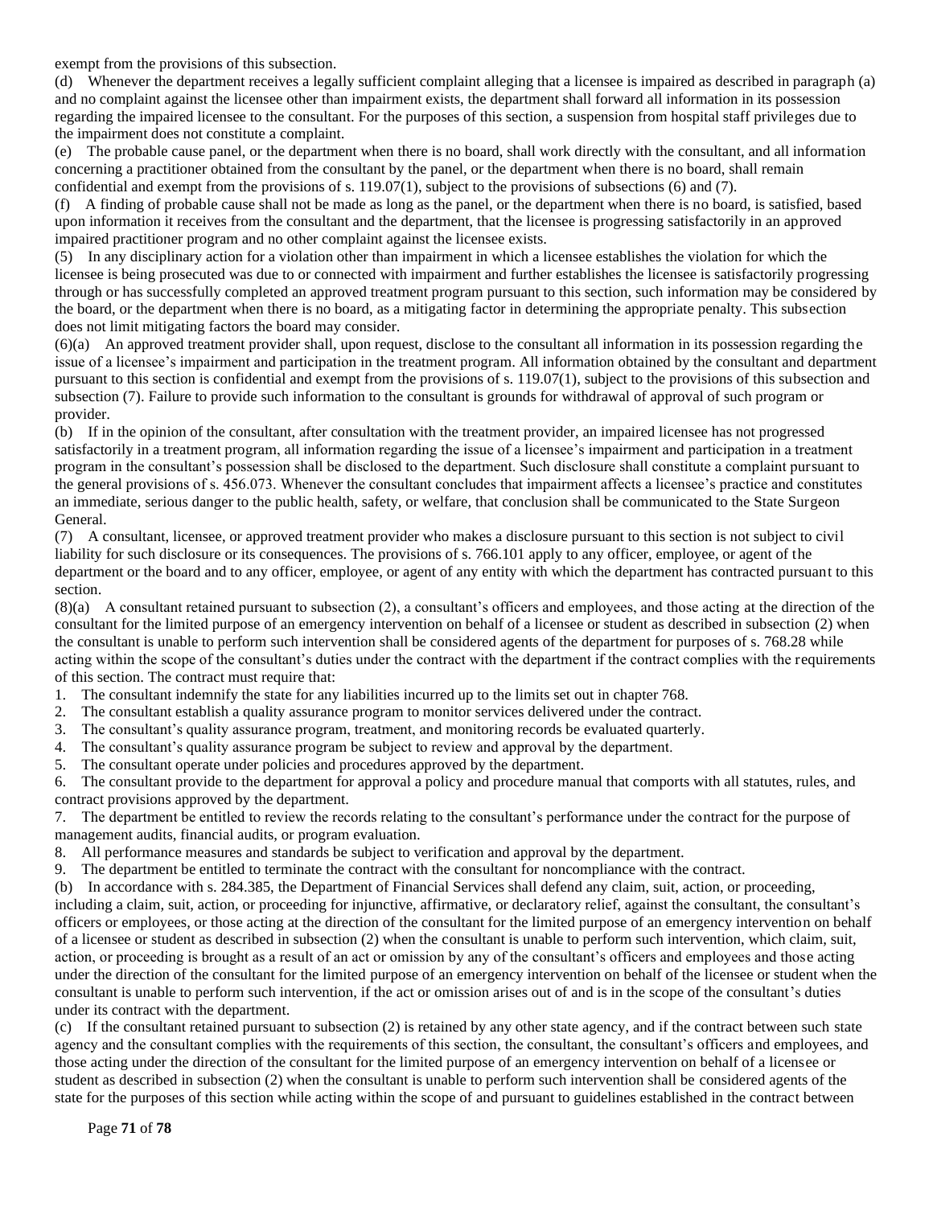exempt from the provisions of this subsection.

(d) Whenever the department receives a legally sufficient complaint alleging that a licensee is impaired as described in paragraph (a) and no complaint against the licensee other than impairment exists, the department shall forward all information in its possession regarding the impaired licensee to the consultant. For the purposes of this section, a suspension from hospital staff privileges due to the impairment does not constitute a complaint.

(e) The probable cause panel, or the department when there is no board, shall work directly with the consultant, and all information concerning a practitioner obtained from the consultant by the panel, or the department when there is no board, shall remain confidential and exempt from the provisions of s. 119.07(1), subject to the provisions of subsections (6) and (7).

(f) A finding of probable cause shall not be made as long as the panel, or the department when there is no board, is satisfied, based upon information it receives from the consultant and the department, that the licensee is progressing satisfactorily in an approved impaired practitioner program and no other complaint against the licensee exists.

(5) In any disciplinary action for a violation other than impairment in which a licensee establishes the violation for which the licensee is being prosecuted was due to or connected with impairment and further establishes the licensee is satisfactorily progressing through or has successfully completed an approved treatment program pursuant to this section, such information may be considered by the board, or the department when there is no board, as a mitigating factor in determining the appropriate penalty. This subsection does not limit mitigating factors the board may consider.

(6)(a) An approved treatment provider shall, upon request, disclose to the consultant all information in its possession regarding the issue of a licensee's impairment and participation in the treatment program. All information obtained by the consultant and department pursuant to this section is confidential and exempt from the provisions of s. 119.07(1), subject to the provisions of this subsection and subsection (7). Failure to provide such information to the consultant is grounds for withdrawal of approval of such program or provider.

(b) If in the opinion of the consultant, after consultation with the treatment provider, an impaired licensee has not progressed satisfactorily in a treatment program, all information regarding the issue of a licensee's impairment and participation in a treatment program in the consultant's possession shall be disclosed to the department. Such disclosure shall constitute a complaint pursuant to the general provisions of s. 456.073. Whenever the consultant concludes that impairment affects a licensee's practice and constitutes an immediate, serious danger to the public health, safety, or welfare, that conclusion shall be communicated to the State Surgeon General.

(7) A consultant, licensee, or approved treatment provider who makes a disclosure pursuant to this section is not subject to civil liability for such disclosure or its consequences. The provisions of s. 766.101 apply to any officer, employee, or agent of the department or the board and to any officer, employee, or agent of any entity with which the department has contracted pursuant to this section.

(8)(a) A consultant retained pursuant to subsection (2), a consultant's officers and employees, and those acting at the direction of the consultant for the limited purpose of an emergency intervention on behalf of a licensee or student as described in subsection (2) when the consultant is unable to perform such intervention shall be considered agents of the department for purposes of s. 768.28 while acting within the scope of the consultant's duties under the contract with the department if the contract complies with the requirements of this section. The contract must require that:

1. The consultant indemnify the state for any liabilities incurred up to the limits set out in chapter 768.
2. The consultant establish a quality assurance program to monitor services delivered under the contract.
3. The consultant's quality assurance program, treatment, and monitoring records be evaluated quarterly.
4. The consultant's quality assurance program be subject to review and approval by the department.
5. The consultant operate under policies and procedures approved by the department.
6. The consultant provide to the department for approval a policy and procedure manual that comports with all statutes, rules, and contract provisions approved by the department.
7. The department be entitled to review the records relating to the consultant's performance under the contract for the purpose of management audits, financial audits, or program evaluation.
8. All performance measures and standards be subject to verification and approval by the department.
9. The department be entitled to terminate the contract with the consultant for noncompliance with the contract.

(b) In accordance with s. 284.385, the Department of Financial Services shall defend any claim, suit, action, or proceeding, including a claim, suit, action, or proceeding for injunctive, affirmative, or declaratory relief, against the consultant, the consultant's officers or employees, or those acting at the direction of the consultant for the limited purpose of an emergency intervention on behalf of a licensee or student as described in subsection (2) when the consultant is unable to perform such intervention, which claim, suit, action, or proceeding is brought as a result of an act or omission by any of the consultant's officers and employees and those acting under the direction of the consultant for the limited purpose of an emergency intervention on behalf of the licensee or student when the consultant is unable to perform such intervention, if the act or omission arises out of and is in the scope of the consultant's duties under its contract with the department.

(c) If the consultant retained pursuant to subsection (2) is retained by any other state agency, and if the contract between such state agency and the consultant complies with the requirements of this section, the consultant, the consultant's officers and employees, and those acting under the direction of the consultant for the limited purpose of an emergency intervention on behalf of a licensee or student as described in subsection (2) when the consultant is unable to perform such intervention shall be considered agents of the state for the purposes of this section while acting within the scope of and pursuant to guidelines established in the contract between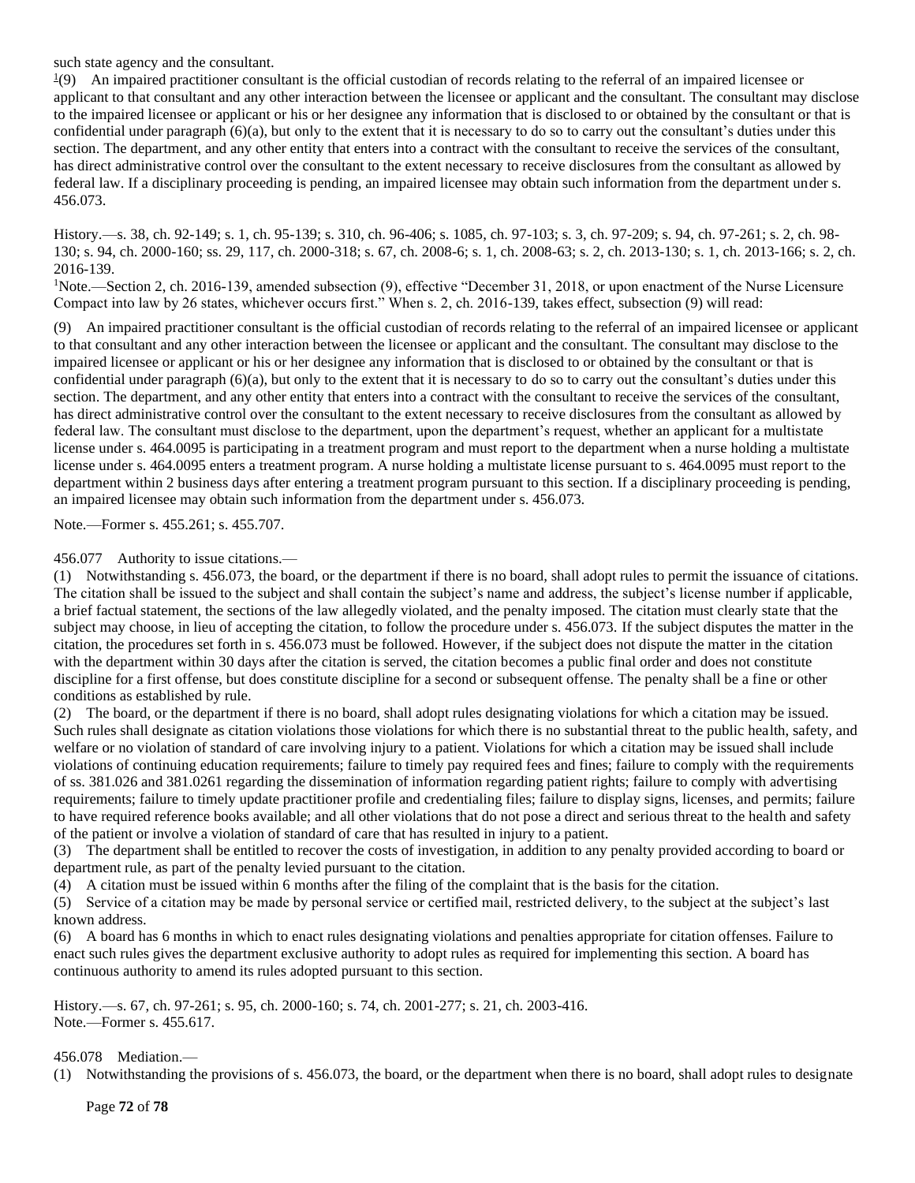such state agency and the consultant.

[1](9) An impaired practitioner consultant is the official custodian of records relating to the referral of an impaired licensee or applicant to that consultant and any other interaction between the licensee or applicant and the consultant. The consultant may disclose to the impaired licensee or applicant or his or her designee any information that is disclosed to or obtained by the consultant or that is confidential under paragraph (6)(a), but only to the extent that it is necessary to do so to carry out the consultant's duties under this section. The department, and any other entity that enters into a contract with the consultant to receive the services of the consultant, has direct administrative control over the consultant to the extent necessary to receive disclosures from the consultant as allowed by federal law. If a disciplinary proceeding is pending, an impaired licensee may obtain such information from the department under s. 456.073.

History.—s. 38, ch. 92-149; s. 1, ch. 95-139; s. 310, ch. 96-406; s. 1085, ch. 97-103; s. 3, ch. 97-209; s. 94, ch. 97-261; s. 2, ch. 98-130; s. 94, ch. 2000-160; ss. 29, 117, ch. 2000-318; s. 67, ch. 2008-6; s. 1, ch. 2008-63; s. 2, ch. 2013-130; s. 1, ch. 2013-166; s. 2, ch. 2016-139.

[1]Note.—Section 2, ch. 2016-139, amended subsection (9), effective "December 31, 2018, or upon enactment of the Nurse Licensure Compact into law by 26 states, whichever occurs first." When s. 2, ch. 2016-139, takes effect, subsection (9) will read:

(9) An impaired practitioner consultant is the official custodian of records relating to the referral of an impaired licensee or applicant to that consultant and any other interaction between the licensee or applicant and the consultant. The consultant may disclose to the impaired licensee or applicant or his or her designee any information that is disclosed to or obtained by the consultant or that is confidential under paragraph (6)(a), but only to the extent that it is necessary to do so to carry out the consultant's duties under this section. The department, and any other entity that enters into a contract with the consultant to receive the services of the consultant, has direct administrative control over the consultant to the extent necessary to receive disclosures from the consultant as allowed by federal law. The consultant must disclose to the department, upon the department's request, whether an applicant for a multistate license under s. 464.0095 is participating in a treatment program and must report to the department when a nurse holding a multistate license under s. 464.0095 enters a treatment program. A nurse holding a multistate license pursuant to s. 464.0095 must report to the department within 2 business days after entering a treatment program pursuant to this section. If a disciplinary proceeding is pending, an impaired licensee may obtain such information from the department under s. 456.073.

Note.—Former s. 455.261; s. 455.707.

456.077 Authority to issue citations.—

(1) Notwithstanding s. 456.073, the board, or the department if there is no board, shall adopt rules to permit the issuance of citations. The citation shall be issued to the subject and shall contain the subject's name and address, the subject's license number if applicable, a brief factual statement, the sections of the law allegedly violated, and the penalty imposed. The citation must clearly state that the subject may choose, in lieu of accepting the citation, to follow the procedure under s. 456.073. If the subject disputes the matter in the citation, the procedures set forth in s. 456.073 must be followed. However, if the subject does not dispute the matter in the citation with the department within 30 days after the citation is served, the citation becomes a public final order and does not constitute discipline for a first offense, but does constitute discipline for a second or subsequent offense. The penalty shall be a fine or other conditions as established by rule.

(2) The board, or the department if there is no board, shall adopt rules designating violations for which a citation may be issued. Such rules shall designate as citation violations those violations for which there is no substantial threat to the public health, safety, and welfare or no violation of standard of care involving injury to a patient. Violations for which a citation may be issued shall include violations of continuing education requirements; failure to timely pay required fees and fines; failure to comply with the requirements of ss. 381.026 and 381.0261 regarding the dissemination of information regarding patient rights; failure to comply with advertising requirements; failure to timely update practitioner profile and credentialing files; failure to display signs, licenses, and permits; failure to have required reference books available; and all other violations that do not pose a direct and serious threat to the health and safety of the patient or involve a violation of standard of care that has resulted in injury to a patient.

(3) The department shall be entitled to recover the costs of investigation, in addition to any penalty provided according to board or department rule, as part of the penalty levied pursuant to the citation.

(4) A citation must be issued within 6 months after the filing of the complaint that is the basis for the citation.

(5) Service of a citation may be made by personal service or certified mail, restricted delivery, to the subject at the subject's last known address.

(6) A board has 6 months in which to enact rules designating violations and penalties appropriate for citation offenses. Failure to enact such rules gives the department exclusive authority to adopt rules as required for implementing this section. A board has continuous authority to amend its rules adopted pursuant to this section.

History.—s. 67, ch. 97-261; s. 95, ch. 2000-160; s. 74, ch. 2001-277; s. 21, ch. 2003-416.
Note.—Former s. 455.617.

456.078 Mediation.—

(1) Notwithstanding the provisions of s. 456.073, the board, or the department when there is no board, shall adopt rules to designate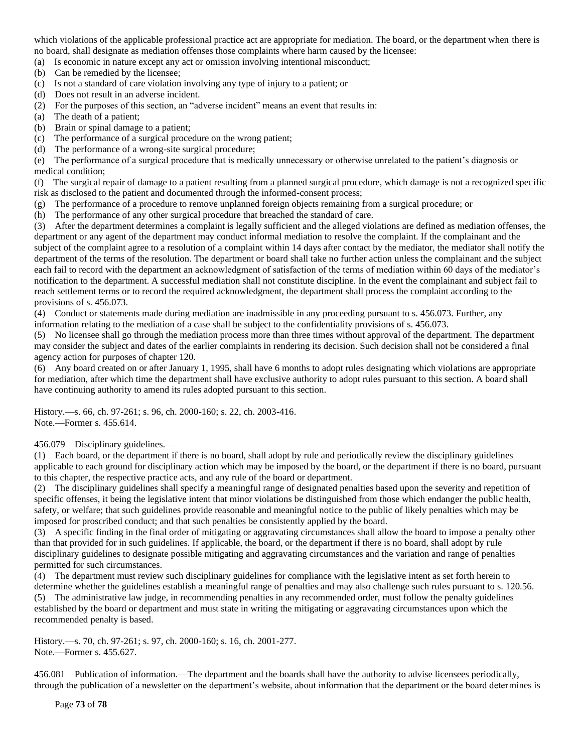which violations of the applicable professional practice act are appropriate for mediation. The board, or the department when there is no board, shall designate as mediation offenses those complaints where harm caused by the licensee:

(a) Is economic in nature except any act or omission involving intentional misconduct;
(b) Can be remedied by the licensee;
(c) Is not a standard of care violation involving any type of injury to a patient; or
(d) Does not result in an adverse incident.

(2) For the purposes of this section, an "adverse incident" means an event that results in:

(a) The death of a patient;
(b) Brain or spinal damage to a patient;
(c) The performance of a surgical procedure on the wrong patient;
(d) The performance of a wrong-site surgical procedure;
(e) The performance of a surgical procedure that is medically unnecessary or otherwise unrelated to the patient's diagnosis or medical condition;
(f) The surgical repair of damage to a patient resulting from a planned surgical procedure, which damage is not a recognized specific risk as disclosed to the patient and documented through the informed-consent process;
(g) The performance of a procedure to remove unplanned foreign objects remaining from a surgical procedure; or
(h) The performance of any other surgical procedure that breached the standard of care.

(3) After the department determines a complaint is legally sufficient and the alleged violations are defined as mediation offenses, the department or any agent of the department may conduct informal mediation to resolve the complaint. If the complainant and the subject of the complaint agree to a resolution of a complaint within 14 days after contact by the mediator, the mediator shall notify the department of the terms of the resolution. The department or board shall take no further action unless the complainant and the subject each fail to record with the department an acknowledgment of satisfaction of the terms of mediation within 60 days of the mediator's notification to the department. A successful mediation shall not constitute discipline. In the event the complainant and subject fail to reach settlement terms or to record the required acknowledgment, the department shall process the complaint according to the provisions of s. 456.073.

(4) Conduct or statements made during mediation are inadmissible in any proceeding pursuant to s. 456.073. Further, any information relating to the mediation of a case shall be subject to the confidentiality provisions of s. 456.073.

(5) No licensee shall go through the mediation process more than three times without approval of the department. The department may consider the subject and dates of the earlier complaints in rendering its decision. Such decision shall not be considered a final agency action for purposes of chapter 120.

(6) Any board created on or after January 1, 1995, shall have 6 months to adopt rules designating which violations are appropriate for mediation, after which time the department shall have exclusive authority to adopt rules pursuant to this section. A board shall have continuing authority to amend its rules adopted pursuant to this section.

History.—s. 66, ch. 97-261; s. 96, ch. 2000-160; s. 22, ch. 2003-416.
Note.—Former s. 455.614.

456.079 Disciplinary guidelines.—

(1) Each board, or the department if there is no board, shall adopt by rule and periodically review the disciplinary guidelines applicable to each ground for disciplinary action which may be imposed by the board, or the department if there is no board, pursuant to this chapter, the respective practice acts, and any rule of the board or department.

(2) The disciplinary guidelines shall specify a meaningful range of designated penalties based upon the severity and repetition of specific offenses, it being the legislative intent that minor violations be distinguished from those which endanger the public health, safety, or welfare; that such guidelines provide reasonable and meaningful notice to the public of likely penalties which may be imposed for proscribed conduct; and that such penalties be consistently applied by the board.

(3) A specific finding in the final order of mitigating or aggravating circumstances shall allow the board to impose a penalty other than that provided for in such guidelines. If applicable, the board, or the department if there is no board, shall adopt by rule disciplinary guidelines to designate possible mitigating and aggravating circumstances and the variation and range of penalties permitted for such circumstances.

(4) The department must review such disciplinary guidelines for compliance with the legislative intent as set forth herein to determine whether the guidelines establish a meaningful range of penalties and may also challenge such rules pursuant to s. 120.56.

(5) The administrative law judge, in recommending penalties in any recommended order, must follow the penalty guidelines established by the board or department and must state in writing the mitigating or aggravating circumstances upon which the recommended penalty is based.

History.—s. 70, ch. 97-261; s. 97, ch. 2000-160; s. 16, ch. 2001-277.
Note.—Former s. 455.627.

456.081 Publication of information.—The department and the boards shall have the authority to advise licensees periodically, through the publication of a newsletter on the department's website, about information that the department or the board determines is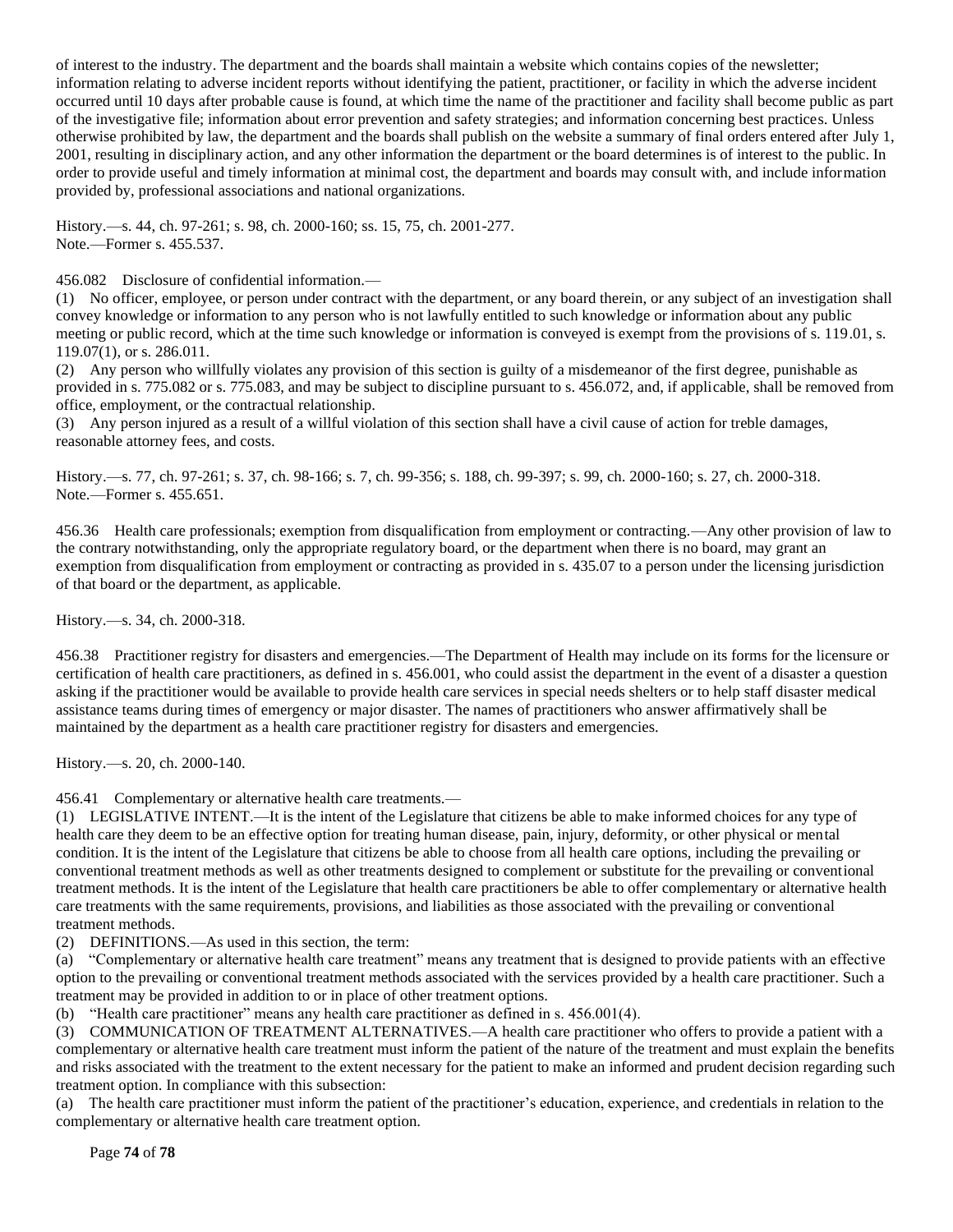of interest to the industry. The department and the boards shall maintain a website which contains copies of the newsletter; information relating to adverse incident reports without identifying the patient, practitioner, or facility in which the adverse incident occurred until 10 days after probable cause is found, at which time the name of the practitioner and facility shall become public as part of the investigative file; information about error prevention and safety strategies; and information concerning best practices. Unless otherwise prohibited by law, the department and the boards shall publish on the website a summary of final orders entered after July 1, 2001, resulting in disciplinary action, and any other information the department or the board determines is of interest to the public. In order to provide useful and timely information at minimal cost, the department and boards may consult with, and include information provided by, professional associations and national organizations.

History.—s. 44, ch. 97-261; s. 98, ch. 2000-160; ss. 15, 75, ch. 2001-277.
Note.—Former s. 455.537.

456.082 Disclosure of confidential information.—

(1) No officer, employee, or person under contract with the department, or any board therein, or any subject of an investigation shall convey knowledge or information to any person who is not lawfully entitled to such knowledge or information about any public meeting or public record, which at the time such knowledge or information is conveyed is exempt from the provisions of s. 119.01, s. 119.07(1), or s. 286.011.

(2) Any person who willfully violates any provision of this section is guilty of a misdemeanor of the first degree, punishable as provided in s. 775.082 or s. 775.083, and may be subject to discipline pursuant to s. 456.072, and, if applicable, shall be removed from office, employment, or the contractual relationship.

(3) Any person injured as a result of a willful violation of this section shall have a civil cause of action for treble damages, reasonable attorney fees, and costs.

History.—s. 77, ch. 97-261; s. 37, ch. 98-166; s. 7, ch. 99-356; s. 188, ch. 99-397; s. 99, ch. 2000-160; s. 27, ch. 2000-318.
Note.—Former s. 455.651.

456.36 Health care professionals; exemption from disqualification from employment or contracting.—Any other provision of law to the contrary notwithstanding, only the appropriate regulatory board, or the department when there is no board, may grant an exemption from disqualification from employment or contracting as provided in s. 435.07 to a person under the licensing jurisdiction of that board or the department, as applicable.

History.—s. 34, ch. 2000-318.

456.38 Practitioner registry for disasters and emergencies.—The Department of Health may include on its forms for the licensure or certification of health care practitioners, as defined in s. 456.001, who could assist the department in the event of a disaster a question asking if the practitioner would be available to provide health care services in special needs shelters or to help staff disaster medical assistance teams during times of emergency or major disaster. The names of practitioners who answer affirmatively shall be maintained by the department as a health care practitioner registry for disasters and emergencies.

History.—s. 20, ch. 2000-140.

456.41 Complementary or alternative health care treatments.—

(1) LEGISLATIVE INTENT.—It is the intent of the Legislature that citizens be able to make informed choices for any type of health care they deem to be an effective option for treating human disease, pain, injury, deformity, or other physical or mental condition. It is the intent of the Legislature that citizens be able to choose from all health care options, including the prevailing or conventional treatment methods as well as other treatments designed to complement or substitute for the prevailing or conventional treatment methods. It is the intent of the Legislature that health care practitioners be able to offer complementary or alternative health care treatments with the same requirements, provisions, and liabilities as those associated with the prevailing or conventional treatment methods.

(2) DEFINITIONS.—As used in this section, the term:

(a) "Complementary or alternative health care treatment" means any treatment that is designed to provide patients with an effective option to the prevailing or conventional treatment methods associated with the services provided by a health care practitioner. Such a treatment may be provided in addition to or in place of other treatment options.

(b) "Health care practitioner" means any health care practitioner as defined in s. 456.001(4).

(3) COMMUNICATION OF TREATMENT ALTERNATIVES.—A health care practitioner who offers to provide a patient with a complementary or alternative health care treatment must inform the patient of the nature of the treatment and must explain the benefits and risks associated with the treatment to the extent necessary for the patient to make an informed and prudent decision regarding such treatment option. In compliance with this subsection:

(a) The health care practitioner must inform the patient of the practitioner's education, experience, and credentials in relation to the complementary or alternative health care treatment option.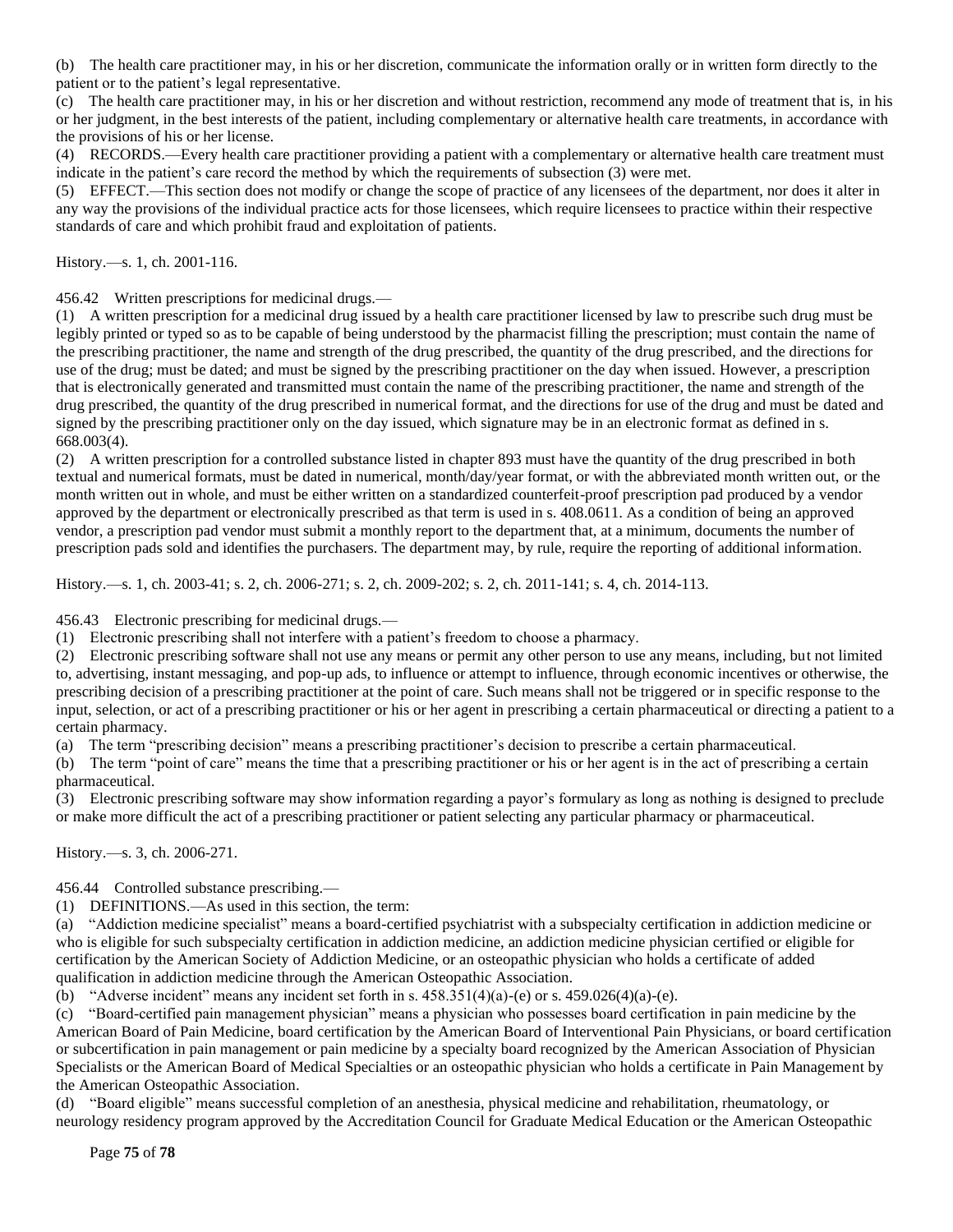(b) The health care practitioner may, in his or her discretion, communicate the information orally or in written form directly to the patient or to the patient's legal representative.

(c) The health care practitioner may, in his or her discretion and without restriction, recommend any mode of treatment that is, in his or her judgment, in the best interests of the patient, including complementary or alternative health care treatments, in accordance with the provisions of his or her license.

(4) RECORDS.—Every health care practitioner providing a patient with a complementary or alternative health care treatment must indicate in the patient's care record the method by which the requirements of subsection (3) were met.

(5) EFFECT.—This section does not modify or change the scope of practice of any licensees of the department, nor does it alter in any way the provisions of the individual practice acts for those licensees, which require licensees to practice within their respective standards of care and which prohibit fraud and exploitation of patients.

History.—s. 1, ch. 2001-116.

456.42 Written prescriptions for medicinal drugs.—

(1) A written prescription for a medicinal drug issued by a health care practitioner licensed by law to prescribe such drug must be legibly printed or typed so as to be capable of being understood by the pharmacist filling the prescription; must contain the name of the prescribing practitioner, the name and strength of the drug prescribed, the quantity of the drug prescribed, and the directions for use of the drug; must be dated; and must be signed by the prescribing practitioner on the day when issued. However, a prescription that is electronically generated and transmitted must contain the name of the prescribing practitioner, the name and strength of the drug prescribed, the quantity of the drug prescribed in numerical format, and the directions for use of the drug and must be dated and signed by the prescribing practitioner only on the day issued, which signature may be in an electronic format as defined in s. 668.003(4).

(2) A written prescription for a controlled substance listed in chapter 893 must have the quantity of the drug prescribed in both textual and numerical formats, must be dated in numerical, month/day/year format, or with the abbreviated month written out, or the month written out in whole, and must be either written on a standardized counterfeit-proof prescription pad produced by a vendor approved by the department or electronically prescribed as that term is used in s. 408.0611. As a condition of being an approved vendor, a prescription pad vendor must submit a monthly report to the department that, at a minimum, documents the number of prescription pads sold and identifies the purchasers. The department may, by rule, require the reporting of additional information.

History.—s. 1, ch. 2003-41; s. 2, ch. 2006-271; s. 2, ch. 2009-202; s. 2, ch. 2011-141; s. 4, ch. 2014-113.

456.43 Electronic prescribing for medicinal drugs.—

(1) Electronic prescribing shall not interfere with a patient's freedom to choose a pharmacy.

(2) Electronic prescribing software shall not use any means or permit any other person to use any means, including, but not limited to, advertising, instant messaging, and pop-up ads, to influence or attempt to influence, through economic incentives or otherwise, the prescribing decision of a prescribing practitioner at the point of care. Such means shall not be triggered or in specific response to the input, selection, or act of a prescribing practitioner or his or her agent in prescribing a certain pharmaceutical or directing a patient to a certain pharmacy.

(a) The term "prescribing decision" means a prescribing practitioner's decision to prescribe a certain pharmaceutical.

(b) The term "point of care" means the time that a prescribing practitioner or his or her agent is in the act of prescribing a certain pharmaceutical.

(3) Electronic prescribing software may show information regarding a payor's formulary as long as nothing is designed to preclude or make more difficult the act of a prescribing practitioner or patient selecting any particular pharmacy or pharmaceutical.

History.—s. 3, ch. 2006-271.

456.44 Controlled substance prescribing.—

(1) DEFINITIONS.—As used in this section, the term:

(a) "Addiction medicine specialist" means a board-certified psychiatrist with a subspecialty certification in addiction medicine or who is eligible for such subspecialty certification in addiction medicine, an addiction medicine physician certified or eligible for certification by the American Society of Addiction Medicine, or an osteopathic physician who holds a certificate of added qualification in addiction medicine through the American Osteopathic Association.

(b) "Adverse incident" means any incident set forth in s. 458.351(4)(a)-(e) or s. 459.026(4)(a)-(e).

(c) "Board-certified pain management physician" means a physician who possesses board certification in pain medicine by the American Board of Pain Medicine, board certification by the American Board of Interventional Pain Physicians, or board certification or subcertification in pain management or pain medicine by a specialty board recognized by the American Association of Physician Specialists or the American Board of Medical Specialties or an osteopathic physician who holds a certificate in Pain Management by the American Osteopathic Association.

(d) "Board eligible" means successful completion of an anesthesia, physical medicine and rehabilitation, rheumatology, or neurology residency program approved by the Accreditation Council for Graduate Medical Education or the American Osteopathic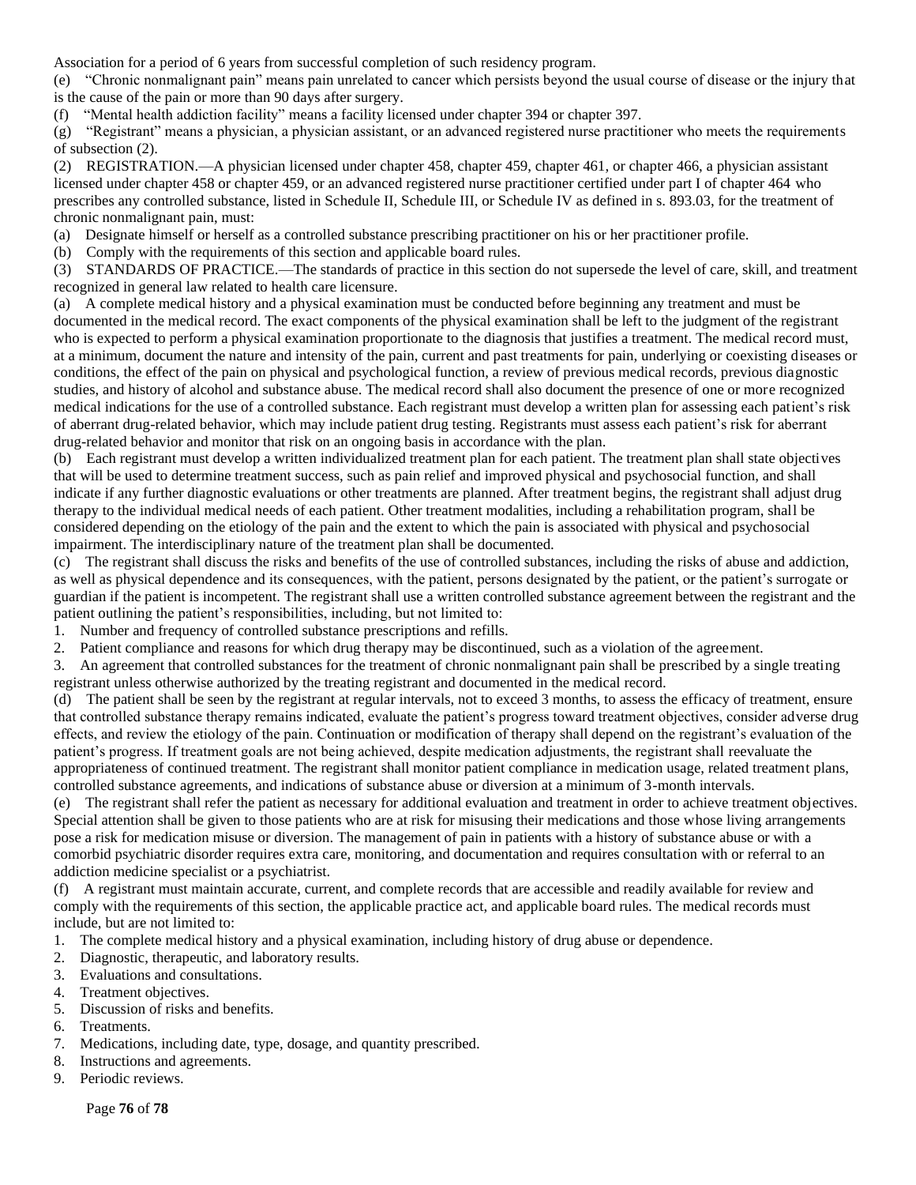Association for a period of 6 years from successful completion of such residency program.

(e) "Chronic nonmalignant pain" means pain unrelated to cancer which persists beyond the usual course of disease or the injury that is the cause of the pain or more than 90 days after surgery.

(f) "Mental health addiction facility" means a facility licensed under chapter 394 or chapter 397.

(g) "Registrant" means a physician, a physician assistant, or an advanced registered nurse practitioner who meets the requirements of subsection (2).

(2) REGISTRATION.—A physician licensed under chapter 458, chapter 459, chapter 461, or chapter 466, a physician assistant licensed under chapter 458 or chapter 459, or an advanced registered nurse practitioner certified under part I of chapter 464 who prescribes any controlled substance, listed in Schedule II, Schedule III, or Schedule IV as defined in s. 893.03, for the treatment of chronic nonmalignant pain, must:

(a) Designate himself or herself as a controlled substance prescribing practitioner on his or her practitioner profile.

(b) Comply with the requirements of this section and applicable board rules.

(3) STANDARDS OF PRACTICE.—The standards of practice in this section do not supersede the level of care, skill, and treatment recognized in general law related to health care licensure.

(a) A complete medical history and a physical examination must be conducted before beginning any treatment and must be documented in the medical record. The exact components of the physical examination shall be left to the judgment of the registrant who is expected to perform a physical examination proportionate to the diagnosis that justifies a treatment. The medical record must, at a minimum, document the nature and intensity of the pain, current and past treatments for pain, underlying or coexisting diseases or conditions, the effect of the pain on physical and psychological function, a review of previous medical records, previous diagnostic studies, and history of alcohol and substance abuse. The medical record shall also document the presence of one or more recognized medical indications for the use of a controlled substance. Each registrant must develop a written plan for assessing each patient's risk of aberrant drug-related behavior, which may include patient drug testing. Registrants must assess each patient's risk for aberrant drug-related behavior and monitor that risk on an ongoing basis in accordance with the plan.

(b) Each registrant must develop a written individualized treatment plan for each patient. The treatment plan shall state objectives that will be used to determine treatment success, such as pain relief and improved physical and psychosocial function, and shall indicate if any further diagnostic evaluations or other treatments are planned. After treatment begins, the registrant shall adjust drug therapy to the individual medical needs of each patient. Other treatment modalities, including a rehabilitation program, shall be considered depending on the etiology of the pain and the extent to which the pain is associated with physical and psychosocial impairment. The interdisciplinary nature of the treatment plan shall be documented.

(c) The registrant shall discuss the risks and benefits of the use of controlled substances, including the risks of abuse and addiction, as well as physical dependence and its consequences, with the patient, persons designated by the patient, or the patient's surrogate or guardian if the patient is incompetent. The registrant shall use a written controlled substance agreement between the registrant and the patient outlining the patient's responsibilities, including, but not limited to:

1. Number and frequency of controlled substance prescriptions and refills.
2. Patient compliance and reasons for which drug therapy may be discontinued, such as a violation of the agreement.
3. An agreement that controlled substances for the treatment of chronic nonmalignant pain shall be prescribed by a single treating registrant unless otherwise authorized by the treating registrant and documented in the medical record.

(d) The patient shall be seen by the registrant at regular intervals, not to exceed 3 months, to assess the efficacy of treatment, ensure that controlled substance therapy remains indicated, evaluate the patient's progress toward treatment objectives, consider adverse drug effects, and review the etiology of the pain. Continuation or modification of therapy shall depend on the registrant's evaluation of the patient's progress. If treatment goals are not being achieved, despite medication adjustments, the registrant shall reevaluate the appropriateness of continued treatment. The registrant shall monitor patient compliance in medication usage, related treatment plans, controlled substance agreements, and indications of substance abuse or diversion at a minimum of 3-month intervals.

(e) The registrant shall refer the patient as necessary for additional evaluation and treatment in order to achieve treatment objectives. Special attention shall be given to those patients who are at risk for misusing their medications and those whose living arrangements pose a risk for medication misuse or diversion. The management of pain in patients with a history of substance abuse or with a comorbid psychiatric disorder requires extra care, monitoring, and documentation and requires consultation with or referral to an addiction medicine specialist or a psychiatrist.

(f) A registrant must maintain accurate, current, and complete records that are accessible and readily available for review and comply with the requirements of this section, the applicable practice act, and applicable board rules. The medical records must include, but are not limited to:

1. The complete medical history and a physical examination, including history of drug abuse or dependence.
2. Diagnostic, therapeutic, and laboratory results.
3. Evaluations and consultations.
4. Treatment objectives.
5. Discussion of risks and benefits.
6. Treatments.
7. Medications, including date, type, dosage, and quantity prescribed.
8. Instructions and agreements.
9. Periodic reviews.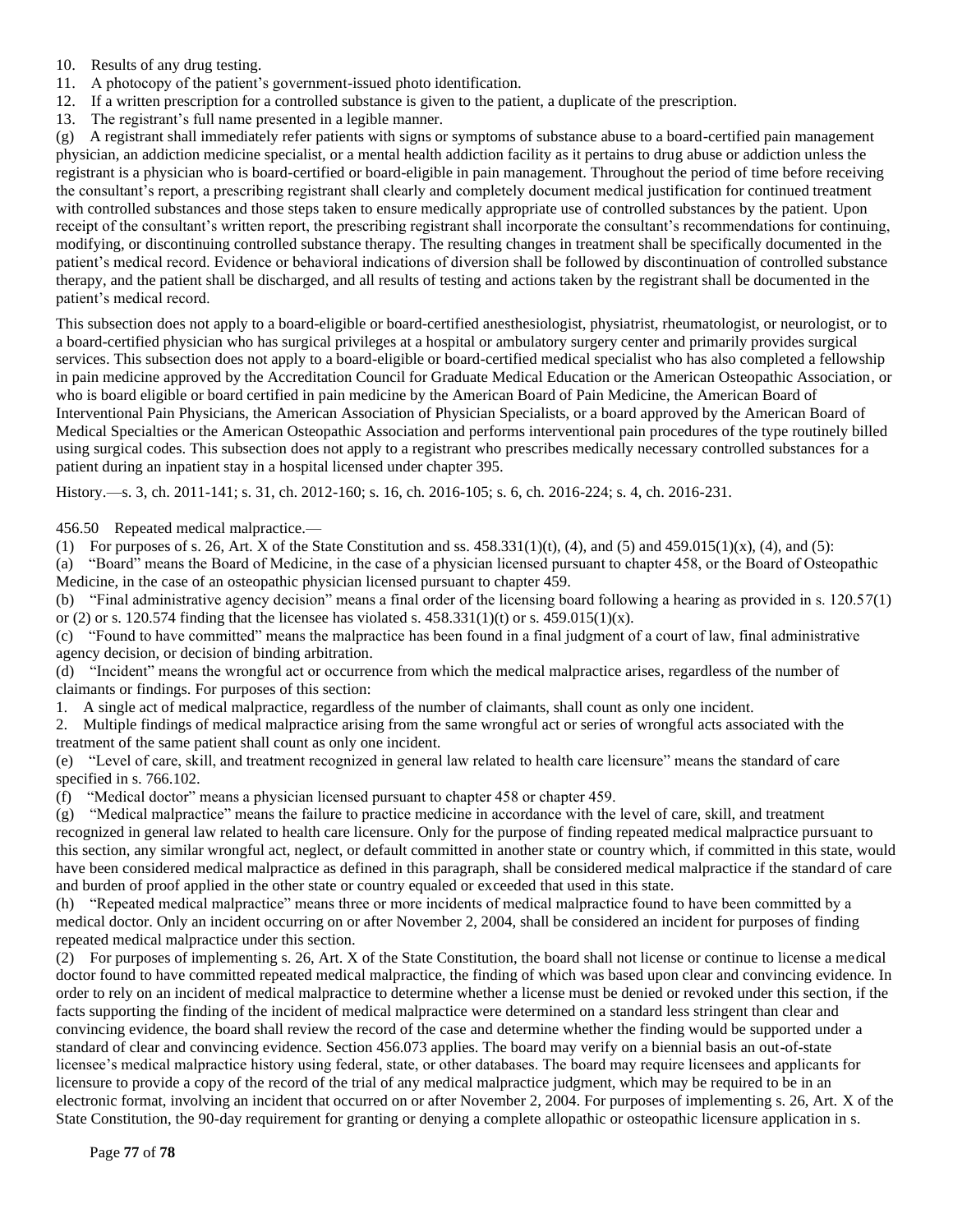10. Results of any drug testing.
11. A photocopy of the patient's government-issued photo identification.
12. If a written prescription for a controlled substance is given to the patient, a duplicate of the prescription.
13. The registrant's full name presented in a legible manner.

(g) A registrant shall immediately refer patients with signs or symptoms of substance abuse to a board-certified pain management physician, an addiction medicine specialist, or a mental health addiction facility as it pertains to drug abuse or addiction unless the registrant is a physician who is board-certified or board-eligible in pain management. Throughout the period of time before receiving the consultant's report, a prescribing registrant shall clearly and completely document medical justification for continued treatment with controlled substances and those steps taken to ensure medically appropriate use of controlled substances by the patient. Upon receipt of the consultant's written report, the prescribing registrant shall incorporate the consultant's recommendations for continuing, modifying, or discontinuing controlled substance therapy. The resulting changes in treatment shall be specifically documented in the patient's medical record. Evidence or behavioral indications of diversion shall be followed by discontinuation of controlled substance therapy, and the patient shall be discharged, and all results of testing and actions taken by the registrant shall be documented in the patient's medical record.

This subsection does not apply to a board-eligible or board-certified anesthesiologist, physiatrist, rheumatologist, or neurologist, or to a board-certified physician who has surgical privileges at a hospital or ambulatory surgery center and primarily provides surgical services. This subsection does not apply to a board-eligible or board-certified medical specialist who has also completed a fellowship in pain medicine approved by the Accreditation Council for Graduate Medical Education or the American Osteopathic Association, or who is board eligible or board certified in pain medicine by the American Board of Pain Medicine, the American Board of Interventional Pain Physicians, the American Association of Physician Specialists, or a board approved by the American Board of Medical Specialties or the American Osteopathic Association and performs interventional pain procedures of the type routinely billed using surgical codes. This subsection does not apply to a registrant who prescribes medically necessary controlled substances for a patient during an inpatient stay in a hospital licensed under chapter 395.

History.—s. 3, ch. 2011-141; s. 31, ch. 2012-160; s. 16, ch. 2016-105; s. 6, ch. 2016-224; s. 4, ch. 2016-231.

456.50 Repeated medical malpractice.—

(1) For purposes of s. 26, Art. X of the State Constitution and ss. 458.331(1)(t), (4), and (5) and 459.015(1)(x), (4), and (5):

(a) "Board" means the Board of Medicine, in the case of a physician licensed pursuant to chapter 458, or the Board of Osteopathic Medicine, in the case of an osteopathic physician licensed pursuant to chapter 459.

(b) "Final administrative agency decision" means a final order of the licensing board following a hearing as provided in s. 120.57(1) or (2) or s. 120.574 finding that the licensee has violated s. 458.331(1)(t) or s. 459.015(1)(x).

(c) "Found to have committed" means the malpractice has been found in a final judgment of a court of law, final administrative agency decision, or decision of binding arbitration.

(d) "Incident" means the wrongful act or occurrence from which the medical malpractice arises, regardless of the number of claimants or findings. For purposes of this section:

1. A single act of medical malpractice, regardless of the number of claimants, shall count as only one incident.
2. Multiple findings of medical malpractice arising from the same wrongful act or series of wrongful acts associated with the treatment of the same patient shall count as only one incident.

(e) "Level of care, skill, and treatment recognized in general law related to health care licensure" means the standard of care specified in s. 766.102.

(f) "Medical doctor" means a physician licensed pursuant to chapter 458 or chapter 459.

(g) "Medical malpractice" means the failure to practice medicine in accordance with the level of care, skill, and treatment recognized in general law related to health care licensure. Only for the purpose of finding repeated medical malpractice pursuant to this section, any similar wrongful act, neglect, or default committed in another state or country which, if committed in this state, would have been considered medical malpractice as defined in this paragraph, shall be considered medical malpractice if the standard of care and burden of proof applied in the other state or country equaled or exceeded that used in this state.

(h) "Repeated medical malpractice" means three or more incidents of medical malpractice found to have been committed by a medical doctor. Only an incident occurring on or after November 2, 2004, shall be considered an incident for purposes of finding repeated medical malpractice under this section.

(2) For purposes of implementing s. 26, Art. X of the State Constitution, the board shall not license or continue to license a medical doctor found to have committed repeated medical malpractice, the finding of which was based upon clear and convincing evidence. In order to rely on an incident of medical malpractice to determine whether a license must be denied or revoked under this section, if the facts supporting the finding of the incident of medical malpractice were determined on a standard less stringent than clear and convincing evidence, the board shall review the record of the case and determine whether the finding would be supported under a standard of clear and convincing evidence. Section 456.073 applies. The board may verify on a biennial basis an out-of-state licensee's medical malpractice history using federal, state, or other databases. The board may require licensees and applicants for licensure to provide a copy of the record of the trial of any medical malpractice judgment, which may be required to be in an electronic format, involving an incident that occurred on or after November 2, 2004. For purposes of implementing s. 26, Art. X of the State Constitution, the 90-day requirement for granting or denying a complete allopathic or osteopathic licensure application in s.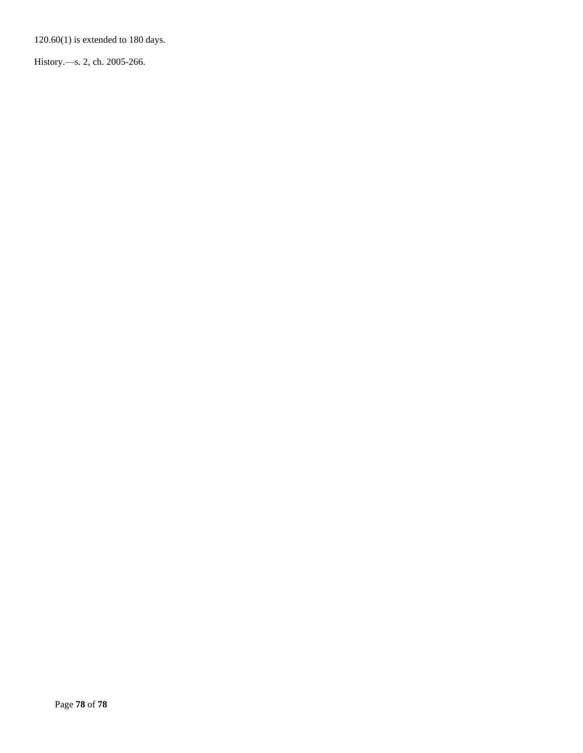120.60(1) is extended to 180 days.

History.—s. 2, ch. 2005-266.